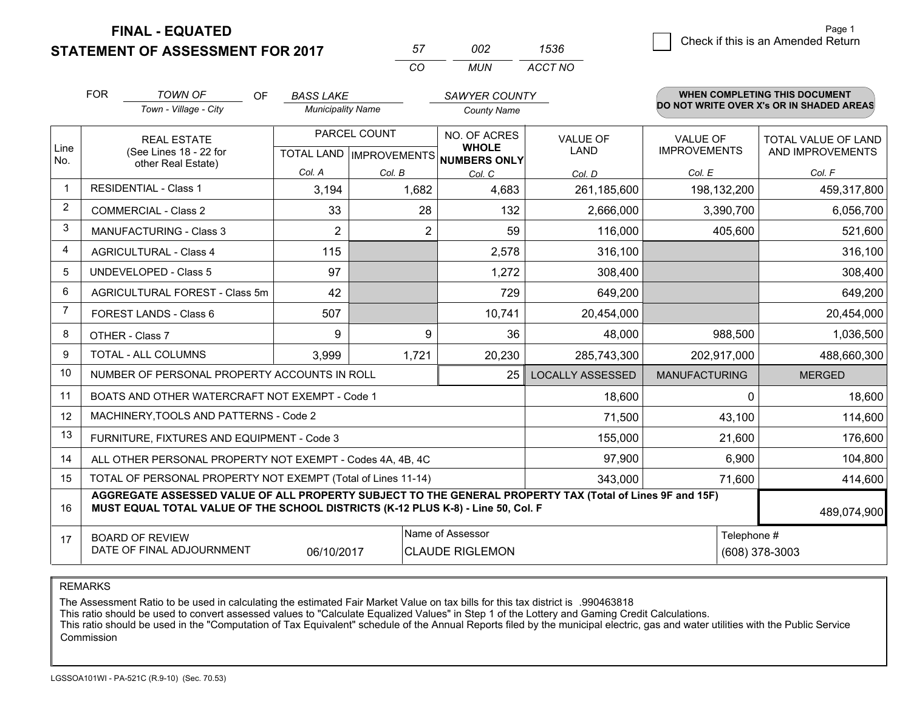**FINAL - EQUATED**

**STATEMENT OF ASSESSMENT FOR 2017**

| 57 | 002 | 1536 |
|---|---|---|
| CO | MUN | ACCT NO |

Check if this is an Amended Return

FOR *TOWN OF* (Town - Village - City) OF *BASS LAKE* (Municipality Name) *SAWYER COUNTY* (County Name)

**WHEN COMPLETING THIS DOCUMENT DO NOT WRITE OVER X's OR IN SHADED AREAS**

| Line No. | REAL ESTATE (See Lines 18 - 22 for other Real Estate) | PARCEL COUNT TOTAL LAND Col. A | IMPROVEMENTS Col. B | NO. OF ACRES WHOLE NUMBERS ONLY Col. C | VALUE OF LAND Col. D | VALUE OF IMPROVEMENTS Col. E | TOTAL VALUE OF LAND AND IMPROVEMENTS Col. F |
|---|---|---|---|---|---|---|---|
| 1 | RESIDENTIAL - Class 1 | 3,194 | 1,682 | 4,683 | 261,185,600 | 198,132,200 | 459,317,800 |
| 2 | COMMERCIAL - Class 2 | 33 | 28 | 132 | 2,666,000 | 3,390,700 | 6,056,700 |
| 3 | MANUFACTURING - Class 3 | 2 | 2 | 59 | 116,000 | 405,600 | 521,600 |
| 4 | AGRICULTURAL - Class 4 | 115 | | 2,578 | 316,100 | | 316,100 |
| 5 | UNDEVELOPED - Class 5 | 97 | | 1,272 | 308,400 | | 308,400 |
| 6 | AGRICULTURAL FOREST - Class 5m | 42 | | 729 | 649,200 | | 649,200 |
| 7 | FOREST LANDS - Class 6 | 507 | | 10,741 | 20,454,000 | | 20,454,000 |
| 8 | OTHER - Class 7 | 9 | 9 | 36 | 48,000 | 988,500 | 1,036,500 |
| 9 | TOTAL - ALL COLUMNS | 3,999 | 1,721 | 20,230 | 285,743,300 | 202,917,000 | 488,660,300 |
| 10 | NUMBER OF PERSONAL PROPERTY ACCOUNTS IN ROLL | | | 25 | LOCALLY ASSESSED | MANUFACTURING | MERGED |
| 11 | BOATS AND OTHER WATERCRAFT NOT EXEMPT - Code 1 | | | | 18,600 | 0 | 18,600 |
| 12 | MACHINERY,TOOLS AND PATTERNS - Code 2 | | | | 71,500 | 43,100 | 114,600 |
| 13 | FURNITURE, FIXTURES AND EQUIPMENT - Code 3 | | | | 155,000 | 21,600 | 176,600 |
| 14 | ALL OTHER PERSONAL PROPERTY NOT EXEMPT - Codes 4A, 4B, 4C | | | | 97,900 | 6,900 | 104,800 |
| 15 | TOTAL OF PERSONAL PROPERTY NOT EXEMPT (Total of Lines 11-14) | | | | 343,000 | 71,600 | 414,600 |
| 16 | **AGGREGATE ASSESSED VALUE OF ALL PROPERTY SUBJECT TO THE GENERAL PROPERTY TAX (Total of Lines 9F and 15F) MUST EQUAL TOTAL VALUE OF THE SCHOOL DISTRICTS (K-12 PLUS K-8) - Line 50, Col. F** | | | | | | 489,074,900 |
| 17 | BOARD OF REVIEW DATE OF FINAL ADJOURNMENT | 06/10/2017 | Name of Assessor: CLAUDE RIGLEMON | | | Telephone #: (608) 378-3003 | |

REMARKS

The Assessment Ratio to be used in calculating the estimated Fair Market Value on tax bills for this tax district is .990463818
This ratio should be used to convert assessed values to "Calculate Equalized Values" in Step 1 of the Lottery and Gaming Credit Calculations.
This ratio should be used in the "Computation of Tax Equivalent" schedule of the Annual Reports filed by the municipal electric, gas and water utilities with the Public Service Commission

LGSSOA101WI - PA-521C (R.9-10) (Sec. 70.53)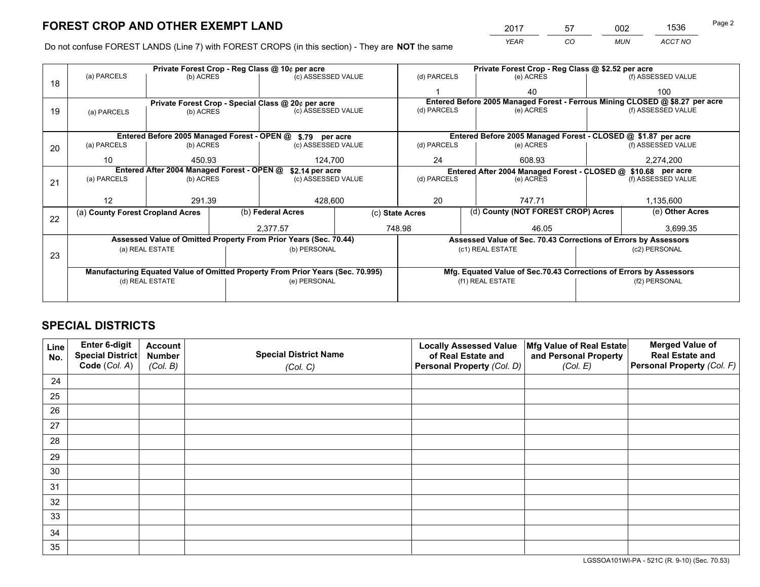# FOREST CROP AND OTHER EXEMPT LAND

| 2017 | 57 | 002 | 1536 |
|---|---|---|---|
| *YEAR* | *CO* | *MUN* | *ACCT NO* |

Do not confuse FOREST LANDS (Line 7) with FOREST CROPS (in this section) - They are **NOT** the same

| Line | Private Forest Crop - Reg Class @ 10¢ per acre | | | Private Forest Crop - Reg Class @ $2.52 per acre | | |
|---|---|---|---|---|---|---|
| 18 | (a) PARCELS | (b) ACRES | (c) ASSESSED VALUE | (d) PARCELS | (e) ACRES | (f) ASSESSED VALUE |
| | | | | 1 | 40 | 100 |
| | **Private Forest Crop - Special Class @ 20¢ per acre** | | | **Entered Before 2005 Managed Forest - Ferrous Mining CLOSED @ $8.27 per acre** | | |
| 19 | (a) PARCELS | (b) ACRES | (c) ASSESSED VALUE | (d) PARCELS | (e) ACRES | (f) ASSESSED VALUE |
| | | | | | | |
| | **Entered Before 2005 Managed Forest - OPEN @ $.79 per acre** | | | **Entered Before 2005 Managed Forest - CLOSED @ $1.87 per acre** | | |
| 20 | (a) PARCELS | (b) ACRES | (c) ASSESSED VALUE | (d) PARCELS | (e) ACRES | (f) ASSESSED VALUE |
| | 10 | 450.93 | 124,700 | 24 | 608.93 | 2,274,200 |
| | **Entered After 2004 Managed Forest - OPEN @ $2.14 per acre** | | | **Entered After 2004 Managed Forest - CLOSED @ $10.68 per acre** | | |
| 21 | (a) PARCELS | (b) ACRES | (c) ASSESSED VALUE | (d) PARCELS | (e) ACRES | (f) ASSESSED VALUE |
| | 12 | 291.39 | 428,600 | 20 | 747.71 | 1,135,600 |

| Line | (a) County Forest Cropland Acres | (b) Federal Acres | (c) State Acres | (d) County (NOT FOREST CROP) Acres | (e) Other Acres |
|---|---|---|---|---|---|
| 22 | | 2,377.57 | 748.98 | 46.05 | 3,699.35 |

| Line | Assessed Value of Omitted Property From Prior Years (Sec. 70.44) | | Assessed Value of Sec. 70.43 Corrections of Errors by Assessors | |
|---|---|---|---|---|
| 23 | (a) REAL ESTATE | (b) PERSONAL | (c1) REAL ESTATE | (c2) PERSONAL |
| | | | | |
| | **Manufacturing Equated Value of Omitted Property From Prior Years (Sec. 70.995)** | | **Mfg. Equated Value of Sec.70.43 Corrections of Errors by Assessors** | |
| | (d) REAL ESTATE | (e) PERSONAL | (f1) REAL ESTATE | (f2) PERSONAL |
| | | | | |

# SPECIAL DISTRICTS

| Line No. | Enter 6-digit Special District Code (*Col. A*) | Account Number (*Col. B*) | Special District Name (*Col. C*) | Locally Assessed Value of Real Estate and Personal Property (*Col. D*) | Mfg Value of Real Estate and Personal Property (*Col. E*) | Merged Value of Real Estate and Personal Property (*Col. F*) |
|---|---|---|---|---|---|---|
| 24 | | | | | | |
| 25 | | | | | | |
| 26 | | | | | | |
| 27 | | | | | | |
| 28 | | | | | | |
| 29 | | | | | | |
| 30 | | | | | | |
| 31 | | | | | | |
| 32 | | | | | | |
| 33 | | | | | | |
| 34 | | | | | | |
| 35 | | | | | | |

LGSSOA101WI-PA - 521C (R. 9-10) (Sec. 70.53)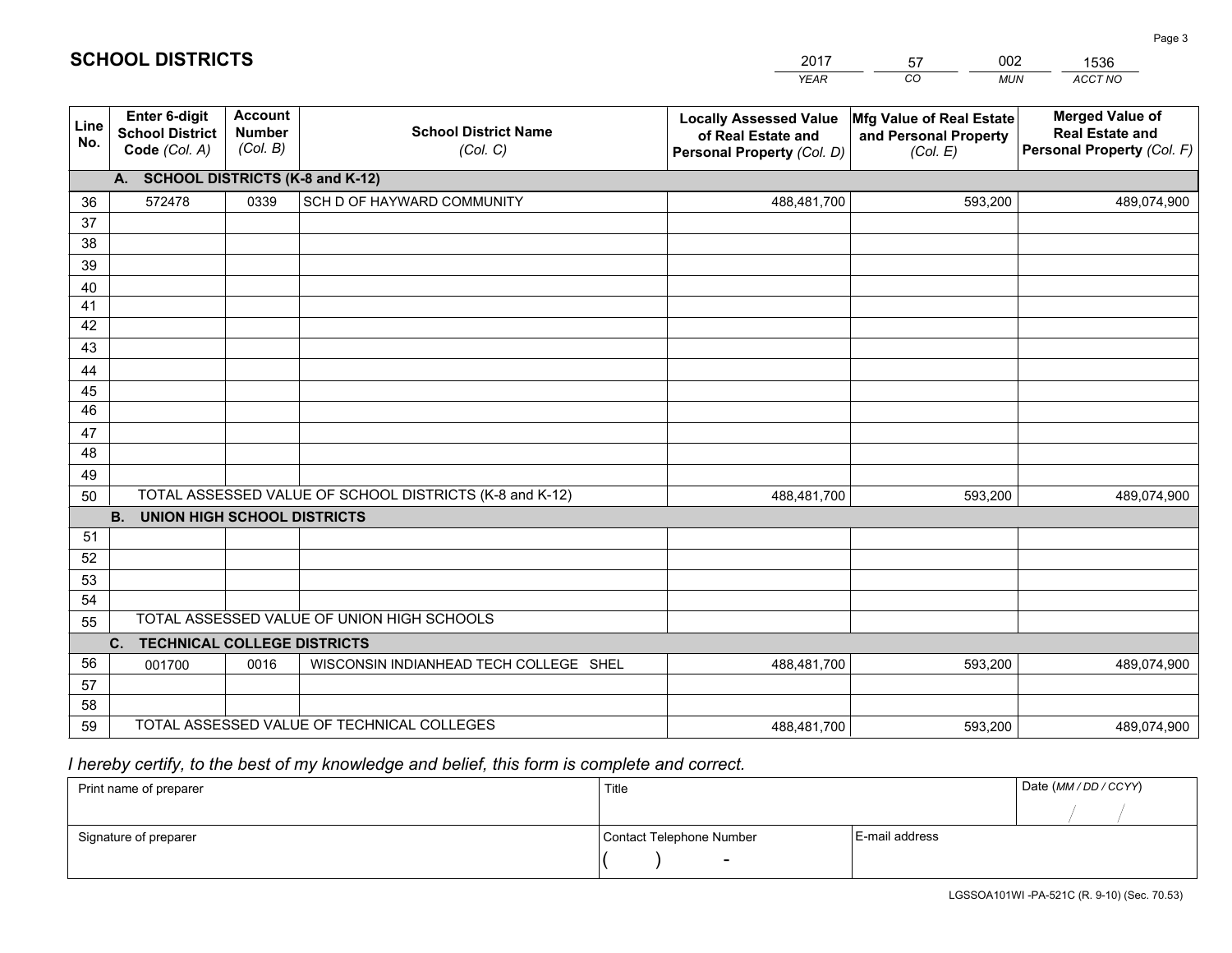# SCHOOL DISTRICTS

| 2017 | 57 | 002 | 1536 |
|---|---|---|---|
| *YEAR* | *CO* | *MUN* | *ACCT NO* |

| Line No. | Enter 6-digit School District Code *(Col. A)* | Account Number *(Col. B)* | School District Name *(Col. C)* | Locally Assessed Value of Real Estate and Personal Property *(Col. D)* | Mfg Value of Real Estate and Personal Property *(Col. E)* | Merged Value of Real Estate and Personal Property *(Col. F)* |
|---|---|---|---|---|---|---|
| **A. SCHOOL DISTRICTS (K-8 and K-12)** | | | | | | |
| 36 | 572478 | 0339 | SCH D OF HAYWARD COMMUNITY | 488,481,700 | 593,200 | 489,074,900 |
| 37 | | | | | | |
| 38 | | | | | | |
| 39 | | | | | | |
| 40 | | | | | | |
| 41 | | | | | | |
| 42 | | | | | | |
| 43 | | | | | | |
| 44 | | | | | | |
| 45 | | | | | | |
| 46 | | | | | | |
| 47 | | | | | | |
| 48 | | | | | | |
| 49 | | | | | | |
| 50 | TOTAL ASSESSED VALUE OF SCHOOL DISTRICTS (K-8 and K-12) | | | 488,481,700 | 593,200 | 489,074,900 |
| **B. UNION HIGH SCHOOL DISTRICTS** | | | | | | |
| 51 | | | | | | |
| 52 | | | | | | |
| 53 | | | | | | |
| 54 | | | | | | |
| 55 | TOTAL ASSESSED VALUE OF UNION HIGH SCHOOLS | | | | | |
| **C. TECHNICAL COLLEGE DISTRICTS** | | | | | | |
| 56 | 001700 | 0016 | WISCONSIN INDIANHEAD TECH COLLEGE SHEL | 488,481,700 | 593,200 | 489,074,900 |
| 57 | | | | | | |
| 58 | | | | | | |
| 59 | TOTAL ASSESSED VALUE OF TECHNICAL COLLEGES | | | 488,481,700 | 593,200 | 489,074,900 |

*I hereby certify, to the best of my knowledge and belief, this form is complete and correct.*

| Print name of preparer | Title | | Date *(MM / DD / CCYY)* |
|---|---|---|---|
| | | | / / |
| Signature of preparer | Contact Telephone Number | E-mail address | |
| | ( ) - | | |

LGSSOA101WI -PA-521C (R. 9-10) (Sec. 70.53)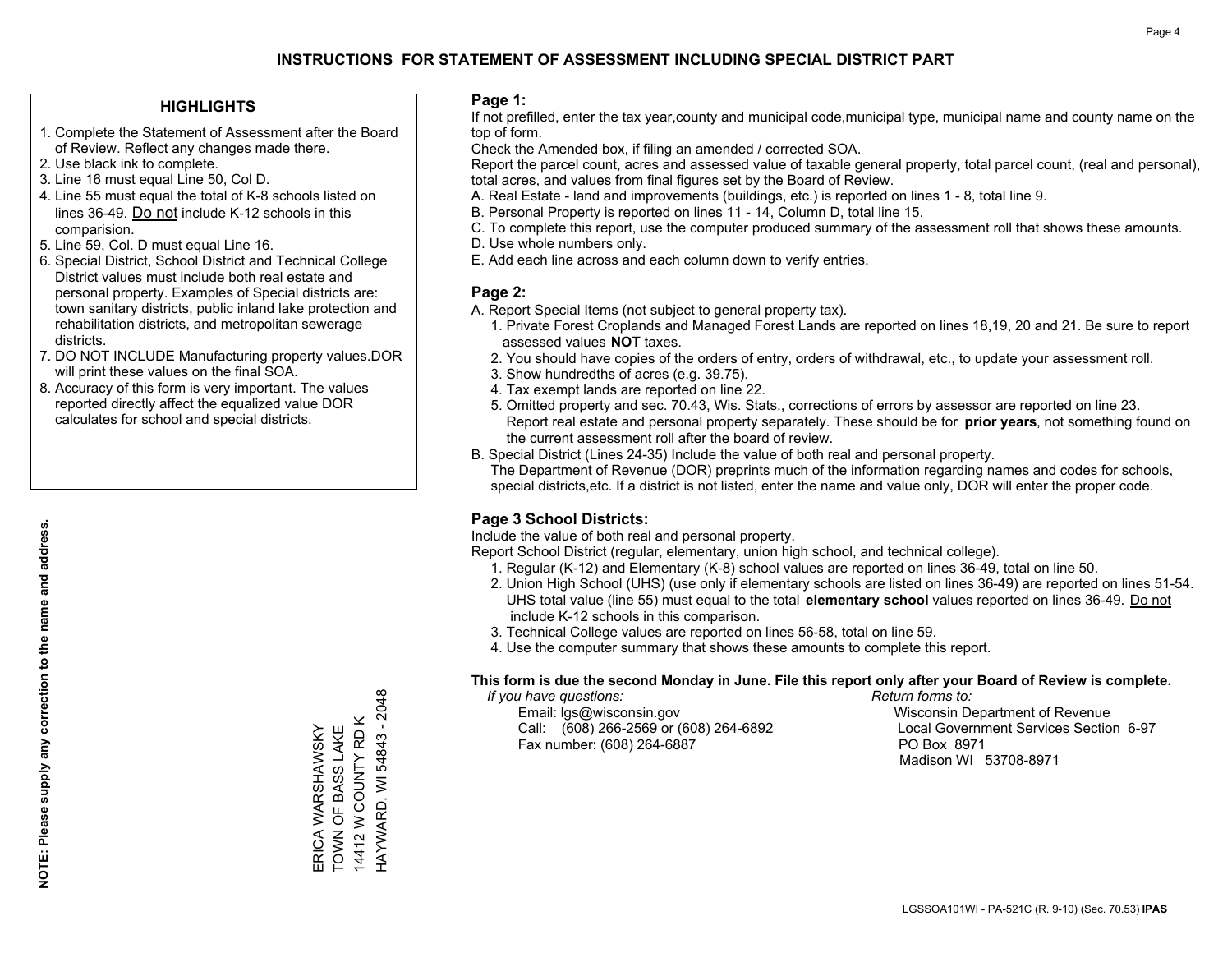# INSTRUCTIONS FOR STATEMENT OF ASSESSMENT INCLUDING SPECIAL DISTRICT PART

## HIGHLIGHTS

1. Complete the Statement of Assessment after the Board of Review. Reflect any changes made there.
2. Use black ink to complete.
3. Line 16 must equal Line 50, Col D.
4. Line 55 must equal the total of K-8 schools listed on lines 36-49. Do not include K-12 schools in this comparision.
5. Line 59, Col. D must equal Line 16.
6. Special District, School District and Technical College District values must include both real estate and personal property. Examples of Special districts are: town sanitary districts, public inland lake protection and rehabilitation districts, and metropolitan sewerage districts.
7. DO NOT INCLUDE Manufacturing property values.DOR will print these values on the final SOA.
8. Accuracy of this form is very important. The values reported directly affect the equalized value DOR calculates for school and special districts.

**NOTE: Please supply any correction to the name and address.**

ERICA WARSHAWSKY
TOWN OF BASS LAKE
14412 W COUNTY RD K
HAYWARD, WI 54843 - 2048

## Page 1:

If not prefilled, enter the tax year,county and municipal code,municipal type, municipal name and county name on the top of form.

Check the Amended box, if filing an amended / corrected SOA.

Report the parcel count, acres and assessed value of taxable general property, total parcel count, (real and personal), total acres, and values from final figures set by the Board of Review.

A. Real Estate - land and improvements (buildings, etc.) is reported on lines 1 - 8, total line 9.
B. Personal Property is reported on lines 11 - 14, Column D, total line 15.
C. To complete this report, use the computer produced summary of the assessment roll that shows these amounts.
D. Use whole numbers only.
E. Add each line across and each column down to verify entries.

## Page 2:

A. Report Special Items (not subject to general property tax).
   1. Private Forest Croplands and Managed Forest Lands are reported on lines 18,19, 20 and 21. Be sure to report assessed values **NOT** taxes.
   2. You should have copies of the orders of entry, orders of withdrawal, etc., to update your assessment roll.
   3. Show hundredths of acres (e.g. 39.75).
   4. Tax exempt lands are reported on line 22.
   5. Omitted property and sec. 70.43, Wis. Stats., corrections of errors by assessor are reported on line 23. Report real estate and personal property separately. These should be for **prior years**, not something found on the current assessment roll after the board of review.
B. Special District (Lines 24-35) Include the value of both real and personal property.
   The Department of Revenue (DOR) preprints much of the information regarding names and codes for schools, special districts,etc. If a district is not listed, enter the name and value only, DOR will enter the proper code.

## Page 3 School Districts:

Include the value of both real and personal property.

Report School District (regular, elementary, union high school, and technical college).

1. Regular (K-12) and Elementary (K-8) school values are reported on lines 36-49, total on line 50.
2. Union High School (UHS) (use only if elementary schools are listed on lines 36-49) are reported on lines 51-54. UHS total value (line 55) must equal to the total **elementary school** values reported on lines 36-49. Do not include K-12 schools in this comparison.
3. Technical College values are reported on lines 56-58, total on line 59.
4. Use the computer summary that shows these amounts to complete this report.

**This form is due the second Monday in June. File this report only after your Board of Review is complete.**

*If you have questions:*
Email: lgs@wisconsin.gov
Call: (608) 266-2569 or (608) 264-6892
Fax number: (608) 264-6887

*Return forms to:*
Wisconsin Department of Revenue
Local Government Services Section 6-97
PO Box 8971
Madison WI 53708-8971

LGSSOA101WI - PA-521C (R. 9-10) (Sec. 70.53) **IPAS**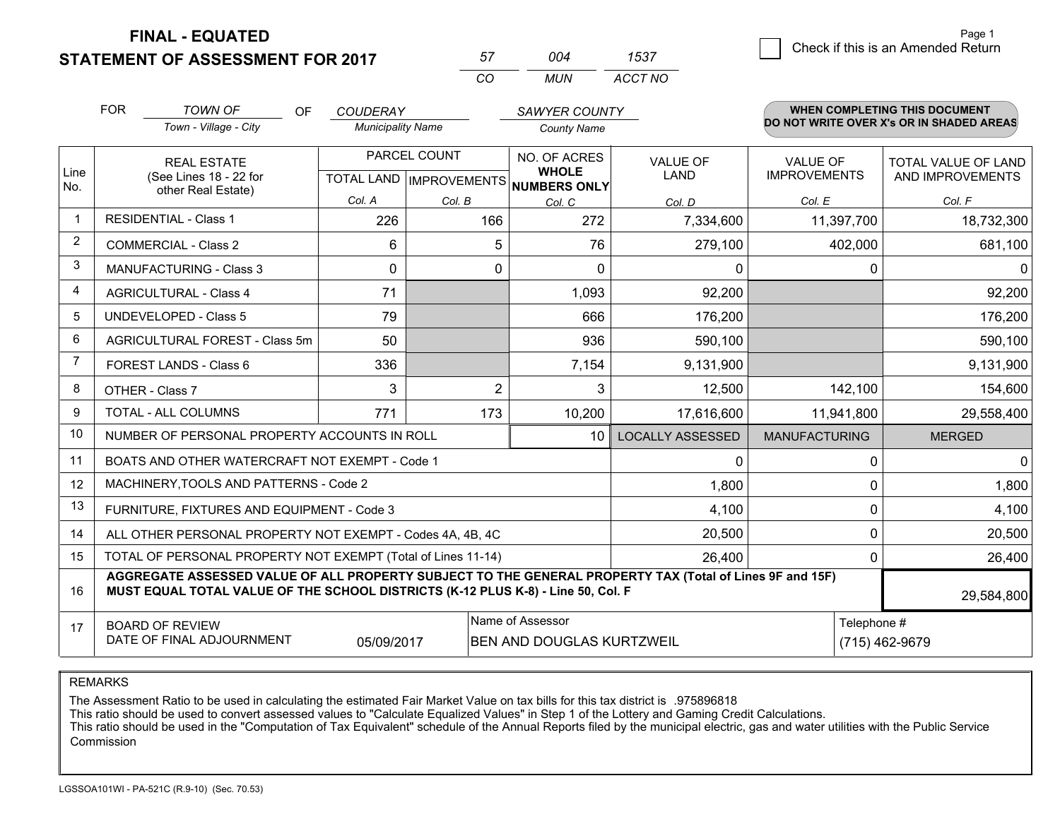# FINAL - EQUATED
# STATEMENT OF ASSESSMENT FOR 2017

| 57 | 004 | 1537 |
|---|---|---|
| CO | MUN | ACCT NO |

Page 1

☐ Check if this is an Amended Return

FOR *TOWN OF* (Town - Village - City) OF *COUDERAY* (Municipality Name) *SAWYER COUNTY* (County Name)

**WHEN COMPLETING THIS DOCUMENT DO NOT WRITE OVER X's OR IN SHADED AREAS**

| Line No. | REAL ESTATE (See Lines 18 - 22 for other Real Estate) | PARCEL COUNT | | NO. OF ACRES WHOLE NUMBERS ONLY | VALUE OF LAND | VALUE OF IMPROVEMENTS | TOTAL VALUE OF LAND AND IMPROVEMENTS |
|---|---|---|---|---|---|---|---|
| | | TOTAL LAND | IMPROVEMENTS | | | | |
| | | Col. A | Col. B | Col. C | Col. D | Col. E | Col. F |
| 1 | RESIDENTIAL - Class 1 | 226 | 166 | 272 | 7,334,600 | 11,397,700 | 18,732,300 |
| 2 | COMMERCIAL - Class 2 | 6 | 5 | 76 | 279,100 | 402,000 | 681,100 |
| 3 | MANUFACTURING - Class 3 | 0 | 0 | 0 | 0 | 0 | 0 |
| 4 | AGRICULTURAL - Class 4 | 71 | | 1,093 | 92,200 | | 92,200 |
| 5 | UNDEVELOPED - Class 5 | 79 | | 666 | 176,200 | | 176,200 |
| 6 | AGRICULTURAL FOREST - Class 5m | 50 | | 936 | 590,100 | | 590,100 |
| 7 | FOREST LANDS - Class 6 | 336 | | 7,154 | 9,131,900 | | 9,131,900 |
| 8 | OTHER - Class 7 | 3 | 2 | 3 | 12,500 | 142,100 | 154,600 |
| 9 | TOTAL - ALL COLUMNS | 771 | 173 | 10,200 | 17,616,600 | 11,941,800 | 29,558,400 |
| 10 | NUMBER OF PERSONAL PROPERTY ACCOUNTS IN ROLL | | | 10 | LOCALLY ASSESSED | MANUFACTURING | MERGED |
| 11 | BOATS AND OTHER WATERCRAFT NOT EXEMPT - Code 1 | | | | 0 | 0 | 0 |
| 12 | MACHINERY,TOOLS AND PATTERNS - Code 2 | | | | 1,800 | 0 | 1,800 |
| 13 | FURNITURE, FIXTURES AND EQUIPMENT - Code 3 | | | | 4,100 | 0 | 4,100 |
| 14 | ALL OTHER PERSONAL PROPERTY NOT EXEMPT - Codes 4A, 4B, 4C | | | | 20,500 | 0 | 20,500 |
| 15 | TOTAL OF PERSONAL PROPERTY NOT EXEMPT (Total of Lines 11-14) | | | | 26,400 | 0 | 26,400 |
| 16 | **AGGREGATE ASSESSED VALUE OF ALL PROPERTY SUBJECT TO THE GENERAL PROPERTY TAX (Total of Lines 9F and 15F) MUST EQUAL TOTAL VALUE OF THE SCHOOL DISTRICTS (K-12 PLUS K-8) - Line 50, Col. F** | | | | | | 29,584,800 |
| 17 | BOARD OF REVIEW DATE OF FINAL ADJOURNMENT | 05/09/2017 | | Name of Assessor: BEN AND DOUGLAS KURTZWEIL | | | Telephone #: (715) 462-9679 |

REMARKS

The Assessment Ratio to be used in calculating the estimated Fair Market Value on tax bills for this tax district is .975896818
This ratio should be used to convert assessed values to "Calculate Equalized Values" in Step 1 of the Lottery and Gaming Credit Calculations.
This ratio should be used in the "Computation of Tax Equivalent" schedule of the Annual Reports filed by the municipal electric, gas and water utilities with the Public Service Commission

LGSSOA101WI - PA-521C (R.9-10) (Sec. 70.53)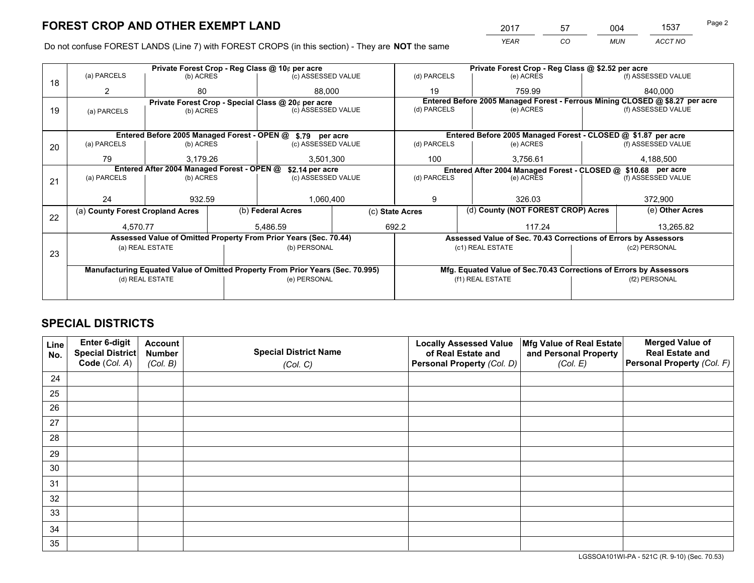# FOREST CROP AND OTHER EXEMPT LAND

| 2017 | 57 | 004 | 1537 |
|---|---|---|---|
| *YEAR* | *CO* | *MUN* | *ACCT NO* |

Do not confuse FOREST LANDS (Line 7) with FOREST CROPS (in this section) - They are **NOT** the same

| Line | Private Forest Crop - Reg Class @ 10¢ per acre | | | Private Forest Crop - Reg Class @ $2.52 per acre | | |
|---|---|---|---|---|---|---|
| | (a) PARCELS | (b) ACRES | (c) ASSESSED VALUE | (d) PARCELS | (e) ACRES | (f) ASSESSED VALUE |
| 18 | 2 | 80 | 88,000 | 19 | 759.99 | 840,000 |
| | **Private Forest Crop - Special Class @ 20¢ per acre** | | | **Entered Before 2005 Managed Forest - Ferrous Mining CLOSED @ $8.27 per acre** | | |
| 19 | (a) PARCELS | (b) ACRES | (c) ASSESSED VALUE | (d) PARCELS | (e) ACRES | (f) ASSESSED VALUE |
| | | | | | | |
| | **Entered Before 2005 Managed Forest - OPEN @ $.79 per acre** | | | **Entered Before 2005 Managed Forest - CLOSED @ $1.87 per acre** | | |
| 20 | (a) PARCELS | (b) ACRES | (c) ASSESSED VALUE | (d) PARCELS | (e) ACRES | (f) ASSESSED VALUE |
| | 79 | 3,179.26 | 3,501,300 | 100 | 3,756.61 | 4,188,500 |
| | **Entered After 2004 Managed Forest - OPEN @ $2.14 per acre** | | | **Entered After 2004 Managed Forest - CLOSED @ $10.68 per acre** | | |
| 21 | (a) PARCELS | (b) ACRES | (c) ASSESSED VALUE | (d) PARCELS | (e) ACRES | (f) ASSESSED VALUE |
| | 24 | 932.59 | 1,060,400 | 9 | 326.03 | 372,900 |

| Line | (a) County Forest Cropland Acres | (b) Federal Acres | (c) State Acres | (d) County (NOT FOREST CROP) Acres | (e) Other Acres |
|---|---|---|---|---|---|
| 22 | 4,570.77 | 5,486.59 | 692.2 | 117.24 | 13,265.82 |

| Line | Assessed Value of Omitted Property From Prior Years (Sec. 70.44) | | Assessed Value of Sec. 70.43 Corrections of Errors by Assessors | |
|---|---|---|---|---|
| 23 | (a) REAL ESTATE | (b) PERSONAL | (c1) REAL ESTATE | (c2) PERSONAL |
| | | | | |
| | **Manufacturing Equated Value of Omitted Property From Prior Years (Sec. 70.995)** | | **Mfg. Equated Value of Sec.70.43 Corrections of Errors by Assessors** | |
| | (d) REAL ESTATE | (e) PERSONAL | (f1) REAL ESTATE | (f2) PERSONAL |
| | | | | |

# SPECIAL DISTRICTS

| Line No. | Enter 6-digit Special District Code (Col. A) | Account Number (Col. B) | Special District Name (Col. C) | Locally Assessed Value of Real Estate and Personal Property (Col. D) | Mfg Value of Real Estate and Personal Property (Col. E) | Merged Value of Real Estate and Personal Property (Col. F) |
|---|---|---|---|---|---|---|
| 24 | | | | | | |
| 25 | | | | | | |
| 26 | | | | | | |
| 27 | | | | | | |
| 28 | | | | | | |
| 29 | | | | | | |
| 30 | | | | | | |
| 31 | | | | | | |
| 32 | | | | | | |
| 33 | | | | | | |
| 34 | | | | | | |
| 35 | | | | | | |

LGSSOA101WI-PA - 521C (R. 9-10) (Sec. 70.53)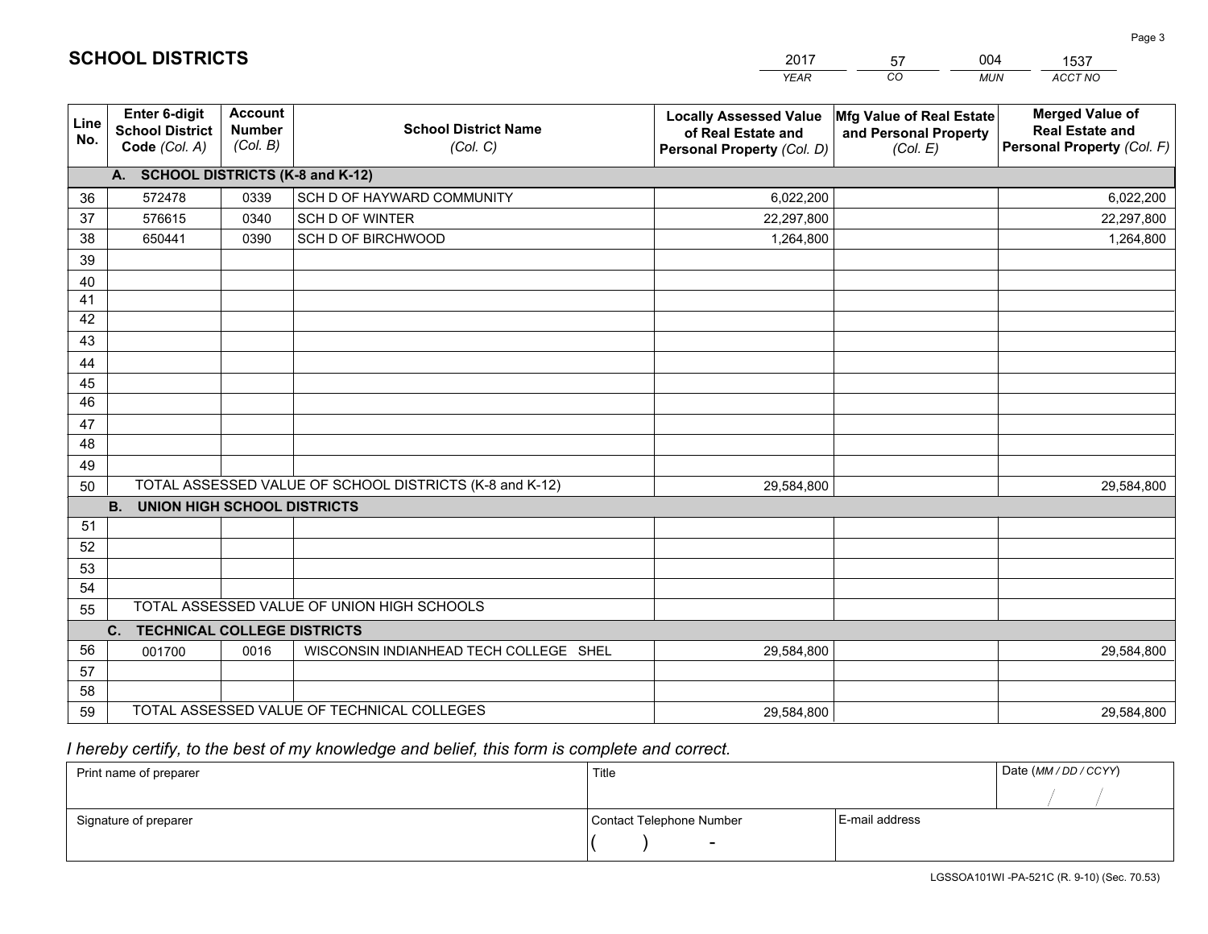# SCHOOL DISTRICTS

| 2017 | 57 | 004 | 1537 |
|---|---|---|---|
| *YEAR* | *CO* | *MUN* | *ACCT NO* |

| Line No. | Enter 6-digit School District Code *(Col. A)* | Account Number *(Col. B)* | School District Name *(Col. C)* | Locally Assessed Value of Real Estate and Personal Property *(Col. D)* | Mfg Value of Real Estate and Personal Property *(Col. E)* | Merged Value of Real Estate and Personal Property *(Col. F)* |
|---|---|---|---|---|---|---|
| **A. SCHOOL DISTRICTS (K-8 and K-12)** | | | | | | |
| 36 | 572478 | 0339 | SCH D OF HAYWARD COMMUNITY | 6,022,200 | | 6,022,200 |
| 37 | 576615 | 0340 | SCH D OF WINTER | 22,297,800 | | 22,297,800 |
| 38 | 650441 | 0390 | SCH D OF BIRCHWOOD | 1,264,800 | | 1,264,800 |
| 39 | | | | | | |
| 40 | | | | | | |
| 41 | | | | | | |
| 42 | | | | | | |
| 43 | | | | | | |
| 44 | | | | | | |
| 45 | | | | | | |
| 46 | | | | | | |
| 47 | | | | | | |
| 48 | | | | | | |
| 49 | | | | | | |
| 50 | TOTAL ASSESSED VALUE OF SCHOOL DISTRICTS (K-8 and K-12) | | | 29,584,800 | | 29,584,800 |
| **B. UNION HIGH SCHOOL DISTRICTS** | | | | | | |
| 51 | | | | | | |
| 52 | | | | | | |
| 53 | | | | | | |
| 54 | | | | | | |
| 55 | TOTAL ASSESSED VALUE OF UNION HIGH SCHOOLS | | | | | |
| **C. TECHNICAL COLLEGE DISTRICTS** | | | | | | |
| 56 | 001700 | 0016 | WISCONSIN INDIANHEAD TECH COLLEGE SHEL | 29,584,800 | | 29,584,800 |
| 57 | | | | | | |
| 58 | | | | | | |
| 59 | TOTAL ASSESSED VALUE OF TECHNICAL COLLEGES | | | 29,584,800 | | 29,584,800 |

*I hereby certify, to the best of my knowledge and belief, this form is complete and correct.*

| Print name of preparer | Title | | Date *(MM / DD / CCYY)* |
|---|---|---|---|
| | | | / / |
| Signature of preparer | Contact Telephone Number | E-mail address | |
| | ( ) - | | |

LGSSOA101WI -PA-521C (R. 9-10) (Sec. 70.53)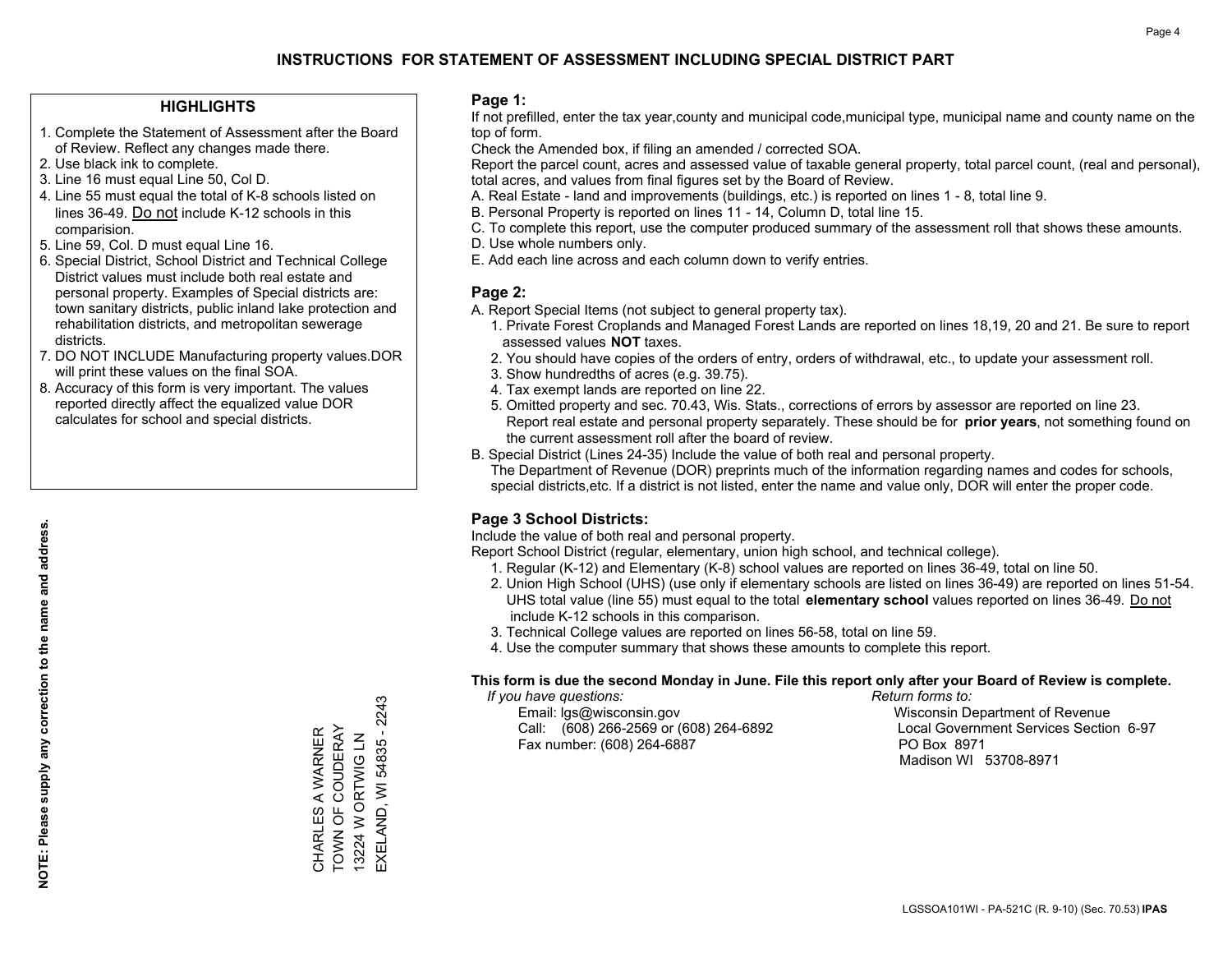# INSTRUCTIONS FOR STATEMENT OF ASSESSMENT INCLUDING SPECIAL DISTRICT PART

## HIGHLIGHTS

1. Complete the Statement of Assessment after the Board of Review. Reflect any changes made there.
2. Use black ink to complete.
3. Line 16 must equal Line 50, Col D.
4. Line 55 must equal the total of K-8 schools listed on lines 36-49. Do not include K-12 schools in this comparision.
5. Line 59, Col. D must equal Line 16.
6. Special District, School District and Technical College District values must include both real estate and personal property. Examples of Special districts are: town sanitary districts, public inland lake protection and rehabilitation districts, and metropolitan sewerage districts.
7. DO NOT INCLUDE Manufacturing property values.DOR will print these values on the final SOA.
8. Accuracy of this form is very important. The values reported directly affect the equalized value DOR calculates for school and special districts.

**NOTE: Please supply any correction to the name and address.**

CHARLES A WARNER
TOWN OF COUDERAY
13224 W ORTWIG LN
EXELAND, WI 54835 - 2243

## Page 1:

If not prefilled, enter the tax year,county and municipal code,municipal type, municipal name and county name on the top of form.

Check the Amended box, if filing an amended / corrected SOA.

Report the parcel count, acres and assessed value of taxable general property, total parcel count, (real and personal), total acres, and values from final figures set by the Board of Review.

A. Real Estate - land and improvements (buildings, etc.) is reported on lines 1 - 8, total line 9.
B. Personal Property is reported on lines 11 - 14, Column D, total line 15.
C. To complete this report, use the computer produced summary of the assessment roll that shows these amounts.
D. Use whole numbers only.
E. Add each line across and each column down to verify entries.

## Page 2:

A. Report Special Items (not subject to general property tax).
   1. Private Forest Croplands and Managed Forest Lands are reported on lines 18,19, 20 and 21. Be sure to report assessed values **NOT** taxes.
   2. You should have copies of the orders of entry, orders of withdrawal, etc., to update your assessment roll.
   3. Show hundredths of acres (e.g. 39.75).
   4. Tax exempt lands are reported on line 22.
   5. Omitted property and sec. 70.43, Wis. Stats., corrections of errors by assessor are reported on line 23. Report real estate and personal property separately. These should be for **prior years**, not something found on the current assessment roll after the board of review.
B. Special District (Lines 24-35) Include the value of both real and personal property.
   The Department of Revenue (DOR) preprints much of the information regarding names and codes for schools, special districts,etc. If a district is not listed, enter the name and value only, DOR will enter the proper code.

## Page 3 School Districts:

Include the value of both real and personal property.

Report School District (regular, elementary, union high school, and technical college).

1. Regular (K-12) and Elementary (K-8) school values are reported on lines 36-49, total on line 50.
2. Union High School (UHS) (use only if elementary schools are listed on lines 36-49) are reported on lines 51-54. UHS total value (line 55) must equal to the total **elementary school** values reported on lines 36-49. Do not include K-12 schools in this comparison.
3. Technical College values are reported on lines 56-58, total on line 59.
4. Use the computer summary that shows these amounts to complete this report.

**This form is due the second Monday in June. File this report only after your Board of Review is complete.**

*If you have questions:*
Email: lgs@wisconsin.gov
Call: (608) 266-2569 or (608) 264-6892
Fax number: (608) 264-6887

*Return forms to:*
Wisconsin Department of Revenue
Local Government Services Section 6-97
PO Box 8971
Madison WI 53708-8971

LGSSOA101WI - PA-521C (R. 9-10) (Sec. 70.53) **IPAS**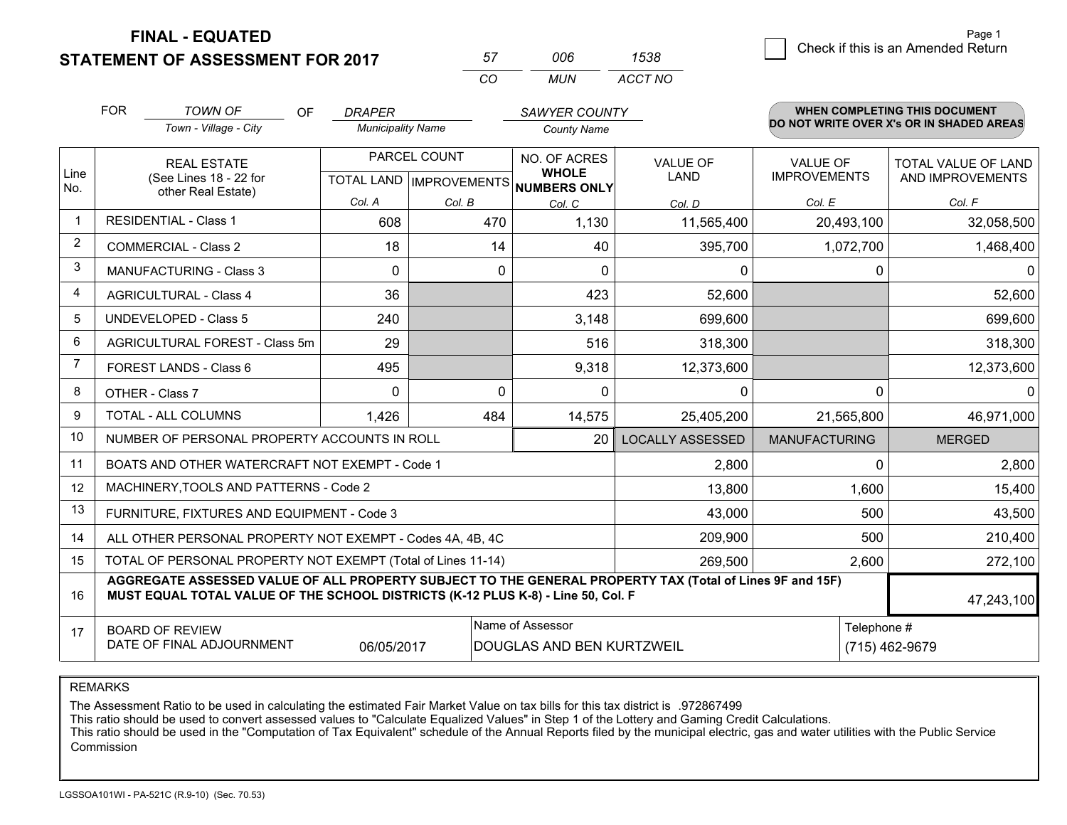**FINAL - EQUATED**
**STATEMENT OF ASSESSMENT FOR 2017**

| 57 | 006 | 1538 |
|---|---|---|
| CO | MUN | ACCT NO |

☐ Check if this is an Amended Return

FOR *TOWN OF* (Town - Village - City) OF *DRAPER* (Municipality Name) *SAWYER COUNTY* (County Name)

**WHEN COMPLETING THIS DOCUMENT DO NOT WRITE OVER X's OR IN SHADED AREAS**

| Line No. | REAL ESTATE (See Lines 18 - 22 for other Real Estate) | PARCEL COUNT | | NO. OF ACRES WHOLE NUMBERS ONLY | VALUE OF LAND | VALUE OF IMPROVEMENTS | TOTAL VALUE OF LAND AND IMPROVEMENTS |
|---|---|---|---|---|---|---|---|
| | | TOTAL LAND | IMPROVEMENTS | | | | |
| | | Col. A | Col. B | Col. C | Col. D | Col. E | Col. F |
| 1 | RESIDENTIAL - Class 1 | 608 | 470 | 1,130 | 11,565,400 | 20,493,100 | 32,058,500 |
| 2 | COMMERCIAL - Class 2 | 18 | 14 | 40 | 395,700 | 1,072,700 | 1,468,400 |
| 3 | MANUFACTURING - Class 3 | 0 | 0 | 0 | 0 | 0 | 0 |
| 4 | AGRICULTURAL - Class 4 | 36 | | 423 | 52,600 | | 52,600 |
| 5 | UNDEVELOPED - Class 5 | 240 | | 3,148 | 699,600 | | 699,600 |
| 6 | AGRICULTURAL FOREST - Class 5m | 29 | | 516 | 318,300 | | 318,300 |
| 7 | FOREST LANDS - Class 6 | 495 | | 9,318 | 12,373,600 | | 12,373,600 |
| 8 | OTHER - Class 7 | 0 | 0 | 0 | 0 | 0 | 0 |
| 9 | TOTAL - ALL COLUMNS | 1,426 | 484 | 14,575 | 25,405,200 | 21,565,800 | 46,971,000 |
| 10 | NUMBER OF PERSONAL PROPERTY ACCOUNTS IN ROLL | | | 20 | LOCALLY ASSESSED | MANUFACTURING | MERGED |
| 11 | BOATS AND OTHER WATERCRAFT NOT EXEMPT - Code 1 | | | | 2,800 | 0 | 2,800 |
| 12 | MACHINERY,TOOLS AND PATTERNS - Code 2 | | | | 13,800 | 1,600 | 15,400 |
| 13 | FURNITURE, FIXTURES AND EQUIPMENT - Code 3 | | | | 43,000 | 500 | 43,500 |
| 14 | ALL OTHER PERSONAL PROPERTY NOT EXEMPT - Codes 4A, 4B, 4C | | | | 209,900 | 500 | 210,400 |
| 15 | TOTAL OF PERSONAL PROPERTY NOT EXEMPT (Total of Lines 11-14) | | | | 269,500 | 2,600 | 272,100 |
| 16 | **AGGREGATE ASSESSED VALUE OF ALL PROPERTY SUBJECT TO THE GENERAL PROPERTY TAX (Total of Lines 9F and 15F) MUST EQUAL TOTAL VALUE OF THE SCHOOL DISTRICTS (K-12 PLUS K-8) - Line 50, Col. F** | | | | | | 47,243,100 |
| 17 | BOARD OF REVIEW DATE OF FINAL ADJOURNMENT | 06/05/2017 | | Name of Assessor: DOUGLAS AND BEN KURTZWEIL | | Telephone #: (715) 462-9679 | |

REMARKS

The Assessment Ratio to be used in calculating the estimated Fair Market Value on tax bills for this tax district is .972867499
This ratio should be used to convert assessed values to "Calculate Equalized Values" in Step 1 of the Lottery and Gaming Credit Calculations.
This ratio should be used in the "Computation of Tax Equivalent" schedule of the Annual Reports filed by the municipal electric, gas and water utilities with the Public Service Commission

LGSSOA101WI - PA-521C (R.9-10) (Sec. 70.53)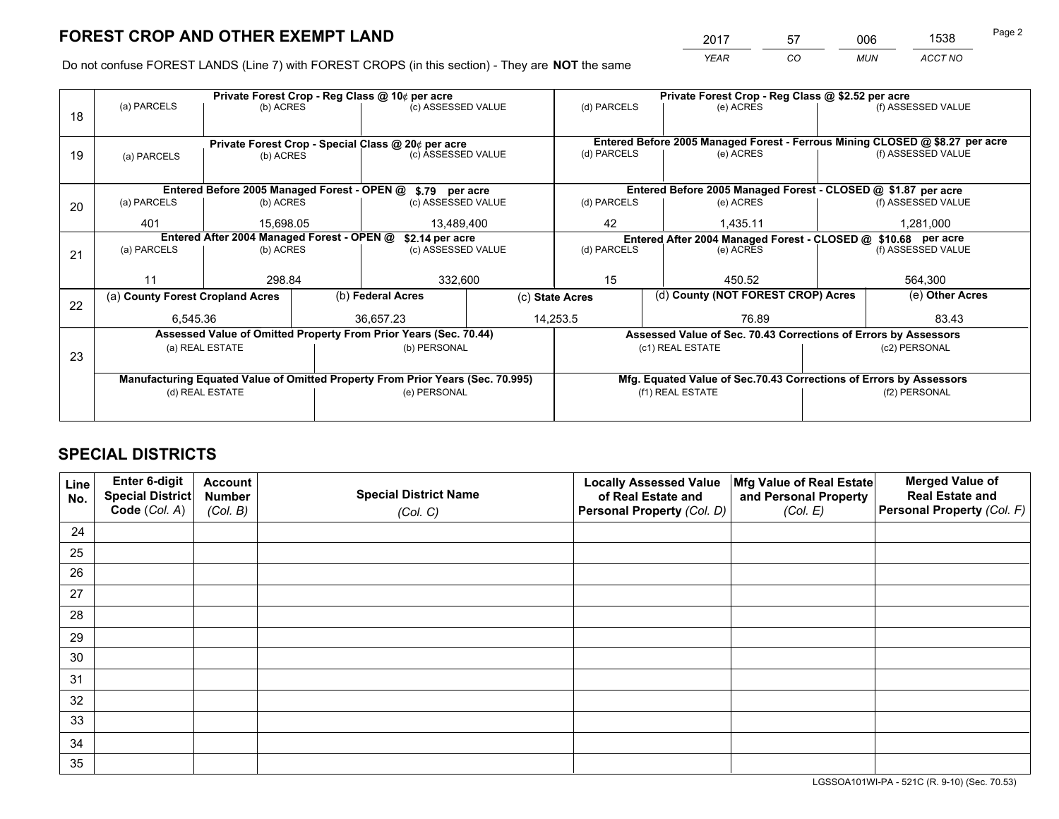# FOREST CROP AND OTHER EXEMPT LAND

| 2017 | 57 | 006 | 1538 |
|---|---|---|---|
| *YEAR* | *CO* | *MUN* | *ACCT NO* |

Do not confuse FOREST LANDS (Line 7) with FOREST CROPS (in this section) - They are **NOT** the same

| Line | Private Forest Crop - Reg Class @ 10¢ per acre | | | Private Forest Crop - Reg Class @ $2.52 per acre | | |
|---|---|---|---|---|---|---|
| 18 | (a) PARCELS | (b) ACRES | (c) ASSESSED VALUE | (d) PARCELS | (e) ACRES | (f) ASSESSED VALUE |
| | | | | | | |
| | **Private Forest Crop - Special Class @ 20¢ per acre** | | | **Entered Before 2005 Managed Forest - Ferrous Mining CLOSED @ $8.27 per acre** | | |
| 19 | (a) PARCELS | (b) ACRES | (c) ASSESSED VALUE | (d) PARCELS | (e) ACRES | (f) ASSESSED VALUE |
| | | | | | | |
| | **Entered Before 2005 Managed Forest - OPEN @ $.79 per acre** | | | **Entered Before 2005 Managed Forest - CLOSED @ $1.87 per acre** | | |
| 20 | (a) PARCELS | (b) ACRES | (c) ASSESSED VALUE | (d) PARCELS | (e) ACRES | (f) ASSESSED VALUE |
| | 401 | 15,698.05 | 13,489,400 | 42 | 1,435.11 | 1,281,000 |
| | **Entered After 2004 Managed Forest - OPEN @ $2.14 per acre** | | | **Entered After 2004 Managed Forest - CLOSED @ $10.68 per acre** | | |
| 21 | (a) PARCELS | (b) ACRES | (c) ASSESSED VALUE | (d) PARCELS | (e) ACRES | (f) ASSESSED VALUE |
| | 11 | 298.84 | 332,600 | 15 | 450.52 | 564,300 |

| Line | (a) County Forest Cropland Acres | (b) Federal Acres | (c) State Acres | (d) County (NOT FOREST CROP) Acres | (e) Other Acres |
|---|---|---|---|---|---|
| 22 | 6,545.36 | 36,657.23 | 14,253.5 | 76.89 | 83.43 |

| Line | Assessed Value of Omitted Property From Prior Years (Sec. 70.44) | | Assessed Value of Sec. 70.43 Corrections of Errors by Assessors | |
|---|---|---|---|---|
| 23 | (a) REAL ESTATE | (b) PERSONAL | (c1) REAL ESTATE | (c2) PERSONAL |
| | | | | |
| | **Manufacturing Equated Value of Omitted Property From Prior Years (Sec. 70.995)** | | **Mfg. Equated Value of Sec.70.43 Corrections of Errors by Assessors** | |
| | (d) REAL ESTATE | (e) PERSONAL | (f1) REAL ESTATE | (f2) PERSONAL |
| | | | | |

# SPECIAL DISTRICTS

| Line No. | Enter 6-digit Special District Code (*Col. A*) | Account Number (*Col. B*) | Special District Name (*Col. C*) | Locally Assessed Value of Real Estate and Personal Property (*Col. D*) | Mfg Value of Real Estate and Personal Property (*Col. E*) | Merged Value of Real Estate and Personal Property (*Col. F*) |
|---|---|---|---|---|---|---|
| 24 | | | | | | |
| 25 | | | | | | |
| 26 | | | | | | |
| 27 | | | | | | |
| 28 | | | | | | |
| 29 | | | | | | |
| 30 | | | | | | |
| 31 | | | | | | |
| 32 | | | | | | |
| 33 | | | | | | |
| 34 | | | | | | |
| 35 | | | | | | |

LGSSOA101WI-PA - 521C (R. 9-10) (Sec. 70.53)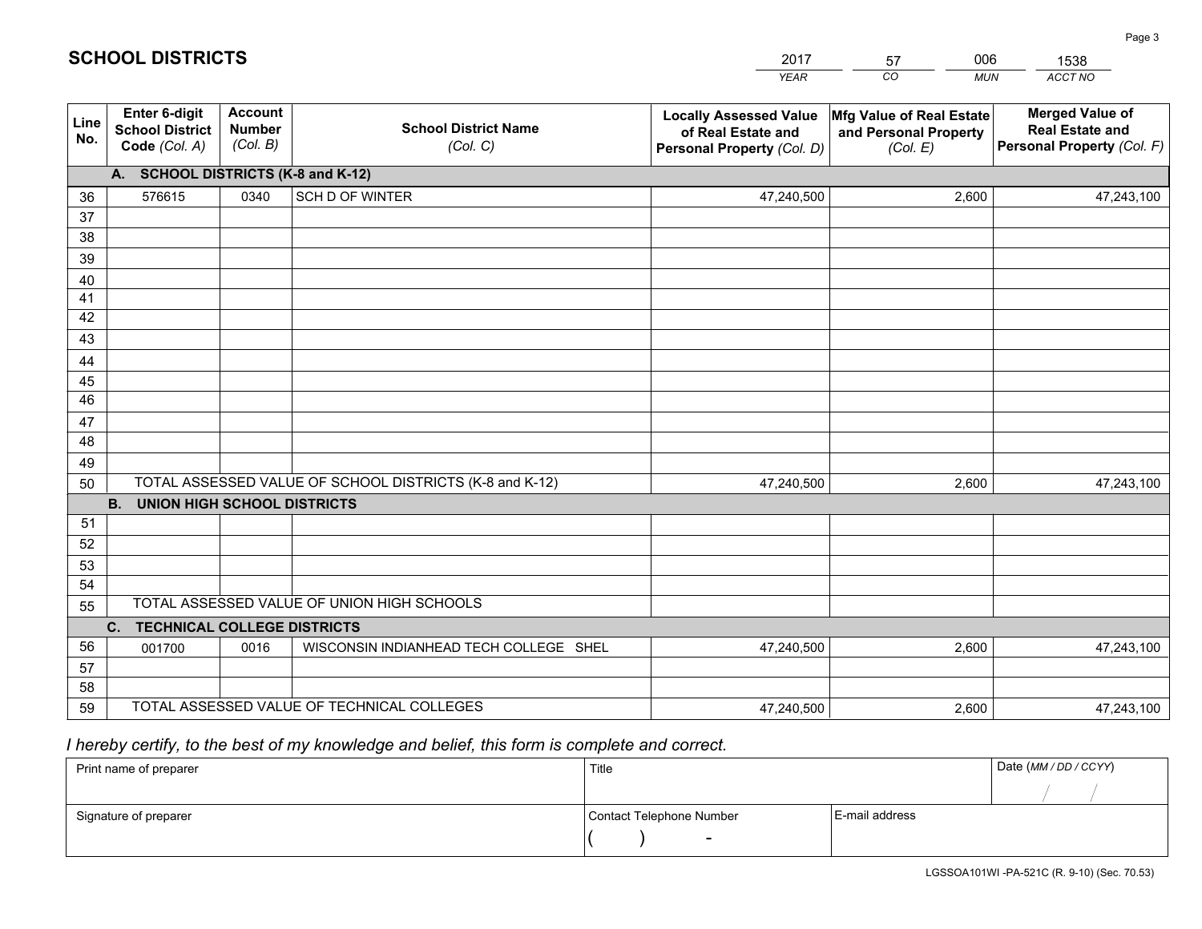# SCHOOL DISTRICTS

| 2017 | 57 | 006 | 1538 |
|---|---|---|---|
| *YEAR* | *CO* | *MUN* | *ACCT NO* |

| Line No. | Enter 6-digit School District Code *(Col. A)* | Account Number *(Col. B)* | School District Name *(Col. C)* | Locally Assessed Value of Real Estate and Personal Property *(Col. D)* | Mfg Value of Real Estate and Personal Property *(Col. E)* | Merged Value of Real Estate and Personal Property *(Col. F)* |
|---|---|---|---|---|---|---|
| | **A. SCHOOL DISTRICTS (K-8 and K-12)** | | | | | |
| 36 | 576615 | 0340 | SCH D OF WINTER | 47,240,500 | 2,600 | 47,243,100 |
| 37 | | | | | | |
| 38 | | | | | | |
| 39 | | | | | | |
| 40 | | | | | | |
| 41 | | | | | | |
| 42 | | | | | | |
| 43 | | | | | | |
| 44 | | | | | | |
| 45 | | | | | | |
| 46 | | | | | | |
| 47 | | | | | | |
| 48 | | | | | | |
| 49 | | | | | | |
| 50 | TOTAL ASSESSED VALUE OF SCHOOL DISTRICTS (K-8 and K-12) | | | 47,240,500 | 2,600 | 47,243,100 |
| | **B. UNION HIGH SCHOOL DISTRICTS** | | | | | |
| 51 | | | | | | |
| 52 | | | | | | |
| 53 | | | | | | |
| 54 | | | | | | |
| 55 | TOTAL ASSESSED VALUE OF UNION HIGH SCHOOLS | | | | | |
| | **C. TECHNICAL COLLEGE DISTRICTS** | | | | | |
| 56 | 001700 | 0016 | WISCONSIN INDIANHEAD TECH COLLEGE SHEL | 47,240,500 | 2,600 | 47,243,100 |
| 57 | | | | | | |
| 58 | | | | | | |
| 59 | TOTAL ASSESSED VALUE OF TECHNICAL COLLEGES | | | 47,240,500 | 2,600 | 47,243,100 |

*I hereby certify, to the best of my knowledge and belief, this form is complete and correct.*

| Print name of preparer | Title | | Date *(MM / DD / CCYY)* |
|---|---|---|---|
| | | | / / |
| Signature of preparer | Contact Telephone Number | E-mail address | |
| | ( ) - | | |

LGSSOA101WI -PA-521C (R. 9-10) (Sec. 70.53)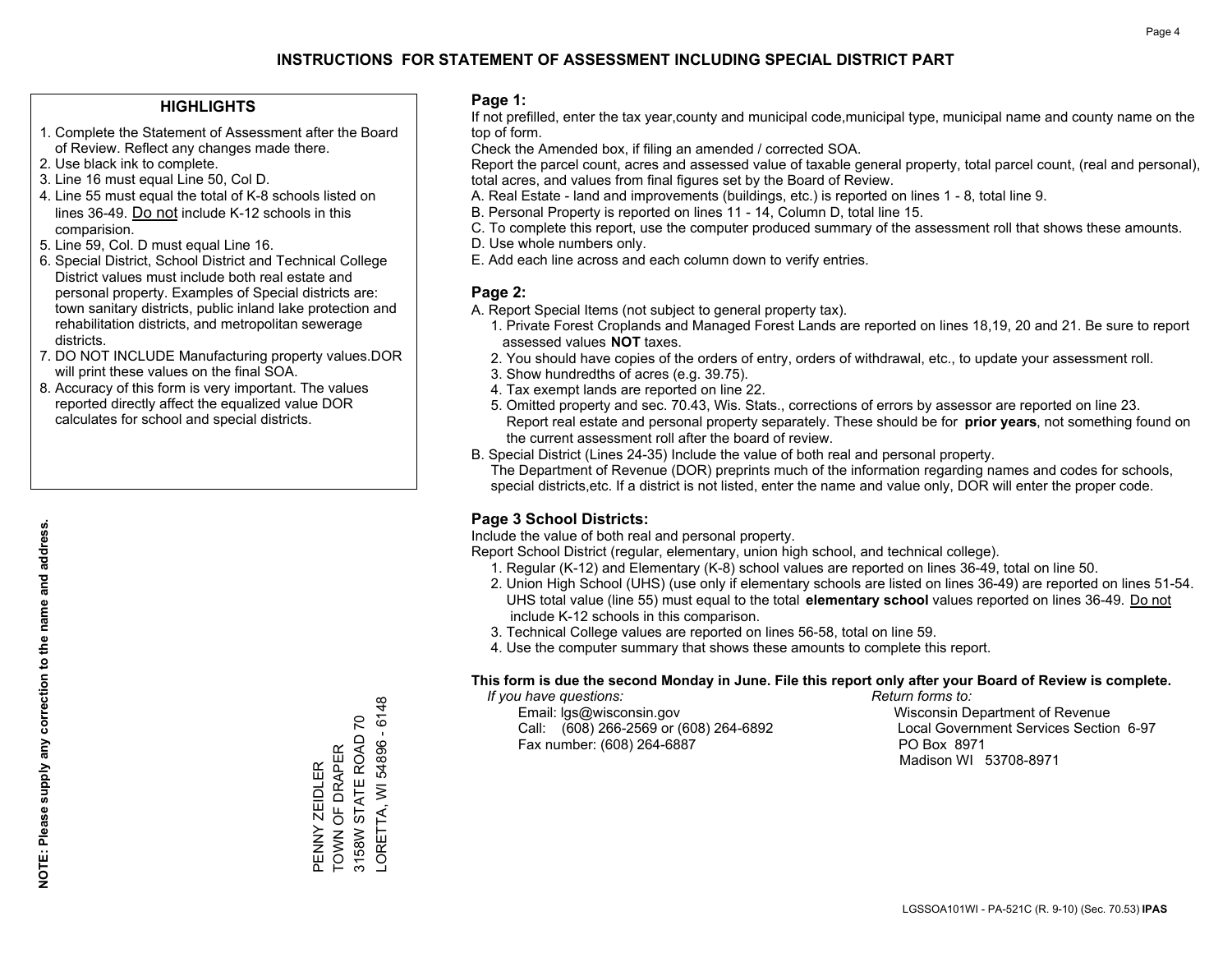# INSTRUCTIONS FOR STATEMENT OF ASSESSMENT INCLUDING SPECIAL DISTRICT PART

## HIGHLIGHTS

1. Complete the Statement of Assessment after the Board of Review. Reflect any changes made there.
2. Use black ink to complete.
3. Line 16 must equal Line 50, Col D.
4. Line 55 must equal the total of K-8 schools listed on lines 36-49. Do not include K-12 schools in this comparision.
5. Line 59, Col. D must equal Line 16.
6. Special District, School District and Technical College District values must include both real estate and personal property. Examples of Special districts are: town sanitary districts, public inland lake protection and rehabilitation districts, and metropolitan sewerage districts.
7. DO NOT INCLUDE Manufacturing property values.DOR will print these values on the final SOA.
8. Accuracy of this form is very important. The values reported directly affect the equalized value DOR calculates for school and special districts.

**NOTE: Please supply any correction to the name and address.**

PENNY ZEIDLER
TOWN OF DRAPER
3158W STATE ROAD 70
LORETTA, WI 54896 - 6148

## Page 1:

If not prefilled, enter the tax year,county and municipal code,municipal type, municipal name and county name on the top of form.

Check the Amended box, if filing an amended / corrected SOA.

Report the parcel count, acres and assessed value of taxable general property, total parcel count, (real and personal), total acres, and values from final figures set by the Board of Review.

A. Real Estate - land and improvements (buildings, etc.) is reported on lines 1 - 8, total line 9.
B. Personal Property is reported on lines 11 - 14, Column D, total line 15.
C. To complete this report, use the computer produced summary of the assessment roll that shows these amounts.
D. Use whole numbers only.
E. Add each line across and each column down to verify entries.

## Page 2:

A. Report Special Items (not subject to general property tax).
   1. Private Forest Croplands and Managed Forest Lands are reported on lines 18,19, 20 and 21. Be sure to report assessed values **NOT** taxes.
   2. You should have copies of the orders of entry, orders of withdrawal, etc., to update your assessment roll.
   3. Show hundredths of acres (e.g. 39.75).
   4. Tax exempt lands are reported on line 22.
   5. Omitted property and sec. 70.43, Wis. Stats., corrections of errors by assessor are reported on line 23. Report real estate and personal property separately. These should be for **prior years**, not something found on the current assessment roll after the board of review.
B. Special District (Lines 24-35) Include the value of both real and personal property.
   The Department of Revenue (DOR) preprints much of the information regarding names and codes for schools, special districts,etc. If a district is not listed, enter the name and value only, DOR will enter the proper code.

## Page 3 School Districts:

Include the value of both real and personal property.

Report School District (regular, elementary, union high school, and technical college).

1. Regular (K-12) and Elementary (K-8) school values are reported on lines 36-49, total on line 50.
2. Union High School (UHS) (use only if elementary schools are listed on lines 36-49) are reported on lines 51-54. UHS total value (line 55) must equal to the total **elementary school** values reported on lines 36-49. Do not include K-12 schools in this comparison.
3. Technical College values are reported on lines 56-58, total on line 59.
4. Use the computer summary that shows these amounts to complete this report.

**This form is due the second Monday in June. File this report only after your Board of Review is complete.**

*If you have questions:*
Email: lgs@wisconsin.gov
Call: (608) 266-2569 or (608) 264-6892
Fax number: (608) 264-6887

*Return forms to:*
Wisconsin Department of Revenue
Local Government Services Section 6-97
PO Box 8971
Madison WI 53708-8971

LGSSOA101WI - PA-521C (R. 9-10) (Sec. 70.53) **IPAS**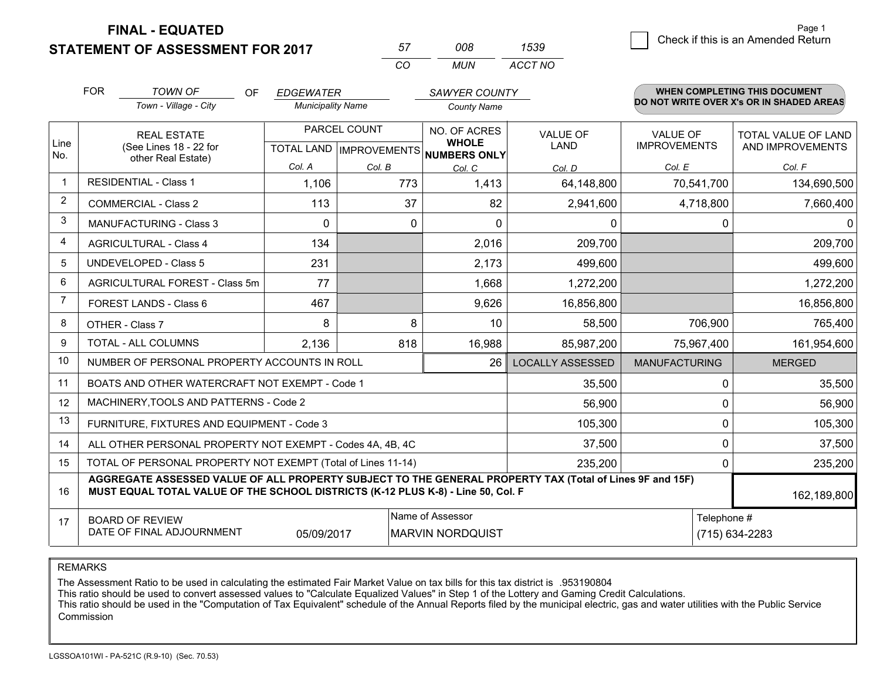**FINAL - EQUATED**

**STATEMENT OF ASSESSMENT FOR 2017**

| 57 | 008 | 1539 |
|---|---|---|
| CO | MUN | ACCT NO |

Page 1

☐ Check if this is an Amended Return

FOR *TOWN OF* (Town - Village - City) OF *EDGEWATER* (Municipality Name) *SAWYER COUNTY* (County Name)

**WHEN COMPLETING THIS DOCUMENT DO NOT WRITE OVER X's OR IN SHADED AREAS**

| Line No. | REAL ESTATE (See Lines 18 - 22 for other Real Estate) | PARCEL COUNT TOTAL LAND Col. A | PARCEL COUNT IMPROVEMENTS Col. B | NO. OF ACRES WHOLE NUMBERS ONLY Col. C | VALUE OF LAND Col. D | VALUE OF IMPROVEMENTS Col. E | TOTAL VALUE OF LAND AND IMPROVEMENTS Col. F |
|---|---|---|---|---|---|---|---|
| 1 | RESIDENTIAL - Class 1 | 1,106 | 773 | 1,413 | 64,148,800 | 70,541,700 | 134,690,500 |
| 2 | COMMERCIAL - Class 2 | 113 | 37 | 82 | 2,941,600 | 4,718,800 | 7,660,400 |
| 3 | MANUFACTURING - Class 3 | 0 | 0 | 0 | 0 | 0 | 0 |
| 4 | AGRICULTURAL - Class 4 | 134 | | 2,016 | 209,700 | | 209,700 |
| 5 | UNDEVELOPED - Class 5 | 231 | | 2,173 | 499,600 | | 499,600 |
| 6 | AGRICULTURAL FOREST - Class 5m | 77 | | 1,668 | 1,272,200 | | 1,272,200 |
| 7 | FOREST LANDS - Class 6 | 467 | | 9,626 | 16,856,800 | | 16,856,800 |
| 8 | OTHER - Class 7 | 8 | 8 | 10 | 58,500 | 706,900 | 765,400 |
| 9 | TOTAL - ALL COLUMNS | 2,136 | 818 | 16,988 | 85,987,200 | 75,967,400 | 161,954,600 |
| 10 | NUMBER OF PERSONAL PROPERTY ACCOUNTS IN ROLL | | | 26 | LOCALLY ASSESSED | MANUFACTURING | MERGED |
| 11 | BOATS AND OTHER WATERCRAFT NOT EXEMPT - Code 1 | | | | 35,500 | 0 | 35,500 |
| 12 | MACHINERY,TOOLS AND PATTERNS - Code 2 | | | | 56,900 | 0 | 56,900 |
| 13 | FURNITURE, FIXTURES AND EQUIPMENT - Code 3 | | | | 105,300 | 0 | 105,300 |
| 14 | ALL OTHER PERSONAL PROPERTY NOT EXEMPT - Codes 4A, 4B, 4C | | | | 37,500 | 0 | 37,500 |
| 15 | TOTAL OF PERSONAL PROPERTY NOT EXEMPT (Total of Lines 11-14) | | | | 235,200 | 0 | 235,200 |
| 16 | **AGGREGATE ASSESSED VALUE OF ALL PROPERTY SUBJECT TO THE GENERAL PROPERTY TAX (Total of Lines 9F and 15F) MUST EQUAL TOTAL VALUE OF THE SCHOOL DISTRICTS (K-12 PLUS K-8) - Line 50, Col. F** | | | | | | 162,189,800 |
| 17 | BOARD OF REVIEW DATE OF FINAL ADJOURNMENT | 05/09/2017 | | Name of Assessor: MARVIN NORDQUIST | | Telephone #: (715) 634-2283 | |

REMARKS

The Assessment Ratio to be used in calculating the estimated Fair Market Value on tax bills for this tax district is .953190804
This ratio should be used to convert assessed values to "Calculate Equalized Values" in Step 1 of the Lottery and Gaming Credit Calculations.
This ratio should be used in the "Computation of Tax Equivalent" schedule of the Annual Reports filed by the municipal electric, gas and water utilities with the Public Service Commission

LGSSOA101WI - PA-521C (R.9-10) (Sec. 70.53)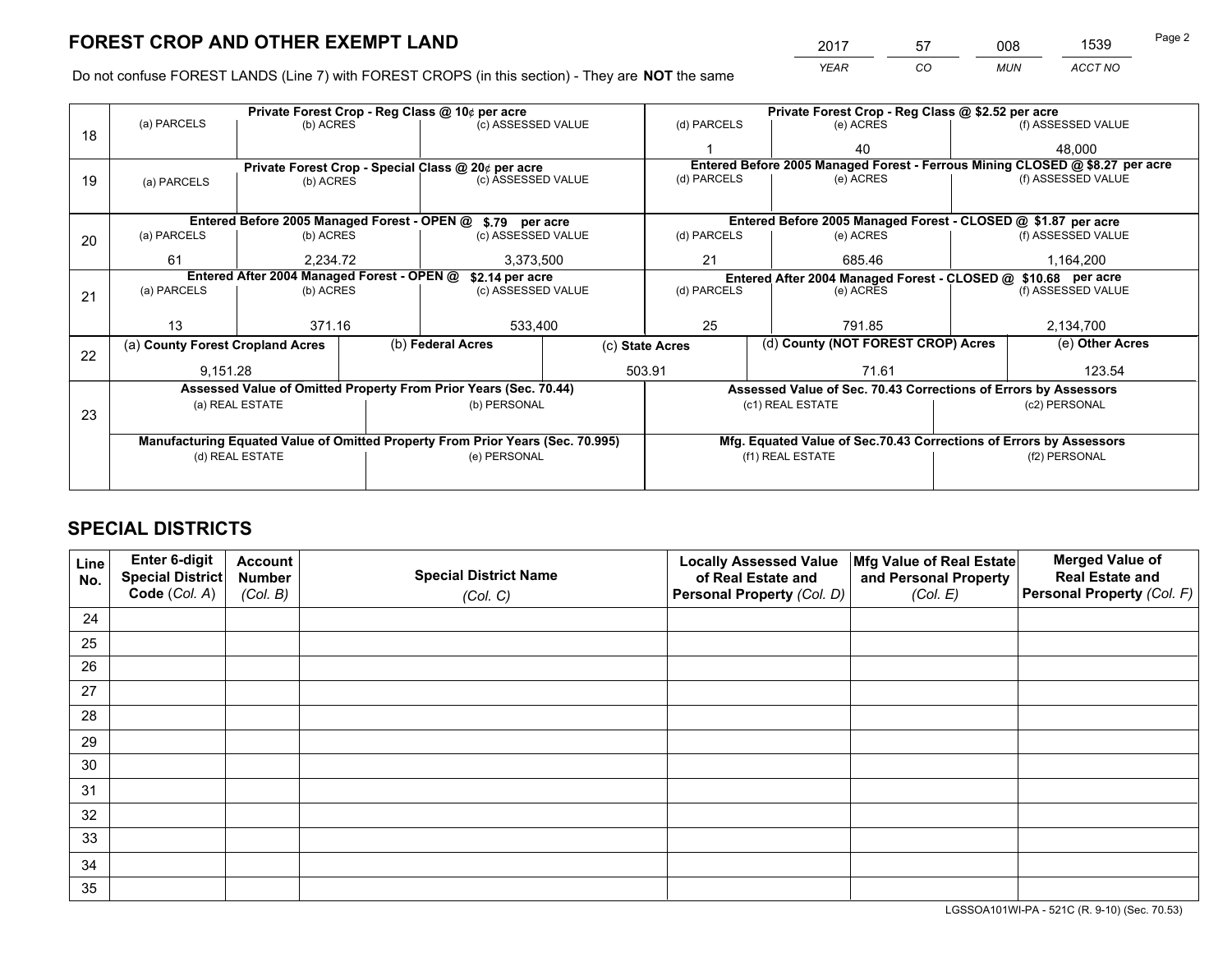# FOREST CROP AND OTHER EXEMPT LAND

| 2017 | 57 | 008 | 1539 |
|---|---|---|---|
| *YEAR* | *CO* | *MUN* | *ACCT NO* |

Do not confuse FOREST LANDS (Line 7) with FOREST CROPS (in this section) - They are **NOT** the same

| Line | Private Forest Crop - Reg Class @ 10¢ per acre | | | Private Forest Crop - Reg Class @ $2.52 per acre | | |
|---|---|---|---|---|---|---|
| 18 | (a) PARCELS | (b) ACRES | (c) ASSESSED VALUE | (d) PARCELS | (e) ACRES | (f) ASSESSED VALUE |
| | | | | 1 | 40 | 48,000 |
| | **Private Forest Crop - Special Class @ 20¢ per acre** | | | **Entered Before 2005 Managed Forest - Ferrous Mining CLOSED @ $8.27 per acre** | | |
| 19 | (a) PARCELS | (b) ACRES | (c) ASSESSED VALUE | (d) PARCELS | (e) ACRES | (f) ASSESSED VALUE |
| | | | | | | |
| | **Entered Before 2005 Managed Forest - OPEN @ $.79 per acre** | | | **Entered Before 2005 Managed Forest - CLOSED @ $1.87 per acre** | | |
| 20 | (a) PARCELS | (b) ACRES | (c) ASSESSED VALUE | (d) PARCELS | (e) ACRES | (f) ASSESSED VALUE |
| | 61 | 2,234.72 | 3,373,500 | 21 | 685.46 | 1,164,200 |
| | **Entered After 2004 Managed Forest - OPEN @ $2.14 per acre** | | | **Entered After 2004 Managed Forest - CLOSED @ $10.68 per acre** | | |
| 21 | (a) PARCELS | (b) ACRES | (c) ASSESSED VALUE | (d) PARCELS | (e) ACRES | (f) ASSESSED VALUE |
| | 13 | 371.16 | 533,400 | 25 | 791.85 | 2,134,700 |

| Line | (a) County Forest Cropland Acres | (b) Federal Acres | (c) State Acres | (d) County (NOT FOREST CROP) Acres | (e) Other Acres |
|---|---|---|---|---|---|
| 22 | 9,151.28 | | 503.91 | 71.61 | 123.54 |

| Line | Assessed Value of Omitted Property From Prior Years (Sec. 70.44) | | Assessed Value of Sec. 70.43 Corrections of Errors by Assessors | |
|---|---|---|---|---|
| 23 | (a) REAL ESTATE | (b) PERSONAL | (c1) REAL ESTATE | (c2) PERSONAL |
| | | | | |
| | **Manufacturing Equated Value of Omitted Property From Prior Years (Sec. 70.995)** | | **Mfg. Equated Value of Sec.70.43 Corrections of Errors by Assessors** | |
| | (d) REAL ESTATE | (e) PERSONAL | (f1) REAL ESTATE | (f2) PERSONAL |
| | | | | |

# SPECIAL DISTRICTS

| Line No. | Enter 6-digit Special District Code (*Col. A*) | Account Number (*Col. B*) | Special District Name (*Col. C*) | Locally Assessed Value of Real Estate and Personal Property (*Col. D*) | Mfg Value of Real Estate and Personal Property (*Col. E*) | Merged Value of Real Estate and Personal Property (*Col. F*) |
|---|---|---|---|---|---|---|
| 24 | | | | | | |
| 25 | | | | | | |
| 26 | | | | | | |
| 27 | | | | | | |
| 28 | | | | | | |
| 29 | | | | | | |
| 30 | | | | | | |
| 31 | | | | | | |
| 32 | | | | | | |
| 33 | | | | | | |
| 34 | | | | | | |
| 35 | | | | | | |

LGSSOA101WI-PA - 521C (R. 9-10) (Sec. 70.53)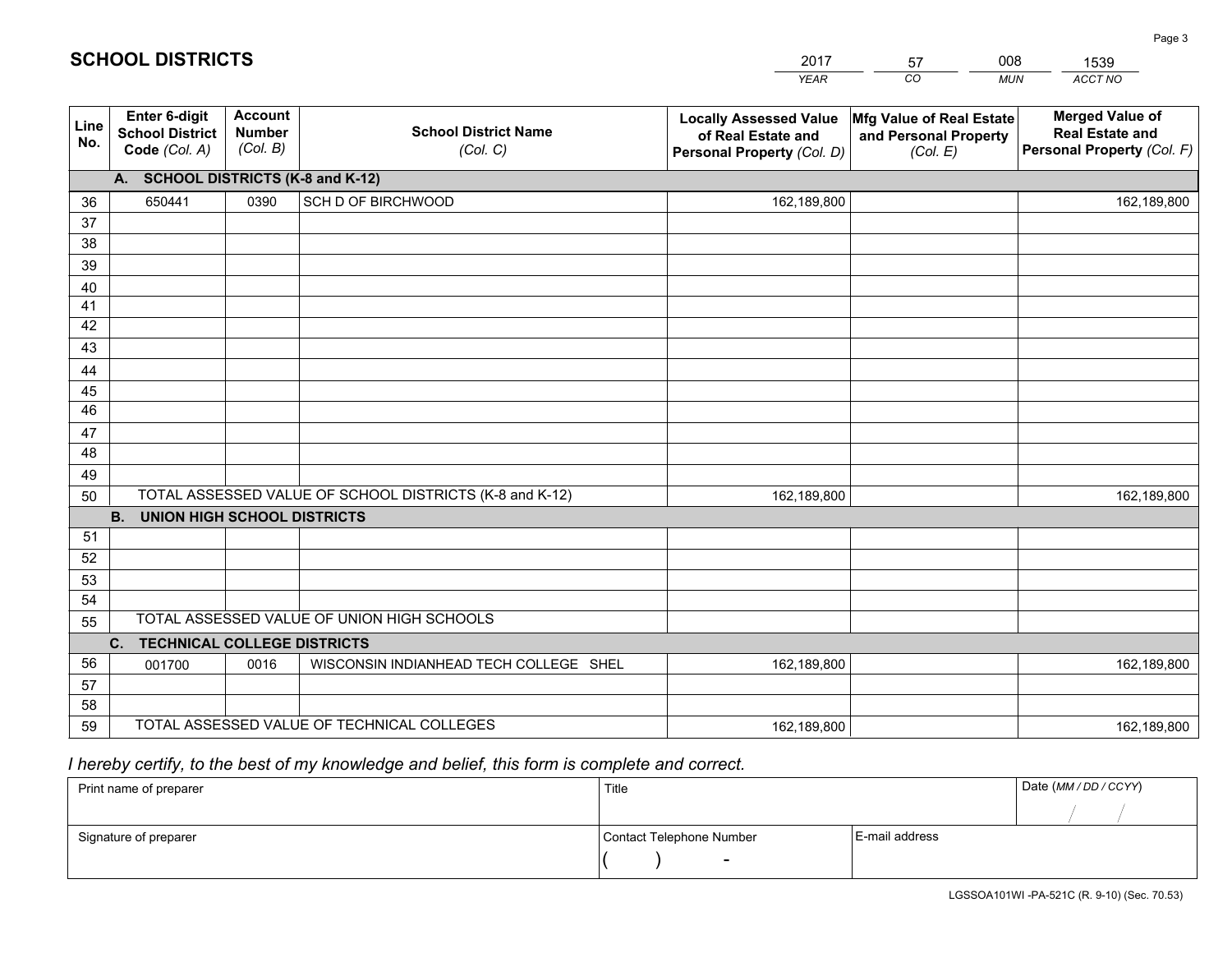# SCHOOL DISTRICTS

| 2017 | 57 | 008 | 1539 |
|---|---|---|---|
| *YEAR* | *CO* | *MUN* | *ACCT NO* |

| Line No. | Enter 6-digit School District Code *(Col. A)* | Account Number *(Col. B)* | School District Name *(Col. C)* | Locally Assessed Value of Real Estate and Personal Property *(Col. D)* | Mfg Value of Real Estate and Personal Property *(Col. E)* | Merged Value of Real Estate and Personal Property *(Col. F)* |
|---|---|---|---|---|---|---|
| **A. SCHOOL DISTRICTS (K-8 and K-12)** | | | | | | |
| 36 | 650441 | 0390 | SCH D OF BIRCHWOOD | 162,189,800 | | 162,189,800 |
| 37 | | | | | | |
| 38 | | | | | | |
| 39 | | | | | | |
| 40 | | | | | | |
| 41 | | | | | | |
| 42 | | | | | | |
| 43 | | | | | | |
| 44 | | | | | | |
| 45 | | | | | | |
| 46 | | | | | | |
| 47 | | | | | | |
| 48 | | | | | | |
| 49 | | | | | | |
| 50 | TOTAL ASSESSED VALUE OF SCHOOL DISTRICTS (K-8 and K-12) | | | 162,189,800 | | 162,189,800 |
| **B. UNION HIGH SCHOOL DISTRICTS** | | | | | | |
| 51 | | | | | | |
| 52 | | | | | | |
| 53 | | | | | | |
| 54 | | | | | | |
| 55 | TOTAL ASSESSED VALUE OF UNION HIGH SCHOOLS | | | | | |
| **C. TECHNICAL COLLEGE DISTRICTS** | | | | | | |
| 56 | 001700 | 0016 | WISCONSIN INDIANHEAD TECH COLLEGE SHEL | 162,189,800 | | 162,189,800 |
| 57 | | | | | | |
| 58 | | | | | | |
| 59 | TOTAL ASSESSED VALUE OF TECHNICAL COLLEGES | | | 162,189,800 | | 162,189,800 |

*I hereby certify, to the best of my knowledge and belief, this form is complete and correct.*

| Print name of preparer | Title | | Date *(MM / DD / CCYY)* |
|---|---|---|---|
| | | | / / |
| Signature of preparer | Contact Telephone Number | E-mail address | |
| | ( ) - | | |

LGSSOA101WI -PA-521C (R. 9-10) (Sec. 70.53)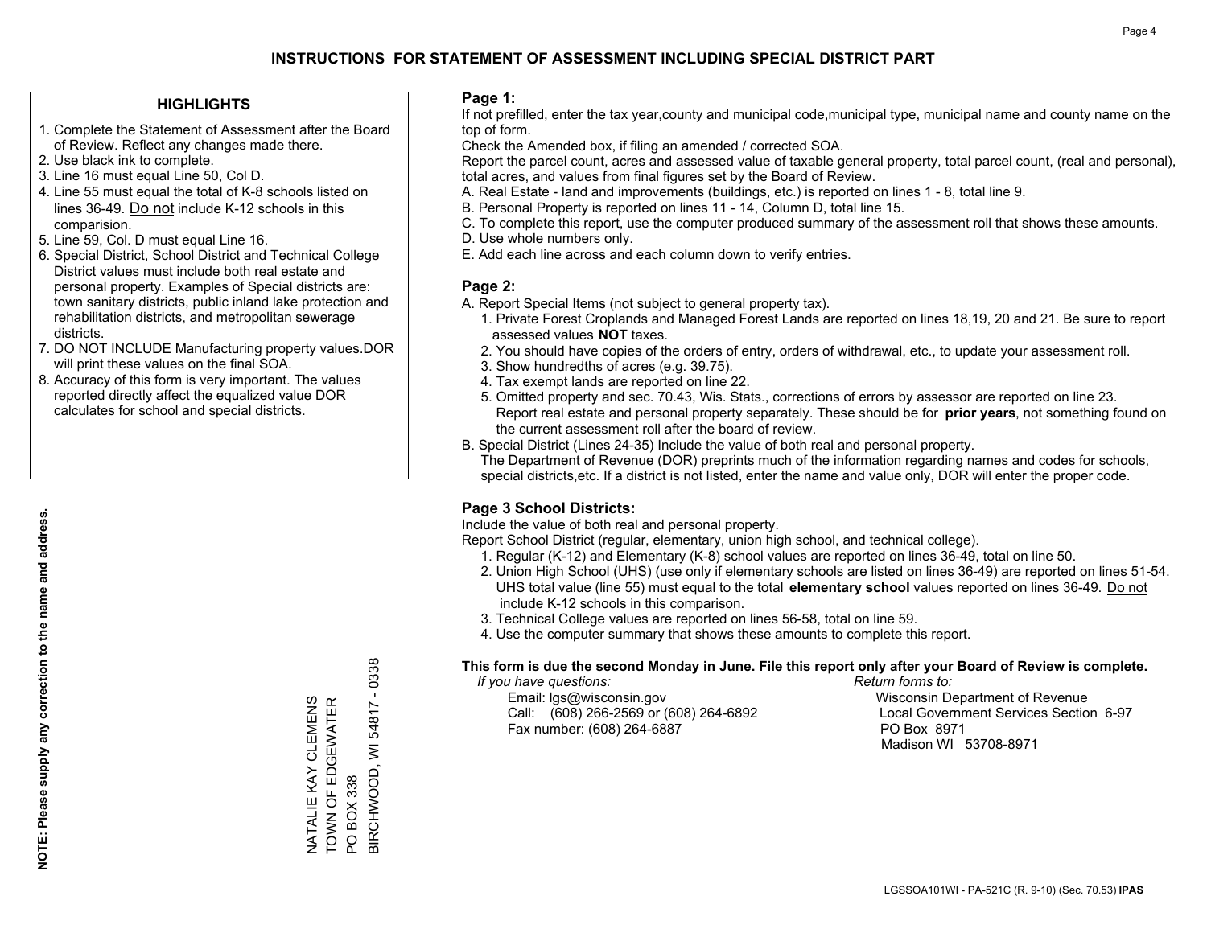# INSTRUCTIONS FOR STATEMENT OF ASSESSMENT INCLUDING SPECIAL DISTRICT PART

## HIGHLIGHTS

1. Complete the Statement of Assessment after the Board of Review. Reflect any changes made there.
2. Use black ink to complete.
3. Line 16 must equal Line 50, Col D.
4. Line 55 must equal the total of K-8 schools listed on lines 36-49. Do not include K-12 schools in this comparision.
5. Line 59, Col. D must equal Line 16.
6. Special District, School District and Technical College District values must include both real estate and personal property. Examples of Special districts are: town sanitary districts, public inland lake protection and rehabilitation districts, and metropolitan sewerage districts.
7. DO NOT INCLUDE Manufacturing property values.DOR will print these values on the final SOA.
8. Accuracy of this form is very important. The values reported directly affect the equalized value DOR calculates for school and special districts.

**NOTE: Please supply any correction to the name and address.**

NATALIE KAY CLEMENS
TOWN OF EDGEWATER
PO BOX 338
BIRCHWOOD, WI 54817 - 0338

## Page 1:

If not prefilled, enter the tax year,county and municipal code,municipal type, municipal name and county name on the top of form.

Check the Amended box, if filing an amended / corrected SOA.

Report the parcel count, acres and assessed value of taxable general property, total parcel count, (real and personal), total acres, and values from final figures set by the Board of Review.

A. Real Estate - land and improvements (buildings, etc.) is reported on lines 1 - 8, total line 9.
B. Personal Property is reported on lines 11 - 14, Column D, total line 15.
C. To complete this report, use the computer produced summary of the assessment roll that shows these amounts.
D. Use whole numbers only.
E. Add each line across and each column down to verify entries.

## Page 2:

A. Report Special Items (not subject to general property tax).
   1. Private Forest Croplands and Managed Forest Lands are reported on lines 18,19, 20 and 21. Be sure to report assessed values **NOT** taxes.
   2. You should have copies of the orders of entry, orders of withdrawal, etc., to update your assessment roll.
   3. Show hundredths of acres (e.g. 39.75).
   4. Tax exempt lands are reported on line 22.
   5. Omitted property and sec. 70.43, Wis. Stats., corrections of errors by assessor are reported on line 23. Report real estate and personal property separately. These should be for **prior years**, not something found on the current assessment roll after the board of review.
B. Special District (Lines 24-35) Include the value of both real and personal property.
   The Department of Revenue (DOR) preprints much of the information regarding names and codes for schools, special districts,etc. If a district is not listed, enter the name and value only, DOR will enter the proper code.

## Page 3 School Districts:

Include the value of both real and personal property.

Report School District (regular, elementary, union high school, and technical college).

1. Regular (K-12) and Elementary (K-8) school values are reported on lines 36-49, total on line 50.
2. Union High School (UHS) (use only if elementary schools are listed on lines 36-49) are reported on lines 51-54. UHS total value (line 55) must equal to the total **elementary school** values reported on lines 36-49. Do not include K-12 schools in this comparison.
3. Technical College values are reported on lines 56-58, total on line 59.
4. Use the computer summary that shows these amounts to complete this report.

**This form is due the second Monday in June. File this report only after your Board of Review is complete.**

*If you have questions:*
Email: lgs@wisconsin.gov
Call: (608) 266-2569 or (608) 264-6892
Fax number: (608) 264-6887

*Return forms to:*
Wisconsin Department of Revenue
Local Government Services Section 6-97
PO Box 8971
Madison WI 53708-8971

LGSSOA101WI - PA-521C (R. 9-10) (Sec. 70.53) **IPAS**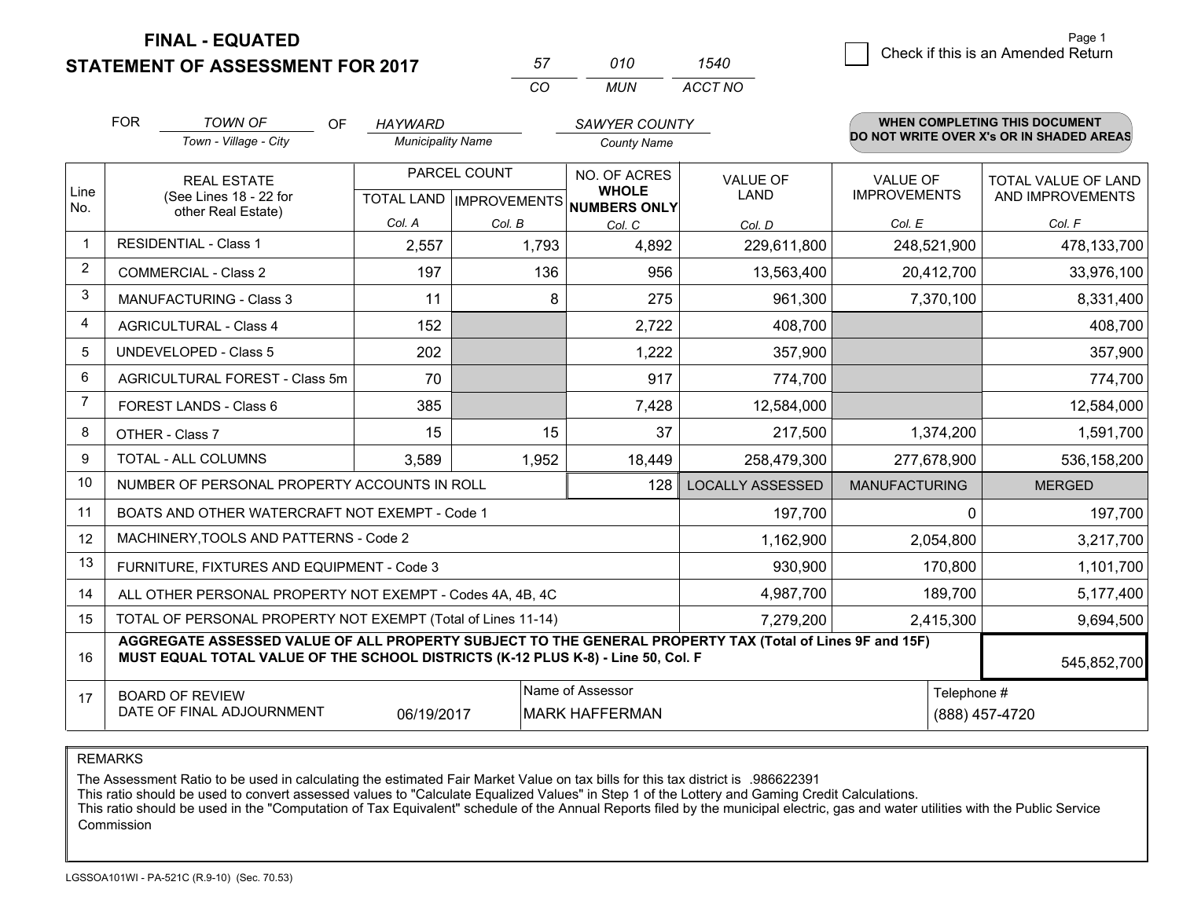# FINAL - EQUATED
# STATEMENT OF ASSESSMENT FOR 2017

| 57 | 010 | 1540 |
|---|---|---|
| CO | MUN | ACCT NO |

Page 1

☐ Check if this is an Amended Return

FOR *TOWN OF* (Town - Village - City) OF *HAYWARD* (Municipality Name) *SAWYER COUNTY* (County Name)

**WHEN COMPLETING THIS DOCUMENT DO NOT WRITE OVER X's OR IN SHADED AREAS**

| Line No. | REAL ESTATE (See Lines 18 - 22 for other Real Estate) | PARCEL COUNT TOTAL LAND Col. A | PARCEL COUNT IMPROVEMENTS Col. B | NO. OF ACRES WHOLE NUMBERS ONLY Col. C | VALUE OF LAND Col. D | VALUE OF IMPROVEMENTS Col. E | TOTAL VALUE OF LAND AND IMPROVEMENTS Col. F |
|---|---|---|---|---|---|---|---|
| 1 | RESIDENTIAL - Class 1 | 2,557 | 1,793 | 4,892 | 229,611,800 | 248,521,900 | 478,133,700 |
| 2 | COMMERCIAL - Class 2 | 197 | 136 | 956 | 13,563,400 | 20,412,700 | 33,976,100 |
| 3 | MANUFACTURING - Class 3 | 11 | 8 | 275 | 961,300 | 7,370,100 | 8,331,400 |
| 4 | AGRICULTURAL - Class 4 | 152 | | 2,722 | 408,700 | | 408,700 |
| 5 | UNDEVELOPED - Class 5 | 202 | | 1,222 | 357,900 | | 357,900 |
| 6 | AGRICULTURAL FOREST - Class 5m | 70 | | 917 | 774,700 | | 774,700 |
| 7 | FOREST LANDS - Class 6 | 385 | | 7,428 | 12,584,000 | | 12,584,000 |
| 8 | OTHER - Class 7 | 15 | 15 | 37 | 217,500 | 1,374,200 | 1,591,700 |
| 9 | TOTAL - ALL COLUMNS | 3,589 | 1,952 | 18,449 | 258,479,300 | 277,678,900 | 536,158,200 |
| 10 | NUMBER OF PERSONAL PROPERTY ACCOUNTS IN ROLL | | | 128 | LOCALLY ASSESSED | MANUFACTURING | MERGED |
| 11 | BOATS AND OTHER WATERCRAFT NOT EXEMPT - Code 1 | | | | 197,700 | 0 | 197,700 |
| 12 | MACHINERY,TOOLS AND PATTERNS - Code 2 | | | | 1,162,900 | 2,054,800 | 3,217,700 |
| 13 | FURNITURE, FIXTURES AND EQUIPMENT - Code 3 | | | | 930,900 | 170,800 | 1,101,700 |
| 14 | ALL OTHER PERSONAL PROPERTY NOT EXEMPT - Codes 4A, 4B, 4C | | | | 4,987,700 | 189,700 | 5,177,400 |
| 15 | TOTAL OF PERSONAL PROPERTY NOT EXEMPT (Total of Lines 11-14) | | | | 7,279,200 | 2,415,300 | 9,694,500 |
| 16 | **AGGREGATE ASSESSED VALUE OF ALL PROPERTY SUBJECT TO THE GENERAL PROPERTY TAX (Total of Lines 9F and 15F) MUST EQUAL TOTAL VALUE OF THE SCHOOL DISTRICTS (K-12 PLUS K-8) - Line 50, Col. F** | | | | | | 545,852,700 |
| 17 | BOARD OF REVIEW DATE OF FINAL ADJOURNMENT | 06/19/2017 | | Name of Assessor: MARK HAFFERMAN | | Telephone #: (888) 457-4720 | |

REMARKS

The Assessment Ratio to be used in calculating the estimated Fair Market Value on tax bills for this tax district is .986622391
This ratio should be used to convert assessed values to "Calculate Equalized Values" in Step 1 of the Lottery and Gaming Credit Calculations.
This ratio should be used in the "Computation of Tax Equivalent" schedule of the Annual Reports filed by the municipal electric, gas and water utilities with the Public Service Commission

LGSSOA101WI - PA-521C (R.9-10) (Sec. 70.53)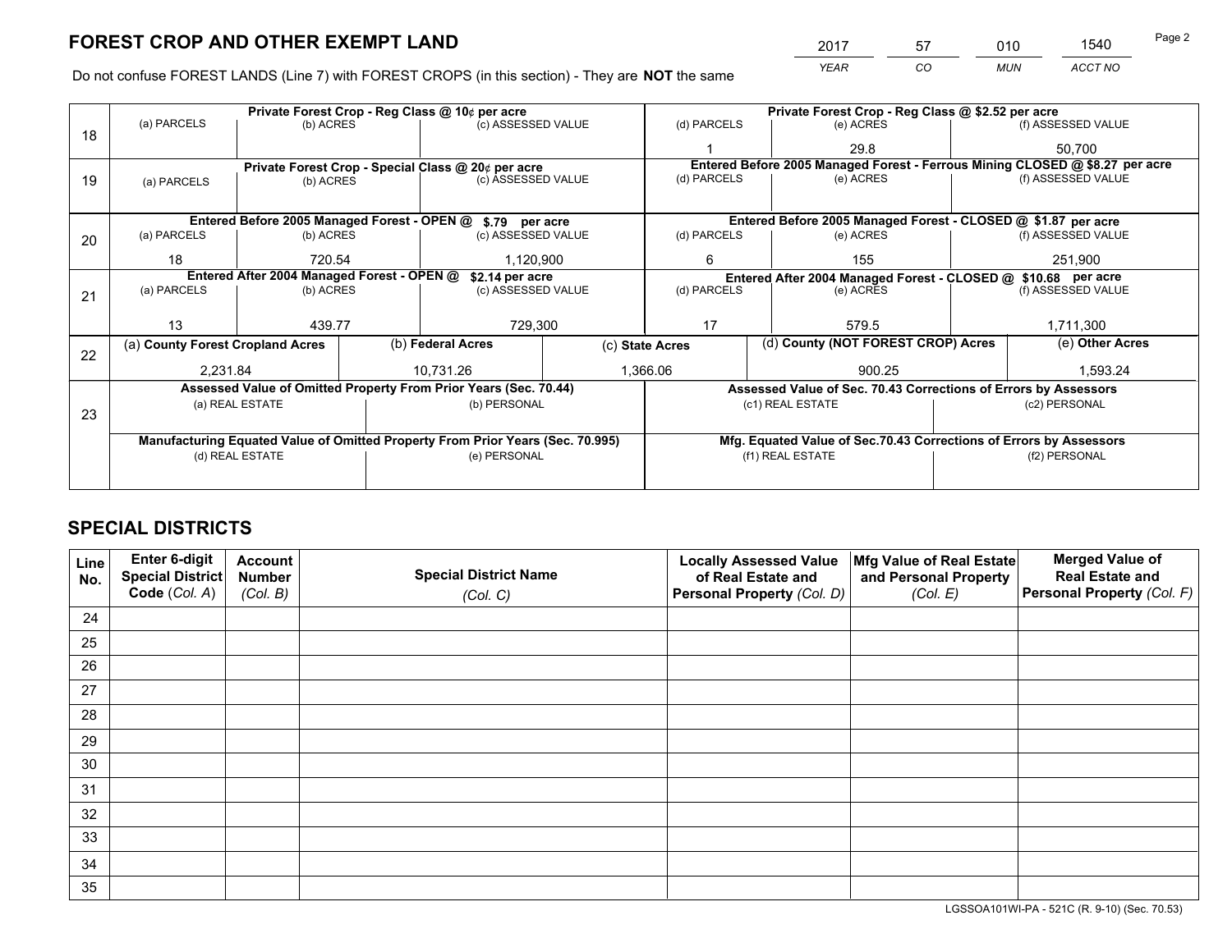# FOREST CROP AND OTHER EXEMPT LAND

| 2017 | 57 | 010 | 1540 |
|---|---|---|---|
| *YEAR* | *CO* | *MUN* | *ACCT NO* |

Do not confuse FOREST LANDS (Line 7) with FOREST CROPS (in this section) - They are **NOT** the same

| Line | Private Forest Crop - Reg Class @ 10¢ per acre | | | Private Forest Crop - Reg Class @ $2.52 per acre | | |
|---|---|---|---|---|---|---|
| 18 | (a) PARCELS | (b) ACRES | (c) ASSESSED VALUE | (d) PARCELS | (e) ACRES | (f) ASSESSED VALUE |
| | | | | 1 | 29.8 | 50,700 |
| | **Private Forest Crop - Special Class @ 20¢ per acre** | | | **Entered Before 2005 Managed Forest - Ferrous Mining CLOSED @ $8.27 per acre** | | |
| 19 | (a) PARCELS | (b) ACRES | (c) ASSESSED VALUE | (d) PARCELS | (e) ACRES | (f) ASSESSED VALUE |
| | | | | | | |
| | **Entered Before 2005 Managed Forest - OPEN @ $.79 per acre** | | | **Entered Before 2005 Managed Forest - CLOSED @ $1.87 per acre** | | |
| 20 | (a) PARCELS | (b) ACRES | (c) ASSESSED VALUE | (d) PARCELS | (e) ACRES | (f) ASSESSED VALUE |
| | 18 | 720.54 | 1,120,900 | 6 | 155 | 251,900 |
| | **Entered After 2004 Managed Forest - OPEN @ $2.14 per acre** | | | **Entered After 2004 Managed Forest - CLOSED @ $10.68 per acre** | | |
| 21 | (a) PARCELS | (b) ACRES | (c) ASSESSED VALUE | (d) PARCELS | (e) ACRES | (f) ASSESSED VALUE |
| | 13 | 439.77 | 729,300 | 17 | 579.5 | 1,711,300 |

| Line | (a) County Forest Cropland Acres | (b) Federal Acres | (c) State Acres | (d) County (NOT FOREST CROP) Acres | (e) Other Acres |
|---|---|---|---|---|---|
| 22 | 2,231.84 | 10,731.26 | 1,366.06 | 900.25 | 1,593.24 |

| Line | Assessed Value of Omitted Property From Prior Years (Sec. 70.44) | | Assessed Value of Sec. 70.43 Corrections of Errors by Assessors | |
|---|---|---|---|---|
| 23 | (a) REAL ESTATE | (b) PERSONAL | (c1) REAL ESTATE | (c2) PERSONAL |
| | | | | |
| | **Manufacturing Equated Value of Omitted Property From Prior Years (Sec. 70.995)** | | **Mfg. Equated Value of Sec.70.43 Corrections of Errors by Assessors** | |
| | (d) REAL ESTATE | (e) PERSONAL | (f1) REAL ESTATE | (f2) PERSONAL |
| | | | | |

# SPECIAL DISTRICTS

| Line No. | Enter 6-digit Special District Code (*Col. A*) | Account Number (*Col. B*) | Special District Name (*Col. C*) | Locally Assessed Value of Real Estate and Personal Property (*Col. D*) | Mfg Value of Real Estate and Personal Property (*Col. E*) | Merged Value of Real Estate and Personal Property (*Col. F*) |
|---|---|---|---|---|---|---|
| 24 | | | | | | |
| 25 | | | | | | |
| 26 | | | | | | |
| 27 | | | | | | |
| 28 | | | | | | |
| 29 | | | | | | |
| 30 | | | | | | |
| 31 | | | | | | |
| 32 | | | | | | |
| 33 | | | | | | |
| 34 | | | | | | |
| 35 | | | | | | |

LGSSOA101WI-PA - 521C (R. 9-10) (Sec. 70.53)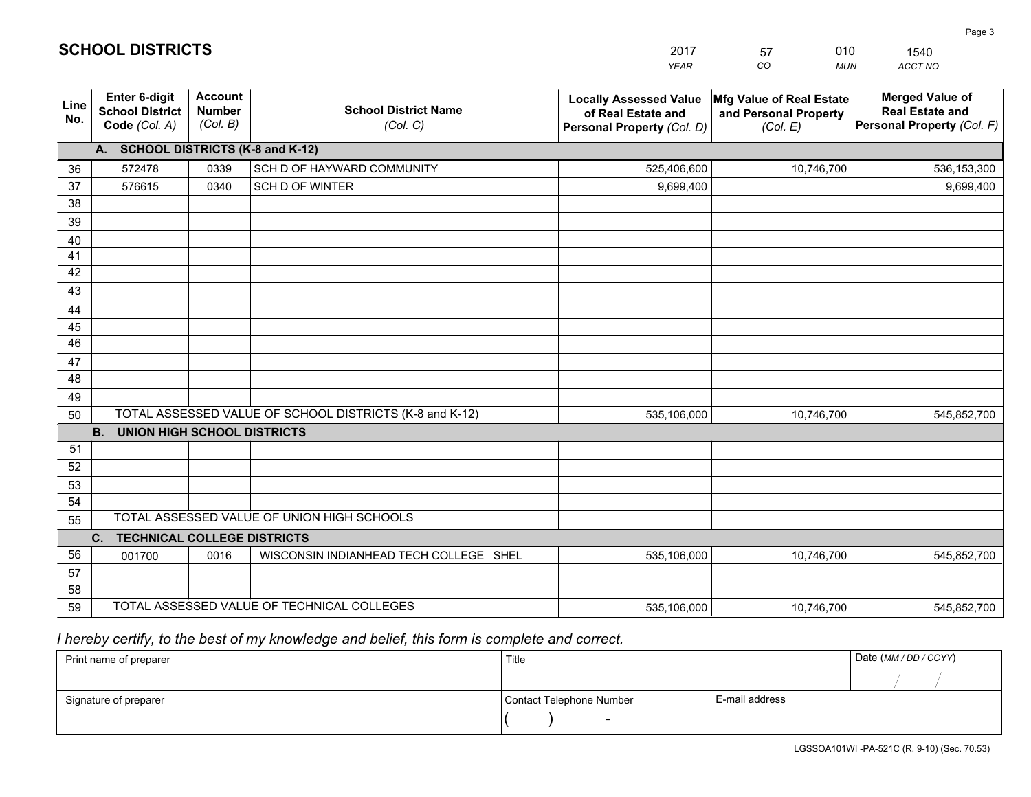## SCHOOL DISTRICTS

| 2017 | 57 | 010 | 1540 |
|---|---|---|---|
| *YEAR* | *CO* | *MUN* | *ACCT NO* |

| Line No. | Enter 6-digit School District Code *(Col. A)* | Account Number *(Col. B)* | School District Name *(Col. C)* | Locally Assessed Value of Real Estate and Personal Property *(Col. D)* | Mfg Value of Real Estate and Personal Property *(Col. E)* | Merged Value of Real Estate and Personal Property *(Col. F)* |
|---|---|---|---|---|---|---|
| **A. SCHOOL DISTRICTS (K-8 and K-12)** | | | | | | |
| 36 | 572478 | 0339 | SCH D OF HAYWARD COMMUNITY | 525,406,600 | 10,746,700 | 536,153,300 |
| 37 | 576615 | 0340 | SCH D OF WINTER | 9,699,400 | | 9,699,400 |
| 38 | | | | | | |
| 39 | | | | | | |
| 40 | | | | | | |
| 41 | | | | | | |
| 42 | | | | | | |
| 43 | | | | | | |
| 44 | | | | | | |
| 45 | | | | | | |
| 46 | | | | | | |
| 47 | | | | | | |
| 48 | | | | | | |
| 49 | | | | | | |
| 50 | TOTAL ASSESSED VALUE OF SCHOOL DISTRICTS (K-8 and K-12) | | | 535,106,000 | 10,746,700 | 545,852,700 |
| **B. UNION HIGH SCHOOL DISTRICTS** | | | | | | |
| 51 | | | | | | |
| 52 | | | | | | |
| 53 | | | | | | |
| 54 | | | | | | |
| 55 | TOTAL ASSESSED VALUE OF UNION HIGH SCHOOLS | | | | | |
| **C. TECHNICAL COLLEGE DISTRICTS** | | | | | | |
| 56 | 001700 | 0016 | WISCONSIN INDIANHEAD TECH COLLEGE SHEL | 535,106,000 | 10,746,700 | 545,852,700 |
| 57 | | | | | | |
| 58 | | | | | | |
| 59 | TOTAL ASSESSED VALUE OF TECHNICAL COLLEGES | | | 535,106,000 | 10,746,700 | 545,852,700 |

*I hereby certify, to the best of my knowledge and belief, this form is complete and correct.*

| Print name of preparer | Title | | Date *(MM / DD / CCYY)* |
|---|---|---|---|
| | | | / / |
| Signature of preparer | Contact Telephone Number | E-mail address | |
| | ( ) - | | |

LGSSOA101WI -PA-521C (R. 9-10) (Sec. 70.53)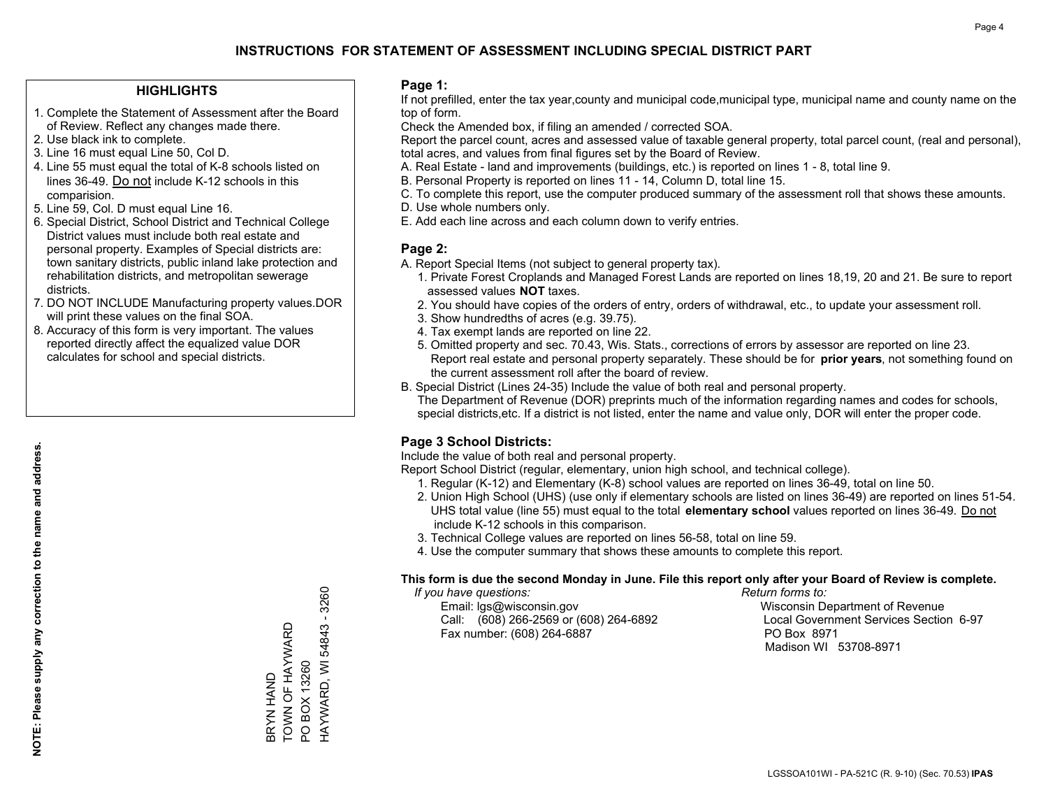# INSTRUCTIONS FOR STATEMENT OF ASSESSMENT INCLUDING SPECIAL DISTRICT PART

## HIGHLIGHTS

1. Complete the Statement of Assessment after the Board of Review. Reflect any changes made there.
2. Use black ink to complete.
3. Line 16 must equal Line 50, Col D.
4. Line 55 must equal the total of K-8 schools listed on lines 36-49. Do not include K-12 schools in this comparision.
5. Line 59, Col. D must equal Line 16.
6. Special District, School District and Technical College District values must include both real estate and personal property. Examples of Special districts are: town sanitary districts, public inland lake protection and rehabilitation districts, and metropolitan sewerage districts.
7. DO NOT INCLUDE Manufacturing property values.DOR will print these values on the final SOA.
8. Accuracy of this form is very important. The values reported directly affect the equalized value DOR calculates for school and special districts.

**NOTE: Please supply any correction to the name and address.**

BRYN HAND
TOWN OF HAYWARD
PO BOX 13260
HAYWARD, WI 54843 - 3260

## Page 1:

If not prefilled, enter the tax year,county and municipal code,municipal type, municipal name and county name on the top of form.

Check the Amended box, if filing an amended / corrected SOA.

Report the parcel count, acres and assessed value of taxable general property, total parcel count, (real and personal), total acres, and values from final figures set by the Board of Review.

A. Real Estate - land and improvements (buildings, etc.) is reported on lines 1 - 8, total line 9.
B. Personal Property is reported on lines 11 - 14, Column D, total line 15.
C. To complete this report, use the computer produced summary of the assessment roll that shows these amounts.
D. Use whole numbers only.
E. Add each line across and each column down to verify entries.

## Page 2:

A. Report Special Items (not subject to general property tax).
   1. Private Forest Croplands and Managed Forest Lands are reported on lines 18,19, 20 and 21. Be sure to report assessed values **NOT** taxes.
   2. You should have copies of the orders of entry, orders of withdrawal, etc., to update your assessment roll.
   3. Show hundredths of acres (e.g. 39.75).
   4. Tax exempt lands are reported on line 22.
   5. Omitted property and sec. 70.43, Wis. Stats., corrections of errors by assessor are reported on line 23. Report real estate and personal property separately. These should be for **prior years**, not something found on the current assessment roll after the board of review.
B. Special District (Lines 24-35) Include the value of both real and personal property.
   The Department of Revenue (DOR) preprints much of the information regarding names and codes for schools, special districts,etc. If a district is not listed, enter the name and value only, DOR will enter the proper code.

## Page 3 School Districts:

Include the value of both real and personal property.

Report School District (regular, elementary, union high school, and technical college).

1. Regular (K-12) and Elementary (K-8) school values are reported on lines 36-49, total on line 50.
2. Union High School (UHS) (use only if elementary schools are listed on lines 36-49) are reported on lines 51-54. UHS total value (line 55) must equal to the total **elementary school** values reported on lines 36-49. Do not include K-12 schools in this comparison.
3. Technical College values are reported on lines 56-58, total on line 59.
4. Use the computer summary that shows these amounts to complete this report.

**This form is due the second Monday in June. File this report only after your Board of Review is complete.**

*If you have questions:*
Email: lgs@wisconsin.gov
Call: (608) 266-2569 or (608) 264-6892
Fax number: (608) 264-6887

*Return forms to:*
Wisconsin Department of Revenue
Local Government Services Section 6-97
PO Box 8971
Madison WI 53708-8971

LGSSOA101WI - PA-521C (R. 9-10) (Sec. 70.53) **IPAS**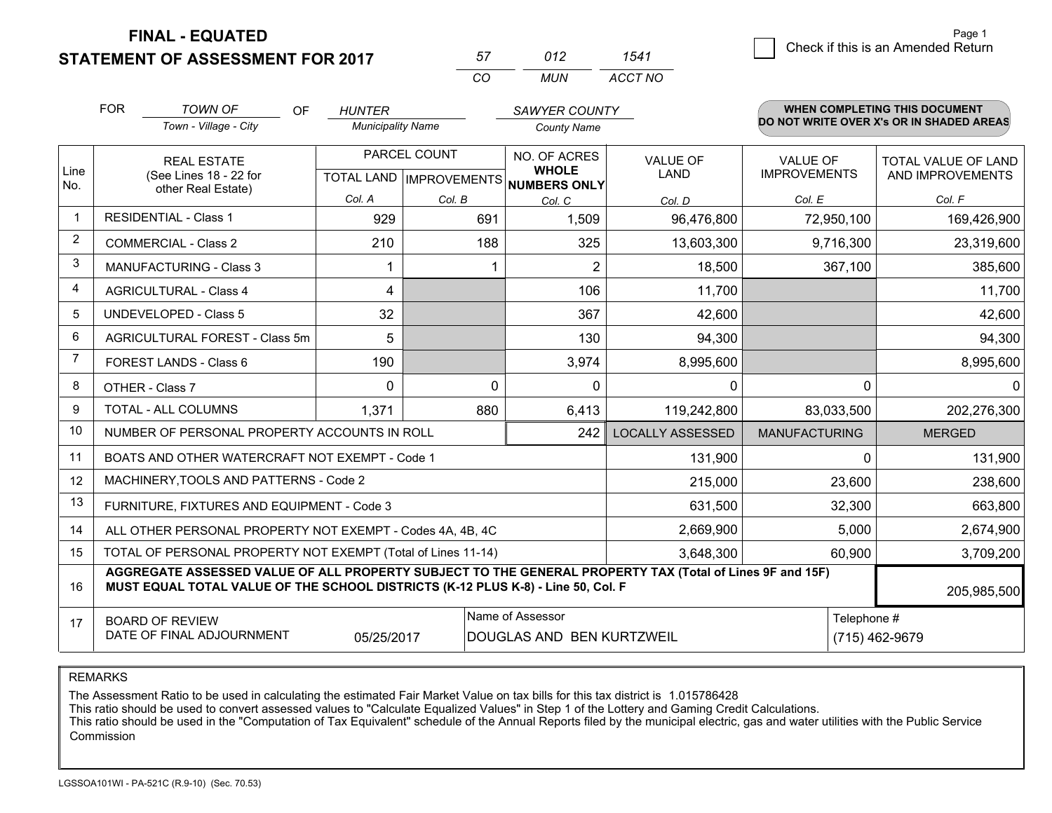**FINAL - EQUATED**
**STATEMENT OF ASSESSMENT FOR 2017**

| 57 | 012 | 1541 |
|---|---|---|
| CO | MUN | ACCT NO |

☐ Check if this is an Amended Return

FOR *TOWN OF* (Town - Village - City) OF *HUNTER* (Municipality Name) *SAWYER COUNTY* (County Name)

**WHEN COMPLETING THIS DOCUMENT DO NOT WRITE OVER X's OR IN SHADED AREAS**

| Line No. | REAL ESTATE (See Lines 18 - 22 for other Real Estate) | PARCEL COUNT TOTAL LAND Col. A | PARCEL COUNT IMPROVEMENTS Col. B | NO. OF ACRES WHOLE NUMBERS ONLY Col. C | VALUE OF LAND Col. D | VALUE OF IMPROVEMENTS Col. E | TOTAL VALUE OF LAND AND IMPROVEMENTS Col. F |
|---|---|---|---|---|---|---|---|
| 1 | RESIDENTIAL - Class 1 | 929 | 691 | 1,509 | 96,476,800 | 72,950,100 | 169,426,900 |
| 2 | COMMERCIAL - Class 2 | 210 | 188 | 325 | 13,603,300 | 9,716,300 | 23,319,600 |
| 3 | MANUFACTURING - Class 3 | 1 | 1 | 2 | 18,500 | 367,100 | 385,600 |
| 4 | AGRICULTURAL - Class 4 | 4 | | 106 | 11,700 | | 11,700 |
| 5 | UNDEVELOPED - Class 5 | 32 | | 367 | 42,600 | | 42,600 |
| 6 | AGRICULTURAL FOREST - Class 5m | 5 | | 130 | 94,300 | | 94,300 |
| 7 | FOREST LANDS - Class 6 | 190 | | 3,974 | 8,995,600 | | 8,995,600 |
| 8 | OTHER - Class 7 | 0 | 0 | 0 | 0 | 0 | 0 |
| 9 | TOTAL - ALL COLUMNS | 1,371 | 880 | 6,413 | 119,242,800 | 83,033,500 | 202,276,300 |
| 10 | NUMBER OF PERSONAL PROPERTY ACCOUNTS IN ROLL | | | 242 | LOCALLY ASSESSED | MANUFACTURING | MERGED |
| 11 | BOATS AND OTHER WATERCRAFT NOT EXEMPT - Code 1 | | | | 131,900 | 0 | 131,900 |
| 12 | MACHINERY,TOOLS AND PATTERNS - Code 2 | | | | 215,000 | 23,600 | 238,600 |
| 13 | FURNITURE, FIXTURES AND EQUIPMENT - Code 3 | | | | 631,500 | 32,300 | 663,800 |
| 14 | ALL OTHER PERSONAL PROPERTY NOT EXEMPT - Codes 4A, 4B, 4C | | | | 2,669,900 | 5,000 | 2,674,900 |
| 15 | TOTAL OF PERSONAL PROPERTY NOT EXEMPT (Total of Lines 11-14) | | | | 3,648,300 | 60,900 | 3,709,200 |
| 16 | **AGGREGATE ASSESSED VALUE OF ALL PROPERTY SUBJECT TO THE GENERAL PROPERTY TAX (Total of Lines 9F and 15F) MUST EQUAL TOTAL VALUE OF THE SCHOOL DISTRICTS (K-12 PLUS K-8) - Line 50, Col. F** | | | | | | 205,985,500 |
| 17 | BOARD OF REVIEW DATE OF FINAL ADJOURNMENT | 05/25/2017 | | Name of Assessor: DOUGLAS AND BEN KURTZWEIL | | Telephone #: (715) 462-9679 | |

REMARKS

The Assessment Ratio to be used in calculating the estimated Fair Market Value on tax bills for this tax district is 1.015786428
This ratio should be used to convert assessed values to "Calculate Equalized Values" in Step 1 of the Lottery and Gaming Credit Calculations.
This ratio should be used in the "Computation of Tax Equivalent" schedule of the Annual Reports filed by the municipal electric, gas and water utilities with the Public Service Commission

LGSSOA101WI - PA-521C (R.9-10) (Sec. 70.53)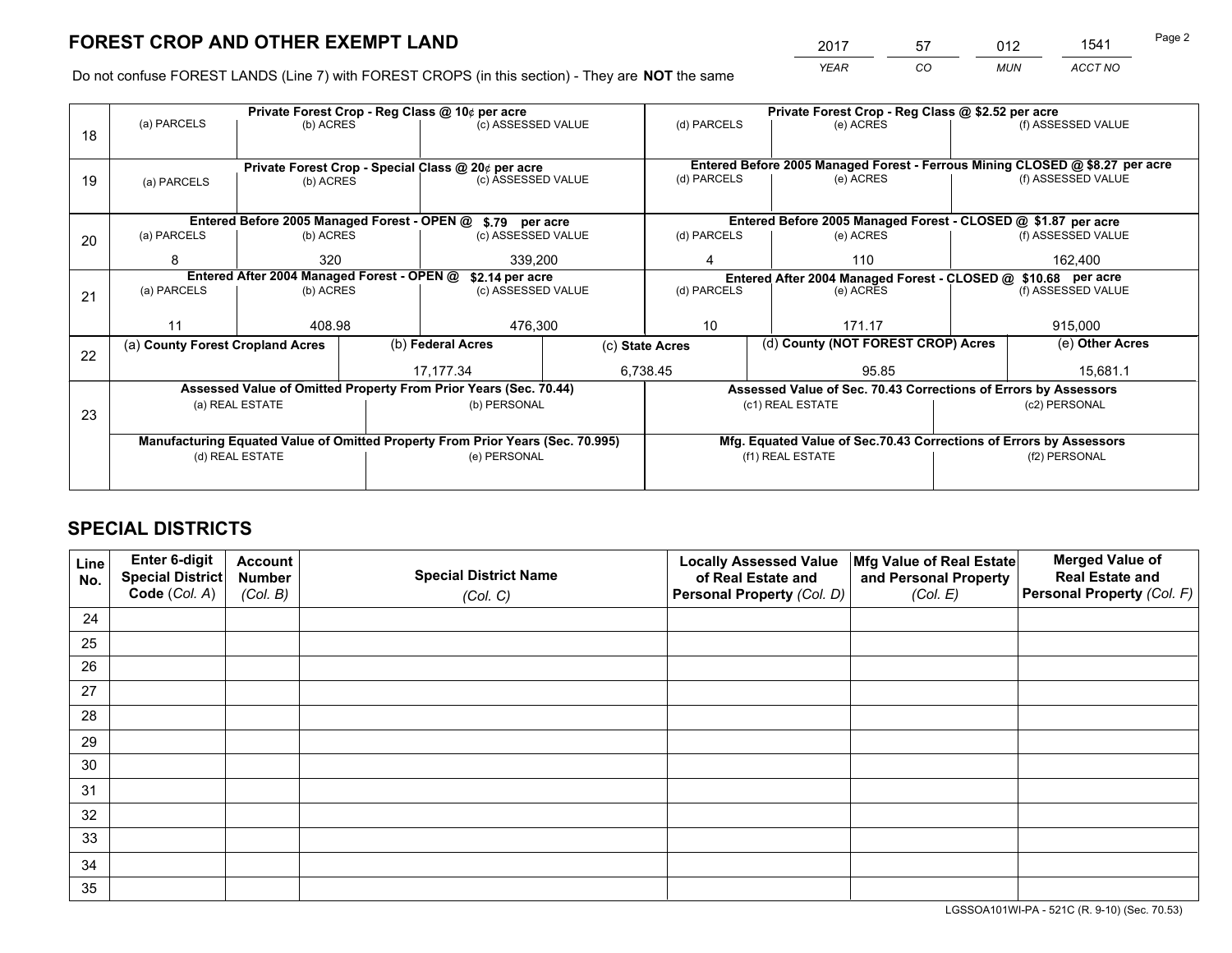# FOREST CROP AND OTHER EXEMPT LAND

| 2017 | 57 | 012 | 1541 |
|---|---|---|---|
| *YEAR* | *CO* | *MUN* | *ACCT NO* |

Do not confuse FOREST LANDS (Line 7) with FOREST CROPS (in this section) - They are **NOT** the same

| Line | Private Forest Crop - Reg Class @ 10¢ per acre | | | Private Forest Crop - Reg Class @ $2.52 per acre | | |
|---|---|---|---|---|---|---|
| 18 | (a) PARCELS | (b) ACRES | (c) ASSESSED VALUE | (d) PARCELS | (e) ACRES | (f) ASSESSED VALUE |
| | | | | | | |
| | **Private Forest Crop - Special Class @ 20¢ per acre** | | | **Entered Before 2005 Managed Forest - Ferrous Mining CLOSED @ $8.27 per acre** | | |
| 19 | (a) PARCELS | (b) ACRES | (c) ASSESSED VALUE | (d) PARCELS | (e) ACRES | (f) ASSESSED VALUE |
| | | | | | | |
| | **Entered Before 2005 Managed Forest - OPEN @ $.79 per acre** | | | **Entered Before 2005 Managed Forest - CLOSED @ $1.87 per acre** | | |
| 20 | (a) PARCELS | (b) ACRES | (c) ASSESSED VALUE | (d) PARCELS | (e) ACRES | (f) ASSESSED VALUE |
| | 8 | 320 | 339,200 | 4 | 110 | 162,400 |
| | **Entered After 2004 Managed Forest - OPEN @ $2.14 per acre** | | | **Entered After 2004 Managed Forest - CLOSED @ $10.68 per acre** | | |
| 21 | (a) PARCELS | (b) ACRES | (c) ASSESSED VALUE | (d) PARCELS | (e) ACRES | (f) ASSESSED VALUE |
| | 11 | 408.98 | 476,300 | 10 | 171.17 | 915,000 |

| Line | (a) County Forest Cropland Acres | (b) Federal Acres | (c) State Acres | (d) County (NOT FOREST CROP) Acres | (e) Other Acres |
|---|---|---|---|---|---|
| 22 | | 17,177.34 | 6,738.45 | 95.85 | 15,681.1 |

| Line | Assessed Value of Omitted Property From Prior Years (Sec. 70.44) | | Assessed Value of Sec. 70.43 Corrections of Errors by Assessors | |
|---|---|---|---|---|
| 23 | (a) REAL ESTATE | (b) PERSONAL | (c1) REAL ESTATE | (c2) PERSONAL |
| | | | | |
| | **Manufacturing Equated Value of Omitted Property From Prior Years (Sec. 70.995)** | | **Mfg. Equated Value of Sec.70.43 Corrections of Errors by Assessors** | |
| | (d) REAL ESTATE | (e) PERSONAL | (f1) REAL ESTATE | (f2) PERSONAL |
| | | | | |

# SPECIAL DISTRICTS

| Line No. | Enter 6-digit Special District Code (Col. A) | Account Number (Col. B) | Special District Name (Col. C) | Locally Assessed Value of Real Estate and Personal Property (Col. D) | Mfg Value of Real Estate and Personal Property (Col. E) | Merged Value of Real Estate and Personal Property (Col. F) |
|---|---|---|---|---|---|---|
| 24 | | | | | | |
| 25 | | | | | | |
| 26 | | | | | | |
| 27 | | | | | | |
| 28 | | | | | | |
| 29 | | | | | | |
| 30 | | | | | | |
| 31 | | | | | | |
| 32 | | | | | | |
| 33 | | | | | | |
| 34 | | | | | | |
| 35 | | | | | | |

LGSSOA101WI-PA - 521C (R. 9-10) (Sec. 70.53)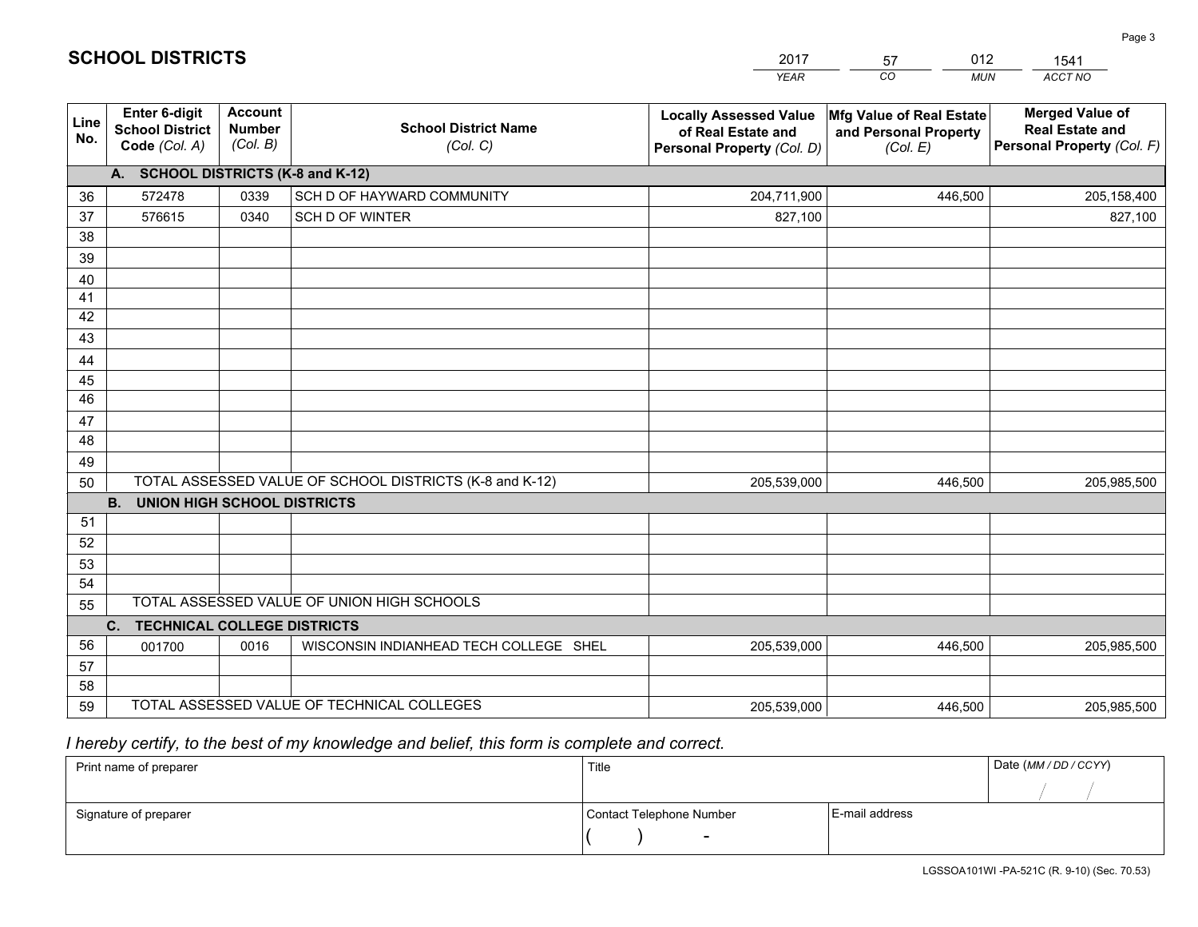# SCHOOL DISTRICTS

| 2017 | 57 | 012 | 1541 |
|---|---|---|---|
| YEAR | CO | MUN | ACCT NO |

| Line No. | Enter 6-digit School District Code (Col. A) | Account Number (Col. B) | School District Name (Col. C) | Locally Assessed Value of Real Estate and Personal Property (Col. D) | Mfg Value of Real Estate and Personal Property (Col. E) | Merged Value of Real Estate and Personal Property (Col. F) |
|---|---|---|---|---|---|---|
| **A. SCHOOL DISTRICTS (K-8 and K-12)** | | | | | | |
| 36 | 572478 | 0339 | SCH D OF HAYWARD COMMUNITY | 204,711,900 | 446,500 | 205,158,400 |
| 37 | 576615 | 0340 | SCH D OF WINTER | 827,100 | | 827,100 |
| 38 | | | | | | |
| 39 | | | | | | |
| 40 | | | | | | |
| 41 | | | | | | |
| 42 | | | | | | |
| 43 | | | | | | |
| 44 | | | | | | |
| 45 | | | | | | |
| 46 | | | | | | |
| 47 | | | | | | |
| 48 | | | | | | |
| 49 | | | | | | |
| 50 | TOTAL ASSESSED VALUE OF SCHOOL DISTRICTS (K-8 and K-12) | | | 205,539,000 | 446,500 | 205,985,500 |
| **B. UNION HIGH SCHOOL DISTRICTS** | | | | | | |
| 51 | | | | | | |
| 52 | | | | | | |
| 53 | | | | | | |
| 54 | | | | | | |
| 55 | TOTAL ASSESSED VALUE OF UNION HIGH SCHOOLS | | | | | |
| **C. TECHNICAL COLLEGE DISTRICTS** | | | | | | |
| 56 | 001700 | 0016 | WISCONSIN INDIANHEAD TECH COLLEGE SHEL | 205,539,000 | 446,500 | 205,985,500 |
| 57 | | | | | | |
| 58 | | | | | | |
| 59 | TOTAL ASSESSED VALUE OF TECHNICAL COLLEGES | | | 205,539,000 | 446,500 | 205,985,500 |

*I hereby certify, to the best of my knowledge and belief, this form is complete and correct.*

| Print name of preparer | Title | | Date (MM / DD / CCYY) |
|---|---|---|---|
| | | | / / |
| Signature of preparer | Contact Telephone Number | E-mail address | |
| | ( ) - | | |

LGSSOA101WI -PA-521C (R. 9-10) (Sec. 70.53)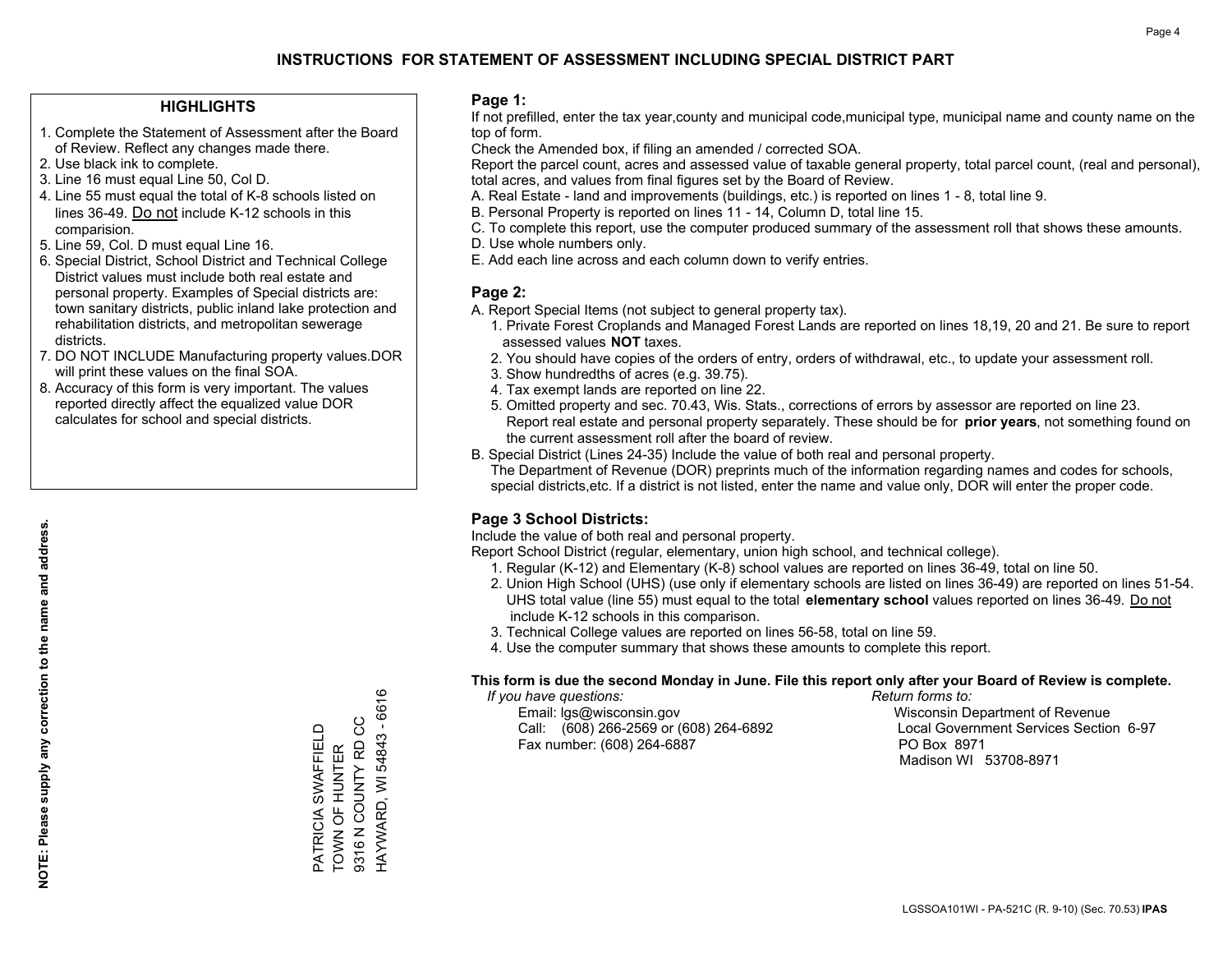# INSTRUCTIONS FOR STATEMENT OF ASSESSMENT INCLUDING SPECIAL DISTRICT PART

## HIGHLIGHTS

1. Complete the Statement of Assessment after the Board of Review. Reflect any changes made there.
2. Use black ink to complete.
3. Line 16 must equal Line 50, Col D.
4. Line 55 must equal the total of K-8 schools listed on lines 36-49. Do not include K-12 schools in this comparision.
5. Line 59, Col. D must equal Line 16.
6. Special District, School District and Technical College District values must include both real estate and personal property. Examples of Special districts are: town sanitary districts, public inland lake protection and rehabilitation districts, and metropolitan sewerage districts.
7. DO NOT INCLUDE Manufacturing property values.DOR will print these values on the final SOA.
8. Accuracy of this form is very important. The values reported directly affect the equalized value DOR calculates for school and special districts.

**NOTE: Please supply any correction to the name and address.**

PATRICIA SWAFFIELD
TOWN OF HUNTER
9316 N COUNTY RD CC
HAYWARD, WI 54843 - 6616

## Page 1:

If not prefilled, enter the tax year,county and municipal code,municipal type, municipal name and county name on the top of form.

Check the Amended box, if filing an amended / corrected SOA.

Report the parcel count, acres and assessed value of taxable general property, total parcel count, (real and personal), total acres, and values from final figures set by the Board of Review.

A. Real Estate - land and improvements (buildings, etc.) is reported on lines 1 - 8, total line 9.
B. Personal Property is reported on lines 11 - 14, Column D, total line 15.
C. To complete this report, use the computer produced summary of the assessment roll that shows these amounts.
D. Use whole numbers only.
E. Add each line across and each column down to verify entries.

## Page 2:

A. Report Special Items (not subject to general property tax).
   1. Private Forest Croplands and Managed Forest Lands are reported on lines 18,19, 20 and 21. Be sure to report assessed values **NOT** taxes.
   2. You should have copies of the orders of entry, orders of withdrawal, etc., to update your assessment roll.
   3. Show hundredths of acres (e.g. 39.75).
   4. Tax exempt lands are reported on line 22.
   5. Omitted property and sec. 70.43, Wis. Stats., corrections of errors by assessor are reported on line 23. Report real estate and personal property separately. These should be for **prior years**, not something found on the current assessment roll after the board of review.
B. Special District (Lines 24-35) Include the value of both real and personal property.
   The Department of Revenue (DOR) preprints much of the information regarding names and codes for schools, special districts,etc. If a district is not listed, enter the name and value only, DOR will enter the proper code.

## Page 3 School Districts:

Include the value of both real and personal property.

Report School District (regular, elementary, union high school, and technical college).

1. Regular (K-12) and Elementary (K-8) school values are reported on lines 36-49, total on line 50.
2. Union High School (UHS) (use only if elementary schools are listed on lines 36-49) are reported on lines 51-54. UHS total value (line 55) must equal to the total **elementary school** values reported on lines 36-49. Do not include K-12 schools in this comparison.
3. Technical College values are reported on lines 56-58, total on line 59.
4. Use the computer summary that shows these amounts to complete this report.

**This form is due the second Monday in June. File this report only after your Board of Review is complete.**

*If you have questions:*
Email: lgs@wisconsin.gov
Call: (608) 266-2569 or (608) 264-6892
Fax number: (608) 264-6887

*Return forms to:*
Wisconsin Department of Revenue
Local Government Services Section 6-97
PO Box 8971
Madison WI 53708-8971

LGSSOA101WI - PA-521C (R. 9-10) (Sec. 70.53) **IPAS**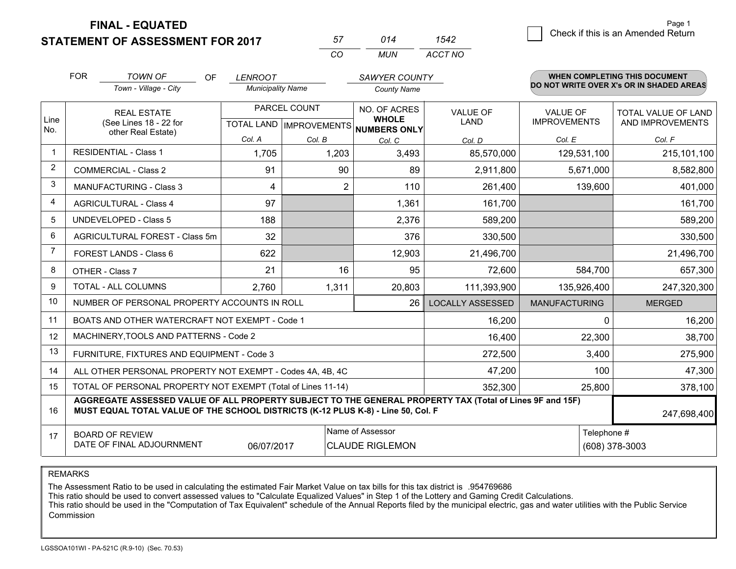**FINAL - EQUATED**
**STATEMENT OF ASSESSMENT FOR 2017**

| 57 | 014 | 1542 |
|---|---|---|
| CO | MUN | ACCT NO |

Page 1

☐ Check if this is an Amended Return

FOR *TOWN OF* (Town - Village - City) OF *LENROOT* (Municipality Name) *SAWYER COUNTY* (County Name)

**WHEN COMPLETING THIS DOCUMENT DO NOT WRITE OVER X's OR IN SHADED AREAS**

| Line No. | REAL ESTATE (See Lines 18 - 22 for other Real Estate) | PARCEL COUNT TOTAL LAND Col. A | PARCEL COUNT IMPROVEMENTS Col. B | NO. OF ACRES WHOLE NUMBERS ONLY Col. C | VALUE OF LAND Col. D | VALUE OF IMPROVEMENTS Col. E | TOTAL VALUE OF LAND AND IMPROVEMENTS Col. F |
|---|---|---|---|---|---|---|---|
| 1 | RESIDENTIAL - Class 1 | 1,705 | 1,203 | 3,493 | 85,570,000 | 129,531,100 | 215,101,100 |
| 2 | COMMERCIAL - Class 2 | 91 | 90 | 89 | 2,911,800 | 5,671,000 | 8,582,800 |
| 3 | MANUFACTURING - Class 3 | 4 | 2 | 110 | 261,400 | 139,600 | 401,000 |
| 4 | AGRICULTURAL - Class 4 | 97 | | 1,361 | 161,700 | | 161,700 |
| 5 | UNDEVELOPED - Class 5 | 188 | | 2,376 | 589,200 | | 589,200 |
| 6 | AGRICULTURAL FOREST - Class 5m | 32 | | 376 | 330,500 | | 330,500 |
| 7 | FOREST LANDS - Class 6 | 622 | | 12,903 | 21,496,700 | | 21,496,700 |
| 8 | OTHER - Class 7 | 21 | 16 | 95 | 72,600 | 584,700 | 657,300 |
| 9 | TOTAL - ALL COLUMNS | 2,760 | 1,311 | 20,803 | 111,393,900 | 135,926,400 | 247,320,300 |
| 10 | NUMBER OF PERSONAL PROPERTY ACCOUNTS IN ROLL | | | 26 | LOCALLY ASSESSED | MANUFACTURING | MERGED |
| 11 | BOATS AND OTHER WATERCRAFT NOT EXEMPT - Code 1 | | | | 16,200 | 0 | 16,200 |
| 12 | MACHINERY,TOOLS AND PATTERNS - Code 2 | | | | 16,400 | 22,300 | 38,700 |
| 13 | FURNITURE, FIXTURES AND EQUIPMENT - Code 3 | | | | 272,500 | 3,400 | 275,900 |
| 14 | ALL OTHER PERSONAL PROPERTY NOT EXEMPT - Codes 4A, 4B, 4C | | | | 47,200 | 100 | 47,300 |
| 15 | TOTAL OF PERSONAL PROPERTY NOT EXEMPT (Total of Lines 11-14) | | | | 352,300 | 25,800 | 378,100 |
| 16 | **AGGREGATE ASSESSED VALUE OF ALL PROPERTY SUBJECT TO THE GENERAL PROPERTY TAX (Total of Lines 9F and 15F) MUST EQUAL TOTAL VALUE OF THE SCHOOL DISTRICTS (K-12 PLUS K-8) - Line 50, Col. F** | | | | | | 247,698,400 |
| 17 | BOARD OF REVIEW DATE OF FINAL ADJOURNMENT | 06/07/2017 | Name of Assessor: CLAUDE RIGLEMON | | | Telephone #: (608) 378-3003 | |

REMARKS

The Assessment Ratio to be used in calculating the estimated Fair Market Value on tax bills for this tax district is .954769686
This ratio should be used to convert assessed values to "Calculate Equalized Values" in Step 1 of the Lottery and Gaming Credit Calculations.
This ratio should be used in the "Computation of Tax Equivalent" schedule of the Annual Reports filed by the municipal electric, gas and water utilities with the Public Service Commission

LGSSOA101WI - PA-521C (R.9-10) (Sec. 70.53)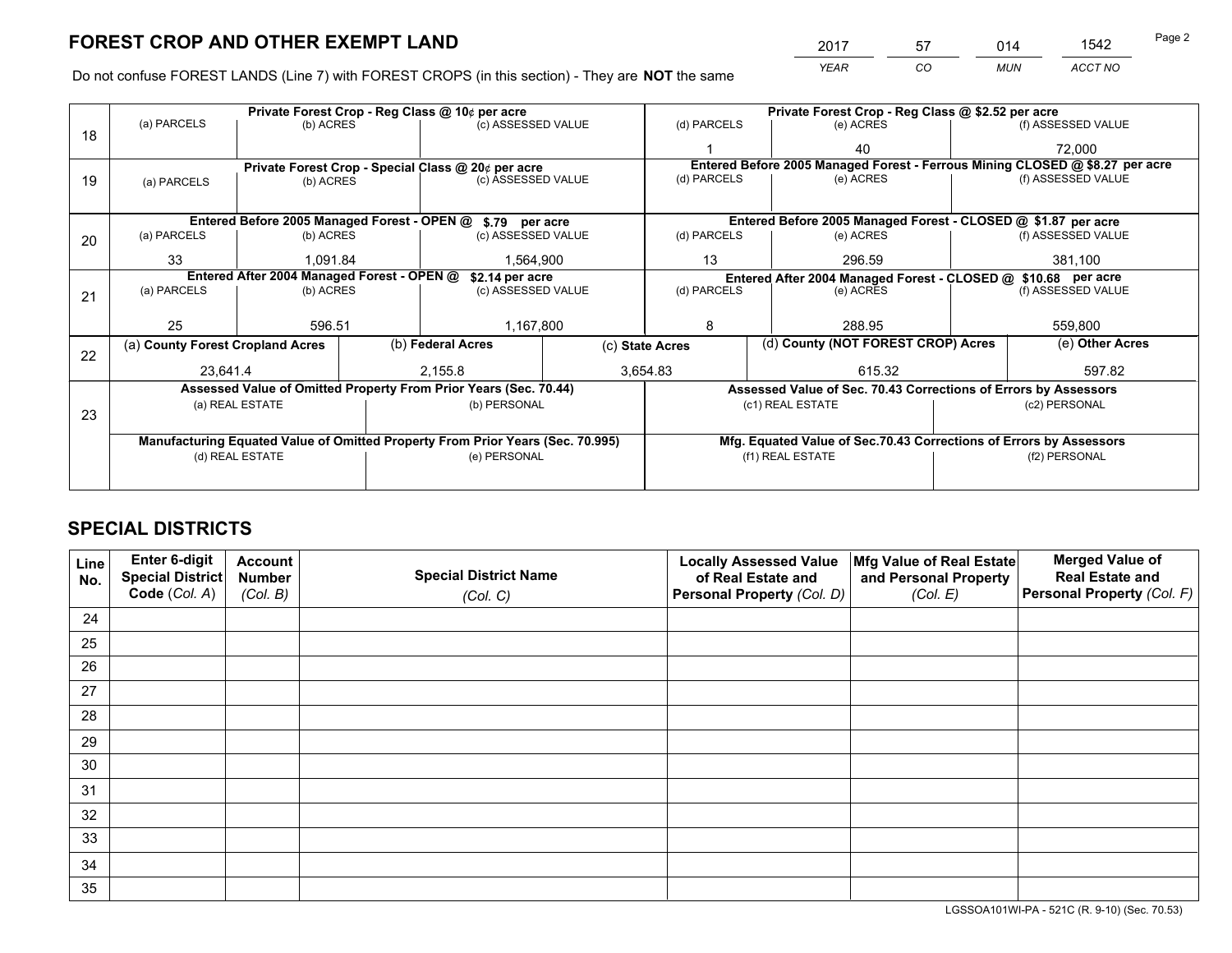# FOREST CROP AND OTHER EXEMPT LAND

| 2017 | 57 | 014 | 1542 |
|---|---|---|---|
| *YEAR* | *CO* | *MUN* | *ACCT NO* |

Do not confuse FOREST LANDS (Line 7) with FOREST CROPS (in this section) - They are **NOT** the same

| Line | Private Forest Crop - Reg Class @ 10¢ per acre | | | Private Forest Crop - Reg Class @ $2.52 per acre | | |
|---|---|---|---|---|---|---|
| 18 | (a) PARCELS | (b) ACRES | (c) ASSESSED VALUE | (d) PARCELS | (e) ACRES | (f) ASSESSED VALUE |
| | | | | 1 | 40 | 72,000 |
| | **Private Forest Crop - Special Class @ 20¢ per acre** | | | **Entered Before 2005 Managed Forest - Ferrous Mining CLOSED @ $8.27 per acre** | | |
| 19 | (a) PARCELS | (b) ACRES | (c) ASSESSED VALUE | (d) PARCELS | (e) ACRES | (f) ASSESSED VALUE |
| | | | | | | |
| | **Entered Before 2005 Managed Forest - OPEN @ $.79 per acre** | | | **Entered Before 2005 Managed Forest - CLOSED @ $1.87 per acre** | | |
| 20 | (a) PARCELS | (b) ACRES | (c) ASSESSED VALUE | (d) PARCELS | (e) ACRES | (f) ASSESSED VALUE |
| | 33 | 1,091.84 | 1,564,900 | 13 | 296.59 | 381,100 |
| | **Entered After 2004 Managed Forest - OPEN @ $2.14 per acre** | | | **Entered After 2004 Managed Forest - CLOSED @ $10.68 per acre** | | |
| 21 | (a) PARCELS | (b) ACRES | (c) ASSESSED VALUE | (d) PARCELS | (e) ACRES | (f) ASSESSED VALUE |
| | 25 | 596.51 | 1,167,800 | 8 | 288.95 | 559,800 |

| Line | (a) County Forest Cropland Acres | (b) Federal Acres | (c) State Acres | (d) County (NOT FOREST CROP) Acres | (e) Other Acres |
|---|---|---|---|---|---|
| 22 | 23,641.4 | 2,155.8 | 3,654.83 | 615.32 | 597.82 |

| Line | Assessed Value of Omitted Property From Prior Years (Sec. 70.44) | | Assessed Value of Sec. 70.43 Corrections of Errors by Assessors | |
|---|---|---|---|---|
| 23 | (a) REAL ESTATE | (b) PERSONAL | (c1) REAL ESTATE | (c2) PERSONAL |
| | | | | |
| | **Manufacturing Equated Value of Omitted Property From Prior Years (Sec. 70.995)** | | **Mfg. Equated Value of Sec.70.43 Corrections of Errors by Assessors** | |
| | (d) REAL ESTATE | (e) PERSONAL | (f1) REAL ESTATE | (f2) PERSONAL |
| | | | | |

# SPECIAL DISTRICTS

| Line No. | Enter 6-digit Special District Code (*Col. A*) | Account Number (*Col. B*) | Special District Name (*Col. C*) | Locally Assessed Value of Real Estate and Personal Property (*Col. D*) | Mfg Value of Real Estate and Personal Property (*Col. E*) | Merged Value of Real Estate and Personal Property (*Col. F*) |
|---|---|---|---|---|---|---|
| 24 | | | | | | |
| 25 | | | | | | |
| 26 | | | | | | |
| 27 | | | | | | |
| 28 | | | | | | |
| 29 | | | | | | |
| 30 | | | | | | |
| 31 | | | | | | |
| 32 | | | | | | |
| 33 | | | | | | |
| 34 | | | | | | |
| 35 | | | | | | |

LGSSOA101WI-PA - 521C (R. 9-10) (Sec. 70.53)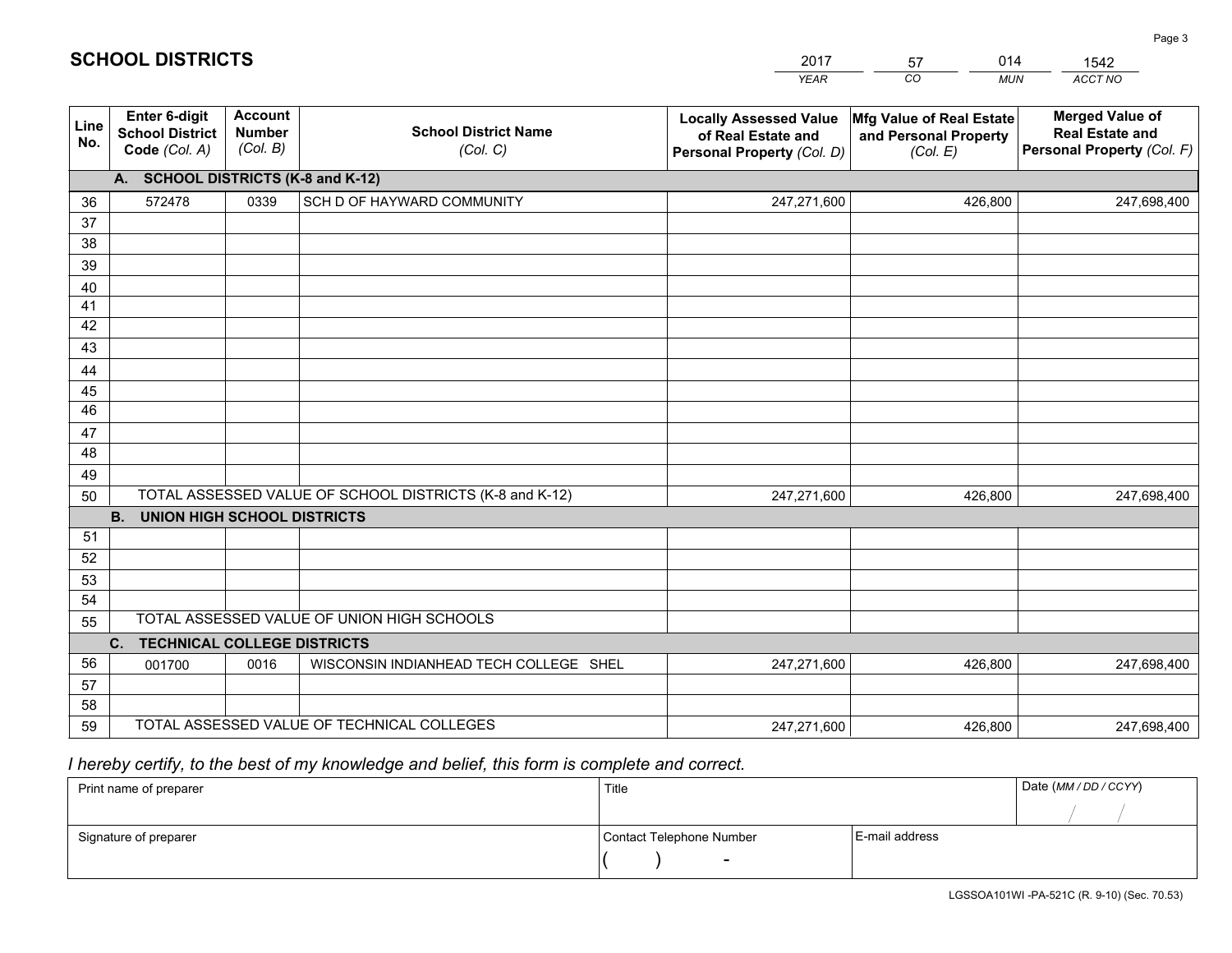# SCHOOL DISTRICTS

| 2017 | 57 | 014 | 1542 |
|---|---|---|---|
| *YEAR* | *CO* | *MUN* | *ACCT NO* |

| Line No. | Enter 6-digit School District Code *(Col. A)* | Account Number *(Col. B)* | School District Name *(Col. C)* | Locally Assessed Value of Real Estate and Personal Property *(Col. D)* | Mfg Value of Real Estate and Personal Property *(Col. E)* | Merged Value of Real Estate and Personal Property *(Col. F)* |
|---|---|---|---|---|---|---|
| | **A. SCHOOL DISTRICTS (K-8 and K-12)** | | | | | |
| 36 | 572478 | 0339 | SCH D OF HAYWARD COMMUNITY | 247,271,600 | 426,800 | 247,698,400 |
| 37 | | | | | | |
| 38 | | | | | | |
| 39 | | | | | | |
| 40 | | | | | | |
| 41 | | | | | | |
| 42 | | | | | | |
| 43 | | | | | | |
| 44 | | | | | | |
| 45 | | | | | | |
| 46 | | | | | | |
| 47 | | | | | | |
| 48 | | | | | | |
| 49 | | | | | | |
| 50 | TOTAL ASSESSED VALUE OF SCHOOL DISTRICTS (K-8 and K-12) | | | 247,271,600 | 426,800 | 247,698,400 |
| | **B. UNION HIGH SCHOOL DISTRICTS** | | | | | |
| 51 | | | | | | |
| 52 | | | | | | |
| 53 | | | | | | |
| 54 | | | | | | |
| 55 | TOTAL ASSESSED VALUE OF UNION HIGH SCHOOLS | | | | | |
| | **C. TECHNICAL COLLEGE DISTRICTS** | | | | | |
| 56 | 001700 | 0016 | WISCONSIN INDIANHEAD TECH COLLEGE SHEL | 247,271,600 | 426,800 | 247,698,400 |
| 57 | | | | | | |
| 58 | | | | | | |
| 59 | TOTAL ASSESSED VALUE OF TECHNICAL COLLEGES | | | 247,271,600 | 426,800 | 247,698,400 |

*I hereby certify, to the best of my knowledge and belief, this form is complete and correct.*

| Print name of preparer | Title | | Date *(MM / DD / CCYY)* |
|---|---|---|---|
| | | | / / |
| Signature of preparer | Contact Telephone Number | E-mail address | |
| | ( ) - | | |

LGSSOA101WI -PA-521C (R. 9-10) (Sec. 70.53)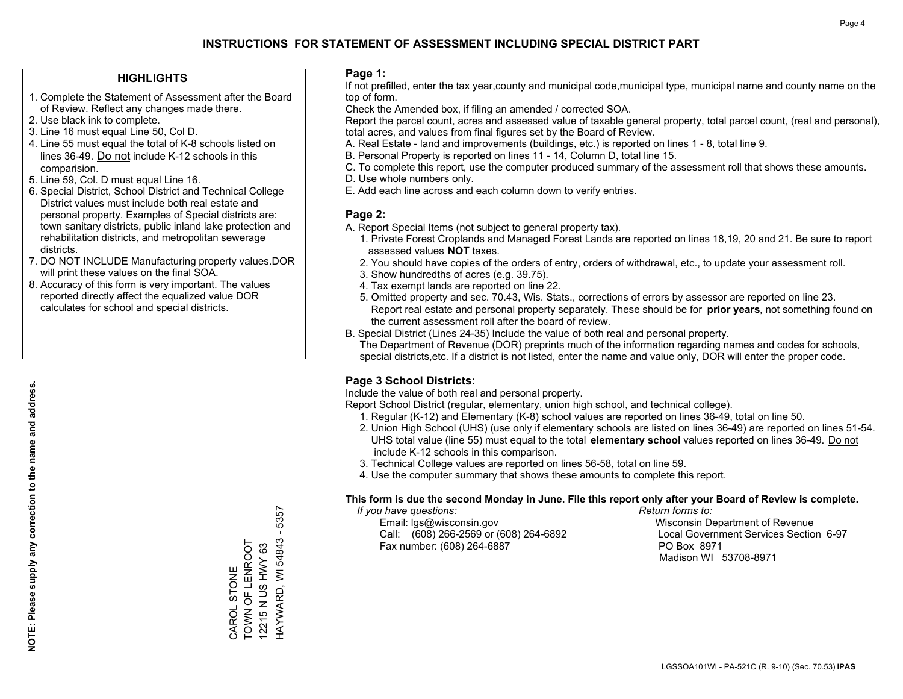# INSTRUCTIONS FOR STATEMENT OF ASSESSMENT INCLUDING SPECIAL DISTRICT PART

## HIGHLIGHTS

1. Complete the Statement of Assessment after the Board of Review. Reflect any changes made there.
2. Use black ink to complete.
3. Line 16 must equal Line 50, Col D.
4. Line 55 must equal the total of K-8 schools listed on lines 36-49. Do not include K-12 schools in this comparision.
5. Line 59, Col. D must equal Line 16.
6. Special District, School District and Technical College District values must include both real estate and personal property. Examples of Special districts are: town sanitary districts, public inland lake protection and rehabilitation districts, and metropolitan sewerage districts.
7. DO NOT INCLUDE Manufacturing property values.DOR will print these values on the final SOA.
8. Accuracy of this form is very important. The values reported directly affect the equalized value DOR calculates for school and special districts.

**NOTE: Please supply any correction to the name and address.**

CAROL STONE
TOWN OF LENROOT
12215 N US HWY 63
HAYWARD, WI 54843 - 5357

## Page 1:

If not prefilled, enter the tax year,county and municipal code,municipal type, municipal name and county name on the top of form.

Check the Amended box, if filing an amended / corrected SOA.

Report the parcel count, acres and assessed value of taxable general property, total parcel count, (real and personal), total acres, and values from final figures set by the Board of Review.

A. Real Estate - land and improvements (buildings, etc.) is reported on lines 1 - 8, total line 9.
B. Personal Property is reported on lines 11 - 14, Column D, total line 15.
C. To complete this report, use the computer produced summary of the assessment roll that shows these amounts.
D. Use whole numbers only.
E. Add each line across and each column down to verify entries.

## Page 2:

A. Report Special Items (not subject to general property tax).
   1. Private Forest Croplands and Managed Forest Lands are reported on lines 18,19, 20 and 21. Be sure to report assessed values **NOT** taxes.
   2. You should have copies of the orders of entry, orders of withdrawal, etc., to update your assessment roll.
   3. Show hundredths of acres (e.g. 39.75).
   4. Tax exempt lands are reported on line 22.
   5. Omitted property and sec. 70.43, Wis. Stats., corrections of errors by assessor are reported on line 23. Report real estate and personal property separately. These should be for **prior years**, not something found on the current assessment roll after the board of review.
B. Special District (Lines 24-35) Include the value of both real and personal property.
   The Department of Revenue (DOR) preprints much of the information regarding names and codes for schools, special districts,etc. If a district is not listed, enter the name and value only, DOR will enter the proper code.

## Page 3 School Districts:

Include the value of both real and personal property.

Report School District (regular, elementary, union high school, and technical college).

1. Regular (K-12) and Elementary (K-8) school values are reported on lines 36-49, total on line 50.
2. Union High School (UHS) (use only if elementary schools are listed on lines 36-49) are reported on lines 51-54. UHS total value (line 55) must equal to the total **elementary school** values reported on lines 36-49. Do not include K-12 schools in this comparison.
3. Technical College values are reported on lines 56-58, total on line 59.
4. Use the computer summary that shows these amounts to complete this report.

**This form is due the second Monday in June. File this report only after your Board of Review is complete.**

*If you have questions:*
Email: lgs@wisconsin.gov
Call: (608) 266-2569 or (608) 264-6892
Fax number: (608) 264-6887

*Return forms to:*
Wisconsin Department of Revenue
Local Government Services Section 6-97
PO Box 8971
Madison WI 53708-8971

LGSSOA101WI - PA-521C (R. 9-10) (Sec. 70.53) **IPAS**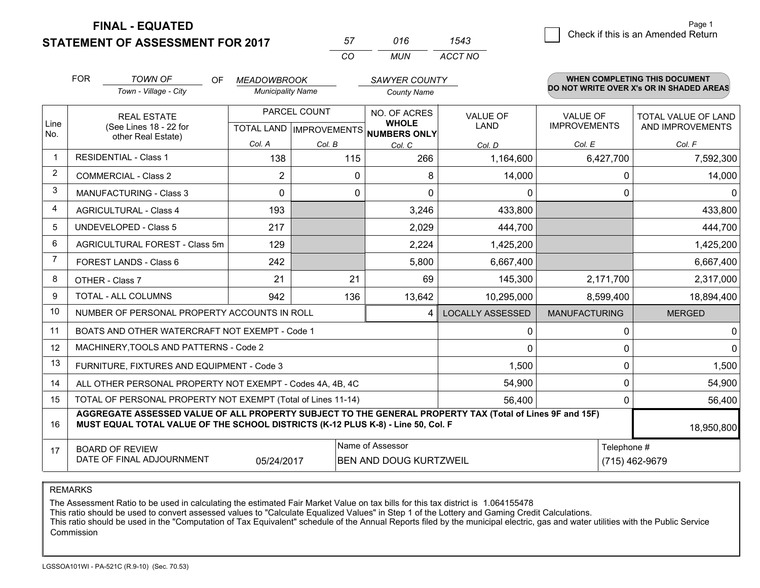# FINAL - EQUATED
# STATEMENT OF ASSESSMENT FOR 2017

| 57 | 016 | 1543 |
|---|---|---|
| CO | MUN | ACCT NO |

Page 1

Check if this is an Amended Return

FOR *TOWN OF* (Town - Village - City) OF *MEADOWBROOK* (Municipality Name) *SAWYER COUNTY* (County Name)

**WHEN COMPLETING THIS DOCUMENT DO NOT WRITE OVER X's OR IN SHADED AREAS**

| Line No. | REAL ESTATE (See Lines 18 - 22 for other Real Estate) | PARCEL COUNT TOTAL LAND Col. A | PARCEL COUNT IMPROVEMENTS Col. B | NO. OF ACRES WHOLE NUMBERS ONLY Col. C | VALUE OF LAND Col. D | VALUE OF IMPROVEMENTS Col. E | TOTAL VALUE OF LAND AND IMPROVEMENTS Col. F |
|---|---|---|---|---|---|---|---|
| 1 | RESIDENTIAL - Class 1 | 138 | 115 | 266 | 1,164,600 | 6,427,700 | 7,592,300 |
| 2 | COMMERCIAL - Class 2 | 2 | 0 | 8 | 14,000 | 0 | 14,000 |
| 3 | MANUFACTURING - Class 3 | 0 | 0 | 0 | 0 | 0 | 0 |
| 4 | AGRICULTURAL - Class 4 | 193 | | 3,246 | 433,800 | | 433,800 |
| 5 | UNDEVELOPED - Class 5 | 217 | | 2,029 | 444,700 | | 444,700 |
| 6 | AGRICULTURAL FOREST - Class 5m | 129 | | 2,224 | 1,425,200 | | 1,425,200 |
| 7 | FOREST LANDS - Class 6 | 242 | | 5,800 | 6,667,400 | | 6,667,400 |
| 8 | OTHER - Class 7 | 21 | 21 | 69 | 145,300 | 2,171,700 | 2,317,000 |
| 9 | TOTAL - ALL COLUMNS | 942 | 136 | 13,642 | 10,295,000 | 8,599,400 | 18,894,400 |
| 10 | NUMBER OF PERSONAL PROPERTY ACCOUNTS IN ROLL | | | 4 | LOCALLY ASSESSED | MANUFACTURING | MERGED |
| 11 | BOATS AND OTHER WATERCRAFT NOT EXEMPT - Code 1 | | | | 0 | 0 | 0 |
| 12 | MACHINERY,TOOLS AND PATTERNS - Code 2 | | | | 0 | 0 | 0 |
| 13 | FURNITURE, FIXTURES AND EQUIPMENT - Code 3 | | | | 1,500 | 0 | 1,500 |
| 14 | ALL OTHER PERSONAL PROPERTY NOT EXEMPT - Codes 4A, 4B, 4C | | | | 54,900 | 0 | 54,900 |
| 15 | TOTAL OF PERSONAL PROPERTY NOT EXEMPT (Total of Lines 11-14) | | | | 56,400 | 0 | 56,400 |
| 16 | **AGGREGATE ASSESSED VALUE OF ALL PROPERTY SUBJECT TO THE GENERAL PROPERTY TAX (Total of Lines 9F and 15F) MUST EQUAL TOTAL VALUE OF THE SCHOOL DISTRICTS (K-12 PLUS K-8) - Line 50, Col. F** | | | | | | 18,950,800 |
| 17 | BOARD OF REVIEW DATE OF FINAL ADJOURNMENT | 05/24/2017 | Name of Assessor | BEN AND DOUG KURTZWEIL | | Telephone # | (715) 462-9679 |

REMARKS

The Assessment Ratio to be used in calculating the estimated Fair Market Value on tax bills for this tax district is 1.064155478
This ratio should be used to convert assessed values to "Calculate Equalized Values" in Step 1 of the Lottery and Gaming Credit Calculations.
This ratio should be used in the "Computation of Tax Equivalent" schedule of the Annual Reports filed by the municipal electric, gas and water utilities with the Public Service Commission

LGSSOA101WI - PA-521C (R.9-10) (Sec. 70.53)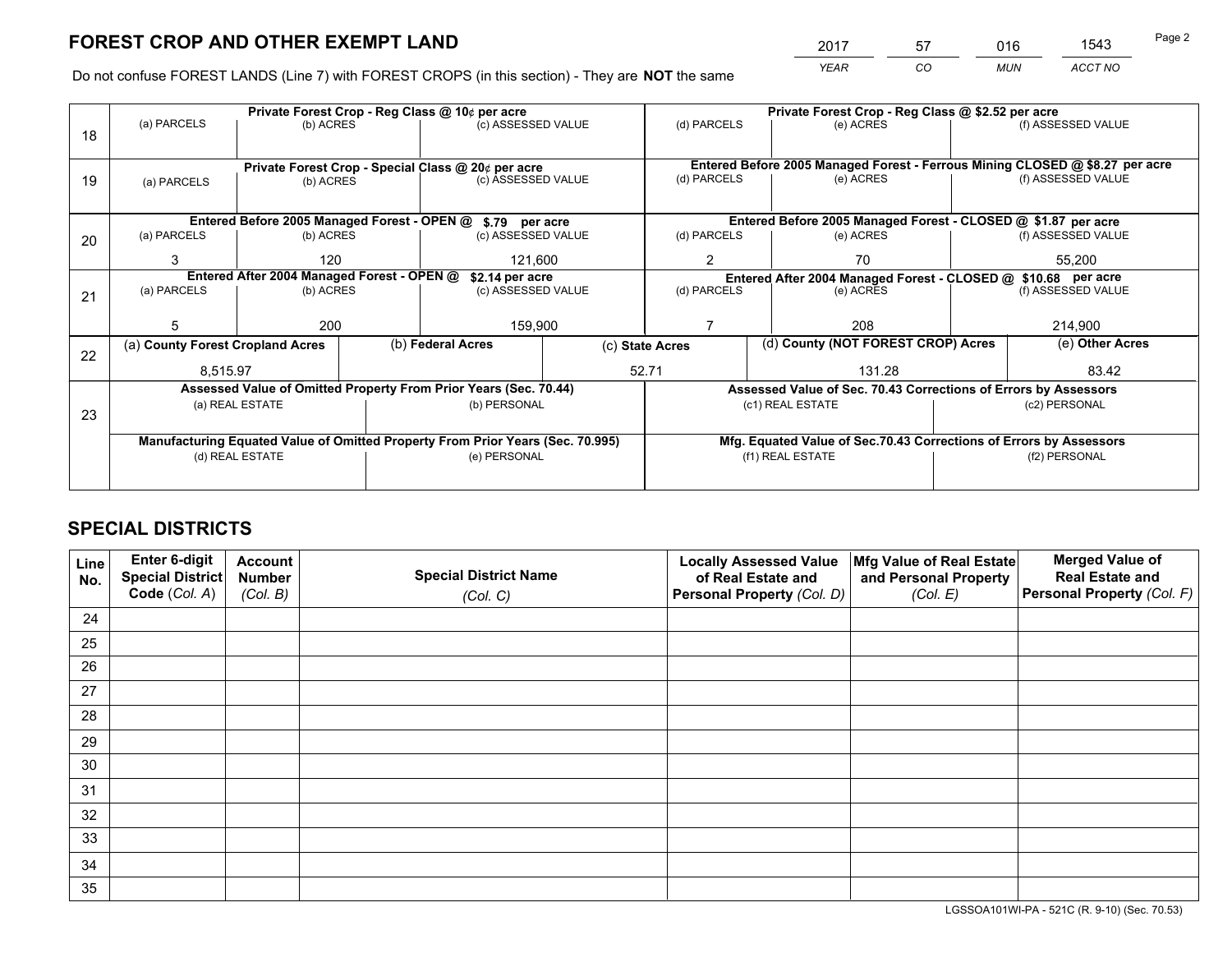# FOREST CROP AND OTHER EXEMPT LAND

| 2017 | 57 | 016 | 1543 |
|---|---|---|---|
| *YEAR* | *CO* | *MUN* | *ACCT NO* |

Do not confuse FOREST LANDS (Line 7) with FOREST CROPS (in this section) - They are **NOT** the same

| Line | Private Forest Crop - Reg Class @ 10¢ per acre | | | Private Forest Crop - Reg Class @ $2.52 per acre | | |
|---|---|---|---|---|---|---|
| 18 | (a) PARCELS | (b) ACRES | (c) ASSESSED VALUE | (d) PARCELS | (e) ACRES | (f) ASSESSED VALUE |
| | | | | | | |
| | **Private Forest Crop - Special Class @ 20¢ per acre** | | | **Entered Before 2005 Managed Forest - Ferrous Mining CLOSED @ $8.27 per acre** | | |
| 19 | (a) PARCELS | (b) ACRES | (c) ASSESSED VALUE | (d) PARCELS | (e) ACRES | (f) ASSESSED VALUE |
| | | | | | | |
| | **Entered Before 2005 Managed Forest - OPEN @ $.79 per acre** | | | **Entered Before 2005 Managed Forest - CLOSED @ $1.87 per acre** | | |
| 20 | (a) PARCELS | (b) ACRES | (c) ASSESSED VALUE | (d) PARCELS | (e) ACRES | (f) ASSESSED VALUE |
| | 3 | 120 | 121,600 | 2 | 70 | 55,200 |
| | **Entered After 2004 Managed Forest - OPEN @ $2.14 per acre** | | | **Entered After 2004 Managed Forest - CLOSED @ $10.68 per acre** | | |
| 21 | (a) PARCELS | (b) ACRES | (c) ASSESSED VALUE | (d) PARCELS | (e) ACRES | (f) ASSESSED VALUE |
| | 5 | 200 | 159,900 | 7 | 208 | 214,900 |

| Line | (a) County Forest Cropland Acres | (b) Federal Acres | (c) State Acres | (d) County (NOT FOREST CROP) Acres | (e) Other Acres |
|---|---|---|---|---|---|
| 22 | 8,515.97 | | 52.71 | 131.28 | 83.42 |

| Line | Assessed Value of Omitted Property From Prior Years (Sec. 70.44) | | Assessed Value of Sec. 70.43 Corrections of Errors by Assessors | |
|---|---|---|---|---|
| 23 | (a) REAL ESTATE | (b) PERSONAL | (c1) REAL ESTATE | (c2) PERSONAL |
| | | | | |
| | **Manufacturing Equated Value of Omitted Property From Prior Years (Sec. 70.995)** | | **Mfg. Equated Value of Sec.70.43 Corrections of Errors by Assessors** | |
| | (d) REAL ESTATE | (e) PERSONAL | (f1) REAL ESTATE | (f2) PERSONAL |
| | | | | |

# SPECIAL DISTRICTS

| Line No. | Enter 6-digit Special District Code (Col. A) | Account Number (Col. B) | Special District Name (Col. C) | Locally Assessed Value of Real Estate and Personal Property (Col. D) | Mfg Value of Real Estate and Personal Property (Col. E) | Merged Value of Real Estate and Personal Property (Col. F) |
|---|---|---|---|---|---|---|
| 24 | | | | | | |
| 25 | | | | | | |
| 26 | | | | | | |
| 27 | | | | | | |
| 28 | | | | | | |
| 29 | | | | | | |
| 30 | | | | | | |
| 31 | | | | | | |
| 32 | | | | | | |
| 33 | | | | | | |
| 34 | | | | | | |
| 35 | | | | | | |

LGSSOA101WI-PA - 521C (R. 9-10) (Sec. 70.53)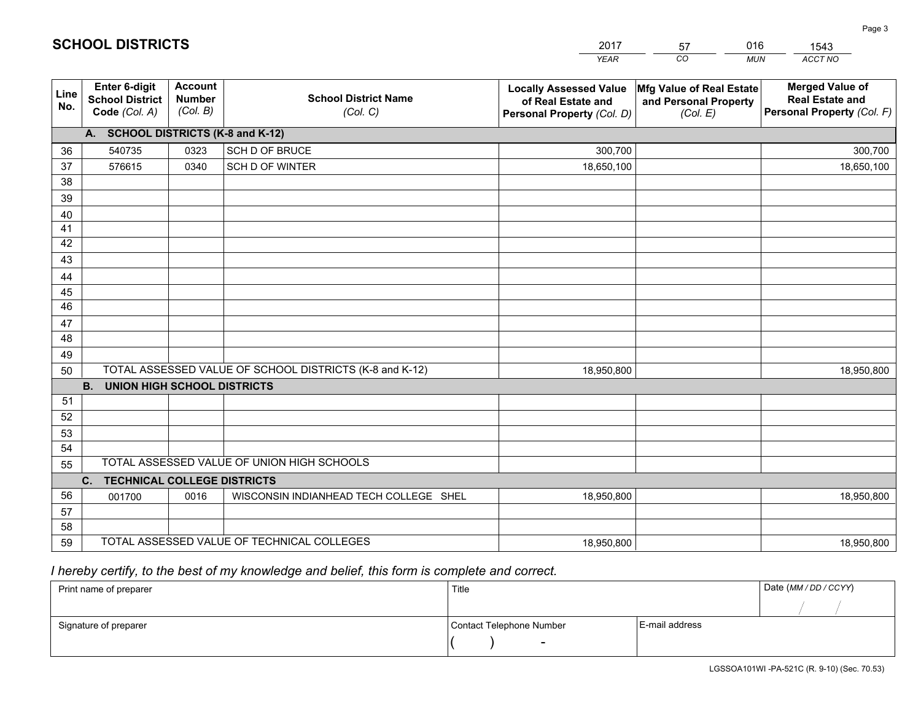# SCHOOL DISTRICTS

| 2017 | 57 | 016 | 1543 |
|---|---|---|---|
| *YEAR* | *CO* | *MUN* | *ACCT NO* |

| Line No. | Enter 6-digit School District Code *(Col. A)* | Account Number *(Col. B)* | School District Name *(Col. C)* | Locally Assessed Value of Real Estate and Personal Property *(Col. D)* | Mfg Value of Real Estate and Personal Property *(Col. E)* | Merged Value of Real Estate and Personal Property *(Col. F)* |
|---|---|---|---|---|---|---|
| | **A. SCHOOL DISTRICTS (K-8 and K-12)** | | | | | |
| 36 | 540735 | 0323 | SCH D OF BRUCE | 300,700 | | 300,700 |
| 37 | 576615 | 0340 | SCH D OF WINTER | 18,650,100 | | 18,650,100 |
| 38 | | | | | | |
| 39 | | | | | | |
| 40 | | | | | | |
| 41 | | | | | | |
| 42 | | | | | | |
| 43 | | | | | | |
| 44 | | | | | | |
| 45 | | | | | | |
| 46 | | | | | | |
| 47 | | | | | | |
| 48 | | | | | | |
| 49 | | | | | | |
| 50 | TOTAL ASSESSED VALUE OF SCHOOL DISTRICTS (K-8 and K-12) | | | 18,950,800 | | 18,950,800 |
| | **B. UNION HIGH SCHOOL DISTRICTS** | | | | | |
| 51 | | | | | | |
| 52 | | | | | | |
| 53 | | | | | | |
| 54 | | | | | | |
| 55 | TOTAL ASSESSED VALUE OF UNION HIGH SCHOOLS | | | | | |
| | **C. TECHNICAL COLLEGE DISTRICTS** | | | | | |
| 56 | 001700 | 0016 | WISCONSIN INDIANHEAD TECH COLLEGE SHEL | 18,950,800 | | 18,950,800 |
| 57 | | | | | | |
| 58 | | | | | | |
| 59 | TOTAL ASSESSED VALUE OF TECHNICAL COLLEGES | | | 18,950,800 | | 18,950,800 |

*I hereby certify, to the best of my knowledge and belief, this form is complete and correct.*

| Print name of preparer | Title | | Date *(MM / DD / CCYY)* |
|---|---|---|---|
| | | | / / |
| Signature of preparer | Contact Telephone Number | E-mail address | |
| | ( ) - | | |

LGSSOA101WI -PA-521C (R. 9-10) (Sec. 70.53)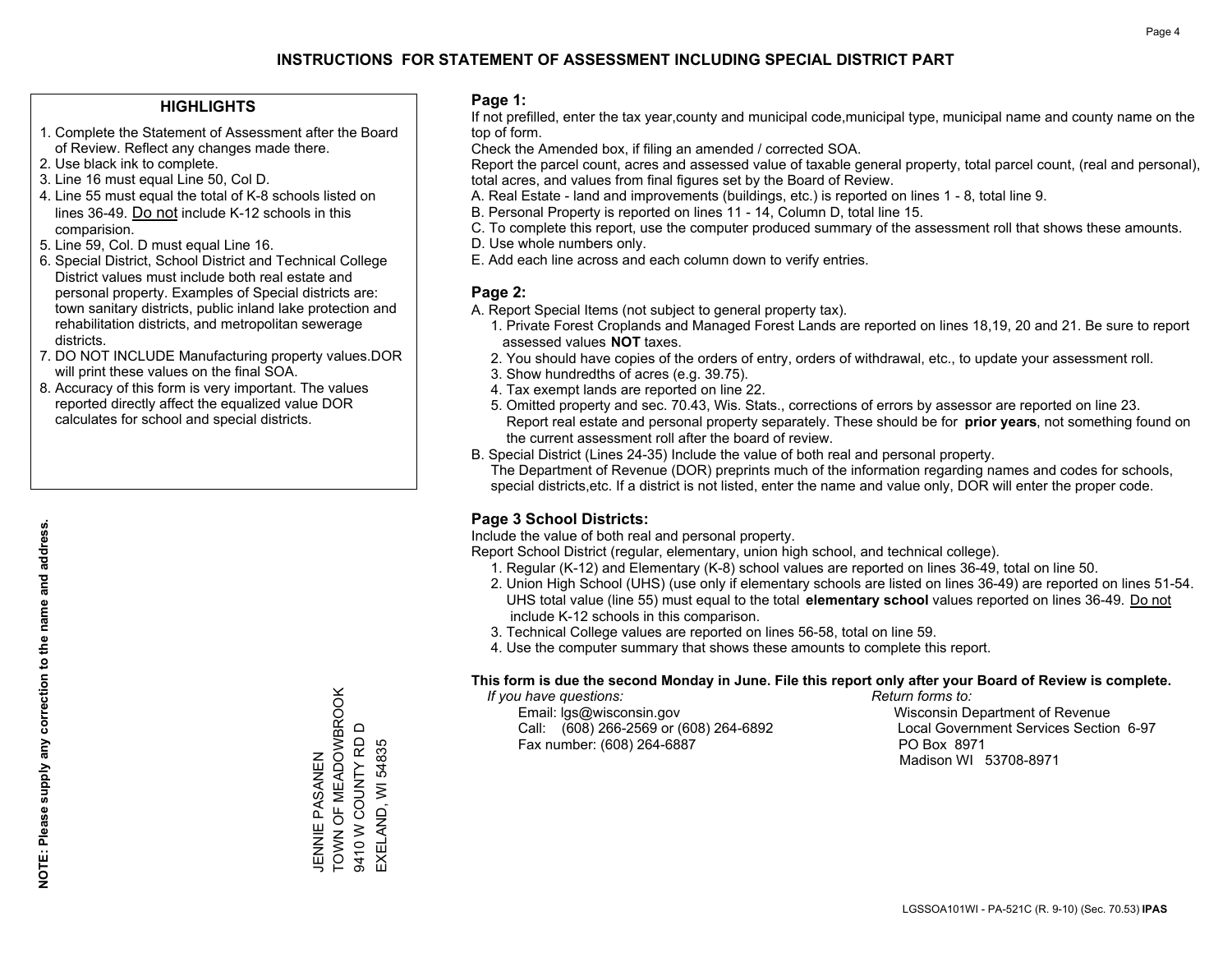# INSTRUCTIONS FOR STATEMENT OF ASSESSMENT INCLUDING SPECIAL DISTRICT PART

## HIGHLIGHTS

1. Complete the Statement of Assessment after the Board of Review. Reflect any changes made there.
2. Use black ink to complete.
3. Line 16 must equal Line 50, Col D.
4. Line 55 must equal the total of K-8 schools listed on lines 36-49. Do not include K-12 schools in this comparision.
5. Line 59, Col. D must equal Line 16.
6. Special District, School District and Technical College District values must include both real estate and personal property. Examples of Special districts are: town sanitary districts, public inland lake protection and rehabilitation districts, and metropolitan sewerage districts.
7. DO NOT INCLUDE Manufacturing property values.DOR will print these values on the final SOA.
8. Accuracy of this form is very important. The values reported directly affect the equalized value DOR calculates for school and special districts.

**NOTE: Please supply any correction to the name and address.**

JENNIE PASANEN
TOWN OF MEADOWBROOK
9410 W COUNTY RD D
EXELAND, WI 54835

## Page 1:

If not prefilled, enter the tax year,county and municipal code,municipal type, municipal name and county name on the top of form.

Check the Amended box, if filing an amended / corrected SOA.

Report the parcel count, acres and assessed value of taxable general property, total parcel count, (real and personal), total acres, and values from final figures set by the Board of Review.

A. Real Estate - land and improvements (buildings, etc.) is reported on lines 1 - 8, total line 9.
B. Personal Property is reported on lines 11 - 14, Column D, total line 15.
C. To complete this report, use the computer produced summary of the assessment roll that shows these amounts.
D. Use whole numbers only.
E. Add each line across and each column down to verify entries.

## Page 2:

A. Report Special Items (not subject to general property tax).
   1. Private Forest Croplands and Managed Forest Lands are reported on lines 18,19, 20 and 21. Be sure to report assessed values **NOT** taxes.
   2. You should have copies of the orders of entry, orders of withdrawal, etc., to update your assessment roll.
   3. Show hundredths of acres (e.g. 39.75).
   4. Tax exempt lands are reported on line 22.
   5. Omitted property and sec. 70.43, Wis. Stats., corrections of errors by assessor are reported on line 23. Report real estate and personal property separately. These should be for **prior years**, not something found on the current assessment roll after the board of review.
B. Special District (Lines 24-35) Include the value of both real and personal property.
   The Department of Revenue (DOR) preprints much of the information regarding names and codes for schools, special districts,etc. If a district is not listed, enter the name and value only, DOR will enter the proper code.

## Page 3 School Districts:

Include the value of both real and personal property.

Report School District (regular, elementary, union high school, and technical college).

1. Regular (K-12) and Elementary (K-8) school values are reported on lines 36-49, total on line 50.
2. Union High School (UHS) (use only if elementary schools are listed on lines 36-49) are reported on lines 51-54. UHS total value (line 55) must equal to the total **elementary school** values reported on lines 36-49. Do not include K-12 schools in this comparison.
3. Technical College values are reported on lines 56-58, total on line 59.
4. Use the computer summary that shows these amounts to complete this report.

**This form is due the second Monday in June. File this report only after your Board of Review is complete.**

*If you have questions:*
Email: lgs@wisconsin.gov
Call: (608) 266-2569 or (608) 264-6892
Fax number: (608) 264-6887

*Return forms to:*
Wisconsin Department of Revenue
Local Government Services Section 6-97
PO Box 8971
Madison WI 53708-8971

LGSSOA101WI - PA-521C (R. 9-10) (Sec. 70.53) **IPAS**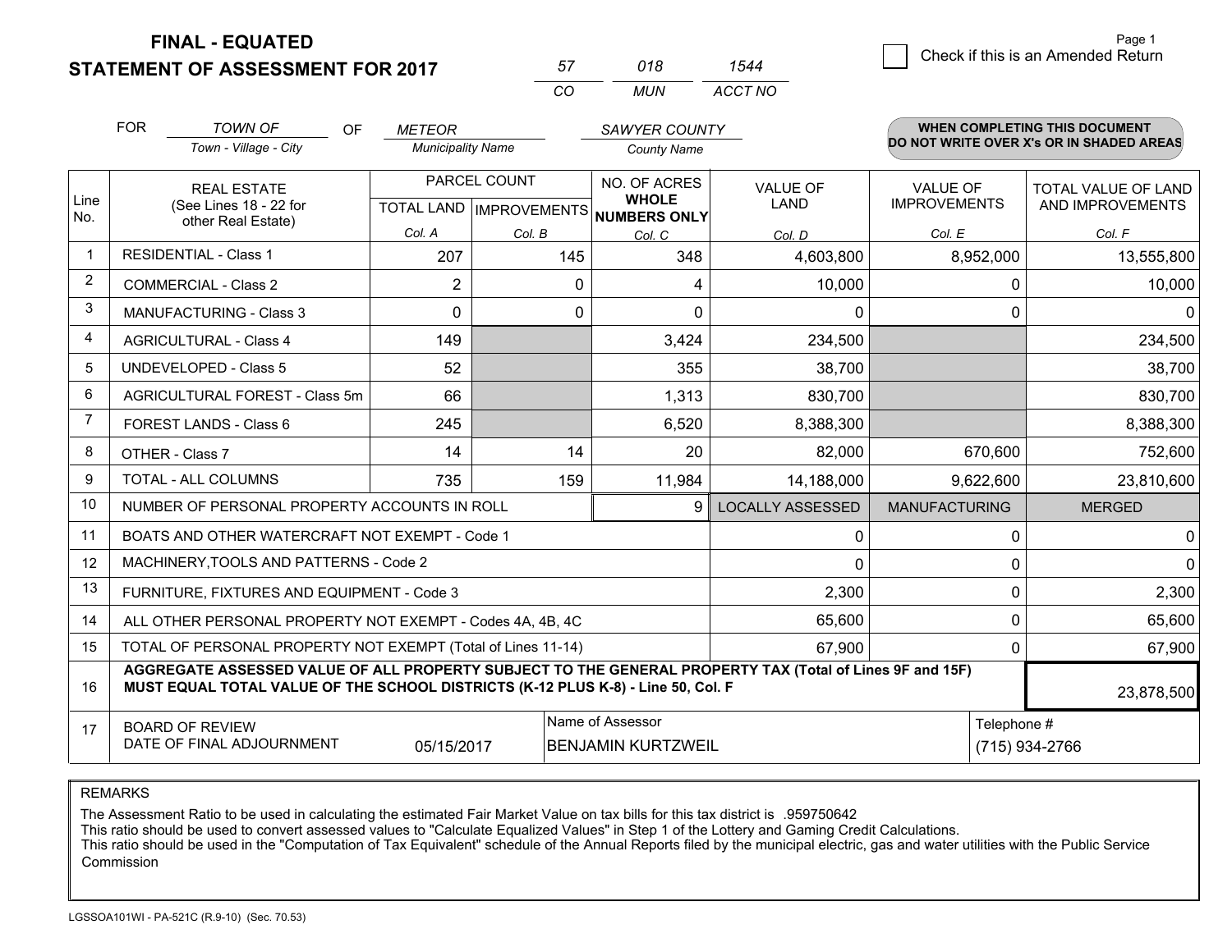**FINAL - EQUATED**
**STATEMENT OF ASSESSMENT FOR 2017**

| 57 | 018 | 1544 |
|---|---|---|
| CO | MUN | ACCT NO |

☐ Check if this is an Amended Return

FOR *TOWN OF* (Town - Village - City) OF *METEOR* (Municipality Name) *SAWYER COUNTY* (County Name)

**WHEN COMPLETING THIS DOCUMENT DO NOT WRITE OVER X's OR IN SHADED AREAS**

| Line No. | REAL ESTATE (See Lines 18 - 22 for other Real Estate) | PARCEL COUNT TOTAL LAND Col. A | PARCEL COUNT IMPROVEMENTS Col. B | NO. OF ACRES WHOLE NUMBERS ONLY Col. C | VALUE OF LAND Col. D | VALUE OF IMPROVEMENTS Col. E | TOTAL VALUE OF LAND AND IMPROVEMENTS Col. F |
|---|---|---|---|---|---|---|---|
| 1 | RESIDENTIAL - Class 1 | 207 | 145 | 348 | 4,603,800 | 8,952,000 | 13,555,800 |
| 2 | COMMERCIAL - Class 2 | 2 | 0 | 4 | 10,000 | 0 | 10,000 |
| 3 | MANUFACTURING - Class 3 | 0 | 0 | 0 | 0 | 0 | 0 |
| 4 | AGRICULTURAL - Class 4 | 149 | | 3,424 | 234,500 | | 234,500 |
| 5 | UNDEVELOPED - Class 5 | 52 | | 355 | 38,700 | | 38,700 |
| 6 | AGRICULTURAL FOREST - Class 5m | 66 | | 1,313 | 830,700 | | 830,700 |
| 7 | FOREST LANDS - Class 6 | 245 | | 6,520 | 8,388,300 | | 8,388,300 |
| 8 | OTHER - Class 7 | 14 | 14 | 20 | 82,000 | 670,600 | 752,600 |
| 9 | TOTAL - ALL COLUMNS | 735 | 159 | 11,984 | 14,188,000 | 9,622,600 | 23,810,600 |
| 10 | NUMBER OF PERSONAL PROPERTY ACCOUNTS IN ROLL | | | 9 | LOCALLY ASSESSED | MANUFACTURING | MERGED |
| 11 | BOATS AND OTHER WATERCRAFT NOT EXEMPT - Code 1 | | | | 0 | 0 | 0 |
| 12 | MACHINERY,TOOLS AND PATTERNS - Code 2 | | | | 0 | 0 | 0 |
| 13 | FURNITURE, FIXTURES AND EQUIPMENT - Code 3 | | | | 2,300 | 0 | 2,300 |
| 14 | ALL OTHER PERSONAL PROPERTY NOT EXEMPT - Codes 4A, 4B, 4C | | | | 65,600 | 0 | 65,600 |
| 15 | TOTAL OF PERSONAL PROPERTY NOT EXEMPT (Total of Lines 11-14) | | | | 67,900 | 0 | 67,900 |
| 16 | **AGGREGATE ASSESSED VALUE OF ALL PROPERTY SUBJECT TO THE GENERAL PROPERTY TAX (Total of Lines 9F and 15F) MUST EQUAL TOTAL VALUE OF THE SCHOOL DISTRICTS (K-12 PLUS K-8) - Line 50, Col. F** | | | | | | 23,878,500 |
| 17 | BOARD OF REVIEW DATE OF FINAL ADJOURNMENT | 05/15/2017 | Name of Assessor: BENJAMIN KURTZWEIL | | | Telephone #: (715) 934-2766 | |

REMARKS

The Assessment Ratio to be used in calculating the estimated Fair Market Value on tax bills for this tax district is .959750642
This ratio should be used to convert assessed values to "Calculate Equalized Values" in Step 1 of the Lottery and Gaming Credit Calculations.
This ratio should be used in the "Computation of Tax Equivalent" schedule of the Annual Reports filed by the municipal electric, gas and water utilities with the Public Service Commission

LGSSOA101WI - PA-521C (R.9-10) (Sec. 70.53)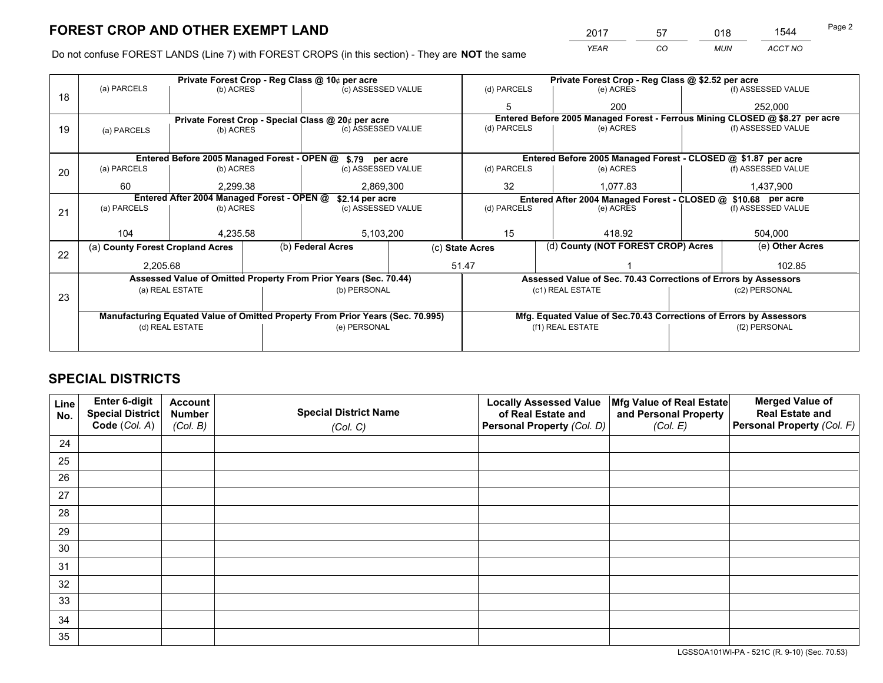# FOREST CROP AND OTHER EXEMPT LAND

| 2017 | 57 | 018 | 1544 |
|---|---|---|---|
| *YEAR* | *CO* | *MUN* | *ACCT NO* |

Do not confuse FOREST LANDS (Line 7) with FOREST CROPS (in this section) - They are **NOT** the same

| Line | Private Forest Crop - Reg Class @ 10¢ per acre | | | Private Forest Crop - Reg Class @ $2.52 per acre | | |
|---|---|---|---|---|---|---|
| 18 | (a) PARCELS | (b) ACRES | (c) ASSESSED VALUE | (d) PARCELS | (e) ACRES | (f) ASSESSED VALUE |
| | | | | 5 | 200 | 252,000 |
| | **Private Forest Crop - Special Class @ 20¢ per acre** | | | **Entered Before 2005 Managed Forest - Ferrous Mining CLOSED @ $8.27 per acre** | | |
| 19 | (a) PARCELS | (b) ACRES | (c) ASSESSED VALUE | (d) PARCELS | (e) ACRES | (f) ASSESSED VALUE |
| | | | | | | |
| | **Entered Before 2005 Managed Forest - OPEN @ $.79 per acre** | | | **Entered Before 2005 Managed Forest - CLOSED @ $1.87 per acre** | | |
| 20 | (a) PARCELS | (b) ACRES | (c) ASSESSED VALUE | (d) PARCELS | (e) ACRES | (f) ASSESSED VALUE |
| | 60 | 2,299.38 | 2,869,300 | 32 | 1,077.83 | 1,437,900 |
| | **Entered After 2004 Managed Forest - OPEN @ $2.14 per acre** | | | **Entered After 2004 Managed Forest - CLOSED @ $10.68 per acre** | | |
| 21 | (a) PARCELS | (b) ACRES | (c) ASSESSED VALUE | (d) PARCELS | (e) ACRES | (f) ASSESSED VALUE |
| | 104 | 4,235.58 | 5,103,200 | 15 | 418.92 | 504,000 |

| Line | (a) County Forest Cropland Acres | (b) Federal Acres | (c) State Acres | (d) County (NOT FOREST CROP) Acres | (e) Other Acres |
|---|---|---|---|---|---|
| 22 | 2,205.68 | | 51.47 | 1 | 102.85 |

| Line | Assessed Value of Omitted Property From Prior Years (Sec. 70.44) | | Assessed Value of Sec. 70.43 Corrections of Errors by Assessors | |
|---|---|---|---|---|
| 23 | (a) REAL ESTATE | (b) PERSONAL | (c1) REAL ESTATE | (c2) PERSONAL |
| | | | | |
| | **Manufacturing Equated Value of Omitted Property From Prior Years (Sec. 70.995)** | | **Mfg. Equated Value of Sec.70.43 Corrections of Errors by Assessors** | |
| | (d) REAL ESTATE | (e) PERSONAL | (f1) REAL ESTATE | (f2) PERSONAL |
| | | | | |

# SPECIAL DISTRICTS

| Line No. | Enter 6-digit Special District Code (*Col. A*) | Account Number (*Col. B*) | Special District Name (*Col. C*) | Locally Assessed Value of Real Estate and Personal Property (*Col. D*) | Mfg Value of Real Estate and Personal Property (*Col. E*) | Merged Value of Real Estate and Personal Property (*Col. F*) |
|---|---|---|---|---|---|---|
| 24 | | | | | | |
| 25 | | | | | | |
| 26 | | | | | | |
| 27 | | | | | | |
| 28 | | | | | | |
| 29 | | | | | | |
| 30 | | | | | | |
| 31 | | | | | | |
| 32 | | | | | | |
| 33 | | | | | | |
| 34 | | | | | | |
| 35 | | | | | | |

LGSSOA101WI-PA - 521C (R. 9-10) (Sec. 70.53)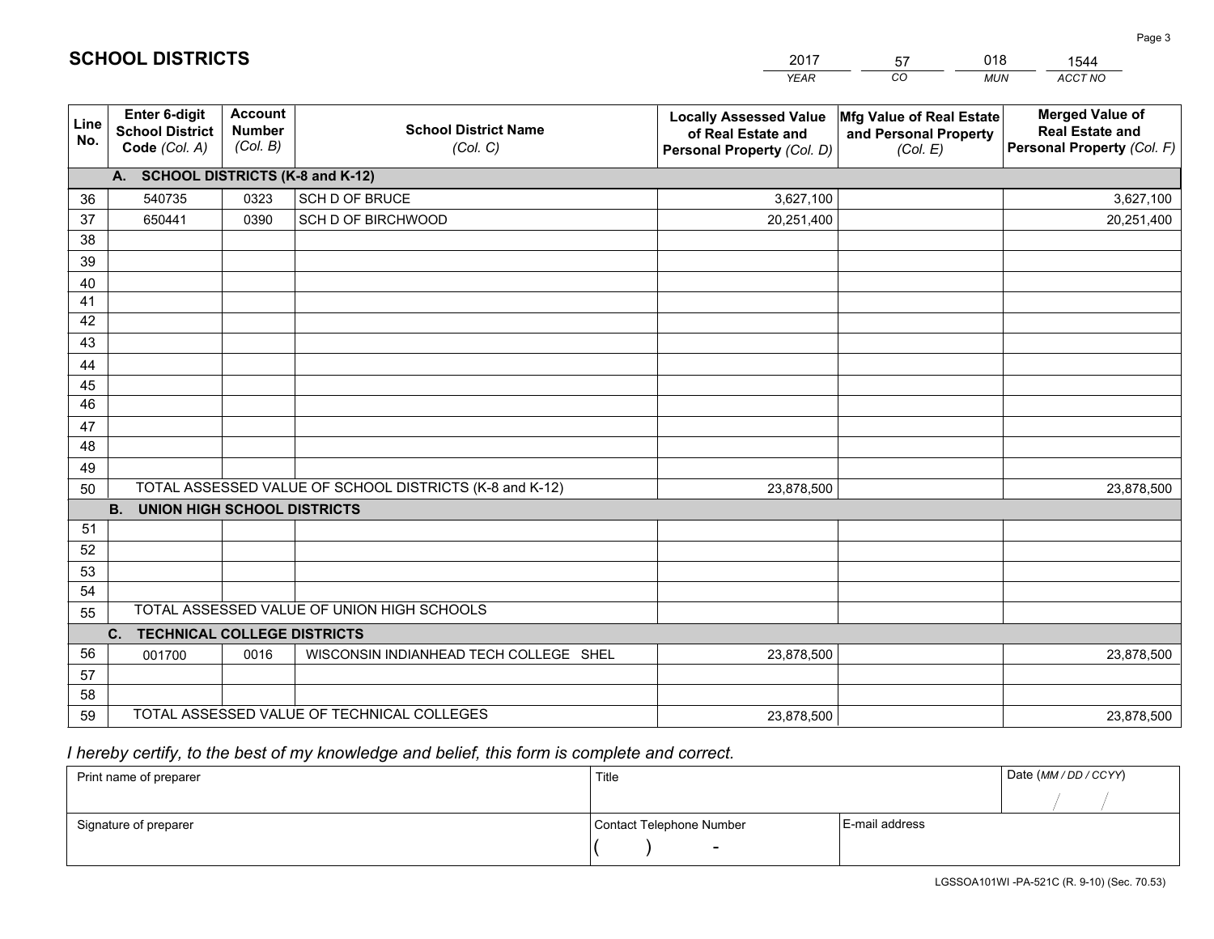## SCHOOL DISTRICTS

| 2017 | 57 | 018 | 1544 |
|---|---|---|---|
| *YEAR* | *CO* | *MUN* | *ACCT NO* |

| Line No. | Enter 6-digit School District Code *(Col. A)* | Account Number *(Col. B)* | School District Name *(Col. C)* | Locally Assessed Value of Real Estate and Personal Property *(Col. D)* | Mfg Value of Real Estate and Personal Property *(Col. E)* | Merged Value of Real Estate and Personal Property *(Col. F)* |
|---|---|---|---|---|---|---|
| | **A. SCHOOL DISTRICTS (K-8 and K-12)** | | | | | |
| 36 | 540735 | 0323 | SCH D OF BRUCE | 3,627,100 | | 3,627,100 |
| 37 | 650441 | 0390 | SCH D OF BIRCHWOOD | 20,251,400 | | 20,251,400 |
| 38 | | | | | | |
| 39 | | | | | | |
| 40 | | | | | | |
| 41 | | | | | | |
| 42 | | | | | | |
| 43 | | | | | | |
| 44 | | | | | | |
| 45 | | | | | | |
| 46 | | | | | | |
| 47 | | | | | | |
| 48 | | | | | | |
| 49 | | | | | | |
| 50 | TOTAL ASSESSED VALUE OF SCHOOL DISTRICTS (K-8 and K-12) | | | 23,878,500 | | 23,878,500 |
| | **B. UNION HIGH SCHOOL DISTRICTS** | | | | | |
| 51 | | | | | | |
| 52 | | | | | | |
| 53 | | | | | | |
| 54 | | | | | | |
| 55 | TOTAL ASSESSED VALUE OF UNION HIGH SCHOOLS | | | | | |
| | **C. TECHNICAL COLLEGE DISTRICTS** | | | | | |
| 56 | 001700 | 0016 | WISCONSIN INDIANHEAD TECH COLLEGE SHEL | 23,878,500 | | 23,878,500 |
| 57 | | | | | | |
| 58 | | | | | | |
| 59 | TOTAL ASSESSED VALUE OF TECHNICAL COLLEGES | | | 23,878,500 | | 23,878,500 |

*I hereby certify, to the best of my knowledge and belief, this form is complete and correct.*

| Print name of preparer | Title | | Date *(MM / DD / CCYY)* |
|---|---|---|---|
| | | | / / |
| Signature of preparer | Contact Telephone Number | E-mail address | |
| | ( ) - | | |

LGSSOA101WI -PA-521C (R. 9-10) (Sec. 70.53)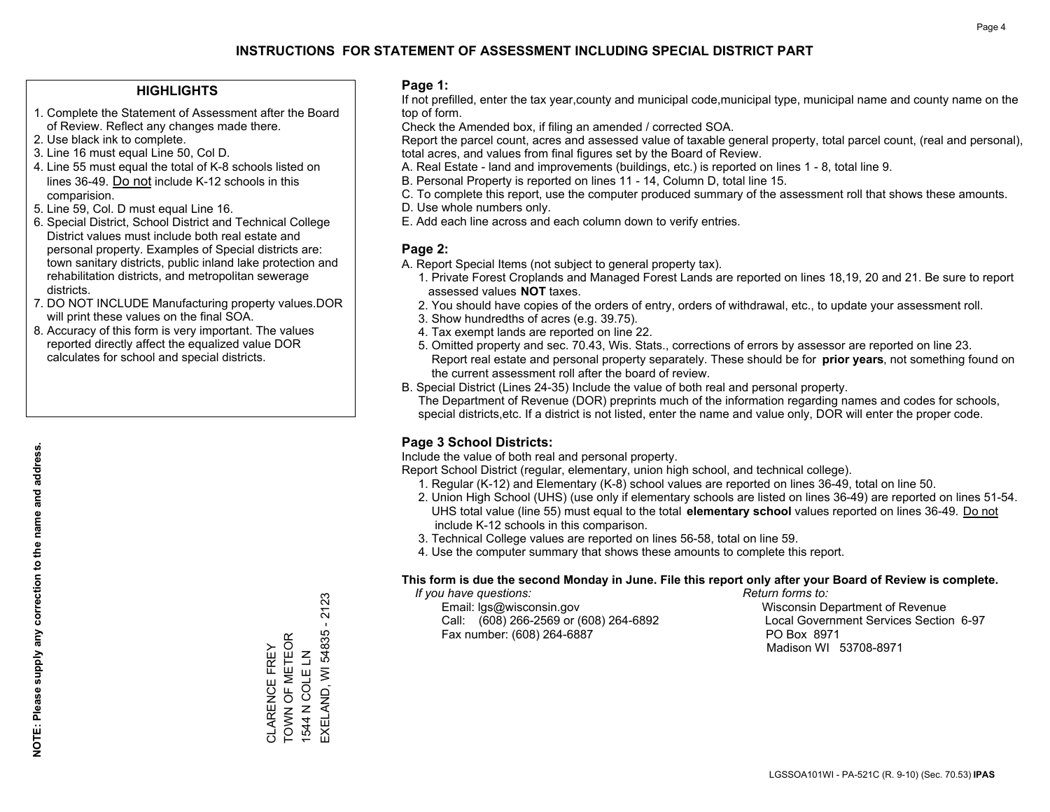## INSTRUCTIONS FOR STATEMENT OF ASSESSMENT INCLUDING SPECIAL DISTRICT PART

### HIGHLIGHTS

1. Complete the Statement of Assessment after the Board of Review. Reflect any changes made there.
2. Use black ink to complete.
3. Line 16 must equal Line 50, Col D.
4. Line 55 must equal the total of K-8 schools listed on lines 36-49. Do not include K-12 schools in this comparision.
5. Line 59, Col. D must equal Line 16.
6. Special District, School District and Technical College District values must include both real estate and personal property. Examples of Special districts are: town sanitary districts, public inland lake protection and rehabilitation districts, and metropolitan sewerage districts.
7. DO NOT INCLUDE Manufacturing property values.DOR will print these values on the final SOA.
8. Accuracy of this form is very important. The values reported directly affect the equalized value DOR calculates for school and special districts.

**NOTE: Please supply any correction to the name and address.**

CLARENCE FREY
TOWN OF METEOR
1544 N COLE LN
EXELAND, WI 54835 - 2123

### Page 1:

If not prefilled, enter the tax year,county and municipal code,municipal type, municipal name and county name on the top of form.

Check the Amended box, if filing an amended / corrected SOA.

Report the parcel count, acres and assessed value of taxable general property, total parcel count, (real and personal), total acres, and values from final figures set by the Board of Review.

A. Real Estate - land and improvements (buildings, etc.) is reported on lines 1 - 8, total line 9.
B. Personal Property is reported on lines 11 - 14, Column D, total line 15.
C. To complete this report, use the computer produced summary of the assessment roll that shows these amounts.
D. Use whole numbers only.
E. Add each line across and each column down to verify entries.

### Page 2:

A. Report Special Items (not subject to general property tax).
   1. Private Forest Croplands and Managed Forest Lands are reported on lines 18,19, 20 and 21. Be sure to report assessed values **NOT** taxes.
   2. You should have copies of the orders of entry, orders of withdrawal, etc., to update your assessment roll.
   3. Show hundredths of acres (e.g. 39.75).
   4. Tax exempt lands are reported on line 22.
   5. Omitted property and sec. 70.43, Wis. Stats., corrections of errors by assessor are reported on line 23. Report real estate and personal property separately. These should be for **prior years**, not something found on the current assessment roll after the board of review.
B. Special District (Lines 24-35) Include the value of both real and personal property.
   The Department of Revenue (DOR) preprints much of the information regarding names and codes for schools, special districts,etc. If a district is not listed, enter the name and value only, DOR will enter the proper code.

### Page 3 School Districts:

Include the value of both real and personal property.

Report School District (regular, elementary, union high school, and technical college).

1. Regular (K-12) and Elementary (K-8) school values are reported on lines 36-49, total on line 50.
2. Union High School (UHS) (use only if elementary schools are listed on lines 36-49) are reported on lines 51-54. UHS total value (line 55) must equal to the total **elementary school** values reported on lines 36-49. Do not include K-12 schools in this comparison.
3. Technical College values are reported on lines 56-58, total on line 59.
4. Use the computer summary that shows these amounts to complete this report.

**This form is due the second Monday in June. File this report only after your Board of Review is complete.**

*If you have questions:*
Email: lgs@wisconsin.gov
Call: (608) 266-2569 or (608) 264-6892
Fax number: (608) 264-6887

*Return forms to:*
Wisconsin Department of Revenue
Local Government Services Section 6-97
PO Box 8971
Madison WI 53708-8971

LGSSOA101WI - PA-521C (R. 9-10) (Sec. 70.53) **IPAS**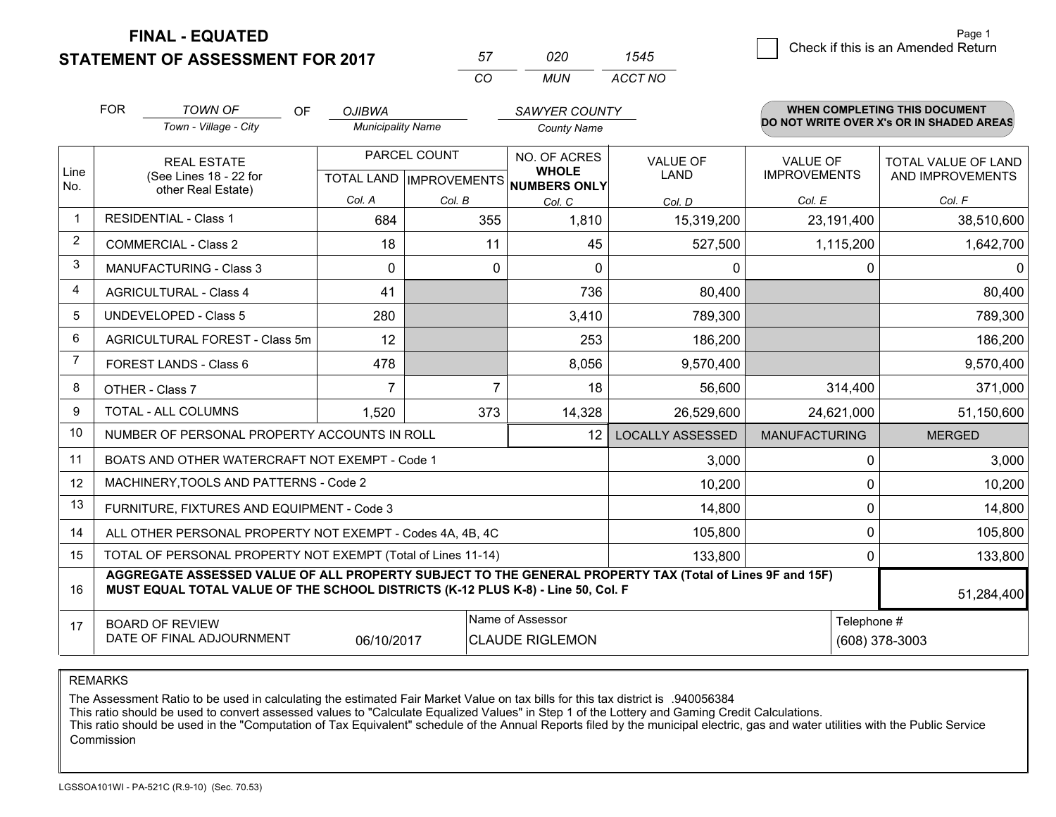**FINAL - EQUATED**
**STATEMENT OF ASSESSMENT FOR 2017**

| 57 | 020 | 1545 |
|---|---|---|
| CO | MUN | ACCT NO |

Check if this is an Amended Return

FOR *TOWN OF* (Town - Village - City) OF *OJIBWA* (Municipality Name) *SAWYER COUNTY* (County Name)

**WHEN COMPLETING THIS DOCUMENT DO NOT WRITE OVER X's OR IN SHADED AREAS**

| Line No. | REAL ESTATE (See Lines 18 - 22 for other Real Estate) | PARCEL COUNT TOTAL LAND Col. A | IMPROVEMENTS Col. B | NO. OF ACRES WHOLE NUMBERS ONLY Col. C | VALUE OF LAND Col. D | VALUE OF IMPROVEMENTS Col. E | TOTAL VALUE OF LAND AND IMPROVEMENTS Col. F |
|---|---|---|---|---|---|---|---|
| 1 | RESIDENTIAL - Class 1 | 684 | 355 | 1,810 | 15,319,200 | 23,191,400 | 38,510,600 |
| 2 | COMMERCIAL - Class 2 | 18 | 11 | 45 | 527,500 | 1,115,200 | 1,642,700 |
| 3 | MANUFACTURING - Class 3 | 0 | 0 | 0 | 0 | 0 | 0 |
| 4 | AGRICULTURAL - Class 4 | 41 | | 736 | 80,400 | | 80,400 |
| 5 | UNDEVELOPED - Class 5 | 280 | | 3,410 | 789,300 | | 789,300 |
| 6 | AGRICULTURAL FOREST - Class 5m | 12 | | 253 | 186,200 | | 186,200 |
| 7 | FOREST LANDS - Class 6 | 478 | | 8,056 | 9,570,400 | | 9,570,400 |
| 8 | OTHER - Class 7 | 7 | 7 | 18 | 56,600 | 314,400 | 371,000 |
| 9 | TOTAL - ALL COLUMNS | 1,520 | 373 | 14,328 | 26,529,600 | 24,621,000 | 51,150,600 |
| 10 | NUMBER OF PERSONAL PROPERTY ACCOUNTS IN ROLL | | | 12 | LOCALLY ASSESSED | MANUFACTURING | MERGED |
| 11 | BOATS AND OTHER WATERCRAFT NOT EXEMPT - Code 1 | | | | 3,000 | 0 | 3,000 |
| 12 | MACHINERY,TOOLS AND PATTERNS - Code 2 | | | | 10,200 | 0 | 10,200 |
| 13 | FURNITURE, FIXTURES AND EQUIPMENT - Code 3 | | | | 14,800 | 0 | 14,800 |
| 14 | ALL OTHER PERSONAL PROPERTY NOT EXEMPT - Codes 4A, 4B, 4C | | | | 105,800 | 0 | 105,800 |
| 15 | TOTAL OF PERSONAL PROPERTY NOT EXEMPT (Total of Lines 11-14) | | | | 133,800 | 0 | 133,800 |
| 16 | **AGGREGATE ASSESSED VALUE OF ALL PROPERTY SUBJECT TO THE GENERAL PROPERTY TAX (Total of Lines 9F and 15F) MUST EQUAL TOTAL VALUE OF THE SCHOOL DISTRICTS (K-12 PLUS K-8) - Line 50, Col. F** | | | | | | 51,284,400 |
| 17 | BOARD OF REVIEW DATE OF FINAL ADJOURNMENT | 06/10/2017 | Name of Assessor | CLAUDE RIGLEMON | | Telephone # | (608) 378-3003 |

REMARKS

The Assessment Ratio to be used in calculating the estimated Fair Market Value on tax bills for this tax district is .940056384
This ratio should be used to convert assessed values to "Calculate Equalized Values" in Step 1 of the Lottery and Gaming Credit Calculations.
This ratio should be used in the "Computation of Tax Equivalent" schedule of the Annual Reports filed by the municipal electric, gas and water utilities with the Public Service Commission

LGSSOA101WI - PA-521C (R.9-10) (Sec. 70.53)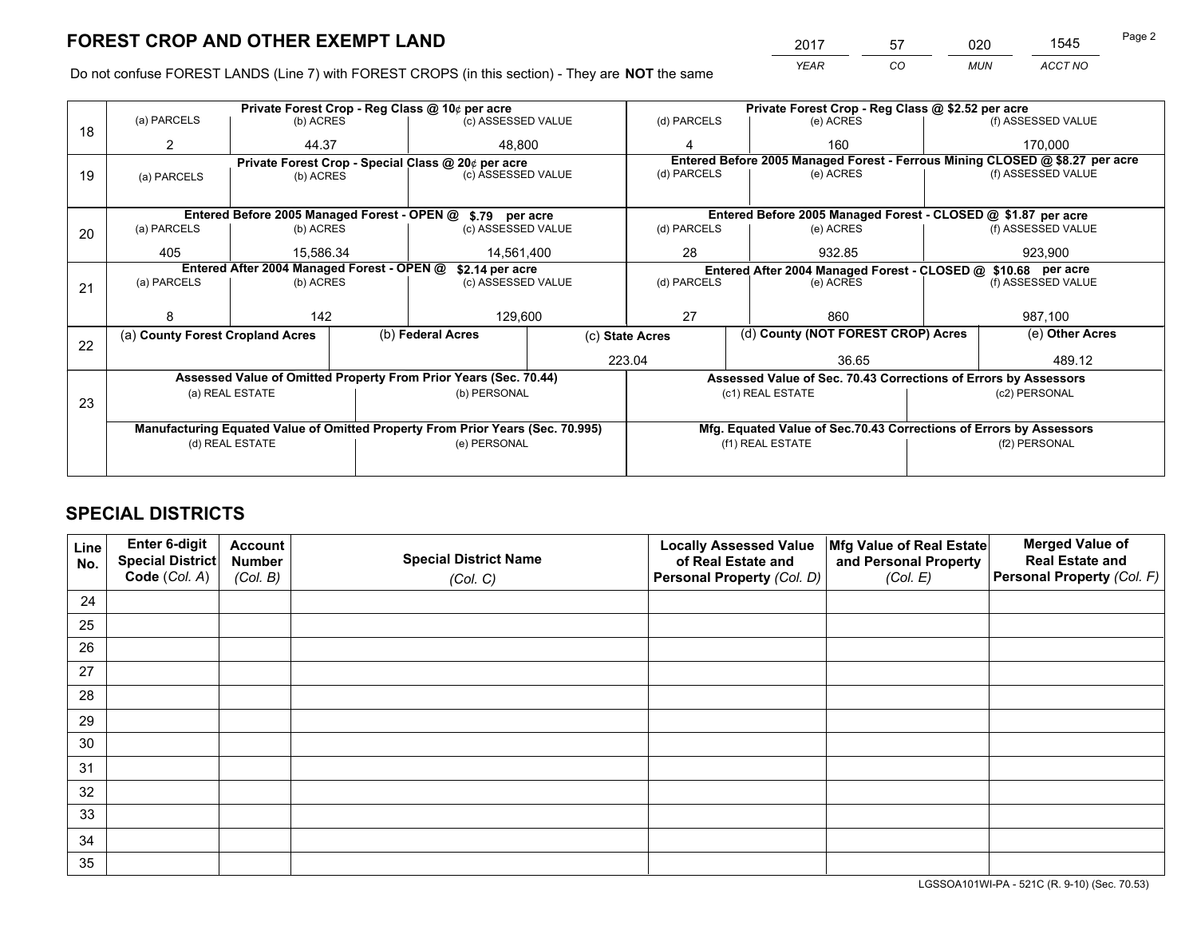# FOREST CROP AND OTHER EXEMPT LAND

| 2017 | 57 | 020 | 1545 |
|---|---|---|---|
| *YEAR* | *CO* | *MUN* | *ACCT NO* |

Do not confuse FOREST LANDS (Line 7) with FOREST CROPS (in this section) - They are **NOT** the same

| Line | Private Forest Crop - Reg Class @ 10¢ per acre | | | Private Forest Crop - Reg Class @ $2.52 per acre | | |
|---|---|---|---|---|---|---|
| | (a) PARCELS | (b) ACRES | (c) ASSESSED VALUE | (d) PARCELS | (e) ACRES | (f) ASSESSED VALUE |
| 18 | 2 | 44.37 | 48,800 | 4 | 160 | 170,000 |
| | **Private Forest Crop - Special Class @ 20¢ per acre** | | | **Entered Before 2005 Managed Forest - Ferrous Mining CLOSED @ $8.27 per acre** | | |
| 19 | (a) PARCELS | (b) ACRES | (c) ASSESSED VALUE | (d) PARCELS | (e) ACRES | (f) ASSESSED VALUE |
| | | | | | | |
| | **Entered Before 2005 Managed Forest - OPEN @ $.79 per acre** | | | **Entered Before 2005 Managed Forest - CLOSED @ $1.87 per acre** | | |
| 20 | (a) PARCELS | (b) ACRES | (c) ASSESSED VALUE | (d) PARCELS | (e) ACRES | (f) ASSESSED VALUE |
| | 405 | 15,586.34 | 14,561,400 | 28 | 932.85 | 923,900 |
| | **Entered After 2004 Managed Forest - OPEN @ $2.14 per acre** | | | **Entered After 2004 Managed Forest - CLOSED @ $10.68 per acre** | | |
| 21 | (a) PARCELS | (b) ACRES | (c) ASSESSED VALUE | (d) PARCELS | (e) ACRES | (f) ASSESSED VALUE |
| | 8 | 142 | 129,600 | 27 | 860 | 987,100 |

| Line | (a) County Forest Cropland Acres | (b) Federal Acres | (c) State Acres | (d) County (NOT FOREST CROP) Acres | (e) Other Acres |
|---|---|---|---|---|---|
| 22 | | | 223.04 | 36.65 | 489.12 |

| Line | Assessed Value of Omitted Property From Prior Years (Sec. 70.44) | | Assessed Value of Sec. 70.43 Corrections of Errors by Assessors | |
|---|---|---|---|---|
| 23 | (a) REAL ESTATE | (b) PERSONAL | (c1) REAL ESTATE | (c2) PERSONAL |
| | | | | |
| | **Manufacturing Equated Value of Omitted Property From Prior Years (Sec. 70.995)** | | **Mfg. Equated Value of Sec.70.43 Corrections of Errors by Assessors** | |
| | (d) REAL ESTATE | (e) PERSONAL | (f1) REAL ESTATE | (f2) PERSONAL |
| | | | | |

# SPECIAL DISTRICTS

| Line No. | Enter 6-digit Special District Code (Col. A) | Account Number (Col. B) | Special District Name (Col. C) | Locally Assessed Value of Real Estate and Personal Property (Col. D) | Mfg Value of Real Estate and Personal Property (Col. E) | Merged Value of Real Estate and Personal Property (Col. F) |
|---|---|---|---|---|---|---|
| 24 | | | | | | |
| 25 | | | | | | |
| 26 | | | | | | |
| 27 | | | | | | |
| 28 | | | | | | |
| 29 | | | | | | |
| 30 | | | | | | |
| 31 | | | | | | |
| 32 | | | | | | |
| 33 | | | | | | |
| 34 | | | | | | |
| 35 | | | | | | |

LGSSOA101WI-PA - 521C (R. 9-10) (Sec. 70.53)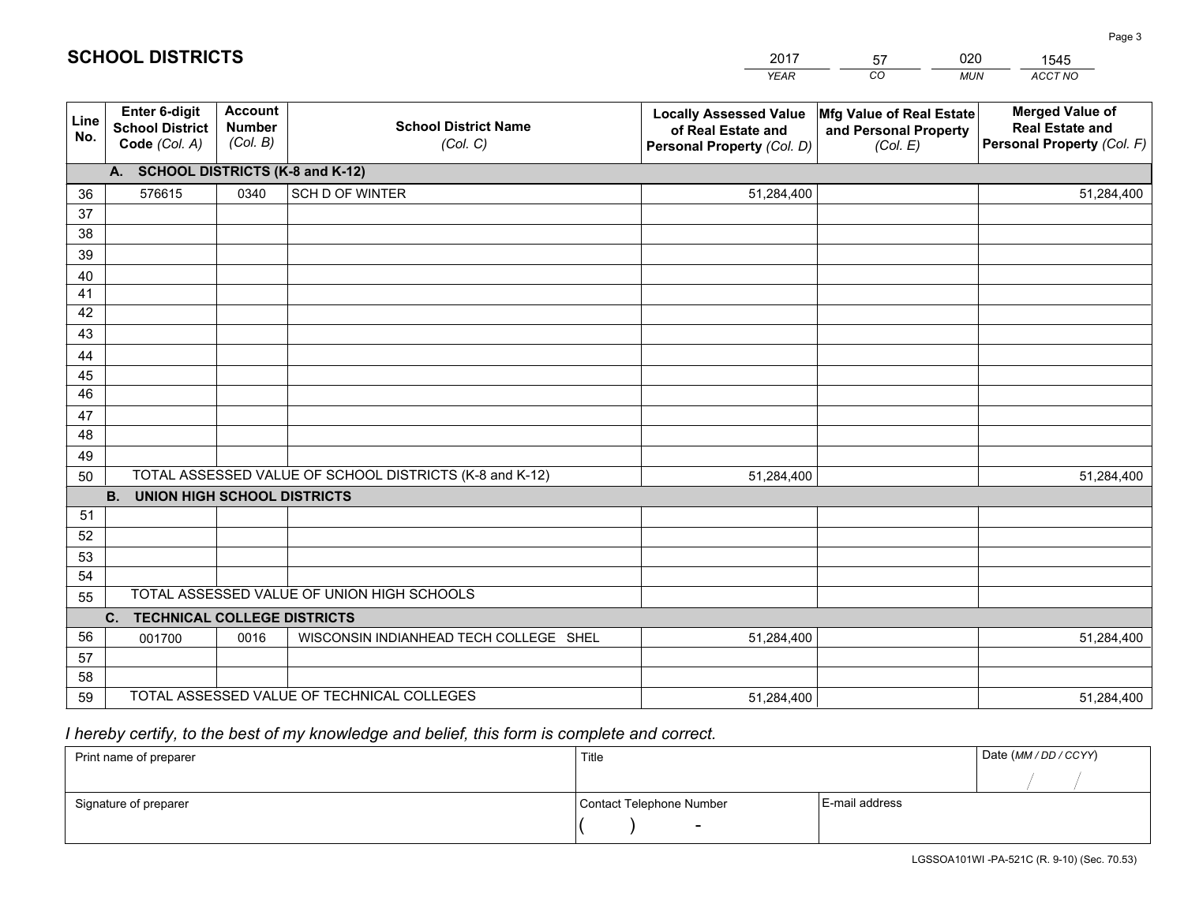# SCHOOL DISTRICTS

| 2017 | 57 | 020 | 1545 |
|---|---|---|---|
| *YEAR* | *CO* | *MUN* | *ACCT NO* |

| Line No. | Enter 6-digit School District Code (Col. A) | Account Number (Col. B) | School District Name (Col. C) | Locally Assessed Value of Real Estate and Personal Property (Col. D) | Mfg Value of Real Estate and Personal Property (Col. E) | Merged Value of Real Estate and Personal Property (Col. F) |
|---|---|---|---|---|---|---|
| **A. SCHOOL DISTRICTS (K-8 and K-12)** | | | | | | |
| 36 | 576615 | 0340 | SCH D OF WINTER | 51,284,400 | | 51,284,400 |
| 37 | | | | | | |
| 38 | | | | | | |
| 39 | | | | | | |
| 40 | | | | | | |
| 41 | | | | | | |
| 42 | | | | | | |
| 43 | | | | | | |
| 44 | | | | | | |
| 45 | | | | | | |
| 46 | | | | | | |
| 47 | | | | | | |
| 48 | | | | | | |
| 49 | | | | | | |
| 50 | TOTAL ASSESSED VALUE OF SCHOOL DISTRICTS (K-8 and K-12) | | | 51,284,400 | | 51,284,400 |
| **B. UNION HIGH SCHOOL DISTRICTS** | | | | | | |
| 51 | | | | | | |
| 52 | | | | | | |
| 53 | | | | | | |
| 54 | | | | | | |
| 55 | TOTAL ASSESSED VALUE OF UNION HIGH SCHOOLS | | | | | |
| **C. TECHNICAL COLLEGE DISTRICTS** | | | | | | |
| 56 | 001700 | 0016 | WISCONSIN INDIANHEAD TECH COLLEGE SHEL | 51,284,400 | | 51,284,400 |
| 57 | | | | | | |
| 58 | | | | | | |
| 59 | TOTAL ASSESSED VALUE OF TECHNICAL COLLEGES | | | 51,284,400 | | 51,284,400 |

*I hereby certify, to the best of my knowledge and belief, this form is complete and correct.*

| Print name of preparer | Title | | Date (MM / DD / CCYY) |
|---|---|---|---|
| | | | / / |
| Signature of preparer | Contact Telephone Number | E-mail address | |
| | ( ) - | | |

LGSSOA101WI -PA-521C (R. 9-10) (Sec. 70.53)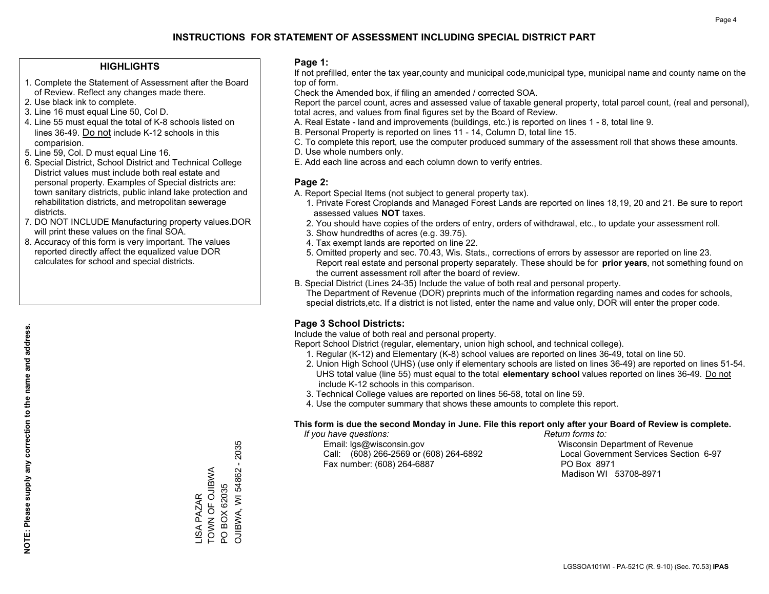# INSTRUCTIONS FOR STATEMENT OF ASSESSMENT INCLUDING SPECIAL DISTRICT PART

## HIGHLIGHTS

1. Complete the Statement of Assessment after the Board of Review. Reflect any changes made there.
2. Use black ink to complete.
3. Line 16 must equal Line 50, Col D.
4. Line 55 must equal the total of K-8 schools listed on lines 36-49. Do not include K-12 schools in this comparision.
5. Line 59, Col. D must equal Line 16.
6. Special District, School District and Technical College District values must include both real estate and personal property. Examples of Special districts are: town sanitary districts, public inland lake protection and rehabilitation districts, and metropolitan sewerage districts.
7. DO NOT INCLUDE Manufacturing property values.DOR will print these values on the final SOA.
8. Accuracy of this form is very important. The values reported directly affect the equalized value DOR calculates for school and special districts.

**NOTE: Please supply any correction to the name and address.**

LISA PAZAR
TOWN OF OJIBWA
PO BOX 62035
OJIBWA, WI 54862 - 2035

## Page 1:

If not prefilled, enter the tax year,county and municipal code,municipal type, municipal name and county name on the top of form.

Check the Amended box, if filing an amended / corrected SOA.

Report the parcel count, acres and assessed value of taxable general property, total parcel count, (real and personal), total acres, and values from final figures set by the Board of Review.

A. Real Estate - land and improvements (buildings, etc.) is reported on lines 1 - 8, total line 9.
B. Personal Property is reported on lines 11 - 14, Column D, total line 15.
C. To complete this report, use the computer produced summary of the assessment roll that shows these amounts.
D. Use whole numbers only.
E. Add each line across and each column down to verify entries.

## Page 2:

A. Report Special Items (not subject to general property tax).
   1. Private Forest Croplands and Managed Forest Lands are reported on lines 18,19, 20 and 21. Be sure to report assessed values **NOT** taxes.
   2. You should have copies of the orders of entry, orders of withdrawal, etc., to update your assessment roll.
   3. Show hundredths of acres (e.g. 39.75).
   4. Tax exempt lands are reported on line 22.
   5. Omitted property and sec. 70.43, Wis. Stats., corrections of errors by assessor are reported on line 23. Report real estate and personal property separately. These should be for **prior years**, not something found on the current assessment roll after the board of review.
B. Special District (Lines 24-35) Include the value of both real and personal property.
   The Department of Revenue (DOR) preprints much of the information regarding names and codes for schools, special districts,etc. If a district is not listed, enter the name and value only, DOR will enter the proper code.

## Page 3 School Districts:

Include the value of both real and personal property.

Report School District (regular, elementary, union high school, and technical college).

1. Regular (K-12) and Elementary (K-8) school values are reported on lines 36-49, total on line 50.
2. Union High School (UHS) (use only if elementary schools are listed on lines 36-49) are reported on lines 51-54. UHS total value (line 55) must equal to the total **elementary school** values reported on lines 36-49. Do not include K-12 schools in this comparison.
3. Technical College values are reported on lines 56-58, total on line 59.
4. Use the computer summary that shows these amounts to complete this report.

**This form is due the second Monday in June. File this report only after your Board of Review is complete.**

*If you have questions:*
Email: lgs@wisconsin.gov
Call: (608) 266-2569 or (608) 264-6892
Fax number: (608) 264-6887

*Return forms to:*
Wisconsin Department of Revenue
Local Government Services Section 6-97
PO Box 8971
Madison WI 53708-8971

LGSSOA101WI - PA-521C (R. 9-10) (Sec. 70.53) **IPAS**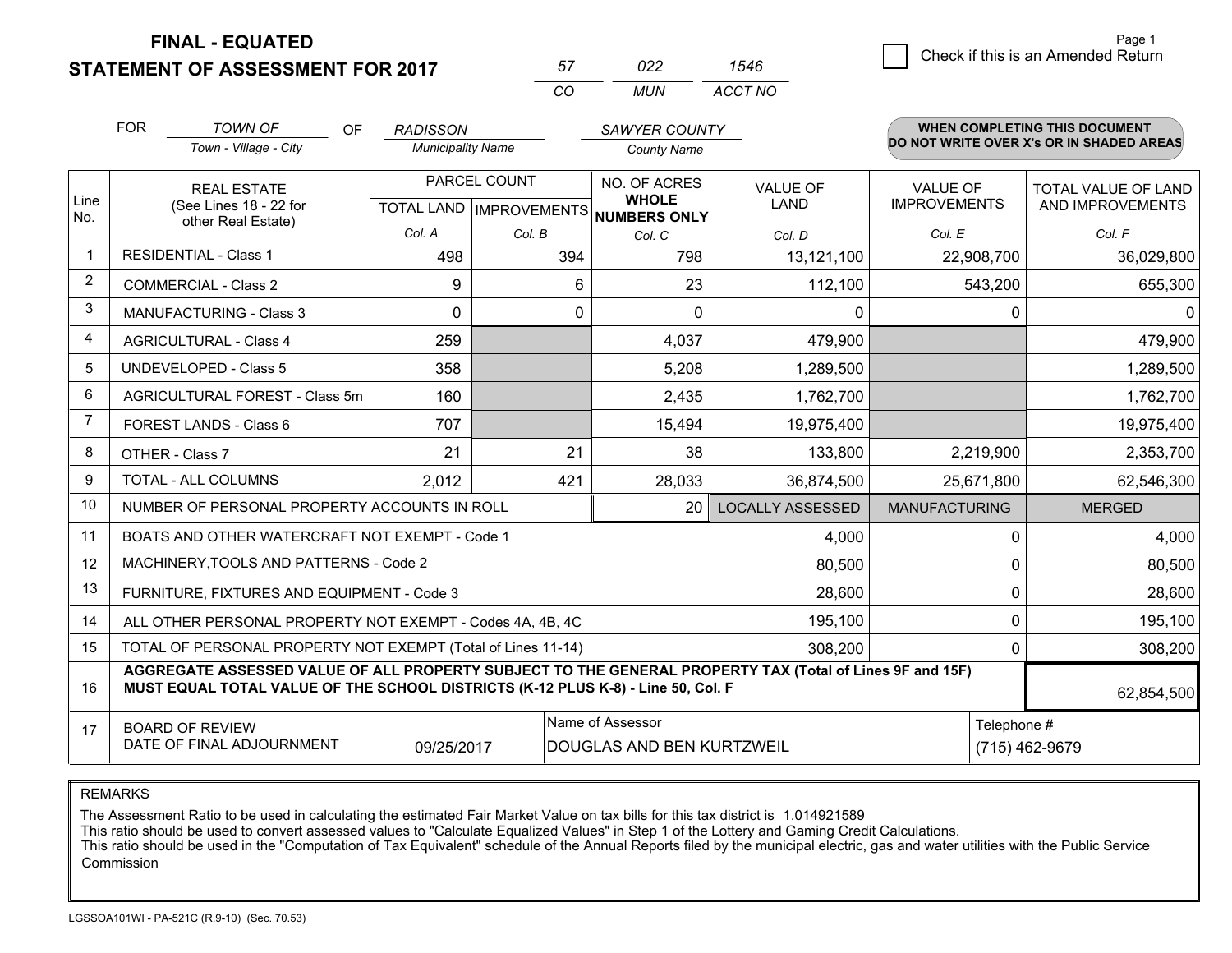**FINAL - EQUATED**
**STATEMENT OF ASSESSMENT FOR 2017**

| 57 | 022 | 1546 |
|---|---|---|
| CO | MUN | ACCT NO |

Page 1

☐ Check if this is an Amended Return

FOR *TOWN OF* (Town - Village - City) OF *RADISSON* (Municipality Name) *SAWYER COUNTY* (County Name)

**WHEN COMPLETING THIS DOCUMENT DO NOT WRITE OVER X's OR IN SHADED AREAS**

| Line No. | REAL ESTATE (See Lines 18 - 22 for other Real Estate) | PARCEL COUNT TOTAL LAND Col. A | PARCEL COUNT IMPROVEMENTS Col. B | NO. OF ACRES WHOLE NUMBERS ONLY Col. C | VALUE OF LAND Col. D | VALUE OF IMPROVEMENTS Col. E | TOTAL VALUE OF LAND AND IMPROVEMENTS Col. F |
|---|---|---|---|---|---|---|---|
| 1 | RESIDENTIAL - Class 1 | 498 | 394 | 798 | 13,121,100 | 22,908,700 | 36,029,800 |
| 2 | COMMERCIAL - Class 2 | 9 | 6 | 23 | 112,100 | 543,200 | 655,300 |
| 3 | MANUFACTURING - Class 3 | 0 | 0 | 0 | 0 | 0 | 0 |
| 4 | AGRICULTURAL - Class 4 | 259 | | 4,037 | 479,900 | | 479,900 |
| 5 | UNDEVELOPED - Class 5 | 358 | | 5,208 | 1,289,500 | | 1,289,500 |
| 6 | AGRICULTURAL FOREST - Class 5m | 160 | | 2,435 | 1,762,700 | | 1,762,700 |
| 7 | FOREST LANDS - Class 6 | 707 | | 15,494 | 19,975,400 | | 19,975,400 |
| 8 | OTHER - Class 7 | 21 | 21 | 38 | 133,800 | 2,219,900 | 2,353,700 |
| 9 | TOTAL - ALL COLUMNS | 2,012 | 421 | 28,033 | 36,874,500 | 25,671,800 | 62,546,300 |
| 10 | NUMBER OF PERSONAL PROPERTY ACCOUNTS IN ROLL | | | 20 | LOCALLY ASSESSED | MANUFACTURING | MERGED |
| 11 | BOATS AND OTHER WATERCRAFT NOT EXEMPT - Code 1 | | | | 4,000 | 0 | 4,000 |
| 12 | MACHINERY,TOOLS AND PATTERNS - Code 2 | | | | 80,500 | 0 | 80,500 |
| 13 | FURNITURE, FIXTURES AND EQUIPMENT - Code 3 | | | | 28,600 | 0 | 28,600 |
| 14 | ALL OTHER PERSONAL PROPERTY NOT EXEMPT - Codes 4A, 4B, 4C | | | | 195,100 | 0 | 195,100 |
| 15 | TOTAL OF PERSONAL PROPERTY NOT EXEMPT (Total of Lines 11-14) | | | | 308,200 | 0 | 308,200 |
| 16 | **AGGREGATE ASSESSED VALUE OF ALL PROPERTY SUBJECT TO THE GENERAL PROPERTY TAX (Total of Lines 9F and 15F) MUST EQUAL TOTAL VALUE OF THE SCHOOL DISTRICTS (K-12 PLUS K-8) - Line 50, Col. F** | | | | | | 62,854,500 |
| 17 | BOARD OF REVIEW DATE OF FINAL ADJOURNMENT | 09/25/2017 | | Name of Assessor: DOUGLAS AND BEN KURTZWEIL | | Telephone #: (715) 462-9679 | |

REMARKS

The Assessment Ratio to be used in calculating the estimated Fair Market Value on tax bills for this tax district is 1.014921589
This ratio should be used to convert assessed values to "Calculate Equalized Values" in Step 1 of the Lottery and Gaming Credit Calculations.
This ratio should be used in the "Computation of Tax Equivalent" schedule of the Annual Reports filed by the municipal electric, gas and water utilities with the Public Service Commission

LGSSOA101WI - PA-521C (R.9-10) (Sec. 70.53)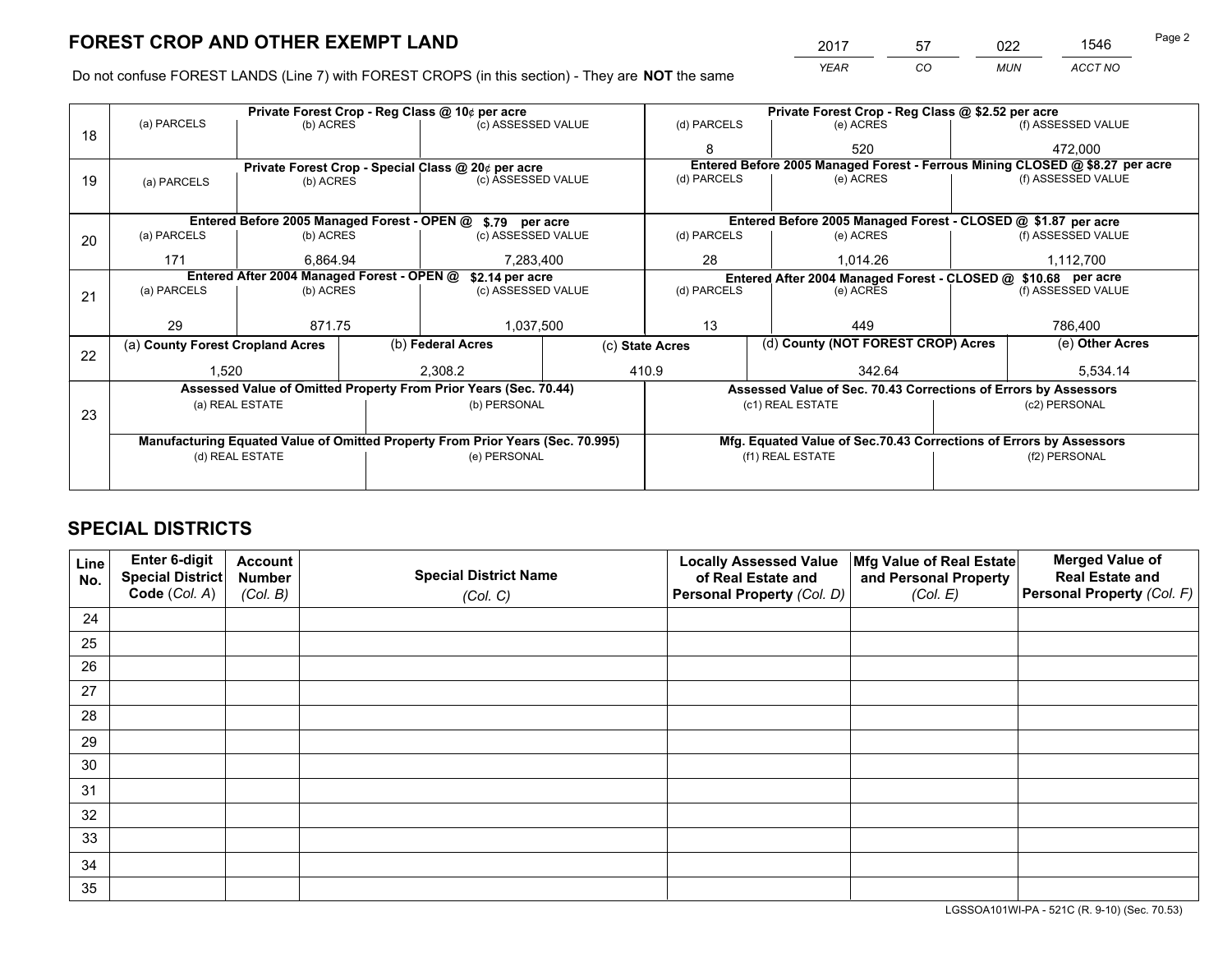# FOREST CROP AND OTHER EXEMPT LAND

| YEAR | CO | MUN | ACCT NO |
|---|---|---|---|
| 2017 | 57 | 022 | 1546 |

Do not confuse FOREST LANDS (Line 7) with FOREST CROPS (in this section) - They are **NOT** the same

| Line | (a) PARCELS | (b) ACRES | (c) ASSESSED VALUE | (d) PARCELS | (e) ACRES | (f) ASSESSED VALUE |
|---|---|---|---|---|---|---|
| 18 | Private Forest Crop - Reg Class @ 10¢ per acre | | | Private Forest Crop - Reg Class @ $2.52 per acre | | |
| | | | | 8 | 520 | 472,000 |
| 19 | Private Forest Crop - Special Class @ 20¢ per acre | | | Entered Before 2005 Managed Forest - Ferrous Mining CLOSED @ $8.27 per acre | | |
| | | | | | | |
| 20 | Entered Before 2005 Managed Forest - OPEN @ $.79 per acre | | | Entered Before 2005 Managed Forest - CLOSED @ $1.87 per acre | | |
| | 171 | 6,864.94 | 7,283,400 | 28 | 1,014.26 | 1,112,700 |
| 21 | Entered After 2004 Managed Forest - OPEN @ $2.14 per acre | | | Entered After 2004 Managed Forest - CLOSED @ $10.68 per acre | | |
| | 29 | 871.75 | 1,037,500 | 13 | 449 | 786,400 |

| Line | (a) County Forest Cropland Acres | (b) Federal Acres | (c) State Acres | (d) County (NOT FOREST CROP) Acres | (e) Other Acres |
|---|---|---|---|---|---|
| 22 | 1,520 | 2,308.2 | 410.9 | 342.64 | 5,534.14 |

| Line | Assessed Value of Omitted Property From Prior Years (Sec. 70.44) | | Assessed Value of Sec. 70.43 Corrections of Errors by Assessors | |
|---|---|---|---|---|
| 23 | (a) REAL ESTATE | (b) PERSONAL | (c1) REAL ESTATE | (c2) PERSONAL |
| | | | | |
| | **Manufacturing Equated Value of Omitted Property From Prior Years (Sec. 70.995)** | | **Mfg. Equated Value of Sec.70.43 Corrections of Errors by Assessors** | |
| | (d) REAL ESTATE | (e) PERSONAL | (f1) REAL ESTATE | (f2) PERSONAL |
| | | | | |

# SPECIAL DISTRICTS

| Line No. | Enter 6-digit Special District Code (Col. A) | Account Number (Col. B) | Special District Name (Col. C) | Locally Assessed Value of Real Estate and Personal Property (Col. D) | Mfg Value of Real Estate and Personal Property (Col. E) | Merged Value of Real Estate and Personal Property (Col. F) |
|---|---|---|---|---|---|---|
| 24 | | | | | | |
| 25 | | | | | | |
| 26 | | | | | | |
| 27 | | | | | | |
| 28 | | | | | | |
| 29 | | | | | | |
| 30 | | | | | | |
| 31 | | | | | | |
| 32 | | | | | | |
| 33 | | | | | | |
| 34 | | | | | | |
| 35 | | | | | | |

LGSSOA101WI-PA - 521C (R. 9-10) (Sec. 70.53)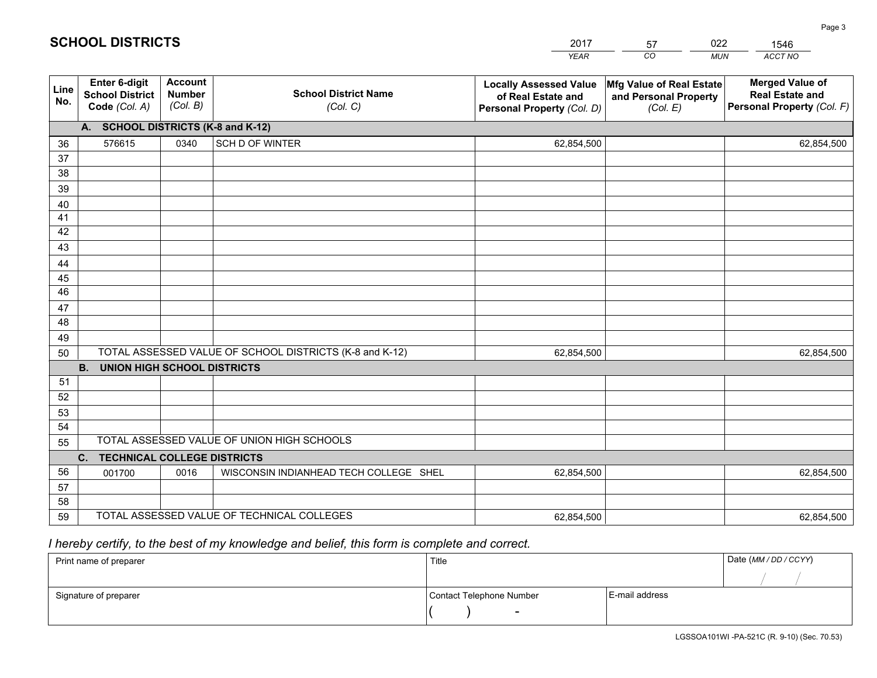## SCHOOL DISTRICTS

| 2017 | 57 | 022 | 1546 |
|---|---|---|---|
| *YEAR* | *CO* | *MUN* | *ACCT NO* |

| Line No. | Enter 6-digit School District Code *(Col. A)* | Account Number *(Col. B)* | School District Name *(Col. C)* | Locally Assessed Value of Real Estate and Personal Property *(Col. D)* | Mfg Value of Real Estate and Personal Property *(Col. E)* | Merged Value of Real Estate and Personal Property *(Col. F)* |
|---|---|---|---|---|---|---|
| **A. SCHOOL DISTRICTS (K-8 and K-12)** | | | | | | |
| 36 | 576615 | 0340 | SCH D OF WINTER | 62,854,500 | | 62,854,500 |
| 37 | | | | | | |
| 38 | | | | | | |
| 39 | | | | | | |
| 40 | | | | | | |
| 41 | | | | | | |
| 42 | | | | | | |
| 43 | | | | | | |
| 44 | | | | | | |
| 45 | | | | | | |
| 46 | | | | | | |
| 47 | | | | | | |
| 48 | | | | | | |
| 49 | | | | | | |
| 50 | TOTAL ASSESSED VALUE OF SCHOOL DISTRICTS (K-8 and K-12) | | | 62,854,500 | | 62,854,500 |
| **B. UNION HIGH SCHOOL DISTRICTS** | | | | | | |
| 51 | | | | | | |
| 52 | | | | | | |
| 53 | | | | | | |
| 54 | | | | | | |
| 55 | TOTAL ASSESSED VALUE OF UNION HIGH SCHOOLS | | | | | |
| **C. TECHNICAL COLLEGE DISTRICTS** | | | | | | |
| 56 | 001700 | 0016 | WISCONSIN INDIANHEAD TECH COLLEGE SHEL | 62,854,500 | | 62,854,500 |
| 57 | | | | | | |
| 58 | | | | | | |
| 59 | TOTAL ASSESSED VALUE OF TECHNICAL COLLEGES | | | 62,854,500 | | 62,854,500 |

*I hereby certify, to the best of my knowledge and belief, this form is complete and correct.*

| Print name of preparer | Title | | Date *(MM / DD / CCYY)* |
|---|---|---|---|
| | | | / / |
| Signature of preparer | Contact Telephone Number | E-mail address | |
| | ( ) - | | |

LGSSOA101WI -PA-521C (R. 9-10) (Sec. 70.53)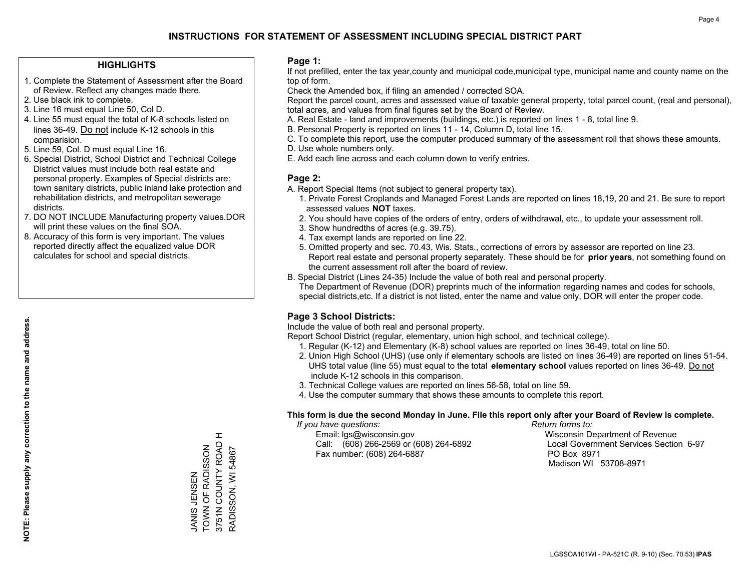# INSTRUCTIONS FOR STATEMENT OF ASSESSMENT INCLUDING SPECIAL DISTRICT PART

## HIGHLIGHTS

1. Complete the Statement of Assessment after the Board of Review. Reflect any changes made there.
2. Use black ink to complete.
3. Line 16 must equal Line 50, Col D.
4. Line 55 must equal the total of K-8 schools listed on lines 36-49. Do not include K-12 schools in this comparision.
5. Line 59, Col. D must equal Line 16.
6. Special District, School District and Technical College District values must include both real estate and personal property. Examples of Special districts are: town sanitary districts, public inland lake protection and rehabilitation districts, and metropolitan sewerage districts.
7. DO NOT INCLUDE Manufacturing property values.DOR will print these values on the final SOA.
8. Accuracy of this form is very important. The values reported directly affect the equalized value DOR calculates for school and special districts.

**NOTE: Please supply any correction to the name and address.**

JANIS JENSEN
TOWN OF RADISSON
3751N COUNTY ROAD H
RADISSON, WI 54867

## Page 1:

If not prefilled, enter the tax year,county and municipal code,municipal type, municipal name and county name on the top of form.

Check the Amended box, if filing an amended / corrected SOA.

Report the parcel count, acres and assessed value of taxable general property, total parcel count, (real and personal), total acres, and values from final figures set by the Board of Review.

A. Real Estate - land and improvements (buildings, etc.) is reported on lines 1 - 8, total line 9.
B. Personal Property is reported on lines 11 - 14, Column D, total line 15.
C. To complete this report, use the computer produced summary of the assessment roll that shows these amounts.
D. Use whole numbers only.
E. Add each line across and each column down to verify entries.

## Page 2:

A. Report Special Items (not subject to general property tax).
   1. Private Forest Croplands and Managed Forest Lands are reported on lines 18,19, 20 and 21. Be sure to report assessed values **NOT** taxes.
   2. You should have copies of the orders of entry, orders of withdrawal, etc., to update your assessment roll.
   3. Show hundredths of acres (e.g. 39.75).
   4. Tax exempt lands are reported on line 22.
   5. Omitted property and sec. 70.43, Wis. Stats., corrections of errors by assessor are reported on line 23. Report real estate and personal property separately. These should be for **prior years**, not something found on the current assessment roll after the board of review.

B. Special District (Lines 24-35) Include the value of both real and personal property.
   The Department of Revenue (DOR) preprints much of the information regarding names and codes for schools, special districts,etc. If a district is not listed, enter the name and value only, DOR will enter the proper code.

## Page 3 School Districts:

Include the value of both real and personal property.

Report School District (regular, elementary, union high school, and technical college).

1. Regular (K-12) and Elementary (K-8) school values are reported on lines 36-49, total on line 50.
2. Union High School (UHS) (use only if elementary schools are listed on lines 36-49) are reported on lines 51-54. UHS total value (line 55) must equal to the total **elementary school** values reported on lines 36-49. Do not include K-12 schools in this comparison.
3. Technical College values are reported on lines 56-58, total on line 59.
4. Use the computer summary that shows these amounts to complete this report.

**This form is due the second Monday in June. File this report only after your Board of Review is complete.**

*If you have questions:*
Email: lgs@wisconsin.gov
Call: (608) 266-2569 or (608) 264-6892
Fax number: (608) 264-6887

*Return forms to:*
Wisconsin Department of Revenue
Local Government Services Section 6-97
PO Box 8971
Madison WI 53708-8971

LGSSOA101WI - PA-521C (R. 9-10) (Sec. 70.53) **IPAS**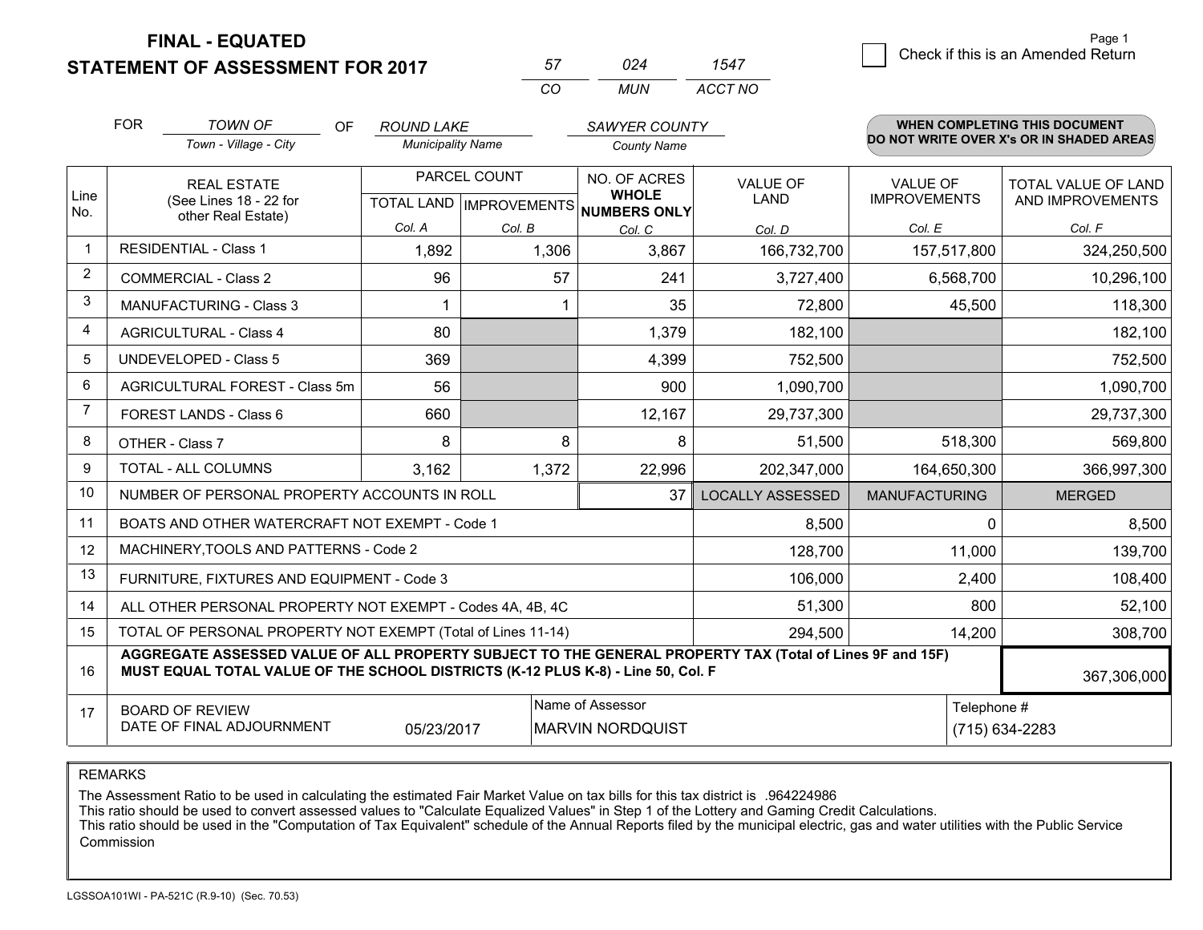**FINAL - EQUATED**

**STATEMENT OF ASSESSMENT FOR 2017**

| 57 | 024 | 1547 |
|---|---|---|
| CO | MUN | ACCT NO |

☐ Check if this is an Amended Return

FOR *TOWN OF* (Town - Village - City) OF *ROUND LAKE* (Municipality Name) *SAWYER COUNTY* (County Name)

**WHEN COMPLETING THIS DOCUMENT DO NOT WRITE OVER X's OR IN SHADED AREAS**

| Line No. | REAL ESTATE (See Lines 18 - 22 for other Real Estate) | PARCEL COUNT | | NO. OF ACRES **WHOLE NUMBERS ONLY** | VALUE OF LAND | VALUE OF IMPROVEMENTS | TOTAL VALUE OF LAND AND IMPROVEMENTS |
|---|---|---|---|---|---|---|---|
| | | TOTAL LAND | IMPROVEMENTS | | | | |
| | | Col. A | Col. B | Col. C | Col. D | Col. E | Col. F |
| 1 | RESIDENTIAL - Class 1 | 1,892 | 1,306 | 3,867 | 166,732,700 | 157,517,800 | 324,250,500 |
| 2 | COMMERCIAL - Class 2 | 96 | 57 | 241 | 3,727,400 | 6,568,700 | 10,296,100 |
| 3 | MANUFACTURING - Class 3 | 1 | 1 | 35 | 72,800 | 45,500 | 118,300 |
| 4 | AGRICULTURAL - Class 4 | 80 | | 1,379 | 182,100 | | 182,100 |
| 5 | UNDEVELOPED - Class 5 | 369 | | 4,399 | 752,500 | | 752,500 |
| 6 | AGRICULTURAL FOREST - Class 5m | 56 | | 900 | 1,090,700 | | 1,090,700 |
| 7 | FOREST LANDS - Class 6 | 660 | | 12,167 | 29,737,300 | | 29,737,300 |
| 8 | OTHER - Class 7 | 8 | 8 | 8 | 51,500 | 518,300 | 569,800 |
| 9 | TOTAL - ALL COLUMNS | 3,162 | 1,372 | 22,996 | 202,347,000 | 164,650,300 | 366,997,300 |
| 10 | NUMBER OF PERSONAL PROPERTY ACCOUNTS IN ROLL | | | 37 | LOCALLY ASSESSED | MANUFACTURING | MERGED |
| 11 | BOATS AND OTHER WATERCRAFT NOT EXEMPT - Code 1 | | | | 8,500 | 0 | 8,500 |
| 12 | MACHINERY,TOOLS AND PATTERNS - Code 2 | | | | 128,700 | 11,000 | 139,700 |
| 13 | FURNITURE, FIXTURES AND EQUIPMENT - Code 3 | | | | 106,000 | 2,400 | 108,400 |
| 14 | ALL OTHER PERSONAL PROPERTY NOT EXEMPT - Codes 4A, 4B, 4C | | | | 51,300 | 800 | 52,100 |
| 15 | TOTAL OF PERSONAL PROPERTY NOT EXEMPT (Total of Lines 11-14) | | | | 294,500 | 14,200 | 308,700 |
| 16 | **AGGREGATE ASSESSED VALUE OF ALL PROPERTY SUBJECT TO THE GENERAL PROPERTY TAX (Total of Lines 9F and 15F) MUST EQUAL TOTAL VALUE OF THE SCHOOL DISTRICTS (K-12 PLUS K-8) - Line 50, Col. F** | | | | | | 367,306,000 |
| 17 | BOARD OF REVIEW DATE OF FINAL ADJOURNMENT | 05/23/2017 | | Name of Assessor: MARVIN NORDQUIST | | | Telephone #: (715) 634-2283 |

REMARKS

The Assessment Ratio to be used in calculating the estimated Fair Market Value on tax bills for this tax district is .964224986
This ratio should be used to convert assessed values to "Calculate Equalized Values" in Step 1 of the Lottery and Gaming Credit Calculations.
This ratio should be used in the "Computation of Tax Equivalent" schedule of the Annual Reports filed by the municipal electric, gas and water utilities with the Public Service Commission

LGSSOA101WI - PA-521C (R.9-10) (Sec. 70.53)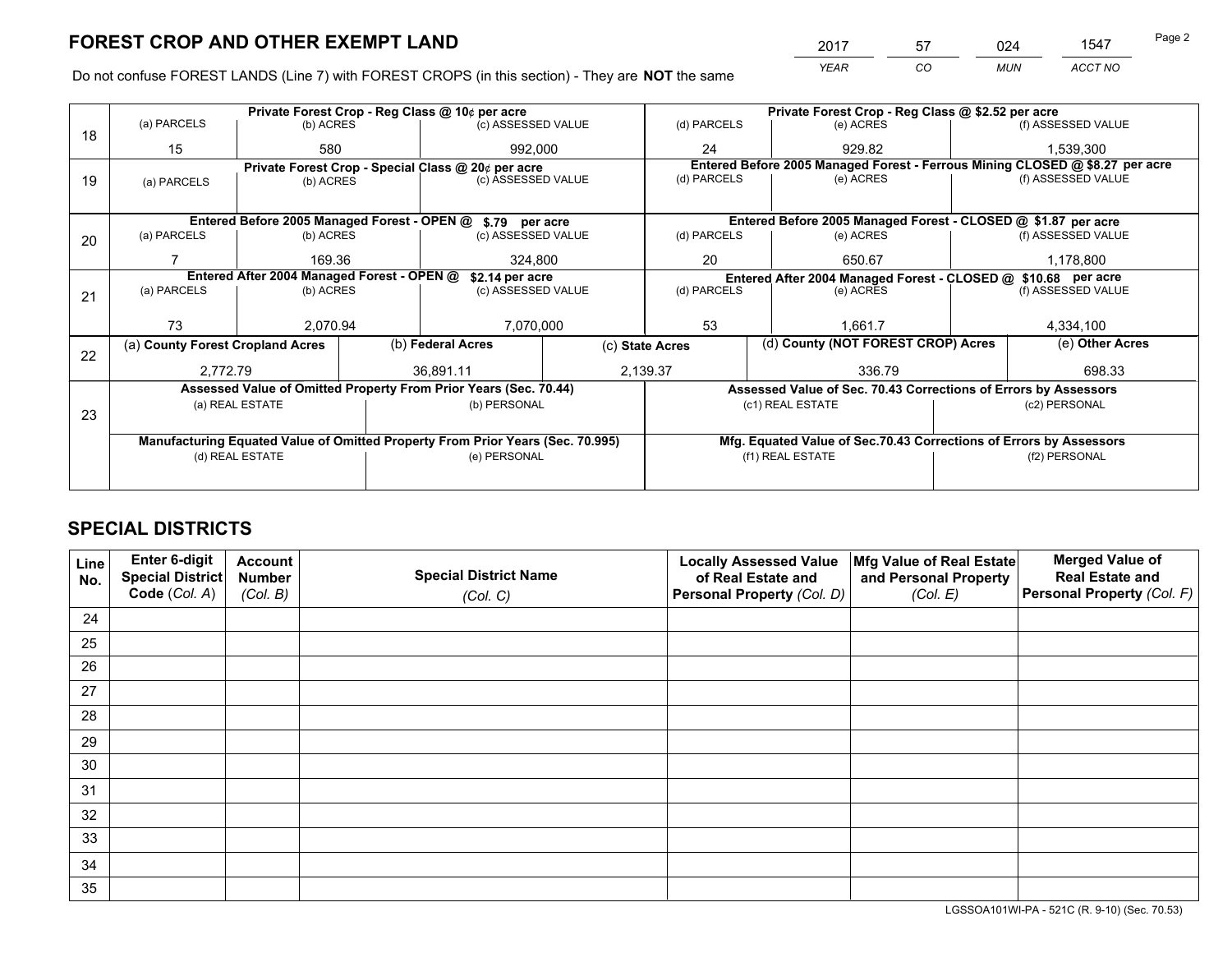# FOREST CROP AND OTHER EXEMPT LAND

| 2017 | 57 | 024 | 1547 |
|---|---|---|---|
| *YEAR* | *CO* | *MUN* | *ACCT NO* |

Do not confuse FOREST LANDS (Line 7) with FOREST CROPS (in this section) - They are **NOT** the same

| Line | | | | | | |
|---|---|---|---|---|---|---|
| 18 | Private Forest Crop - Reg Class @ 10¢ per acre | | | Private Forest Crop - Reg Class @ $2.52 per acre | | |
| | (a) PARCELS | (b) ACRES | (c) ASSESSED VALUE | (d) PARCELS | (e) ACRES | (f) ASSESSED VALUE |
| | 15 | 580 | 992,000 | 24 | 929.82 | 1,539,300 |
| 19 | Private Forest Crop - Special Class @ 20¢ per acre | | | Entered Before 2005 Managed Forest - Ferrous Mining CLOSED @ $8.27 per acre | | |
| | (a) PARCELS | (b) ACRES | (c) ASSESSED VALUE | (d) PARCELS | (e) ACRES | (f) ASSESSED VALUE |
| | | | | | | |
| 20 | Entered Before 2005 Managed Forest - OPEN @ $.79 per acre | | | Entered Before 2005 Managed Forest - CLOSED @ $1.87 per acre | | |
| | (a) PARCELS | (b) ACRES | (c) ASSESSED VALUE | (d) PARCELS | (e) ACRES | (f) ASSESSED VALUE |
| | 7 | 169.36 | 324,800 | 20 | 650.67 | 1,178,800 |
| 21 | Entered After 2004 Managed Forest - OPEN @ $2.14 per acre | | | Entered After 2004 Managed Forest - CLOSED @ $10.68 per acre | | |
| | (a) PARCELS | (b) ACRES | (c) ASSESSED VALUE | (d) PARCELS | (e) ACRES | (f) ASSESSED VALUE |
| | 73 | 2,070.94 | 7,070,000 | 53 | 1,661.7 | 4,334,100 |

| Line | (a) County Forest Cropland Acres | (b) Federal Acres | (c) State Acres | (d) County (NOT FOREST CROP) Acres | (e) Other Acres |
|---|---|---|---|---|---|
| 22 | 2,772.79 | 36,891.11 | 2,139.37 | 336.79 | 698.33 |

| Line | Assessed Value of Omitted Property From Prior Years (Sec. 70.44) | | Assessed Value of Sec. 70.43 Corrections of Errors by Assessors | |
|---|---|---|---|---|
| 23 | (a) REAL ESTATE | (b) PERSONAL | (c1) REAL ESTATE | (c2) PERSONAL |
| | | | | |
| | Manufacturing Equated Value of Omitted Property From Prior Years (Sec. 70.995) | | Mfg. Equated Value of Sec.70.43 Corrections of Errors by Assessors | |
| | (d) REAL ESTATE | (e) PERSONAL | (f1) REAL ESTATE | (f2) PERSONAL |
| | | | | |

# SPECIAL DISTRICTS

| Line No. | Enter 6-digit Special District Code (*Col. A*) | Account Number (*Col. B*) | Special District Name (*Col. C*) | Locally Assessed Value of Real Estate and Personal Property (*Col. D*) | Mfg Value of Real Estate and Personal Property (*Col. E*) | Merged Value of Real Estate and Personal Property (*Col. F*) |
|---|---|---|---|---|---|---|
| 24 | | | | | | |
| 25 | | | | | | |
| 26 | | | | | | |
| 27 | | | | | | |
| 28 | | | | | | |
| 29 | | | | | | |
| 30 | | | | | | |
| 31 | | | | | | |
| 32 | | | | | | |
| 33 | | | | | | |
| 34 | | | | | | |
| 35 | | | | | | |

LGSSOA101WI-PA - 521C (R. 9-10) (Sec. 70.53)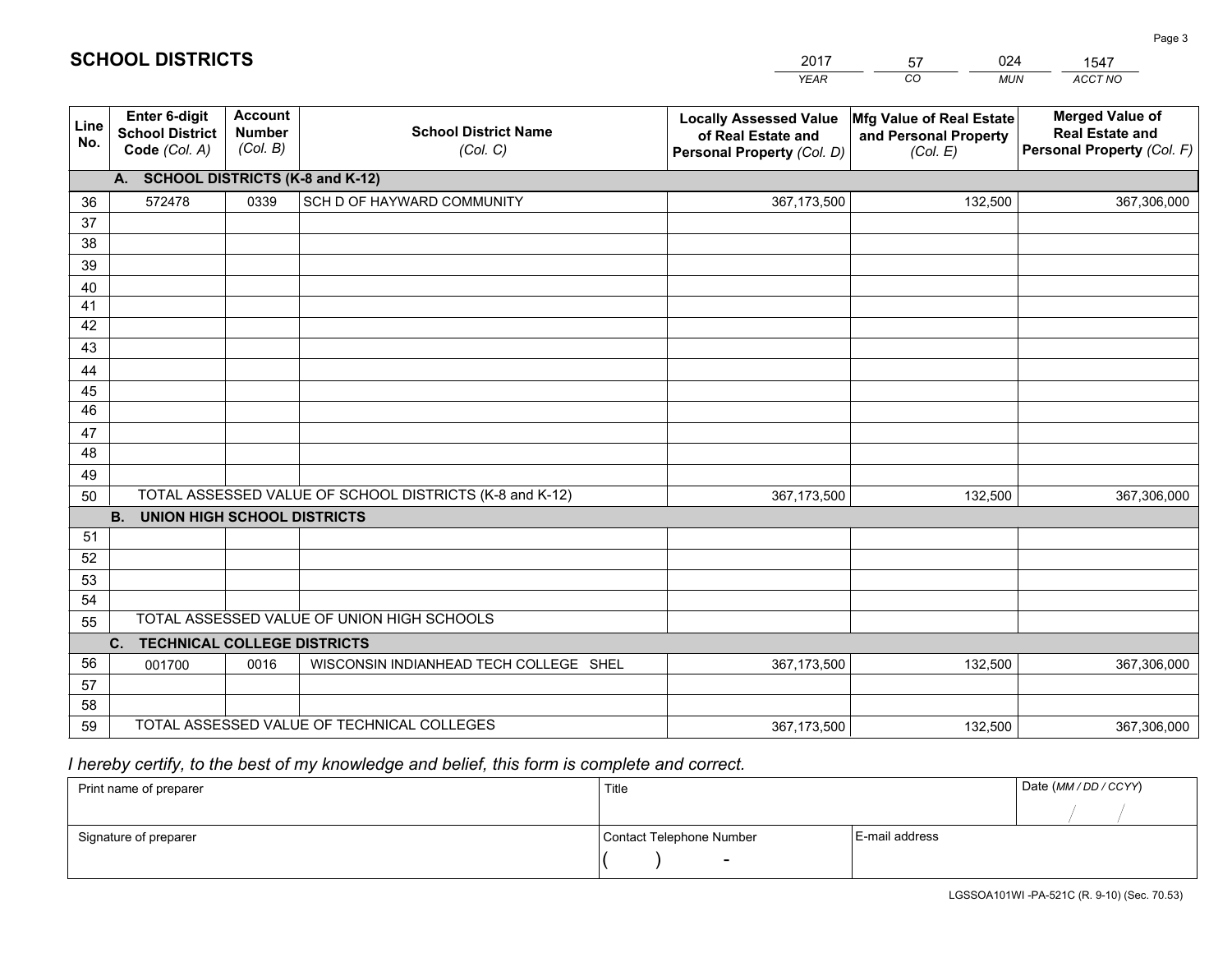# SCHOOL DISTRICTS

| 2017 | 57 | 024 | 1547 |
|---|---|---|---|
| *YEAR* | *CO* | *MUN* | *ACCT NO* |

| Line No. | Enter 6-digit School District Code *(Col. A)* | Account Number *(Col. B)* | School District Name *(Col. C)* | Locally Assessed Value of Real Estate and Personal Property *(Col. D)* | Mfg Value of Real Estate and Personal Property *(Col. E)* | Merged Value of Real Estate and Personal Property *(Col. F)* |
|---|---|---|---|---|---|---|
| | **A. SCHOOL DISTRICTS (K-8 and K-12)** | | | | | |
| 36 | 572478 | 0339 | SCH D OF HAYWARD COMMUNITY | 367,173,500 | 132,500 | 367,306,000 |
| 37 | | | | | | |
| 38 | | | | | | |
| 39 | | | | | | |
| 40 | | | | | | |
| 41 | | | | | | |
| 42 | | | | | | |
| 43 | | | | | | |
| 44 | | | | | | |
| 45 | | | | | | |
| 46 | | | | | | |
| 47 | | | | | | |
| 48 | | | | | | |
| 49 | | | | | | |
| 50 | TOTAL ASSESSED VALUE OF SCHOOL DISTRICTS (K-8 and K-12) | | | 367,173,500 | 132,500 | 367,306,000 |
| | **B. UNION HIGH SCHOOL DISTRICTS** | | | | | |
| 51 | | | | | | |
| 52 | | | | | | |
| 53 | | | | | | |
| 54 | | | | | | |
| 55 | TOTAL ASSESSED VALUE OF UNION HIGH SCHOOLS | | | | | |
| | **C. TECHNICAL COLLEGE DISTRICTS** | | | | | |
| 56 | 001700 | 0016 | WISCONSIN INDIANHEAD TECH COLLEGE SHEL | 367,173,500 | 132,500 | 367,306,000 |
| 57 | | | | | | |
| 58 | | | | | | |
| 59 | TOTAL ASSESSED VALUE OF TECHNICAL COLLEGES | | | 367,173,500 | 132,500 | 367,306,000 |

*I hereby certify, to the best of my knowledge and belief, this form is complete and correct.*

| Print name of preparer | Title | | Date *(MM / DD / CCYY)* |
|---|---|---|---|
| | | | / / |
| Signature of preparer | Contact Telephone Number | E-mail address | |
| | ( ) - | | |

LGSSOA101WI -PA-521C (R. 9-10) (Sec. 70.53)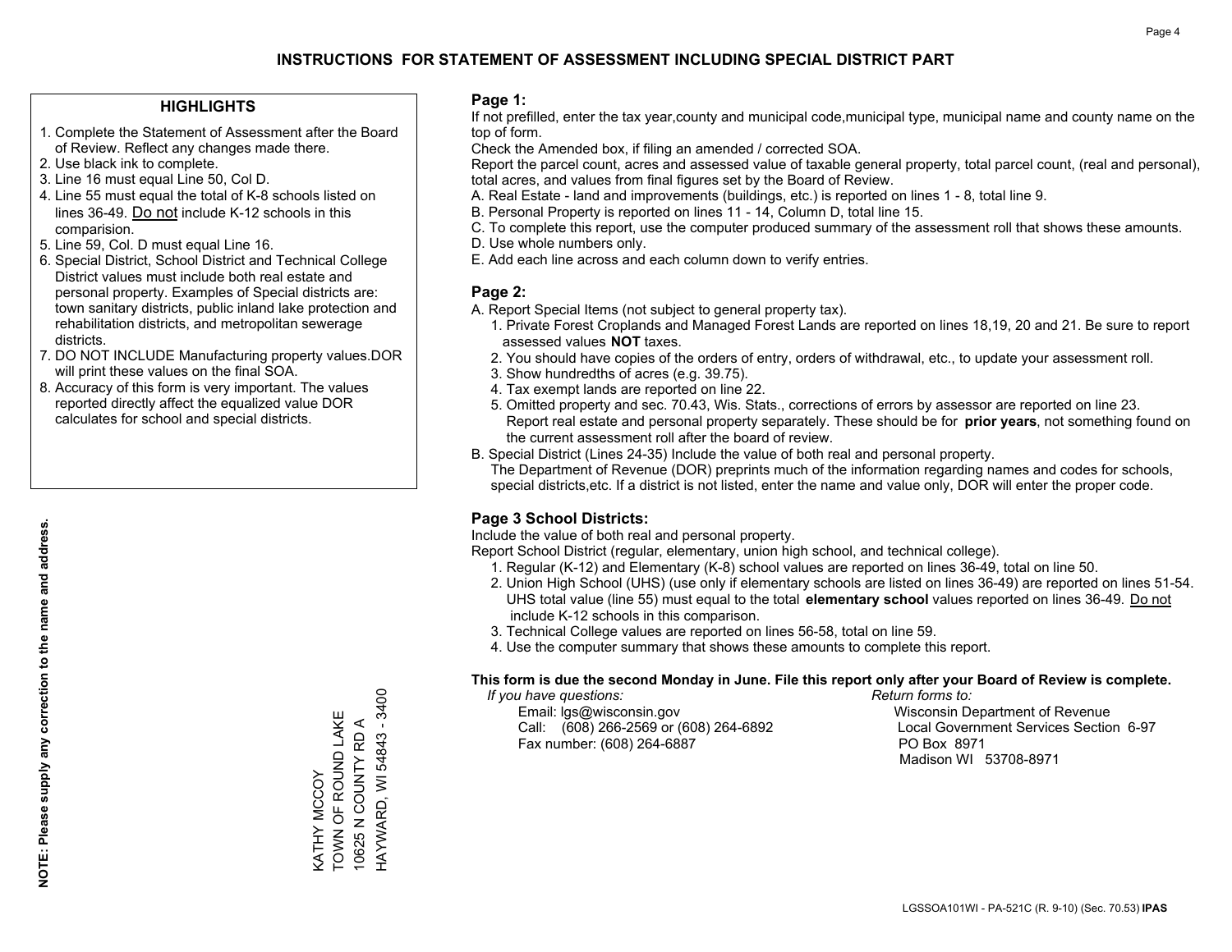# INSTRUCTIONS FOR STATEMENT OF ASSESSMENT INCLUDING SPECIAL DISTRICT PART

## HIGHLIGHTS

1. Complete the Statement of Assessment after the Board of Review. Reflect any changes made there.
2. Use black ink to complete.
3. Line 16 must equal Line 50, Col D.
4. Line 55 must equal the total of K-8 schools listed on lines 36-49. Do not include K-12 schools in this comparision.
5. Line 59, Col. D must equal Line 16.
6. Special District, School District and Technical College District values must include both real estate and personal property. Examples of Special districts are: town sanitary districts, public inland lake protection and rehabilitation districts, and metropolitan sewerage districts.
7. DO NOT INCLUDE Manufacturing property values.DOR will print these values on the final SOA.
8. Accuracy of this form is very important. The values reported directly affect the equalized value DOR calculates for school and special districts.

**NOTE: Please supply any correction to the name and address.**

KATHY MCCOY
TOWN OF ROUND LAKE
10625 N COUNTY RD A
HAYWARD, WI 54843 - 3400

## Page 1:

If not prefilled, enter the tax year,county and municipal code,municipal type, municipal name and county name on the top of form.

Check the Amended box, if filing an amended / corrected SOA.

Report the parcel count, acres and assessed value of taxable general property, total parcel count, (real and personal), total acres, and values from final figures set by the Board of Review.

A. Real Estate - land and improvements (buildings, etc.) is reported on lines 1 - 8, total line 9.
B. Personal Property is reported on lines 11 - 14, Column D, total line 15.
C. To complete this report, use the computer produced summary of the assessment roll that shows these amounts.
D. Use whole numbers only.
E. Add each line across and each column down to verify entries.

## Page 2:

A. Report Special Items (not subject to general property tax).
   1. Private Forest Croplands and Managed Forest Lands are reported on lines 18,19, 20 and 21. Be sure to report assessed values **NOT** taxes.
   2. You should have copies of the orders of entry, orders of withdrawal, etc., to update your assessment roll.
   3. Show hundredths of acres (e.g. 39.75).
   4. Tax exempt lands are reported on line 22.
   5. Omitted property and sec. 70.43, Wis. Stats., corrections of errors by assessor are reported on line 23. Report real estate and personal property separately. These should be for **prior years**, not something found on the current assessment roll after the board of review.
B. Special District (Lines 24-35) Include the value of both real and personal property.
   The Department of Revenue (DOR) preprints much of the information regarding names and codes for schools, special districts,etc. If a district is not listed, enter the name and value only, DOR will enter the proper code.

## Page 3 School Districts:

Include the value of both real and personal property.

Report School District (regular, elementary, union high school, and technical college).

1. Regular (K-12) and Elementary (K-8) school values are reported on lines 36-49, total on line 50.
2. Union High School (UHS) (use only if elementary schools are listed on lines 36-49) are reported on lines 51-54. UHS total value (line 55) must equal to the total **elementary school** values reported on lines 36-49. Do not include K-12 schools in this comparison.
3. Technical College values are reported on lines 56-58, total on line 59.
4. Use the computer summary that shows these amounts to complete this report.

**This form is due the second Monday in June. File this report only after your Board of Review is complete.**

*If you have questions:*
Email: lgs@wisconsin.gov
Call: (608) 266-2569 or (608) 264-6892
Fax number: (608) 264-6887

*Return forms to:*
Wisconsin Department of Revenue
Local Government Services Section 6-97
PO Box 8971
Madison WI 53708-8971

LGSSOA101WI - PA-521C (R. 9-10) (Sec. 70.53) **IPAS**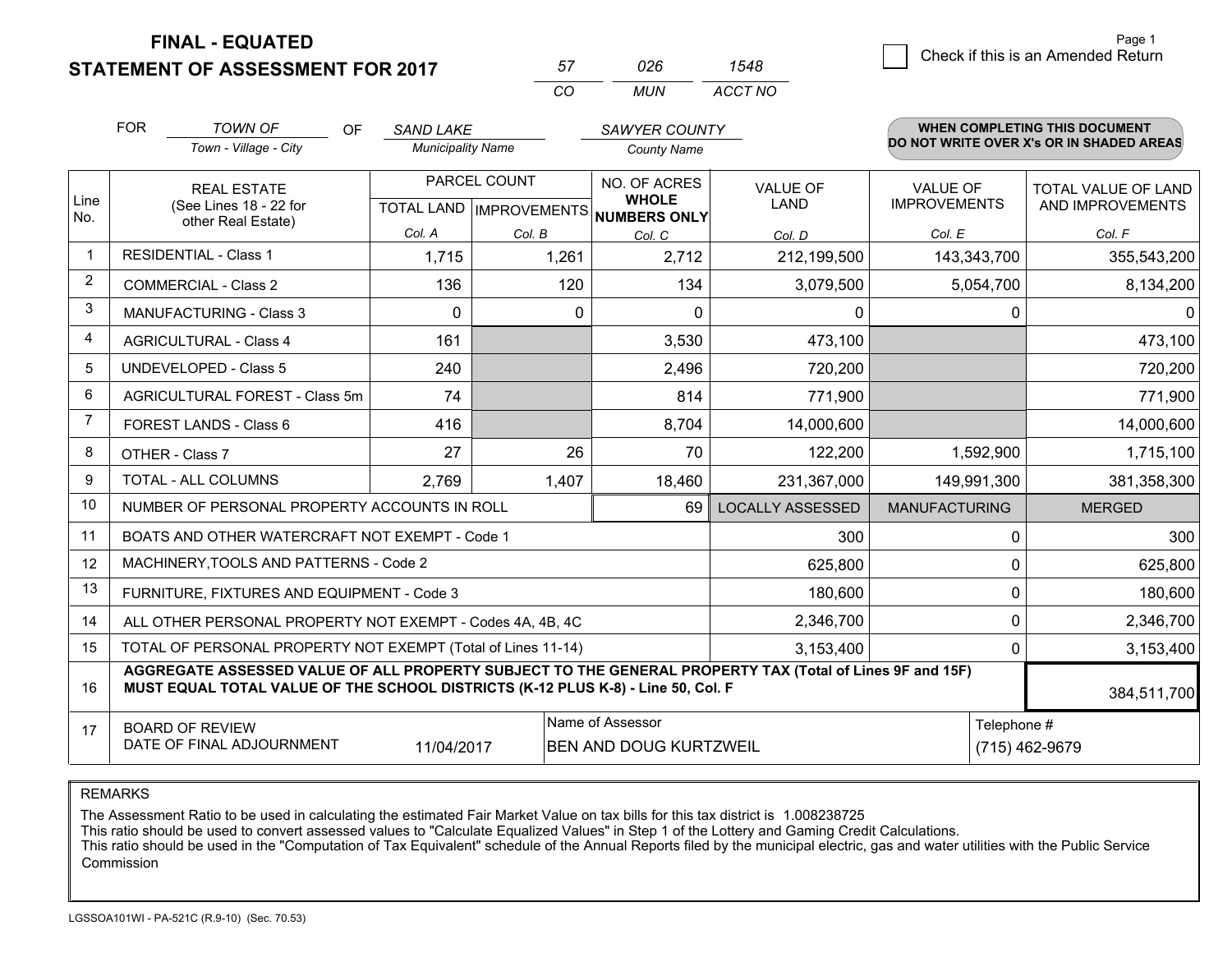**FINAL - EQUATED**
**STATEMENT OF ASSESSMENT FOR 2017**

| 57 | 026 | 1548 |
|---|---|---|
| CO | MUN | ACCT NO |

☐ Check if this is an Amended Return

Page 1

FOR *TOWN OF* (Town - Village - City) OF *SAND LAKE* (Municipality Name) *SAWYER COUNTY* (County Name)

**WHEN COMPLETING THIS DOCUMENT DO NOT WRITE OVER X's OR IN SHADED AREAS**

| Line No. | REAL ESTATE (See Lines 18 - 22 for other Real Estate) | PARCEL COUNT TOTAL LAND Col. A | PARCEL COUNT IMPROVEMENTS Col. B | NO. OF ACRES WHOLE NUMBERS ONLY Col. C | VALUE OF LAND Col. D | VALUE OF IMPROVEMENTS Col. E | TOTAL VALUE OF LAND AND IMPROVEMENTS Col. F |
|---|---|---|---|---|---|---|---|
| 1 | RESIDENTIAL - Class 1 | 1,715 | 1,261 | 2,712 | 212,199,500 | 143,343,700 | 355,543,200 |
| 2 | COMMERCIAL - Class 2 | 136 | 120 | 134 | 3,079,500 | 5,054,700 | 8,134,200 |
| 3 | MANUFACTURING - Class 3 | 0 | 0 | 0 | 0 | 0 | 0 |
| 4 | AGRICULTURAL - Class 4 | 161 | | 3,530 | 473,100 | | 473,100 |
| 5 | UNDEVELOPED - Class 5 | 240 | | 2,496 | 720,200 | | 720,200 |
| 6 | AGRICULTURAL FOREST - Class 5m | 74 | | 814 | 771,900 | | 771,900 |
| 7 | FOREST LANDS - Class 6 | 416 | | 8,704 | 14,000,600 | | 14,000,600 |
| 8 | OTHER - Class 7 | 27 | 26 | 70 | 122,200 | 1,592,900 | 1,715,100 |
| 9 | TOTAL - ALL COLUMNS | 2,769 | 1,407 | 18,460 | 231,367,000 | 149,991,300 | 381,358,300 |
| 10 | NUMBER OF PERSONAL PROPERTY ACCOUNTS IN ROLL | | | 69 | LOCALLY ASSESSED | MANUFACTURING | MERGED |
| 11 | BOATS AND OTHER WATERCRAFT NOT EXEMPT - Code 1 | | | | 300 | 0 | 300 |
| 12 | MACHINERY,TOOLS AND PATTERNS - Code 2 | | | | 625,800 | 0 | 625,800 |
| 13 | FURNITURE, FIXTURES AND EQUIPMENT - Code 3 | | | | 180,600 | 0 | 180,600 |
| 14 | ALL OTHER PERSONAL PROPERTY NOT EXEMPT - Codes 4A, 4B, 4C | | | | 2,346,700 | 0 | 2,346,700 |
| 15 | TOTAL OF PERSONAL PROPERTY NOT EXEMPT (Total of Lines 11-14) | | | | 3,153,400 | 0 | 3,153,400 |
| 16 | **AGGREGATE ASSESSED VALUE OF ALL PROPERTY SUBJECT TO THE GENERAL PROPERTY TAX (Total of Lines 9F and 15F) MUST EQUAL TOTAL VALUE OF THE SCHOOL DISTRICTS (K-12 PLUS K-8) - Line 50, Col. F** | | | | | | 384,511,700 |
| 17 | BOARD OF REVIEW DATE OF FINAL ADJOURNMENT | 11/04/2017 | Name of Assessor: BEN AND DOUG KURTZWEIL | | | Telephone #: (715) 462-9679 | |

REMARKS

The Assessment Ratio to be used in calculating the estimated Fair Market Value on tax bills for this tax district is 1.008238725
This ratio should be used to convert assessed values to "Calculate Equalized Values" in Step 1 of the Lottery and Gaming Credit Calculations.
This ratio should be used in the "Computation of Tax Equivalent" schedule of the Annual Reports filed by the municipal electric, gas and water utilities with the Public Service Commission

LGSSOA101WI - PA-521C (R.9-10) (Sec. 70.53)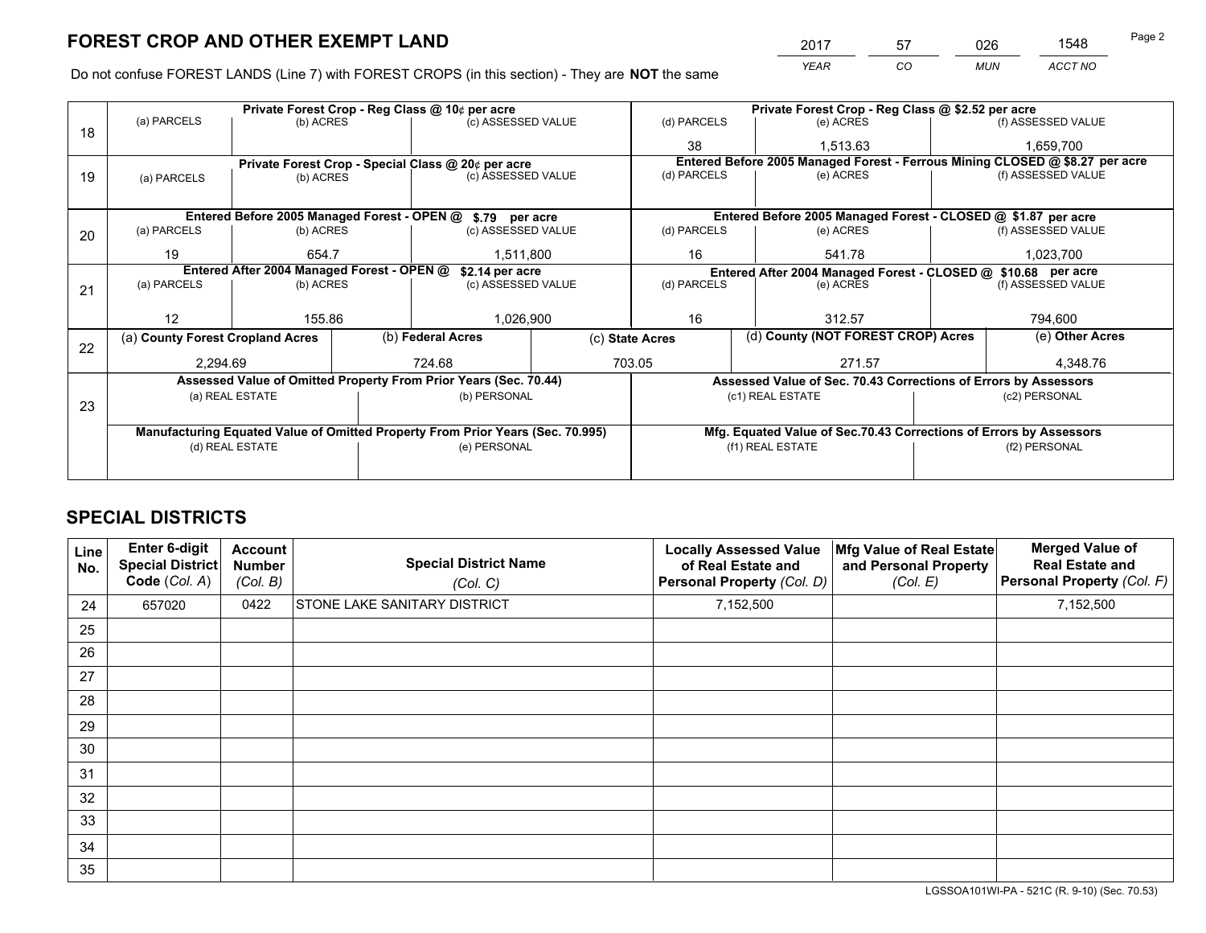# FOREST CROP AND OTHER EXEMPT LAND

| 2017 | 57 | 026 | 1548 |
|---|---|---|---|
| *YEAR* | *CO* | *MUN* | *ACCT NO* |

Do not confuse FOREST LANDS (Line 7) with FOREST CROPS (in this section) - They are **NOT** the same

| Line | Private Forest Crop - Reg Class @ 10¢ per acre | | | Private Forest Crop - Reg Class @ $2.52 per acre | | |
|---|---|---|---|---|---|---|
| 18 | (a) PARCELS | (b) ACRES | (c) ASSESSED VALUE | (d) PARCELS | (e) ACRES | (f) ASSESSED VALUE |
| | | | | 38 | 1,513.63 | 1,659,700 |
| | **Private Forest Crop - Special Class @ 20¢ per acre** | | | **Entered Before 2005 Managed Forest - Ferrous Mining CLOSED @ $8.27 per acre** | | |
| 19 | (a) PARCELS | (b) ACRES | (c) ASSESSED VALUE | (d) PARCELS | (e) ACRES | (f) ASSESSED VALUE |
| | | | | | | |
| | **Entered Before 2005 Managed Forest - OPEN @ $.79 per acre** | | | **Entered Before 2005 Managed Forest - CLOSED @ $1.87 per acre** | | |
| 20 | (a) PARCELS | (b) ACRES | (c) ASSESSED VALUE | (d) PARCELS | (e) ACRES | (f) ASSESSED VALUE |
| | 19 | 654.7 | 1,511,800 | 16 | 541.78 | 1,023,700 |
| | **Entered After 2004 Managed Forest - OPEN @ $2.14 per acre** | | | **Entered After 2004 Managed Forest - CLOSED @ $10.68 per acre** | | |
| 21 | (a) PARCELS | (b) ACRES | (c) ASSESSED VALUE | (d) PARCELS | (e) ACRES | (f) ASSESSED VALUE |
| | 12 | 155.86 | 1,026,900 | 16 | 312.57 | 794,600 |

| Line | (a) County Forest Cropland Acres | (b) Federal Acres | (c) State Acres | (d) County (NOT FOREST CROP) Acres | (e) Other Acres |
|---|---|---|---|---|---|
| 22 | 2,294.69 | 724.68 | 703.05 | 271.57 | 4,348.76 |

| Line | Assessed Value of Omitted Property From Prior Years (Sec. 70.44) | | Assessed Value of Sec. 70.43 Corrections of Errors by Assessors | |
|---|---|---|---|---|
| 23 | (a) REAL ESTATE | (b) PERSONAL | (c1) REAL ESTATE | (c2) PERSONAL |
| | | | | |
| | **Manufacturing Equated Value of Omitted Property From Prior Years (Sec. 70.995)** | | **Mfg. Equated Value of Sec.70.43 Corrections of Errors by Assessors** | |
| | (d) REAL ESTATE | (e) PERSONAL | (f1) REAL ESTATE | (f2) PERSONAL |
| | | | | |

# SPECIAL DISTRICTS

| Line No. | Enter 6-digit Special District Code (*Col. A*) | Account Number (*Col. B*) | Special District Name (*Col. C*) | Locally Assessed Value of Real Estate and Personal Property (*Col. D*) | Mfg Value of Real Estate and Personal Property (*Col. E*) | Merged Value of Real Estate and Personal Property (*Col. F*) |
|---|---|---|---|---|---|---|
| 24 | 657020 | 0422 | STONE LAKE SANITARY DISTRICT | 7,152,500 | | 7,152,500 |
| 25 | | | | | | |
| 26 | | | | | | |
| 27 | | | | | | |
| 28 | | | | | | |
| 29 | | | | | | |
| 30 | | | | | | |
| 31 | | | | | | |
| 32 | | | | | | |
| 33 | | | | | | |
| 34 | | | | | | |
| 35 | | | | | | |

LGSSOA101WI-PA - 521C (R. 9-10) (Sec. 70.53)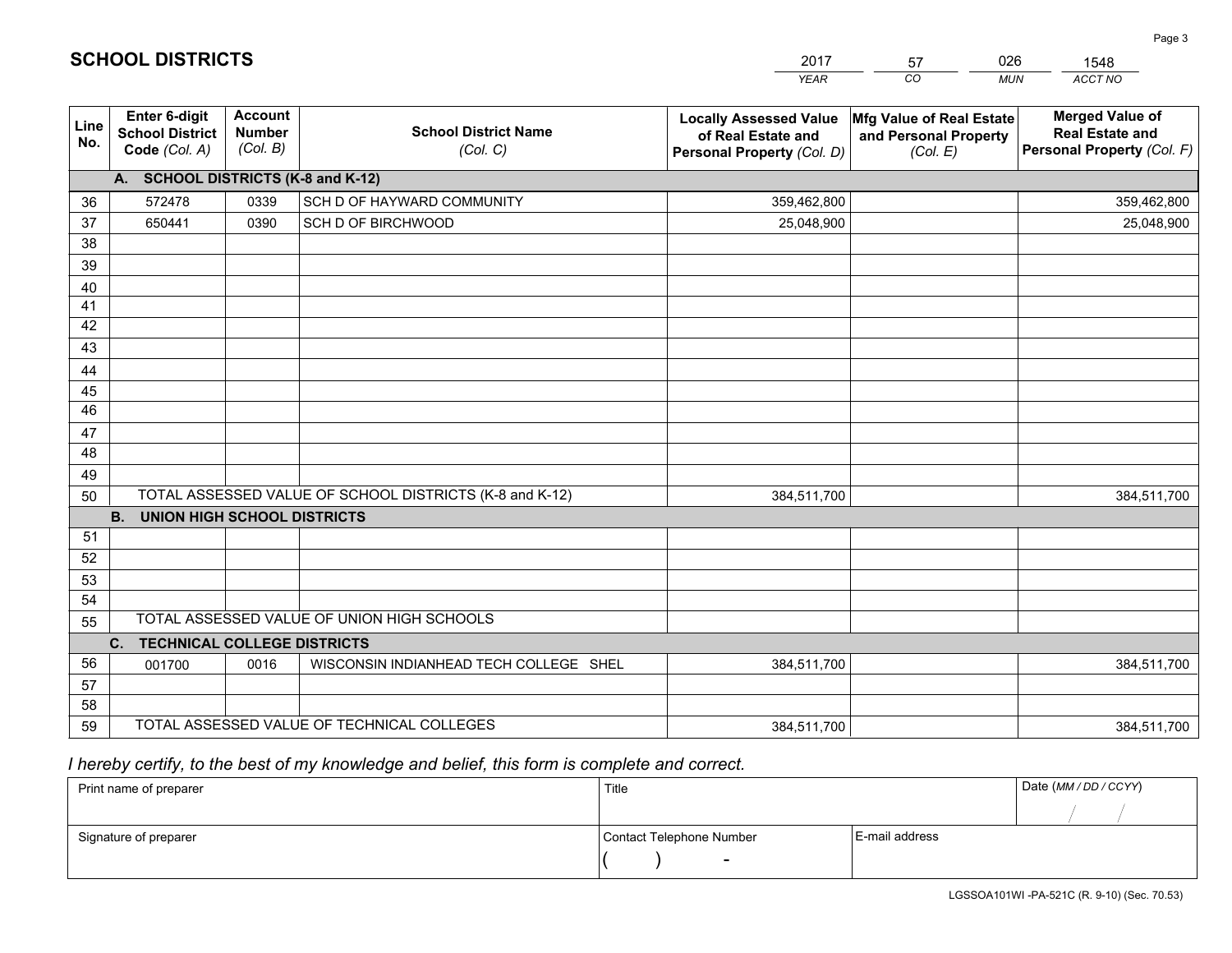# SCHOOL DISTRICTS

| 2017 | 57 | 026 | 1548 |
|---|---|---|---|
| *YEAR* | *CO* | *MUN* | *ACCT NO* |

| Line No. | Enter 6-digit School District Code *(Col. A)* | Account Number *(Col. B)* | School District Name *(Col. C)* | Locally Assessed Value of Real Estate and Personal Property *(Col. D)* | Mfg Value of Real Estate and Personal Property *(Col. E)* | Merged Value of Real Estate and Personal Property *(Col. F)* |
|---|---|---|---|---|---|---|
| | **A. SCHOOL DISTRICTS (K-8 and K-12)** | | | | | |
| 36 | 572478 | 0339 | SCH D OF HAYWARD COMMUNITY | 359,462,800 | | 359,462,800 |
| 37 | 650441 | 0390 | SCH D OF BIRCHWOOD | 25,048,900 | | 25,048,900 |
| 38 | | | | | | |
| 39 | | | | | | |
| 40 | | | | | | |
| 41 | | | | | | |
| 42 | | | | | | |
| 43 | | | | | | |
| 44 | | | | | | |
| 45 | | | | | | |
| 46 | | | | | | |
| 47 | | | | | | |
| 48 | | | | | | |
| 49 | | | | | | |
| 50 | TOTAL ASSESSED VALUE OF SCHOOL DISTRICTS (K-8 and K-12) | | | 384,511,700 | | 384,511,700 |
| | **B. UNION HIGH SCHOOL DISTRICTS** | | | | | |
| 51 | | | | | | |
| 52 | | | | | | |
| 53 | | | | | | |
| 54 | | | | | | |
| 55 | TOTAL ASSESSED VALUE OF UNION HIGH SCHOOLS | | | | | |
| | **C. TECHNICAL COLLEGE DISTRICTS** | | | | | |
| 56 | 001700 | 0016 | WISCONSIN INDIANHEAD TECH COLLEGE SHEL | 384,511,700 | | 384,511,700 |
| 57 | | | | | | |
| 58 | | | | | | |
| 59 | TOTAL ASSESSED VALUE OF TECHNICAL COLLEGES | | | 384,511,700 | | 384,511,700 |

*I hereby certify, to the best of my knowledge and belief, this form is complete and correct.*

| Print name of preparer | Title | | Date *(MM / DD / CCYY)* |
|---|---|---|---|
| | | | / / |
| Signature of preparer | Contact Telephone Number | E-mail address | |
| | ( ) - | | |

LGSSOA101WI -PA-521C (R. 9-10) (Sec. 70.53)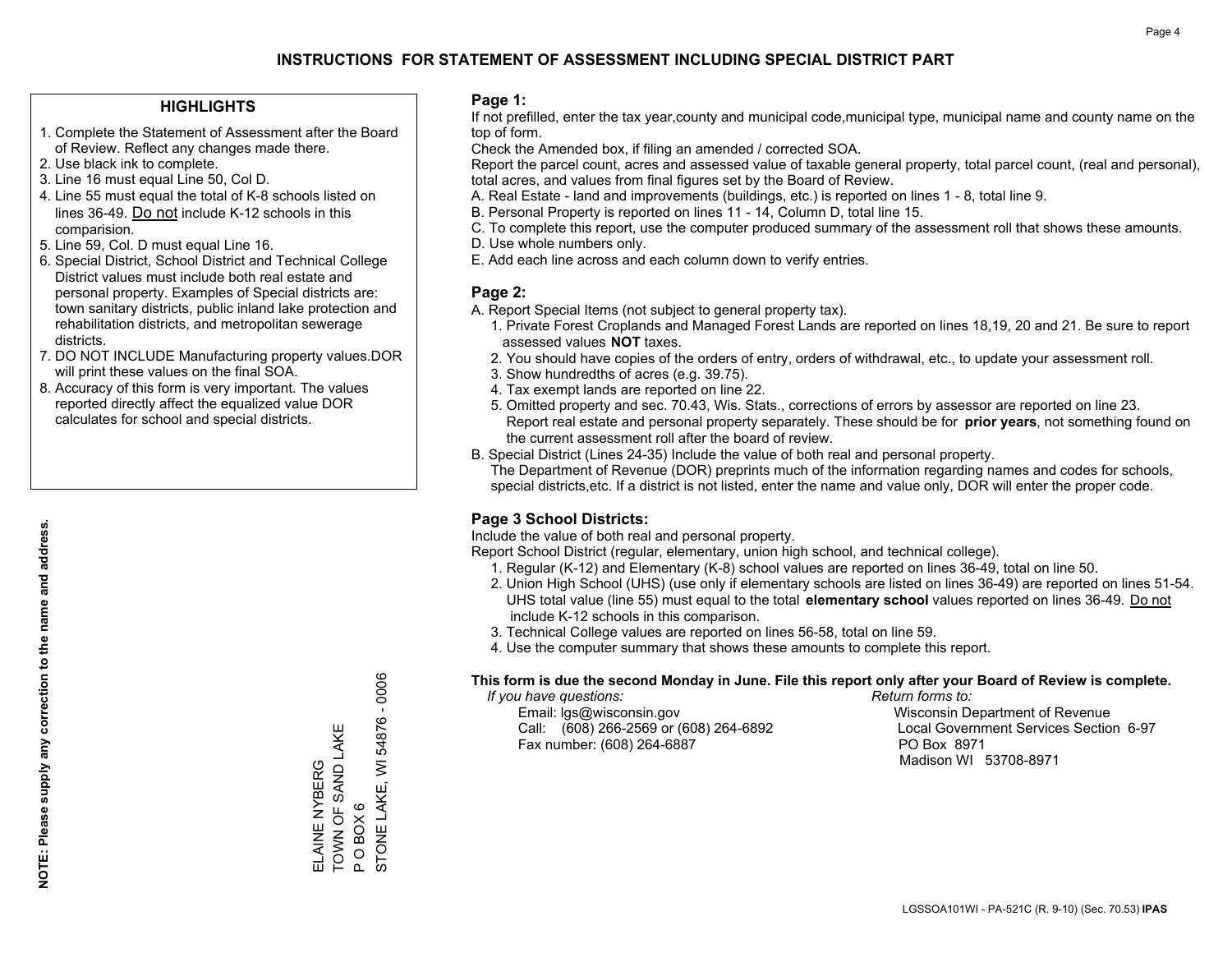# INSTRUCTIONS FOR STATEMENT OF ASSESSMENT INCLUDING SPECIAL DISTRICT PART

## HIGHLIGHTS

1. Complete the Statement of Assessment after the Board of Review. Reflect any changes made there.
2. Use black ink to complete.
3. Line 16 must equal Line 50, Col D.
4. Line 55 must equal the total of K-8 schools listed on lines 36-49. Do not include K-12 schools in this comparision.
5. Line 59, Col. D must equal Line 16.
6. Special District, School District and Technical College District values must include both real estate and personal property. Examples of Special districts are: town sanitary districts, public inland lake protection and rehabilitation districts, and metropolitan sewerage districts.
7. DO NOT INCLUDE Manufacturing property values.DOR will print these values on the final SOA.
8. Accuracy of this form is very important. The values reported directly affect the equalized value DOR calculates for school and special districts.

**NOTE: Please supply any correction to the name and address.**

ELAINE NYBERG
TOWN OF SAND LAKE
P O BOX 6
STONE LAKE, WI 54876 - 0006

## Page 1:

If not prefilled, enter the tax year,county and municipal code,municipal type, municipal name and county name on the top of form.

Check the Amended box, if filing an amended / corrected SOA.

Report the parcel count, acres and assessed value of taxable general property, total parcel count, (real and personal), total acres, and values from final figures set by the Board of Review.

A. Real Estate - land and improvements (buildings, etc.) is reported on lines 1 - 8, total line 9.
B. Personal Property is reported on lines 11 - 14, Column D, total line 15.
C. To complete this report, use the computer produced summary of the assessment roll that shows these amounts.
D. Use whole numbers only.
E. Add each line across and each column down to verify entries.

## Page 2:

A. Report Special Items (not subject to general property tax).
   1. Private Forest Croplands and Managed Forest Lands are reported on lines 18,19, 20 and 21. Be sure to report assessed values **NOT** taxes.
   2. You should have copies of the orders of entry, orders of withdrawal, etc., to update your assessment roll.
   3. Show hundredths of acres (e.g. 39.75).
   4. Tax exempt lands are reported on line 22.
   5. Omitted property and sec. 70.43, Wis. Stats., corrections of errors by assessor are reported on line 23. Report real estate and personal property separately. These should be for **prior years**, not something found on the current assessment roll after the board of review.
B. Special District (Lines 24-35) Include the value of both real and personal property.
   The Department of Revenue (DOR) preprints much of the information regarding names and codes for schools, special districts,etc. If a district is not listed, enter the name and value only, DOR will enter the proper code.

## Page 3 School Districts:

Include the value of both real and personal property.

Report School District (regular, elementary, union high school, and technical college).

1. Regular (K-12) and Elementary (K-8) school values are reported on lines 36-49, total on line 50.
2. Union High School (UHS) (use only if elementary schools are listed on lines 36-49) are reported on lines 51-54. UHS total value (line 55) must equal to the total **elementary school** values reported on lines 36-49. Do not include K-12 schools in this comparison.
3. Technical College values are reported on lines 56-58, total on line 59.
4. Use the computer summary that shows these amounts to complete this report.

**This form is due the second Monday in June. File this report only after your Board of Review is complete.**

*If you have questions:*
Email: lgs@wisconsin.gov
Call: (608) 266-2569 or (608) 264-6892
Fax number: (608) 264-6887

*Return forms to:*
Wisconsin Department of Revenue
Local Government Services Section 6-97
PO Box 8971
Madison WI 53708-8971

LGSSOA101WI - PA-521C (R. 9-10) (Sec. 70.53) **IPAS**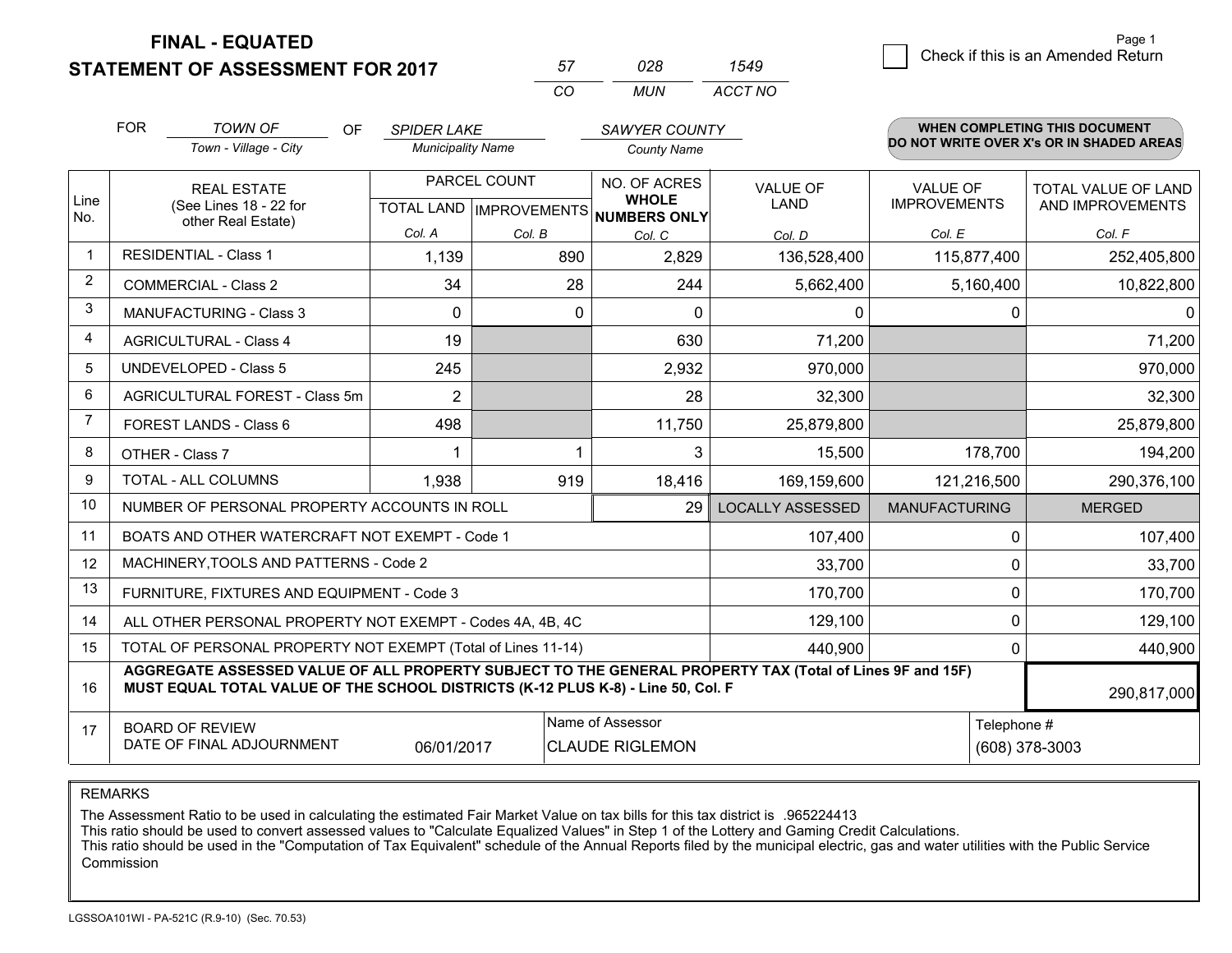# FINAL - EQUATED
## STATEMENT OF ASSESSMENT FOR 2017

| 57 | 028 | 1549 |
|---|---|---|
| CO | MUN | ACCT NO |

Page 1

☐ Check if this is an Amended Return

FOR *TOWN OF* (Town - Village - City) OF *SPIDER LAKE* (Municipality Name) *SAWYER COUNTY* (County Name)

**WHEN COMPLETING THIS DOCUMENT DO NOT WRITE OVER X's OR IN SHADED AREAS**

| Line No. | REAL ESTATE (See Lines 18 - 22 for other Real Estate) | PARCEL COUNT | | NO. OF ACRES WHOLE NUMBERS ONLY | VALUE OF LAND | VALUE OF IMPROVEMENTS | TOTAL VALUE OF LAND AND IMPROVEMENTS |
|---|---|---|---|---|---|---|---|
| | | TOTAL LAND | IMPROVEMENTS | | | | |
| | | Col. A | Col. B | Col. C | Col. D | Col. E | Col. F |
| 1 | RESIDENTIAL - Class 1 | 1,139 | 890 | 2,829 | 136,528,400 | 115,877,400 | 252,405,800 |
| 2 | COMMERCIAL - Class 2 | 34 | 28 | 244 | 5,662,400 | 5,160,400 | 10,822,800 |
| 3 | MANUFACTURING - Class 3 | 0 | 0 | 0 | 0 | 0 | 0 |
| 4 | AGRICULTURAL - Class 4 | 19 | | 630 | 71,200 | | 71,200 |
| 5 | UNDEVELOPED - Class 5 | 245 | | 2,932 | 970,000 | | 970,000 |
| 6 | AGRICULTURAL FOREST - Class 5m | 2 | | 28 | 32,300 | | 32,300 |
| 7 | FOREST LANDS - Class 6 | 498 | | 11,750 | 25,879,800 | | 25,879,800 |
| 8 | OTHER - Class 7 | 1 | 1 | 3 | 15,500 | 178,700 | 194,200 |
| 9 | TOTAL - ALL COLUMNS | 1,938 | 919 | 18,416 | 169,159,600 | 121,216,500 | 290,376,100 |
| 10 | NUMBER OF PERSONAL PROPERTY ACCOUNTS IN ROLL | | | 29 | LOCALLY ASSESSED | MANUFACTURING | MERGED |
| 11 | BOATS AND OTHER WATERCRAFT NOT EXEMPT - Code 1 | | | | 107,400 | 0 | 107,400 |
| 12 | MACHINERY,TOOLS AND PATTERNS - Code 2 | | | | 33,700 | 0 | 33,700 |
| 13 | FURNITURE, FIXTURES AND EQUIPMENT - Code 3 | | | | 170,700 | 0 | 170,700 |
| 14 | ALL OTHER PERSONAL PROPERTY NOT EXEMPT - Codes 4A, 4B, 4C | | | | 129,100 | 0 | 129,100 |
| 15 | TOTAL OF PERSONAL PROPERTY NOT EXEMPT (Total of Lines 11-14) | | | | 440,900 | 0 | 440,900 |
| 16 | **AGGREGATE ASSESSED VALUE OF ALL PROPERTY SUBJECT TO THE GENERAL PROPERTY TAX (Total of Lines 9F and 15F) MUST EQUAL TOTAL VALUE OF THE SCHOOL DISTRICTS (K-12 PLUS K-8) - Line 50, Col. F** | | | | | | 290,817,000 |
| 17 | BOARD OF REVIEW DATE OF FINAL ADJOURNMENT | 06/01/2017 | Name of Assessor | CLAUDE RIGLEMON | | Telephone # | (608) 378-3003 |

REMARKS

The Assessment Ratio to be used in calculating the estimated Fair Market Value on tax bills for this tax district is .965224413
This ratio should be used to convert assessed values to "Calculate Equalized Values" in Step 1 of the Lottery and Gaming Credit Calculations.
This ratio should be used in the "Computation of Tax Equivalent" schedule of the Annual Reports filed by the municipal electric, gas and water utilities with the Public Service Commission

LGSSOA101WI - PA-521C (R.9-10) (Sec. 70.53)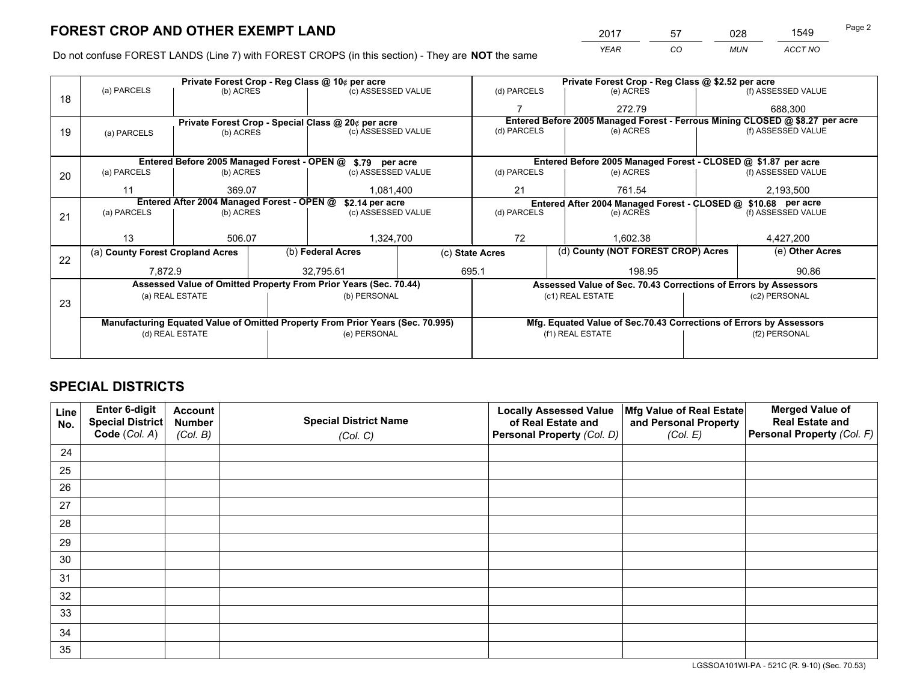# FOREST CROP AND OTHER EXEMPT LAND

| 2017 | 57 | 028 | 1549 |
|---|---|---|---|
| *YEAR* | *CO* | *MUN* | *ACCT NO* |

Do not confuse FOREST LANDS (Line 7) with FOREST CROPS (in this section) - They are **NOT** the same

| Line | Private Forest Crop - Reg Class @ 10¢ per acre | | | Private Forest Crop - Reg Class @ $2.52 per acre | | |
|---|---|---|---|---|---|---|
| 18 | (a) PARCELS | (b) ACRES | (c) ASSESSED VALUE | (d) PARCELS | (e) ACRES | (f) ASSESSED VALUE |
| | | | | 7 | 272.79 | 688,300 |
| | **Private Forest Crop - Special Class @ 20¢ per acre** | | | **Entered Before 2005 Managed Forest - Ferrous Mining CLOSED @ $8.27 per acre** | | |
| 19 | (a) PARCELS | (b) ACRES | (c) ASSESSED VALUE | (d) PARCELS | (e) ACRES | (f) ASSESSED VALUE |
| | | | | | | |
| | **Entered Before 2005 Managed Forest - OPEN @ $.79 per acre** | | | **Entered Before 2005 Managed Forest - CLOSED @ $1.87 per acre** | | |
| 20 | (a) PARCELS | (b) ACRES | (c) ASSESSED VALUE | (d) PARCELS | (e) ACRES | (f) ASSESSED VALUE |
| | 11 | 369.07 | 1,081,400 | 21 | 761.54 | 2,193,500 |
| | **Entered After 2004 Managed Forest - OPEN @ $2.14 per acre** | | | **Entered After 2004 Managed Forest - CLOSED @ $10.68 per acre** | | |
| 21 | (a) PARCELS | (b) ACRES | (c) ASSESSED VALUE | (d) PARCELS | (e) ACRES | (f) ASSESSED VALUE |
| | 13 | 506.07 | 1,324,700 | 72 | 1,602.38 | 4,427,200 |

| Line | (a) County Forest Cropland Acres | (b) Federal Acres | (c) State Acres | (d) County (NOT FOREST CROP) Acres | (e) Other Acres |
|---|---|---|---|---|---|
| 22 | 7,872.9 | 32,795.61 | 695.1 | 198.95 | 90.86 |

| Line | Assessed Value of Omitted Property From Prior Years (Sec. 70.44) | | Assessed Value of Sec. 70.43 Corrections of Errors by Assessors | |
|---|---|---|---|---|
| 23 | (a) REAL ESTATE | (b) PERSONAL | (c1) REAL ESTATE | (c2) PERSONAL |
| | | | | |
| | **Manufacturing Equated Value of Omitted Property From Prior Years (Sec. 70.995)** | | **Mfg. Equated Value of Sec.70.43 Corrections of Errors by Assessors** | |
| | (d) REAL ESTATE | (e) PERSONAL | (f1) REAL ESTATE | (f2) PERSONAL |
| | | | | |

# SPECIAL DISTRICTS

| Line No. | Enter 6-digit Special District Code (*Col. A*) | Account Number (*Col. B*) | Special District Name (*Col. C*) | Locally Assessed Value of Real Estate and Personal Property (*Col. D*) | Mfg Value of Real Estate and Personal Property (*Col. E*) | Merged Value of Real Estate and Personal Property (*Col. F*) |
|---|---|---|---|---|---|---|
| 24 | | | | | | |
| 25 | | | | | | |
| 26 | | | | | | |
| 27 | | | | | | |
| 28 | | | | | | |
| 29 | | | | | | |
| 30 | | | | | | |
| 31 | | | | | | |
| 32 | | | | | | |
| 33 | | | | | | |
| 34 | | | | | | |
| 35 | | | | | | |

LGSSOA101WI-PA - 521C (R. 9-10) (Sec. 70.53)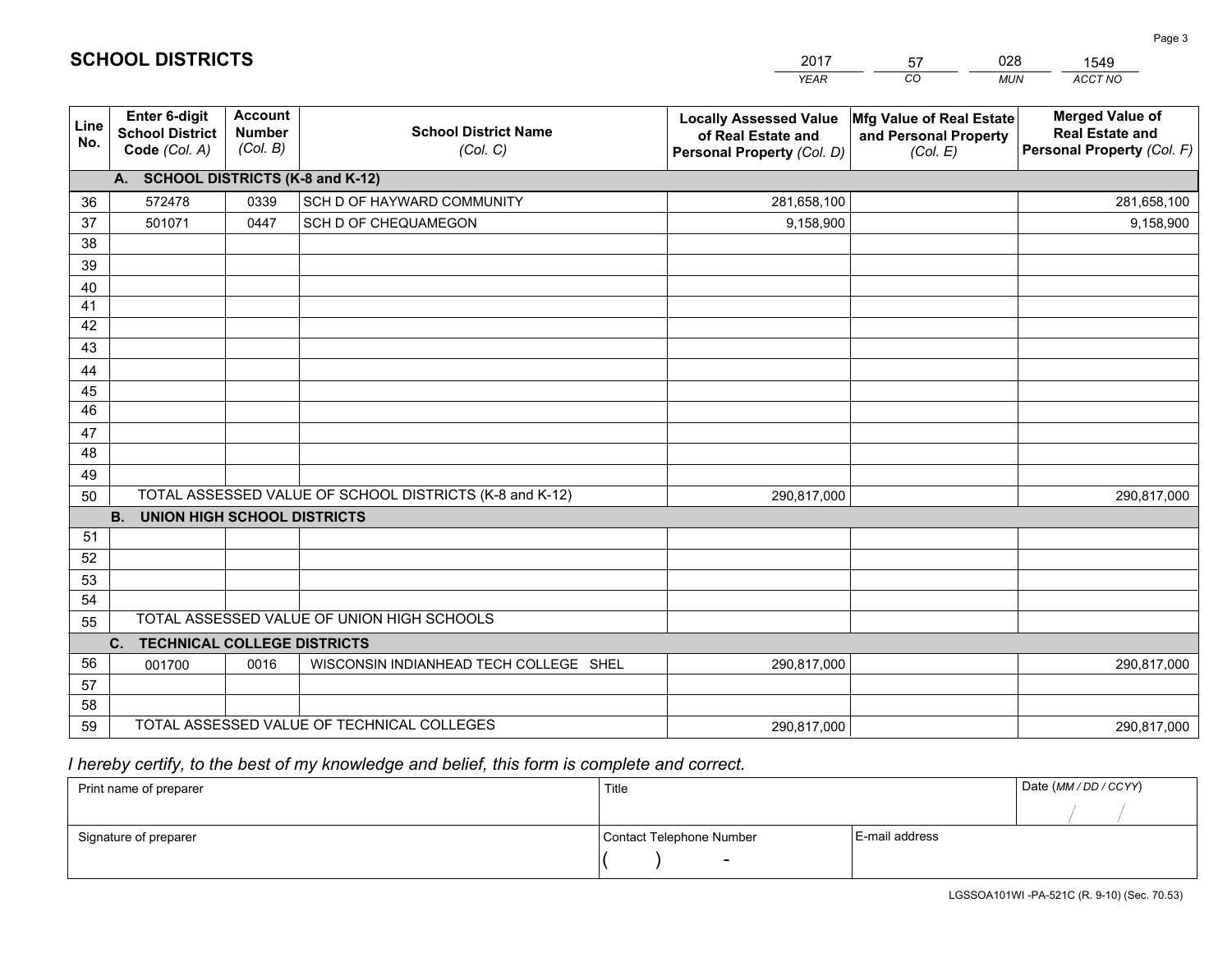# SCHOOL DISTRICTS

| 2017 | 57 | 028 | 1549 |
|---|---|---|---|
| *YEAR* | *CO* | *MUN* | *ACCT NO* |

| Line No. | Enter 6-digit School District Code *(Col. A)* | Account Number *(Col. B)* | School District Name *(Col. C)* | Locally Assessed Value of Real Estate and Personal Property *(Col. D)* | Mfg Value of Real Estate and Personal Property *(Col. E)* | Merged Value of Real Estate and Personal Property *(Col. F)* |
|---|---|---|---|---|---|---|
| | **A. SCHOOL DISTRICTS (K-8 and K-12)** | | | | | |
| 36 | 572478 | 0339 | SCH D OF HAYWARD COMMUNITY | 281,658,100 | | 281,658,100 |
| 37 | 501071 | 0447 | SCH D OF CHEQUAMEGON | 9,158,900 | | 9,158,900 |
| 38 | | | | | | |
| 39 | | | | | | |
| 40 | | | | | | |
| 41 | | | | | | |
| 42 | | | | | | |
| 43 | | | | | | |
| 44 | | | | | | |
| 45 | | | | | | |
| 46 | | | | | | |
| 47 | | | | | | |
| 48 | | | | | | |
| 49 | | | | | | |
| 50 | TOTAL ASSESSED VALUE OF SCHOOL DISTRICTS (K-8 and K-12) | | | 290,817,000 | | 290,817,000 |
| | **B. UNION HIGH SCHOOL DISTRICTS** | | | | | |
| 51 | | | | | | |
| 52 | | | | | | |
| 53 | | | | | | |
| 54 | | | | | | |
| 55 | TOTAL ASSESSED VALUE OF UNION HIGH SCHOOLS | | | | | |
| | **C. TECHNICAL COLLEGE DISTRICTS** | | | | | |
| 56 | 001700 | 0016 | WISCONSIN INDIANHEAD TECH COLLEGE SHEL | 290,817,000 | | 290,817,000 |
| 57 | | | | | | |
| 58 | | | | | | |
| 59 | TOTAL ASSESSED VALUE OF TECHNICAL COLLEGES | | | 290,817,000 | | 290,817,000 |

*I hereby certify, to the best of my knowledge and belief, this form is complete and correct.*

| Print name of preparer | Title | | Date *(MM / DD / CCYY)* |
|---|---|---|---|
| | | | / / |
| Signature of preparer | Contact Telephone Number | E-mail address | |
| | ( ) - | | |

LGSSOA101WI -PA-521C (R. 9-10) (Sec. 70.53)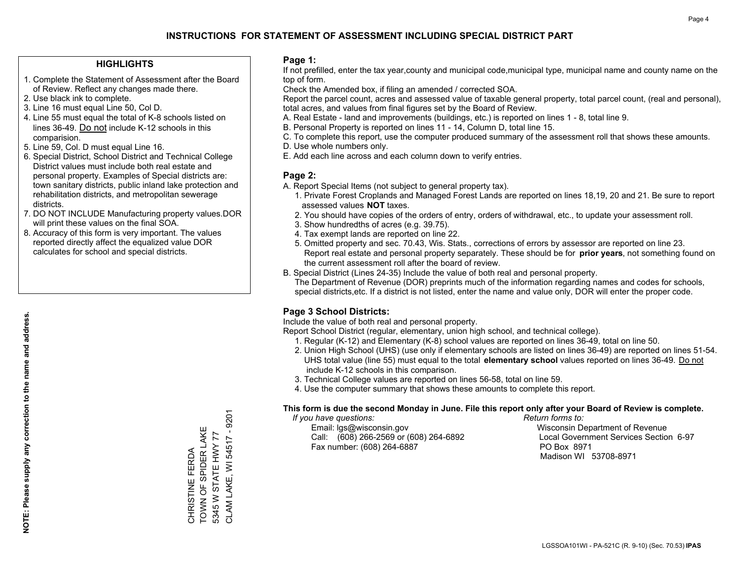# INSTRUCTIONS FOR STATEMENT OF ASSESSMENT INCLUDING SPECIAL DISTRICT PART

## HIGHLIGHTS

1. Complete the Statement of Assessment after the Board of Review. Reflect any changes made there.
2. Use black ink to complete.
3. Line 16 must equal Line 50, Col D.
4. Line 55 must equal the total of K-8 schools listed on lines 36-49. Do not include K-12 schools in this comparision.
5. Line 59, Col. D must equal Line 16.
6. Special District, School District and Technical College District values must include both real estate and personal property. Examples of Special districts are: town sanitary districts, public inland lake protection and rehabilitation districts, and metropolitan sewerage districts.
7. DO NOT INCLUDE Manufacturing property values.DOR will print these values on the final SOA.
8. Accuracy of this form is very important. The values reported directly affect the equalized value DOR calculates for school and special districts.

**NOTE: Please supply any correction to the name and address.**

CHRISTINE FERDA
TOWN OF SPIDER LAKE
5345 W STATE HWY 77
CLAM LAKE, WI 54517 - 9201

## Page 1:

If not prefilled, enter the tax year,county and municipal code,municipal type, municipal name and county name on the top of form.

Check the Amended box, if filing an amended / corrected SOA.

Report the parcel count, acres and assessed value of taxable general property, total parcel count, (real and personal), total acres, and values from final figures set by the Board of Review.

A. Real Estate - land and improvements (buildings, etc.) is reported on lines 1 - 8, total line 9.
B. Personal Property is reported on lines 11 - 14, Column D, total line 15.
C. To complete this report, use the computer produced summary of the assessment roll that shows these amounts.
D. Use whole numbers only.
E. Add each line across and each column down to verify entries.

## Page 2:

A. Report Special Items (not subject to general property tax).
   1. Private Forest Croplands and Managed Forest Lands are reported on lines 18,19, 20 and 21. Be sure to report assessed values **NOT** taxes.
   2. You should have copies of the orders of entry, orders of withdrawal, etc., to update your assessment roll.
   3. Show hundredths of acres (e.g. 39.75).
   4. Tax exempt lands are reported on line 22.
   5. Omitted property and sec. 70.43, Wis. Stats., corrections of errors by assessor are reported on line 23. Report real estate and personal property separately. These should be for **prior years**, not something found on the current assessment roll after the board of review.
B. Special District (Lines 24-35) Include the value of both real and personal property.
   The Department of Revenue (DOR) preprints much of the information regarding names and codes for schools, special districts,etc. If a district is not listed, enter the name and value only, DOR will enter the proper code.

## Page 3 School Districts:

Include the value of both real and personal property.

Report School District (regular, elementary, union high school, and technical college).

1. Regular (K-12) and Elementary (K-8) school values are reported on lines 36-49, total on line 50.
2. Union High School (UHS) (use only if elementary schools are listed on lines 36-49) are reported on lines 51-54. UHS total value (line 55) must equal to the total **elementary school** values reported on lines 36-49. Do not include K-12 schools in this comparison.
3. Technical College values are reported on lines 56-58, total on line 59.
4. Use the computer summary that shows these amounts to complete this report.

**This form is due the second Monday in June. File this report only after your Board of Review is complete.**

*If you have questions:*
Email: lgs@wisconsin.gov
Call: (608) 266-2569 or (608) 264-6892
Fax number: (608) 264-6887

*Return forms to:*
Wisconsin Department of Revenue
Local Government Services Section 6-97
PO Box 8971
Madison WI 53708-8971

LGSSOA101WI - PA-521C (R. 9-10) (Sec. 70.53) **IPAS**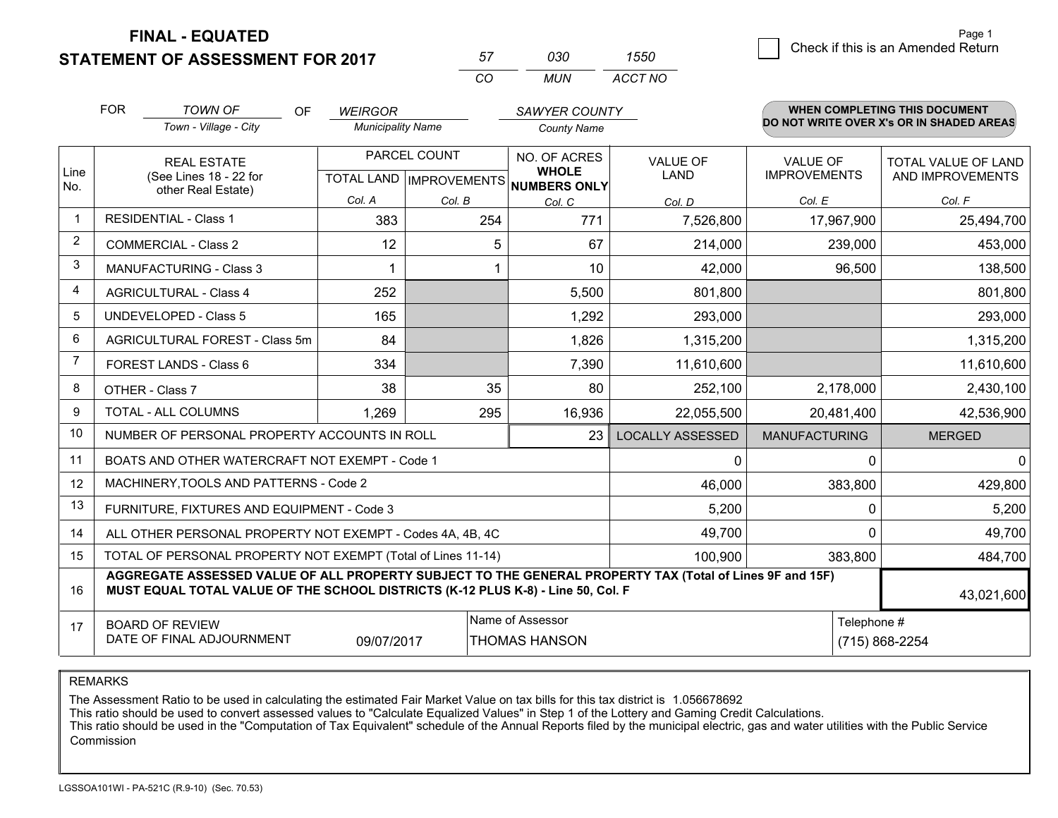**FINAL - EQUATED**

**STATEMENT OF ASSESSMENT FOR 2017**

| 57 | 030 | 1550 |
|---|---|---|
| CO | MUN | ACCT NO |

Page 1

☐ Check if this is an Amended Return

FOR *TOWN OF* (Town - Village - City) OF *WEIRGOR* (Municipality Name) *SAWYER COUNTY* (County Name)

**WHEN COMPLETING THIS DOCUMENT DO NOT WRITE OVER X's OR IN SHADED AREAS**

| Line No. | REAL ESTATE (See Lines 18 - 22 for other Real Estate) | PARCEL COUNT TOTAL LAND Col. A | PARCEL COUNT IMPROVEMENTS Col. B | NO. OF ACRES WHOLE NUMBERS ONLY Col. C | VALUE OF LAND Col. D | VALUE OF IMPROVEMENTS Col. E | TOTAL VALUE OF LAND AND IMPROVEMENTS Col. F |
|---|---|---|---|---|---|---|---|
| 1 | RESIDENTIAL - Class 1 | 383 | 254 | 771 | 7,526,800 | 17,967,900 | 25,494,700 |
| 2 | COMMERCIAL - Class 2 | 12 | 5 | 67 | 214,000 | 239,000 | 453,000 |
| 3 | MANUFACTURING - Class 3 | 1 | 1 | 10 | 42,000 | 96,500 | 138,500 |
| 4 | AGRICULTURAL - Class 4 | 252 | | 5,500 | 801,800 | | 801,800 |
| 5 | UNDEVELOPED - Class 5 | 165 | | 1,292 | 293,000 | | 293,000 |
| 6 | AGRICULTURAL FOREST - Class 5m | 84 | | 1,826 | 1,315,200 | | 1,315,200 |
| 7 | FOREST LANDS - Class 6 | 334 | | 7,390 | 11,610,600 | | 11,610,600 |
| 8 | OTHER - Class 7 | 38 | 35 | 80 | 252,100 | 2,178,000 | 2,430,100 |
| 9 | TOTAL - ALL COLUMNS | 1,269 | 295 | 16,936 | 22,055,500 | 20,481,400 | 42,536,900 |
| 10 | NUMBER OF PERSONAL PROPERTY ACCOUNTS IN ROLL | | | 23 | LOCALLY ASSESSED | MANUFACTURING | MERGED |
| 11 | BOATS AND OTHER WATERCRAFT NOT EXEMPT - Code 1 | | | | 0 | 0 | 0 |
| 12 | MACHINERY,TOOLS AND PATTERNS - Code 2 | | | | 46,000 | 383,800 | 429,800 |
| 13 | FURNITURE, FIXTURES AND EQUIPMENT - Code 3 | | | | 5,200 | 0 | 5,200 |
| 14 | ALL OTHER PERSONAL PROPERTY NOT EXEMPT - Codes 4A, 4B, 4C | | | | 49,700 | 0 | 49,700 |
| 15 | TOTAL OF PERSONAL PROPERTY NOT EXEMPT (Total of Lines 11-14) | | | | 100,900 | 383,800 | 484,700 |
| 16 | **AGGREGATE ASSESSED VALUE OF ALL PROPERTY SUBJECT TO THE GENERAL PROPERTY TAX (Total of Lines 9F and 15F) MUST EQUAL TOTAL VALUE OF THE SCHOOL DISTRICTS (K-12 PLUS K-8) - Line 50, Col. F** | | | | | | 43,021,600 |
| 17 | BOARD OF REVIEW DATE OF FINAL ADJOURNMENT | 09/07/2017 | | Name of Assessor: THOMAS HANSON | | Telephone #: (715) 868-2254 | |

REMARKS

The Assessment Ratio to be used in calculating the estimated Fair Market Value on tax bills for this tax district is 1.056678692
This ratio should be used to convert assessed values to "Calculate Equalized Values" in Step 1 of the Lottery and Gaming Credit Calculations.
This ratio should be used in the "Computation of Tax Equivalent" schedule of the Annual Reports filed by the municipal electric, gas and water utilities with the Public Service Commission

LGSSOA101WI - PA-521C (R.9-10) (Sec. 70.53)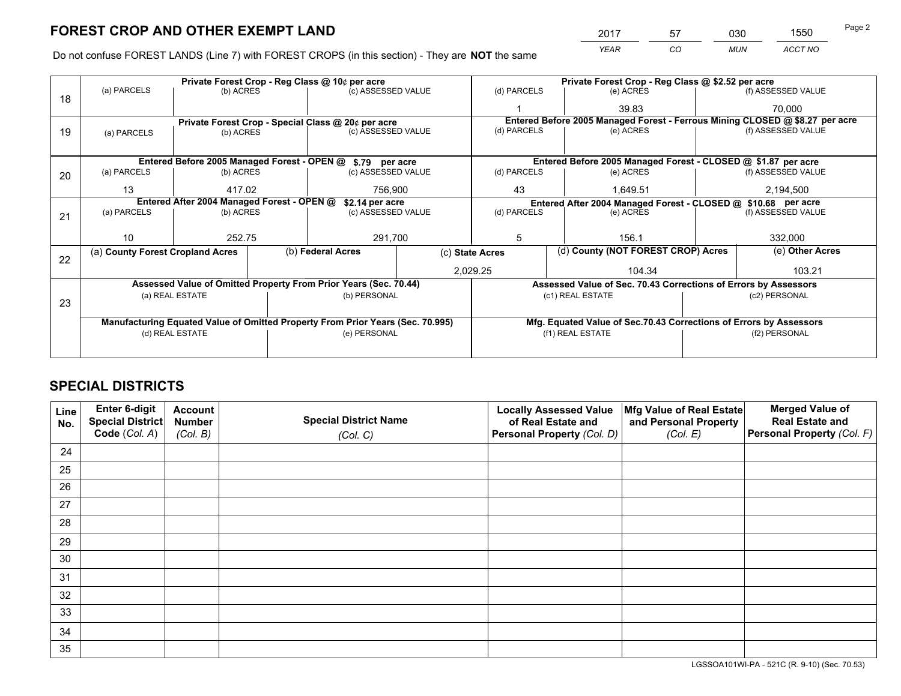# FOREST CROP AND OTHER EXEMPT LAND

| 2017 | 57 | 030 | 1550 |
|---|---|---|---|
| *YEAR* | *CO* | *MUN* | *ACCT NO* |

Do not confuse FOREST LANDS (Line 7) with FOREST CROPS (in this section) - They are **NOT** the same

| Line | Private Forest Crop - Reg Class @ 10¢ per acre | | | Private Forest Crop - Reg Class @ $2.52 per acre | | |
|---|---|---|---|---|---|---|
| 18 | (a) PARCELS | (b) ACRES | (c) ASSESSED VALUE | (d) PARCELS | (e) ACRES | (f) ASSESSED VALUE |
| | | | | 1 | 39.83 | 70,000 |
| | **Private Forest Crop - Special Class @ 20¢ per acre** | | | **Entered Before 2005 Managed Forest - Ferrous Mining CLOSED @ $8.27 per acre** | | |
| 19 | (a) PARCELS | (b) ACRES | (c) ASSESSED VALUE | (d) PARCELS | (e) ACRES | (f) ASSESSED VALUE |
| | | | | | | |
| | **Entered Before 2005 Managed Forest - OPEN @ $.79 per acre** | | | **Entered Before 2005 Managed Forest - CLOSED @ $1.87 per acre** | | |
| 20 | (a) PARCELS | (b) ACRES | (c) ASSESSED VALUE | (d) PARCELS | (e) ACRES | (f) ASSESSED VALUE |
| | 13 | 417.02 | 756,900 | 43 | 1,649.51 | 2,194,500 |
| | **Entered After 2004 Managed Forest - OPEN @ $2.14 per acre** | | | **Entered After 2004 Managed Forest - CLOSED @ $10.68 per acre** | | |
| 21 | (a) PARCELS | (b) ACRES | (c) ASSESSED VALUE | (d) PARCELS | (e) ACRES | (f) ASSESSED VALUE |
| | 10 | 252.75 | 291,700 | 5 | 156.1 | 332,000 |

| Line | (a) County Forest Cropland Acres | (b) Federal Acres | (c) State Acres | (d) County (NOT FOREST CROP) Acres | (e) Other Acres |
|---|---|---|---|---|---|
| 22 | | | 2,029.25 | 104.34 | 103.21 |

| Line | Assessed Value of Omitted Property From Prior Years (Sec. 70.44) | | Assessed Value of Sec. 70.43 Corrections of Errors by Assessors | |
|---|---|---|---|---|
| 23 | (a) REAL ESTATE | (b) PERSONAL | (c1) REAL ESTATE | (c2) PERSONAL |
| | | | | |
| | **Manufacturing Equated Value of Omitted Property From Prior Years (Sec. 70.995)** | | **Mfg. Equated Value of Sec.70.43 Corrections of Errors by Assessors** | |
| | (d) REAL ESTATE | (e) PERSONAL | (f1) REAL ESTATE | (f2) PERSONAL |
| | | | | |

# SPECIAL DISTRICTS

| Line No. | Enter 6-digit Special District Code (Col. A) | Account Number (Col. B) | Special District Name (Col. C) | Locally Assessed Value of Real Estate and Personal Property (Col. D) | Mfg Value of Real Estate and Personal Property (Col. E) | Merged Value of Real Estate and Personal Property (Col. F) |
|---|---|---|---|---|---|---|
| 24 | | | | | | |
| 25 | | | | | | |
| 26 | | | | | | |
| 27 | | | | | | |
| 28 | | | | | | |
| 29 | | | | | | |
| 30 | | | | | | |
| 31 | | | | | | |
| 32 | | | | | | |
| 33 | | | | | | |
| 34 | | | | | | |
| 35 | | | | | | |

LGSSOA101WI-PA - 521C (R. 9-10) (Sec. 70.53)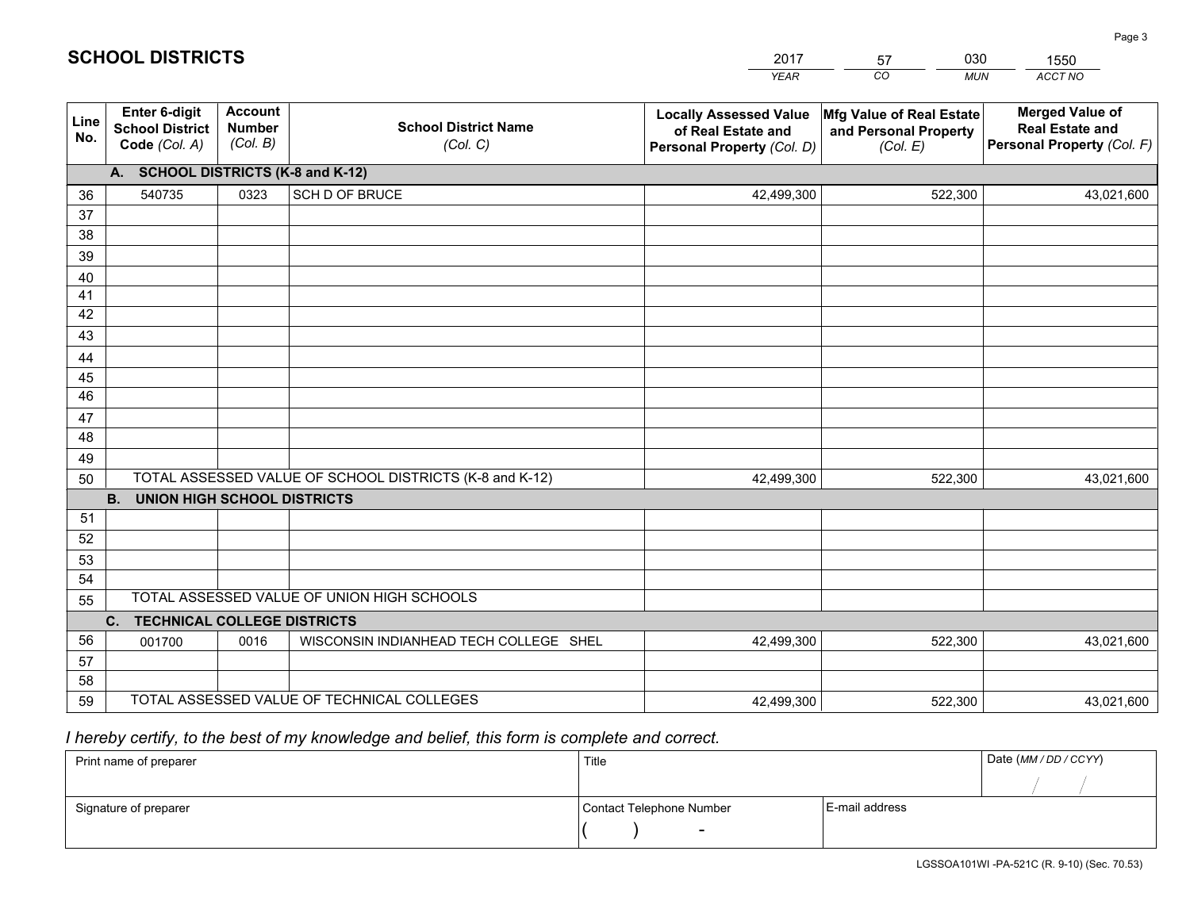# SCHOOL DISTRICTS

| 2017 | 57 | 030 | 1550 |
|---|---|---|---|
| *YEAR* | *CO* | *MUN* | *ACCT NO* |

| Line No. | Enter 6-digit School District Code *(Col. A)* | Account Number *(Col. B)* | School District Name *(Col. C)* | Locally Assessed Value of Real Estate and Personal Property *(Col. D)* | Mfg Value of Real Estate and Personal Property *(Col. E)* | Merged Value of Real Estate and Personal Property *(Col. F)* |
|---|---|---|---|---|---|---|
| **A. SCHOOL DISTRICTS (K-8 and K-12)** | | | | | | |
| 36 | 540735 | 0323 | SCH D OF BRUCE | 42,499,300 | 522,300 | 43,021,600 |
| 37 | | | | | | |
| 38 | | | | | | |
| 39 | | | | | | |
| 40 | | | | | | |
| 41 | | | | | | |
| 42 | | | | | | |
| 43 | | | | | | |
| 44 | | | | | | |
| 45 | | | | | | |
| 46 | | | | | | |
| 47 | | | | | | |
| 48 | | | | | | |
| 49 | | | | | | |
| 50 | TOTAL ASSESSED VALUE OF SCHOOL DISTRICTS (K-8 and K-12) | | | 42,499,300 | 522,300 | 43,021,600 |
| **B. UNION HIGH SCHOOL DISTRICTS** | | | | | | |
| 51 | | | | | | |
| 52 | | | | | | |
| 53 | | | | | | |
| 54 | | | | | | |
| 55 | TOTAL ASSESSED VALUE OF UNION HIGH SCHOOLS | | | | | |
| **C. TECHNICAL COLLEGE DISTRICTS** | | | | | | |
| 56 | 001700 | 0016 | WISCONSIN INDIANHEAD TECH COLLEGE SHEL | 42,499,300 | 522,300 | 43,021,600 |
| 57 | | | | | | |
| 58 | | | | | | |
| 59 | TOTAL ASSESSED VALUE OF TECHNICAL COLLEGES | | | 42,499,300 | 522,300 | 43,021,600 |

*I hereby certify, to the best of my knowledge and belief, this form is complete and correct.*

| Print name of preparer | Title | | Date *(MM / DD / CCYY)* |
|---|---|---|---|
| | | | / / |
| Signature of preparer | Contact Telephone Number | E-mail address | |
| | ( ) - | | |

LGSSOA101WI -PA-521C (R. 9-10) (Sec. 70.53)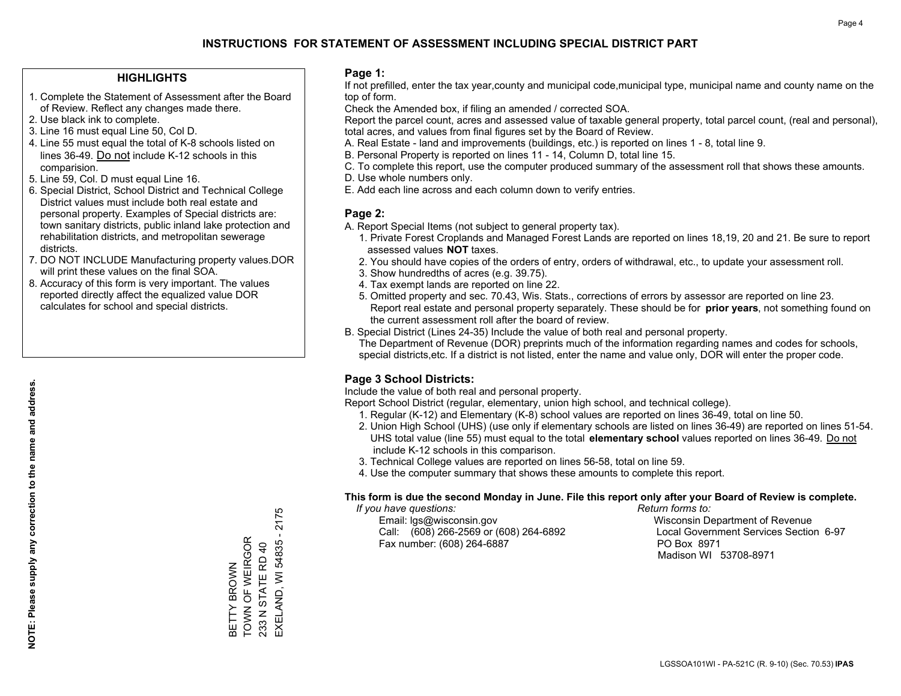# INSTRUCTIONS FOR STATEMENT OF ASSESSMENT INCLUDING SPECIAL DISTRICT PART

## HIGHLIGHTS

1. Complete the Statement of Assessment after the Board of Review. Reflect any changes made there.
2. Use black ink to complete.
3. Line 16 must equal Line 50, Col D.
4. Line 55 must equal the total of K-8 schools listed on lines 36-49. Do not include K-12 schools in this comparision.
5. Line 59, Col. D must equal Line 16.
6. Special District, School District and Technical College District values must include both real estate and personal property. Examples of Special districts are: town sanitary districts, public inland lake protection and rehabilitation districts, and metropolitan sewerage districts.
7. DO NOT INCLUDE Manufacturing property values.DOR will print these values on the final SOA.
8. Accuracy of this form is very important. The values reported directly affect the equalized value DOR calculates for school and special districts.

**NOTE: Please supply any correction to the name and address.**

BETTY BROWN
TOWN OF WEIRGOR
233 N STATE RD 40
EXELAND, WI 54835 - 2175

## Page 1:

If not prefilled, enter the tax year,county and municipal code,municipal type, municipal name and county name on the top of form.

Check the Amended box, if filing an amended / corrected SOA.

Report the parcel count, acres and assessed value of taxable general property, total parcel count, (real and personal), total acres, and values from final figures set by the Board of Review.

A. Real Estate - land and improvements (buildings, etc.) is reported on lines 1 - 8, total line 9.
B. Personal Property is reported on lines 11 - 14, Column D, total line 15.
C. To complete this report, use the computer produced summary of the assessment roll that shows these amounts.
D. Use whole numbers only.
E. Add each line across and each column down to verify entries.

## Page 2:

A. Report Special Items (not subject to general property tax).
   1. Private Forest Croplands and Managed Forest Lands are reported on lines 18,19, 20 and 21. Be sure to report assessed values **NOT** taxes.
   2. You should have copies of the orders of entry, orders of withdrawal, etc., to update your assessment roll.
   3. Show hundredths of acres (e.g. 39.75).
   4. Tax exempt lands are reported on line 22.
   5. Omitted property and sec. 70.43, Wis. Stats., corrections of errors by assessor are reported on line 23. Report real estate and personal property separately. These should be for **prior years**, not something found on the current assessment roll after the board of review.

B. Special District (Lines 24-35) Include the value of both real and personal property.
   The Department of Revenue (DOR) preprints much of the information regarding names and codes for schools, special districts,etc. If a district is not listed, enter the name and value only, DOR will enter the proper code.

## Page 3 School Districts:

Include the value of both real and personal property.

Report School District (regular, elementary, union high school, and technical college).

1. Regular (K-12) and Elementary (K-8) school values are reported on lines 36-49, total on line 50.
2. Union High School (UHS) (use only if elementary schools are listed on lines 36-49) are reported on lines 51-54. UHS total value (line 55) must equal to the total **elementary school** values reported on lines 36-49. Do not include K-12 schools in this comparison.
3. Technical College values are reported on lines 56-58, total on line 59.
4. Use the computer summary that shows these amounts to complete this report.

**This form is due the second Monday in June. File this report only after your Board of Review is complete.**

*If you have questions:*
Email: lgs@wisconsin.gov
Call: (608) 266-2569 or (608) 264-6892
Fax number: (608) 264-6887

*Return forms to:*
Wisconsin Department of Revenue
Local Government Services Section 6-97
PO Box 8971
Madison WI 53708-8971

LGSSOA101WI - PA-521C (R. 9-10) (Sec. 70.53) **IPAS**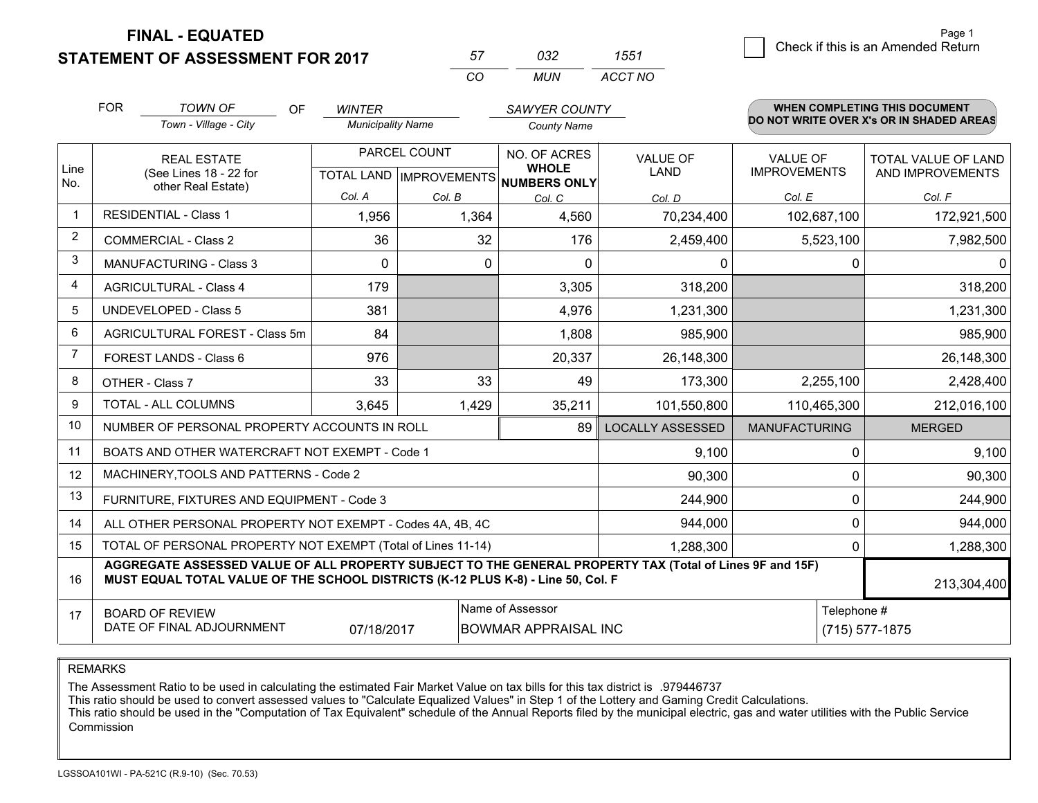# FINAL - EQUATED
# STATEMENT OF ASSESSMENT FOR 2017

| 57 | 032 | 1551 |
|---|---|---|
| CO | MUN | ACCT NO |

Page 1

☐ Check if this is an Amended Return

FOR *TOWN OF* (Town - Village - City) OF *WINTER* (Municipality Name) *SAWYER COUNTY* (County Name)

**WHEN COMPLETING THIS DOCUMENT DO NOT WRITE OVER X's OR IN SHADED AREAS**

| Line No. | REAL ESTATE (See Lines 18 - 22 for other Real Estate) | PARCEL COUNT TOTAL LAND Col. A | PARCEL COUNT IMPROVEMENTS Col. B | NO. OF ACRES WHOLE NUMBERS ONLY Col. C | VALUE OF LAND Col. D | VALUE OF IMPROVEMENTS Col. E | TOTAL VALUE OF LAND AND IMPROVEMENTS Col. F |
|---|---|---|---|---|---|---|---|
| 1 | RESIDENTIAL - Class 1 | 1,956 | 1,364 | 4,560 | 70,234,400 | 102,687,100 | 172,921,500 |
| 2 | COMMERCIAL - Class 2 | 36 | 32 | 176 | 2,459,400 | 5,523,100 | 7,982,500 |
| 3 | MANUFACTURING - Class 3 | 0 | 0 | 0 | 0 | 0 | 0 |
| 4 | AGRICULTURAL - Class 4 | 179 | | 3,305 | 318,200 | | 318,200 |
| 5 | UNDEVELOPED - Class 5 | 381 | | 4,976 | 1,231,300 | | 1,231,300 |
| 6 | AGRICULTURAL FOREST - Class 5m | 84 | | 1,808 | 985,900 | | 985,900 |
| 7 | FOREST LANDS - Class 6 | 976 | | 20,337 | 26,148,300 | | 26,148,300 |
| 8 | OTHER - Class 7 | 33 | 33 | 49 | 173,300 | 2,255,100 | 2,428,400 |
| 9 | TOTAL - ALL COLUMNS | 3,645 | 1,429 | 35,211 | 101,550,800 | 110,465,300 | 212,016,100 |
| 10 | NUMBER OF PERSONAL PROPERTY ACCOUNTS IN ROLL | | | 89 | LOCALLY ASSESSED | MANUFACTURING | MERGED |
| 11 | BOATS AND OTHER WATERCRAFT NOT EXEMPT - Code 1 | | | | 9,100 | 0 | 9,100 |
| 12 | MACHINERY,TOOLS AND PATTERNS - Code 2 | | | | 90,300 | 0 | 90,300 |
| 13 | FURNITURE, FIXTURES AND EQUIPMENT - Code 3 | | | | 244,900 | 0 | 244,900 |
| 14 | ALL OTHER PERSONAL PROPERTY NOT EXEMPT - Codes 4A, 4B, 4C | | | | 944,000 | 0 | 944,000 |
| 15 | TOTAL OF PERSONAL PROPERTY NOT EXEMPT (Total of Lines 11-14) | | | | 1,288,300 | 0 | 1,288,300 |
| 16 | **AGGREGATE ASSESSED VALUE OF ALL PROPERTY SUBJECT TO THE GENERAL PROPERTY TAX (Total of Lines 9F and 15F) MUST EQUAL TOTAL VALUE OF THE SCHOOL DISTRICTS (K-12 PLUS K-8) - Line 50, Col. F** | | | | | | 213,304,400 |
| 17 | BOARD OF REVIEW DATE OF FINAL ADJOURNMENT | 07/18/2017 | Name of Assessor: BOWMAR APPRAISAL INC | | | Telephone #: (715) 577-1875 | |

REMARKS

The Assessment Ratio to be used in calculating the estimated Fair Market Value on tax bills for this tax district is .979446737
This ratio should be used to convert assessed values to "Calculate Equalized Values" in Step 1 of the Lottery and Gaming Credit Calculations.
This ratio should be used in the "Computation of Tax Equivalent" schedule of the Annual Reports filed by the municipal electric, gas and water utilities with the Public Service Commission

LGSSOA101WI - PA-521C (R.9-10) (Sec. 70.53)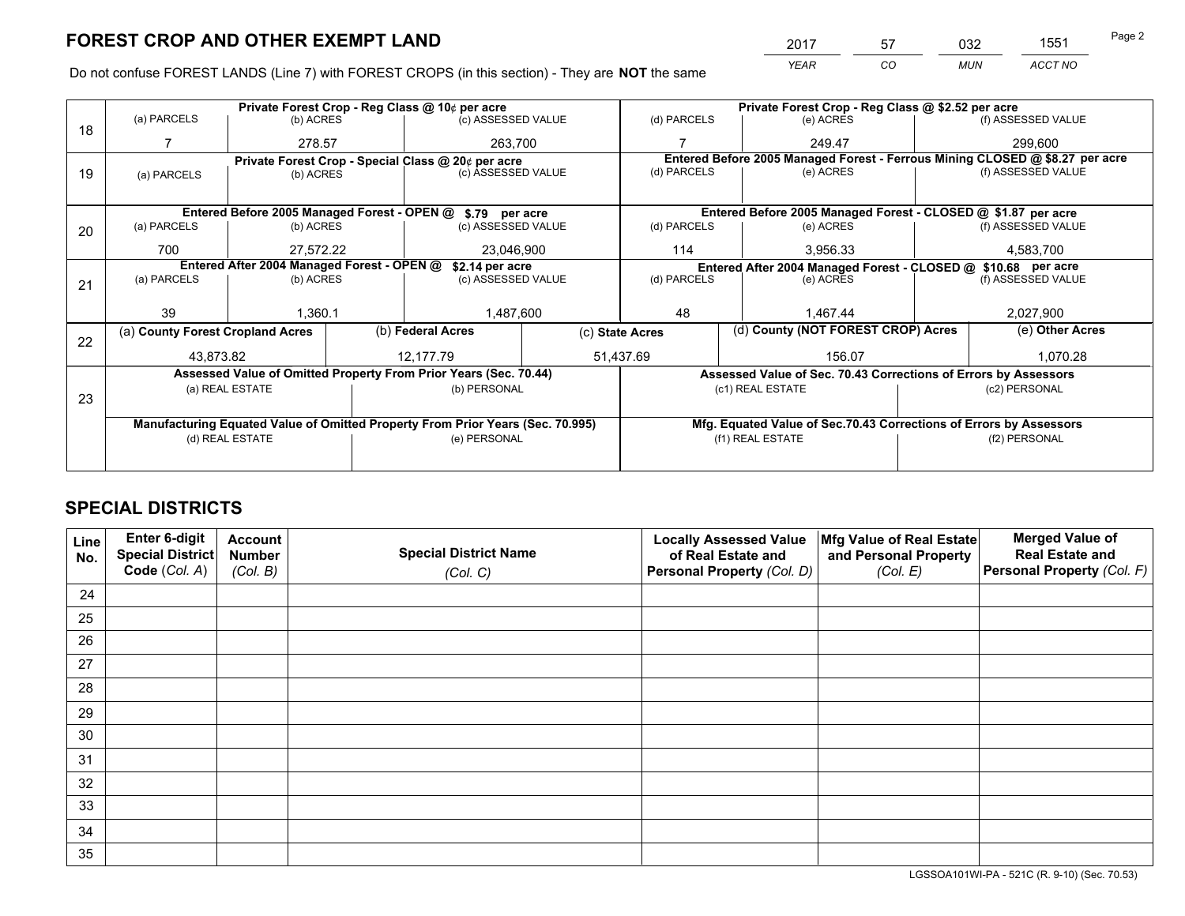# FOREST CROP AND OTHER EXEMPT LAND

| 2017 | 57 | 032 | 1551 |
|---|---|---|---|
| *YEAR* | *CO* | *MUN* | *ACCT NO* |

Do not confuse FOREST LANDS (Line 7) with FOREST CROPS (in this section) - They are **NOT** the same

| Line | Private Forest Crop - Reg Class @ 10¢ per acre | | | Private Forest Crop - Reg Class @ $2.52 per acre | | |
|---|---|---|---|---|---|---|
| | (a) PARCELS | (b) ACRES | (c) ASSESSED VALUE | (d) PARCELS | (e) ACRES | (f) ASSESSED VALUE |
| 18 | 7 | 278.57 | 263,700 | 7 | 249.47 | 299,600 |
| | **Private Forest Crop - Special Class @ 20¢ per acre** | | | **Entered Before 2005 Managed Forest - Ferrous Mining CLOSED @ $8.27 per acre** | | |
| 19 | (a) PARCELS | (b) ACRES | (c) ASSESSED VALUE | (d) PARCELS | (e) ACRES | (f) ASSESSED VALUE |
| | | | | | | |
| | **Entered Before 2005 Managed Forest - OPEN @ $.79 per acre** | | | **Entered Before 2005 Managed Forest - CLOSED @ $1.87 per acre** | | |
| | (a) PARCELS | (b) ACRES | (c) ASSESSED VALUE | (d) PARCELS | (e) ACRES | (f) ASSESSED VALUE |
| 20 | 700 | 27,572.22 | 23,046,900 | 114 | 3,956.33 | 4,583,700 |
| | **Entered After 2004 Managed Forest - OPEN @ $2.14 per acre** | | | **Entered After 2004 Managed Forest - CLOSED @ $10.68 per acre** | | |
| | (a) PARCELS | (b) ACRES | (c) ASSESSED VALUE | (d) PARCELS | (e) ACRES | (f) ASSESSED VALUE |
| 21 | 39 | 1,360.1 | 1,487,600 | 48 | 1,467.44 | 2,027,900 |

| Line | (a) County Forest Cropland Acres | (b) Federal Acres | (c) State Acres | (d) County (NOT FOREST CROP) Acres | (e) Other Acres |
|---|---|---|---|---|---|
| 22 | 43,873.82 | 12,177.79 | 51,437.69 | 156.07 | 1,070.28 |

| Line | Assessed Value of Omitted Property From Prior Years (Sec. 70.44) | | Assessed Value of Sec. 70.43 Corrections of Errors by Assessors | |
|---|---|---|---|---|
| | (a) REAL ESTATE | (b) PERSONAL | (c1) REAL ESTATE | (c2) PERSONAL |
| 23 | | | | |
| | **Manufacturing Equated Value of Omitted Property From Prior Years (Sec. 70.995)** | | **Mfg. Equated Value of Sec.70.43 Corrections of Errors by Assessors** | |
| | (d) REAL ESTATE | (e) PERSONAL | (f1) REAL ESTATE | (f2) PERSONAL |
| | | | | |

# SPECIAL DISTRICTS

| Line No. | Enter 6-digit Special District Code (Col. A) | Account Number (Col. B) | Special District Name (Col. C) | Locally Assessed Value of Real Estate and Personal Property (Col. D) | Mfg Value of Real Estate and Personal Property (Col. E) | Merged Value of Real Estate and Personal Property (Col. F) |
|---|---|---|---|---|---|---|
| 24 | | | | | | |
| 25 | | | | | | |
| 26 | | | | | | |
| 27 | | | | | | |
| 28 | | | | | | |
| 29 | | | | | | |
| 30 | | | | | | |
| 31 | | | | | | |
| 32 | | | | | | |
| 33 | | | | | | |
| 34 | | | | | | |
| 35 | | | | | | |

LGSSOA101WI-PA - 521C (R. 9-10) (Sec. 70.53)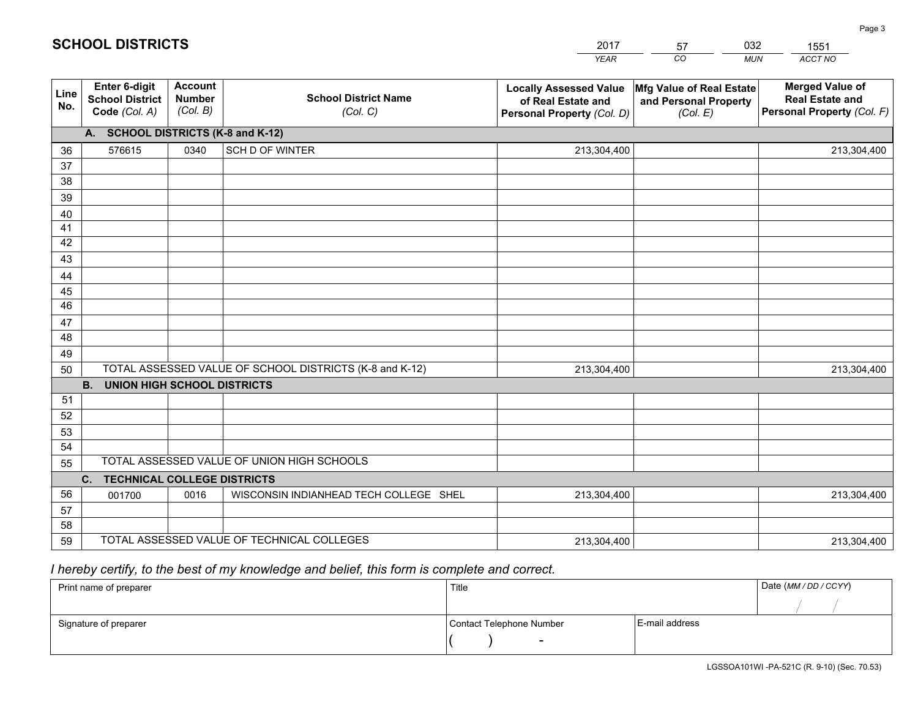## SCHOOL DISTRICTS

| 2017 | 57 | 032 | 1551 |
|---|---|---|---|
| *YEAR* | *CO* | *MUN* | *ACCT NO* |

| Line No. | Enter 6-digit School District Code *(Col. A)* | Account Number *(Col. B)* | School District Name *(Col. C)* | Locally Assessed Value of Real Estate and Personal Property *(Col. D)* | Mfg Value of Real Estate and Personal Property *(Col. E)* | Merged Value of Real Estate and Personal Property *(Col. F)* |
|---|---|---|---|---|---|---|
| **A. SCHOOL DISTRICTS (K-8 and K-12)** | | | | | | |
| 36 | 576615 | 0340 | SCH D OF WINTER | 213,304,400 | | 213,304,400 |
| 37 | | | | | | |
| 38 | | | | | | |
| 39 | | | | | | |
| 40 | | | | | | |
| 41 | | | | | | |
| 42 | | | | | | |
| 43 | | | | | | |
| 44 | | | | | | |
| 45 | | | | | | |
| 46 | | | | | | |
| 47 | | | | | | |
| 48 | | | | | | |
| 49 | | | | | | |
| 50 | TOTAL ASSESSED VALUE OF SCHOOL DISTRICTS (K-8 and K-12) | | | 213,304,400 | | 213,304,400 |
| **B. UNION HIGH SCHOOL DISTRICTS** | | | | | | |
| 51 | | | | | | |
| 52 | | | | | | |
| 53 | | | | | | |
| 54 | | | | | | |
| 55 | TOTAL ASSESSED VALUE OF UNION HIGH SCHOOLS | | | | | |
| **C. TECHNICAL COLLEGE DISTRICTS** | | | | | | |
| 56 | 001700 | 0016 | WISCONSIN INDIANHEAD TECH COLLEGE SHEL | 213,304,400 | | 213,304,400 |
| 57 | | | | | | |
| 58 | | | | | | |
| 59 | TOTAL ASSESSED VALUE OF TECHNICAL COLLEGES | | | 213,304,400 | | 213,304,400 |

*I hereby certify, to the best of my knowledge and belief, this form is complete and correct.*

| Print name of preparer | Title | | Date *(MM / DD / CCYY)* |
|---|---|---|---|
| | | | / / |
| Signature of preparer | Contact Telephone Number | E-mail address | |
| | ( ) - | | |

LGSSOA101WI -PA-521C (R. 9-10) (Sec. 70.53)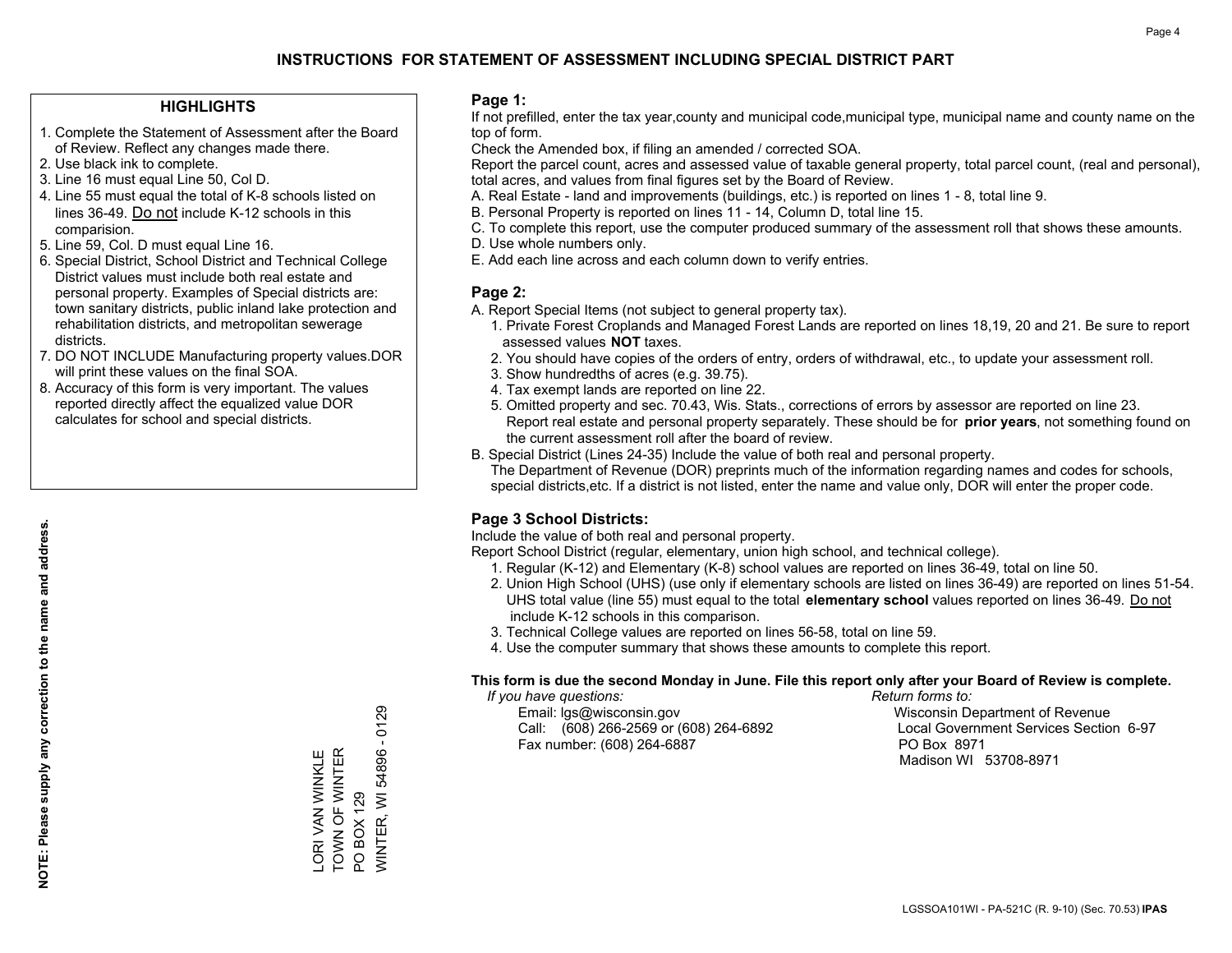# INSTRUCTIONS FOR STATEMENT OF ASSESSMENT INCLUDING SPECIAL DISTRICT PART

## HIGHLIGHTS

1. Complete the Statement of Assessment after the Board of Review. Reflect any changes made there.
2. Use black ink to complete.
3. Line 16 must equal Line 50, Col D.
4. Line 55 must equal the total of K-8 schools listed on lines 36-49. Do not include K-12 schools in this comparision.
5. Line 59, Col. D must equal Line 16.
6. Special District, School District and Technical College District values must include both real estate and personal property. Examples of Special districts are: town sanitary districts, public inland lake protection and rehabilitation districts, and metropolitan sewerage districts.
7. DO NOT INCLUDE Manufacturing property values.DOR will print these values on the final SOA.
8. Accuracy of this form is very important. The values reported directly affect the equalized value DOR calculates for school and special districts.

**NOTE: Please supply any correction to the name and address.**

LORI VAN WINKLE
TOWN OF WINTER
PO BOX 129
WINTER, WI 54896 - 0129

## Page 1:

If not prefilled, enter the tax year,county and municipal code,municipal type, municipal name and county name on the top of form.

Check the Amended box, if filing an amended / corrected SOA.

Report the parcel count, acres and assessed value of taxable general property, total parcel count, (real and personal), total acres, and values from final figures set by the Board of Review.

A. Real Estate - land and improvements (buildings, etc.) is reported on lines 1 - 8, total line 9.
B. Personal Property is reported on lines 11 - 14, Column D, total line 15.
C. To complete this report, use the computer produced summary of the assessment roll that shows these amounts.
D. Use whole numbers only.
E. Add each line across and each column down to verify entries.

## Page 2:

A. Report Special Items (not subject to general property tax).
   1. Private Forest Croplands and Managed Forest Lands are reported on lines 18,19, 20 and 21. Be sure to report assessed values **NOT** taxes.
   2. You should have copies of the orders of entry, orders of withdrawal, etc., to update your assessment roll.
   3. Show hundredths of acres (e.g. 39.75).
   4. Tax exempt lands are reported on line 22.
   5. Omitted property and sec. 70.43, Wis. Stats., corrections of errors by assessor are reported on line 23. Report real estate and personal property separately. These should be for **prior years**, not something found on the current assessment roll after the board of review.
B. Special District (Lines 24-35) Include the value of both real and personal property.
   The Department of Revenue (DOR) preprints much of the information regarding names and codes for schools, special districts,etc. If a district is not listed, enter the name and value only, DOR will enter the proper code.

## Page 3 School Districts:

Include the value of both real and personal property.

Report School District (regular, elementary, union high school, and technical college).

1. Regular (K-12) and Elementary (K-8) school values are reported on lines 36-49, total on line 50.
2. Union High School (UHS) (use only if elementary schools are listed on lines 36-49) are reported on lines 51-54. UHS total value (line 55) must equal to the total **elementary school** values reported on lines 36-49. Do not include K-12 schools in this comparison.
3. Technical College values are reported on lines 56-58, total on line 59.
4. Use the computer summary that shows these amounts to complete this report.

**This form is due the second Monday in June. File this report only after your Board of Review is complete.**

*If you have questions:*
Email: lgs@wisconsin.gov
Call: (608) 266-2569 or (608) 264-6892
Fax number: (608) 264-6887

*Return forms to:*
Wisconsin Department of Revenue
Local Government Services Section 6-97
PO Box 8971
Madison WI 53708-8971

LGSSOA101WI - PA-521C (R. 9-10) (Sec. 70.53) **IPAS**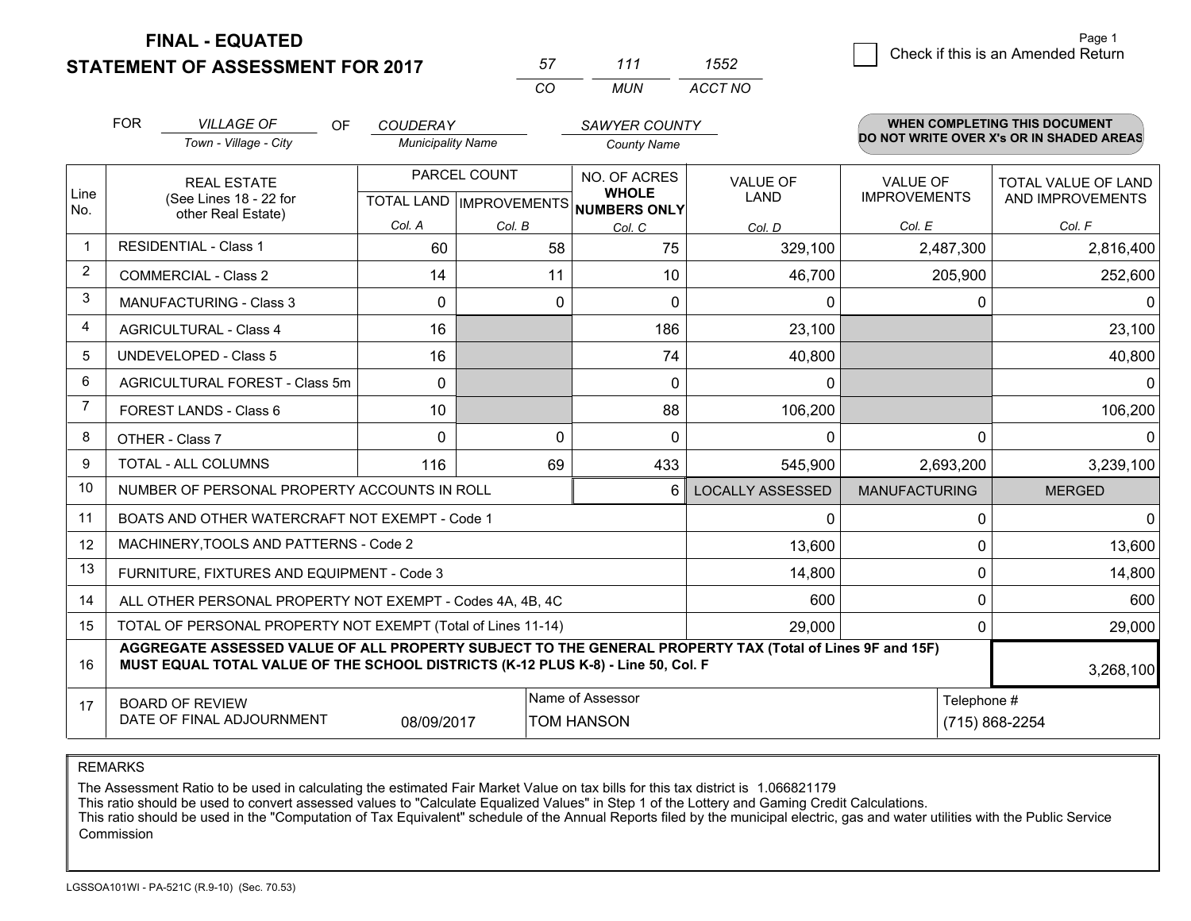**FINAL - EQUATED**
**STATEMENT OF ASSESSMENT FOR 2017**

| 57 | 111 | 1552 |
|---|---|---|
| CO | MUN | ACCT NO |

Page 1

☐ Check if this is an Amended Return

FOR *VILLAGE OF* (Town - Village - City) OF *COUDERAY* (Municipality Name) *SAWYER COUNTY* (County Name)

**WHEN COMPLETING THIS DOCUMENT DO NOT WRITE OVER X's OR IN SHADED AREAS**

| Line No. | REAL ESTATE (See Lines 18 - 22 for other Real Estate) | PARCEL COUNT TOTAL LAND Col. A | IMPROVEMENTS Col. B | NO. OF ACRES WHOLE NUMBERS ONLY Col. C | VALUE OF LAND Col. D | VALUE OF IMPROVEMENTS Col. E | TOTAL VALUE OF LAND AND IMPROVEMENTS Col. F |
|---|---|---|---|---|---|---|---|
| 1 | RESIDENTIAL - Class 1 | 60 | 58 | 75 | 329,100 | 2,487,300 | 2,816,400 |
| 2 | COMMERCIAL - Class 2 | 14 | 11 | 10 | 46,700 | 205,900 | 252,600 |
| 3 | MANUFACTURING - Class 3 | 0 | 0 | 0 | 0 | 0 | 0 |
| 4 | AGRICULTURAL - Class 4 | 16 | | 186 | 23,100 | | 23,100 |
| 5 | UNDEVELOPED - Class 5 | 16 | | 74 | 40,800 | | 40,800 |
| 6 | AGRICULTURAL FOREST - Class 5m | 0 | | 0 | 0 | | 0 |
| 7 | FOREST LANDS - Class 6 | 10 | | 88 | 106,200 | | 106,200 |
| 8 | OTHER - Class 7 | 0 | 0 | 0 | 0 | 0 | 0 |
| 9 | TOTAL - ALL COLUMNS | 116 | 69 | 433 | 545,900 | 2,693,200 | 3,239,100 |
| 10 | NUMBER OF PERSONAL PROPERTY ACCOUNTS IN ROLL | | | 6 | LOCALLY ASSESSED | MANUFACTURING | MERGED |
| 11 | BOATS AND OTHER WATERCRAFT NOT EXEMPT - Code 1 | | | | 0 | 0 | 0 |
| 12 | MACHINERY,TOOLS AND PATTERNS - Code 2 | | | | 13,600 | 0 | 13,600 |
| 13 | FURNITURE, FIXTURES AND EQUIPMENT - Code 3 | | | | 14,800 | 0 | 14,800 |
| 14 | ALL OTHER PERSONAL PROPERTY NOT EXEMPT - Codes 4A, 4B, 4C | | | | 600 | 0 | 600 |
| 15 | TOTAL OF PERSONAL PROPERTY NOT EXEMPT (Total of Lines 11-14) | | | | 29,000 | 0 | 29,000 |
| 16 | **AGGREGATE ASSESSED VALUE OF ALL PROPERTY SUBJECT TO THE GENERAL PROPERTY TAX (Total of Lines 9F and 15F) MUST EQUAL TOTAL VALUE OF THE SCHOOL DISTRICTS (K-12 PLUS K-8) - Line 50, Col. F** | | | | | | 3,268,100 |
| 17 | BOARD OF REVIEW DATE OF FINAL ADJOURNMENT | 08/09/2017 | Name of Assessor: TOM HANSON | | | Telephone #: (715) 868-2254 | |

REMARKS

The Assessment Ratio to be used in calculating the estimated Fair Market Value on tax bills for this tax district is 1.066821179
This ratio should be used to convert assessed values to "Calculate Equalized Values" in Step 1 of the Lottery and Gaming Credit Calculations.
This ratio should be used in the "Computation of Tax Equivalent" schedule of the Annual Reports filed by the municipal electric, gas and water utilities with the Public Service Commission

LGSSOA101WI - PA-521C (R.9-10) (Sec. 70.53)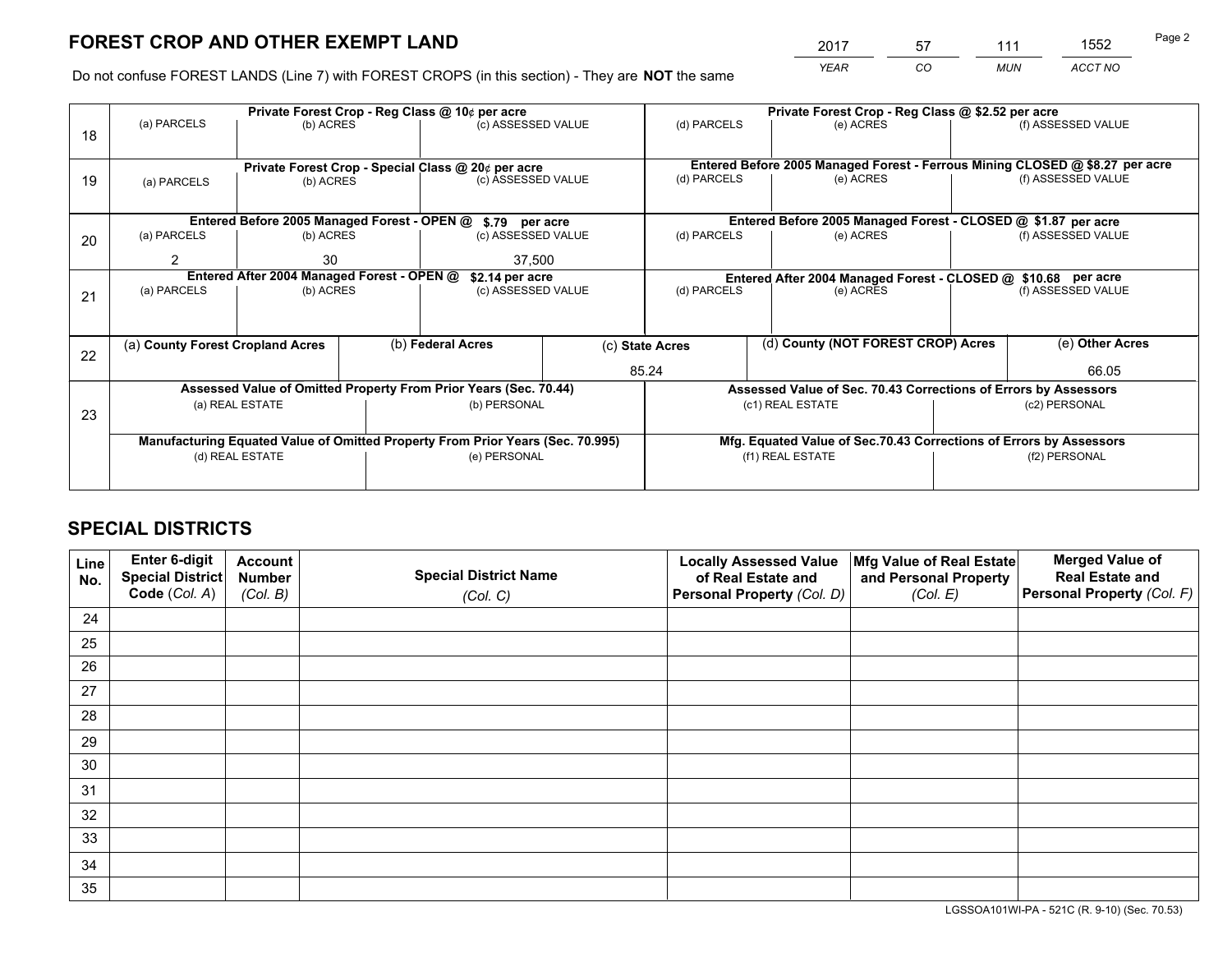# FOREST CROP AND OTHER EXEMPT LAND

| YEAR | CO | MUN | ACCT NO |
|---|---|---|---|
| 2017 | 57 | 111 | 1552 |

Do not confuse FOREST LANDS (Line 7) with FOREST CROPS (in this section) - They are **NOT** the same

| Line | (a) PARCELS | (b) ACRES | (c) ASSESSED VALUE | (d) PARCELS | (e) ACRES | (f) ASSESSED VALUE |
|---|---|---|---|---|---|---|
| 18 | Private Forest Crop - Reg Class @ 10¢ per acre | | | Private Forest Crop - Reg Class @ $2.52 per acre | | |
| 18 | | | | | | |
| 19 | Private Forest Crop - Special Class @ 20¢ per acre | | | Entered Before 2005 Managed Forest - Ferrous Mining CLOSED @ $8.27 per acre | | |
| 19 | | | | | | |
| 20 | Entered Before 2005 Managed Forest - OPEN @ $.79 per acre | | | Entered Before 2005 Managed Forest - CLOSED @ $1.87 per acre | | |
| 20 | 2 | 30 | 37,500 | | | |
| 21 | Entered After 2004 Managed Forest - OPEN @ $2.14 per acre | | | Entered After 2004 Managed Forest - CLOSED @ $10.68 per acre | | |
| 21 | | | | | | |

| Line | (a) County Forest Cropland Acres | (b) Federal Acres | (c) State Acres | (d) County (NOT FOREST CROP) Acres | (e) Other Acres |
|---|---|---|---|---|---|
| 22 | | | 85.24 | | 66.05 |

| Line | Assessed Value of Omitted Property From Prior Years (Sec. 70.44) | | Assessed Value of Sec. 70.43 Corrections of Errors by Assessors | |
|---|---|---|---|---|
| 23 | (a) REAL ESTATE | (b) PERSONAL | (c1) REAL ESTATE | (c2) PERSONAL |
| 23 | | | | |
| | **Manufacturing Equated Value of Omitted Property From Prior Years (Sec. 70.995)** | | **Mfg. Equated Value of Sec.70.43 Corrections of Errors by Assessors** | |
| | (d) REAL ESTATE | (e) PERSONAL | (f1) REAL ESTATE | (f2) PERSONAL |
| | | | | |

# SPECIAL DISTRICTS

| Line No. | Enter 6-digit Special District Code (Col. A) | Account Number (Col. B) | Special District Name (Col. C) | Locally Assessed Value of Real Estate and Personal Property (Col. D) | Mfg Value of Real Estate and Personal Property (Col. E) | Merged Value of Real Estate and Personal Property (Col. F) |
|---|---|---|---|---|---|---|
| 24 | | | | | | |
| 25 | | | | | | |
| 26 | | | | | | |
| 27 | | | | | | |
| 28 | | | | | | |
| 29 | | | | | | |
| 30 | | | | | | |
| 31 | | | | | | |
| 32 | | | | | | |
| 33 | | | | | | |
| 34 | | | | | | |
| 35 | | | | | | |

LGSSOA101WI-PA - 521C (R. 9-10) (Sec. 70.53)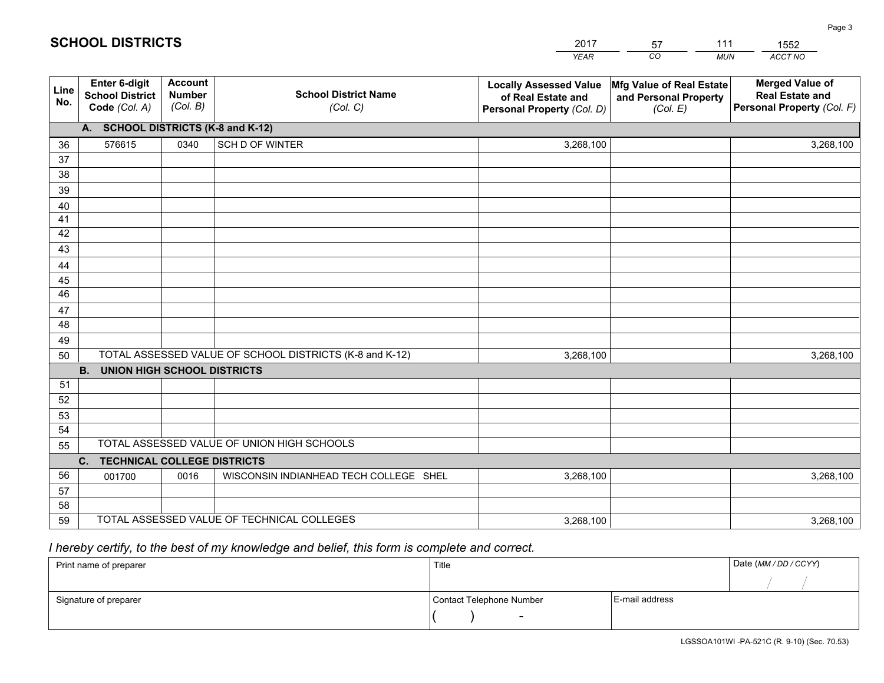# SCHOOL DISTRICTS

| 2017 | 57 | 111 | 1552 |
|---|---|---|---|
| *YEAR* | *CO* | *MUN* | *ACCT NO* |

| Line No. | Enter 6-digit School District Code *(Col. A)* | Account Number *(Col. B)* | School District Name *(Col. C)* | Locally Assessed Value of Real Estate and Personal Property *(Col. D)* | Mfg Value of Real Estate and Personal Property *(Col. E)* | Merged Value of Real Estate and Personal Property *(Col. F)* |
|---|---|---|---|---|---|---|
| | **A. SCHOOL DISTRICTS (K-8 and K-12)** | | | | | |
| 36 | 576615 | 0340 | SCH D OF WINTER | 3,268,100 | | 3,268,100 |
| 37 | | | | | | |
| 38 | | | | | | |
| 39 | | | | | | |
| 40 | | | | | | |
| 41 | | | | | | |
| 42 | | | | | | |
| 43 | | | | | | |
| 44 | | | | | | |
| 45 | | | | | | |
| 46 | | | | | | |
| 47 | | | | | | |
| 48 | | | | | | |
| 49 | | | | | | |
| 50 | TOTAL ASSESSED VALUE OF SCHOOL DISTRICTS (K-8 and K-12) | | | 3,268,100 | | 3,268,100 |
| | **B. UNION HIGH SCHOOL DISTRICTS** | | | | | |
| 51 | | | | | | |
| 52 | | | | | | |
| 53 | | | | | | |
| 54 | | | | | | |
| 55 | TOTAL ASSESSED VALUE OF UNION HIGH SCHOOLS | | | | | |
| | **C. TECHNICAL COLLEGE DISTRICTS** | | | | | |
| 56 | 001700 | 0016 | WISCONSIN INDIANHEAD TECH COLLEGE SHEL | 3,268,100 | | 3,268,100 |
| 57 | | | | | | |
| 58 | | | | | | |
| 59 | TOTAL ASSESSED VALUE OF TECHNICAL COLLEGES | | | 3,268,100 | | 3,268,100 |

*I hereby certify, to the best of my knowledge and belief, this form is complete and correct.*

| Print name of preparer | Title | | Date *(MM / DD / CCYY)* |
|---|---|---|---|
| | | | / / |
| Signature of preparer | Contact Telephone Number | E-mail address | |
| | ( ) - | | |

LGSSOA101WI -PA-521C (R. 9-10) (Sec. 70.53)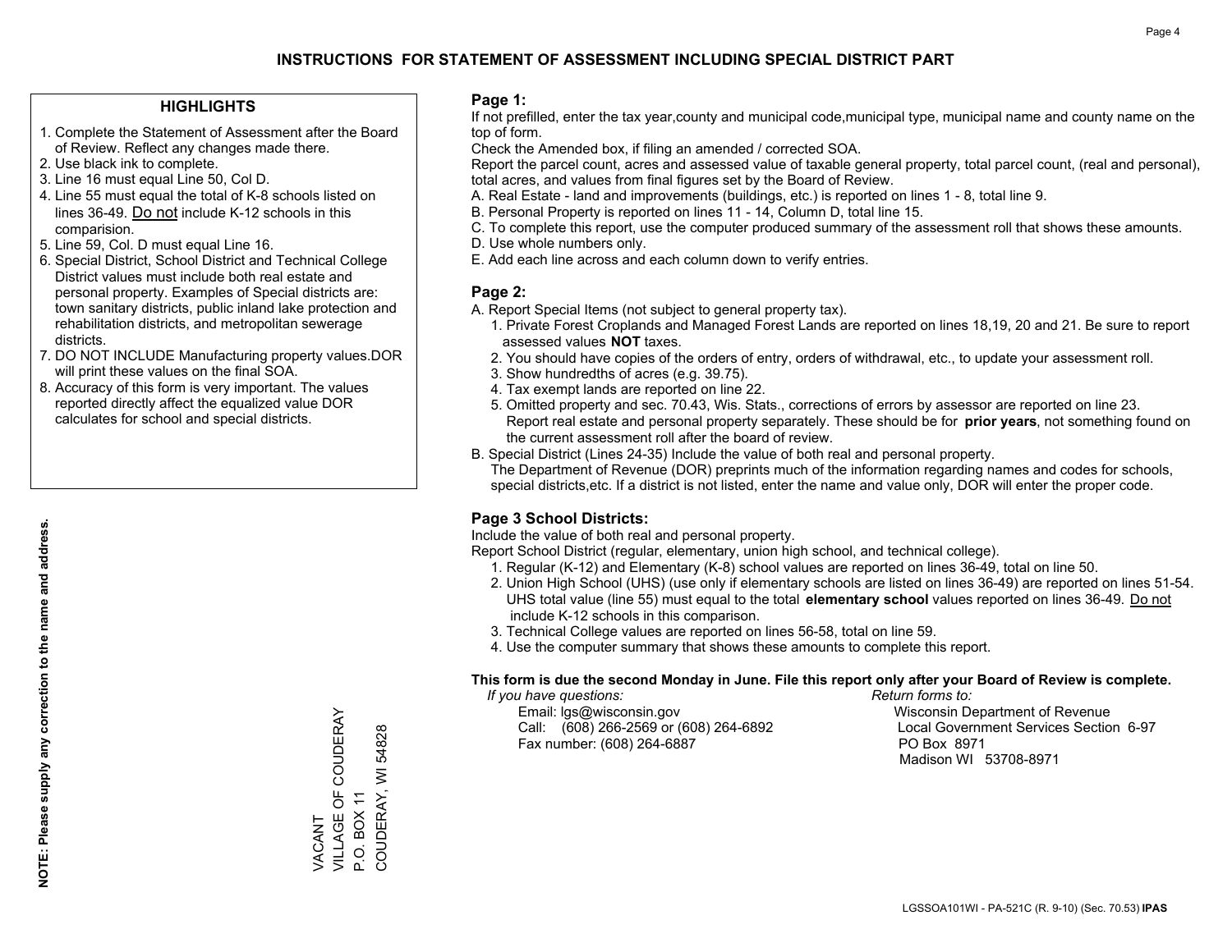# INSTRUCTIONS FOR STATEMENT OF ASSESSMENT INCLUDING SPECIAL DISTRICT PART

## HIGHLIGHTS

1. Complete the Statement of Assessment after the Board of Review. Reflect any changes made there.
2. Use black ink to complete.
3. Line 16 must equal Line 50, Col D.
4. Line 55 must equal the total of K-8 schools listed on lines 36-49. Do not include K-12 schools in this comparision.
5. Line 59, Col. D must equal Line 16.
6. Special District, School District and Technical College District values must include both real estate and personal property. Examples of Special districts are: town sanitary districts, public inland lake protection and rehabilitation districts, and metropolitan sewerage districts.
7. DO NOT INCLUDE Manufacturing property values.DOR will print these values on the final SOA.
8. Accuracy of this form is very important. The values reported directly affect the equalized value DOR calculates for school and special districts.

**NOTE: Please supply any correction to the name and address.**

VACANT
VILLAGE OF COUDERAY
P.O. BOX 11
COUDERAY, WI 54828

## Page 1:

If not prefilled, enter the tax year,county and municipal code,municipal type, municipal name and county name on the top of form.

Check the Amended box, if filing an amended / corrected SOA.

Report the parcel count, acres and assessed value of taxable general property, total parcel count, (real and personal), total acres, and values from final figures set by the Board of Review.

A. Real Estate - land and improvements (buildings, etc.) is reported on lines 1 - 8, total line 9.
B. Personal Property is reported on lines 11 - 14, Column D, total line 15.
C. To complete this report, use the computer produced summary of the assessment roll that shows these amounts.
D. Use whole numbers only.
E. Add each line across and each column down to verify entries.

## Page 2:

A. Report Special Items (not subject to general property tax).
   1. Private Forest Croplands and Managed Forest Lands are reported on lines 18,19, 20 and 21. Be sure to report assessed values **NOT** taxes.
   2. You should have copies of the orders of entry, orders of withdrawal, etc., to update your assessment roll.
   3. Show hundredths of acres (e.g. 39.75).
   4. Tax exempt lands are reported on line 22.
   5. Omitted property and sec. 70.43, Wis. Stats., corrections of errors by assessor are reported on line 23. Report real estate and personal property separately. These should be for **prior years**, not something found on the current assessment roll after the board of review.
B. Special District (Lines 24-35) Include the value of both real and personal property.
   The Department of Revenue (DOR) preprints much of the information regarding names and codes for schools, special districts,etc. If a district is not listed, enter the name and value only, DOR will enter the proper code.

## Page 3 School Districts:

Include the value of both real and personal property.

Report School District (regular, elementary, union high school, and technical college).

1. Regular (K-12) and Elementary (K-8) school values are reported on lines 36-49, total on line 50.
2. Union High School (UHS) (use only if elementary schools are listed on lines 36-49) are reported on lines 51-54. UHS total value (line 55) must equal to the total **elementary school** values reported on lines 36-49. Do not include K-12 schools in this comparison.
3. Technical College values are reported on lines 56-58, total on line 59.
4. Use the computer summary that shows these amounts to complete this report.

**This form is due the second Monday in June. File this report only after your Board of Review is complete.**

*If you have questions:*
Email: lgs@wisconsin.gov
Call: (608) 266-2569 or (608) 264-6892
Fax number: (608) 264-6887

*Return forms to:*
Wisconsin Department of Revenue
Local Government Services Section 6-97
PO Box 8971
Madison WI 53708-8971

LGSSOA101WI - PA-521C (R. 9-10) (Sec. 70.53) **IPAS**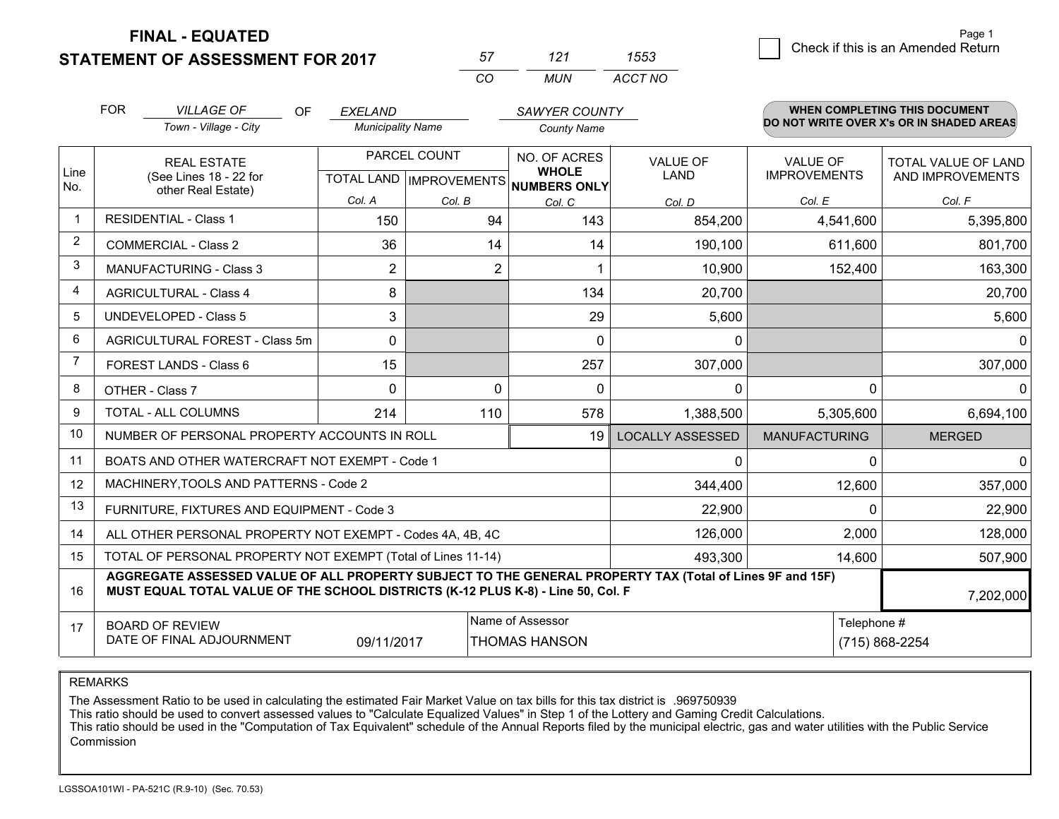**FINAL - EQUATED**
**STATEMENT OF ASSESSMENT FOR 2017**

| 57 | 121 | 1553 |
|---|---|---|
| CO | MUN | ACCT NO |

Page 1

☐ Check if this is an Amended Return

FOR *VILLAGE OF* (Town - Village - City) OF *EXELAND* (Municipality Name) *SAWYER COUNTY* (County Name)

**WHEN COMPLETING THIS DOCUMENT DO NOT WRITE OVER X's OR IN SHADED AREAS**

| Line No. | REAL ESTATE (See Lines 18 - 22 for other Real Estate) | PARCEL COUNT TOTAL LAND Col. A | PARCEL COUNT IMPROVEMENTS Col. B | NO. OF ACRES WHOLE NUMBERS ONLY Col. C | VALUE OF LAND Col. D | VALUE OF IMPROVEMENTS Col. E | TOTAL VALUE OF LAND AND IMPROVEMENTS Col. F |
|---|---|---|---|---|---|---|---|
| 1 | RESIDENTIAL - Class 1 | 150 | 94 | 143 | 854,200 | 4,541,600 | 5,395,800 |
| 2 | COMMERCIAL - Class 2 | 36 | 14 | 14 | 190,100 | 611,600 | 801,700 |
| 3 | MANUFACTURING - Class 3 | 2 | 2 | 1 | 10,900 | 152,400 | 163,300 |
| 4 | AGRICULTURAL - Class 4 | 8 | | 134 | 20,700 | | 20,700 |
| 5 | UNDEVELOPED - Class 5 | 3 | | 29 | 5,600 | | 5,600 |
| 6 | AGRICULTURAL FOREST - Class 5m | 0 | | 0 | 0 | | 0 |
| 7 | FOREST LANDS - Class 6 | 15 | | 257 | 307,000 | | 307,000 |
| 8 | OTHER - Class 7 | 0 | 0 | 0 | 0 | 0 | 0 |
| 9 | TOTAL - ALL COLUMNS | 214 | 110 | 578 | 1,388,500 | 5,305,600 | 6,694,100 |
| 10 | NUMBER OF PERSONAL PROPERTY ACCOUNTS IN ROLL | | | 19 | LOCALLY ASSESSED | MANUFACTURING | MERGED |
| 11 | BOATS AND OTHER WATERCRAFT NOT EXEMPT - Code 1 | | | | 0 | 0 | 0 |
| 12 | MACHINERY,TOOLS AND PATTERNS - Code 2 | | | | 344,400 | 12,600 | 357,000 |
| 13 | FURNITURE, FIXTURES AND EQUIPMENT - Code 3 | | | | 22,900 | 0 | 22,900 |
| 14 | ALL OTHER PERSONAL PROPERTY NOT EXEMPT - Codes 4A, 4B, 4C | | | | 126,000 | 2,000 | 128,000 |
| 15 | TOTAL OF PERSONAL PROPERTY NOT EXEMPT (Total of Lines 11-14) | | | | 493,300 | 14,600 | 507,900 |
| 16 | **AGGREGATE ASSESSED VALUE OF ALL PROPERTY SUBJECT TO THE GENERAL PROPERTY TAX (Total of Lines 9F and 15F) MUST EQUAL TOTAL VALUE OF THE SCHOOL DISTRICTS (K-12 PLUS K-8) - Line 50, Col. F** | | | | | | 7,202,000 |
| 17 | BOARD OF REVIEW DATE OF FINAL ADJOURNMENT | 09/11/2017 | Name of Assessor: THOMAS HANSON | | | Telephone #: (715) 868-2254 | |

REMARKS

The Assessment Ratio to be used in calculating the estimated Fair Market Value on tax bills for this tax district is .969750939
This ratio should be used to convert assessed values to "Calculate Equalized Values" in Step 1 of the Lottery and Gaming Credit Calculations.
This ratio should be used in the "Computation of Tax Equivalent" schedule of the Annual Reports filed by the municipal electric, gas and water utilities with the Public Service Commission

LGSSOA101WI - PA-521C (R.9-10) (Sec. 70.53)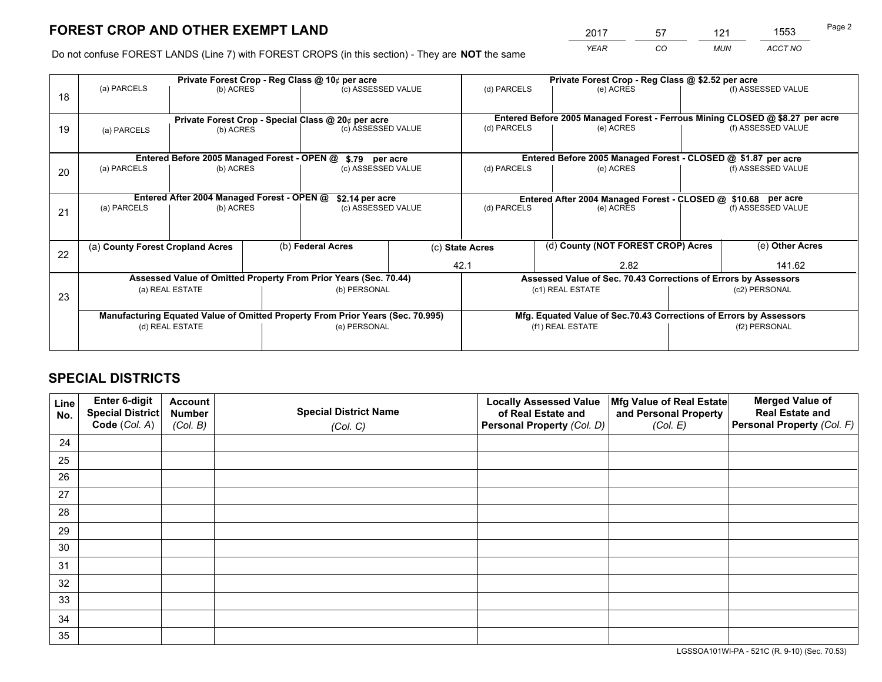# FOREST CROP AND OTHER EXEMPT LAND

| 2017 | 57 | 121 | 1553 |
|---|---|---|---|
| *YEAR* | *CO* | *MUN* | *ACCT NO* |

Do not confuse FOREST LANDS (Line 7) with FOREST CROPS (in this section) - They are **NOT** the same

| Line | Private Forest Crop - Reg Class @ 10¢ per acre | | | Private Forest Crop - Reg Class @ $2.52 per acre | | |
|---|---|---|---|---|---|---|
| 18 | (a) PARCELS | (b) ACRES | (c) ASSESSED VALUE | (d) PARCELS | (e) ACRES | (f) ASSESSED VALUE |
| | **Private Forest Crop - Special Class @ 20¢ per acre** | | | **Entered Before 2005 Managed Forest - Ferrous Mining CLOSED @ $8.27 per acre** | | |
| 19 | (a) PARCELS | (b) ACRES | (c) ASSESSED VALUE | (d) PARCELS | (e) ACRES | (f) ASSESSED VALUE |
| | **Entered Before 2005 Managed Forest - OPEN @ $.79 per acre** | | | **Entered Before 2005 Managed Forest - CLOSED @ $1.87 per acre** | | |
| 20 | (a) PARCELS | (b) ACRES | (c) ASSESSED VALUE | (d) PARCELS | (e) ACRES | (f) ASSESSED VALUE |
| | **Entered After 2004 Managed Forest - OPEN @ $2.14 per acre** | | | **Entered After 2004 Managed Forest - CLOSED @ $10.68 per acre** | | |
| 21 | (a) PARCELS | (b) ACRES | (c) ASSESSED VALUE | (d) PARCELS | (e) ACRES | (f) ASSESSED VALUE |

| Line | (a) County Forest Cropland Acres | (b) Federal Acres | (c) State Acres | (d) County (NOT FOREST CROP) Acres | (e) Other Acres |
|---|---|---|---|---|---|
| 22 | | | 42.1 | 2.82 | 141.62 |

| Line | Assessed Value of Omitted Property From Prior Years (Sec. 70.44) | | Assessed Value of Sec. 70.43 Corrections of Errors by Assessors | |
|---|---|---|---|---|
| 23 | (a) REAL ESTATE | (b) PERSONAL | (c1) REAL ESTATE | (c2) PERSONAL |
| | **Manufacturing Equated Value of Omitted Property From Prior Years (Sec. 70.995)** | | **Mfg. Equated Value of Sec.70.43 Corrections of Errors by Assessors** | |
| | (d) REAL ESTATE | (e) PERSONAL | (f1) REAL ESTATE | (f2) PERSONAL |

## SPECIAL DISTRICTS

| Line No. | Enter 6-digit Special District Code (*Col. A*) | Account Number (*Col. B*) | Special District Name (*Col. C*) | Locally Assessed Value of Real Estate and Personal Property (*Col. D*) | Mfg Value of Real Estate and Personal Property (*Col. E*) | Merged Value of Real Estate and Personal Property (*Col. F*) |
|---|---|---|---|---|---|---|
| 24 | | | | | | |
| 25 | | | | | | |
| 26 | | | | | | |
| 27 | | | | | | |
| 28 | | | | | | |
| 29 | | | | | | |
| 30 | | | | | | |
| 31 | | | | | | |
| 32 | | | | | | |
| 33 | | | | | | |
| 34 | | | | | | |
| 35 | | | | | | |

LGSSOA101WI-PA - 521C (R. 9-10) (Sec. 70.53)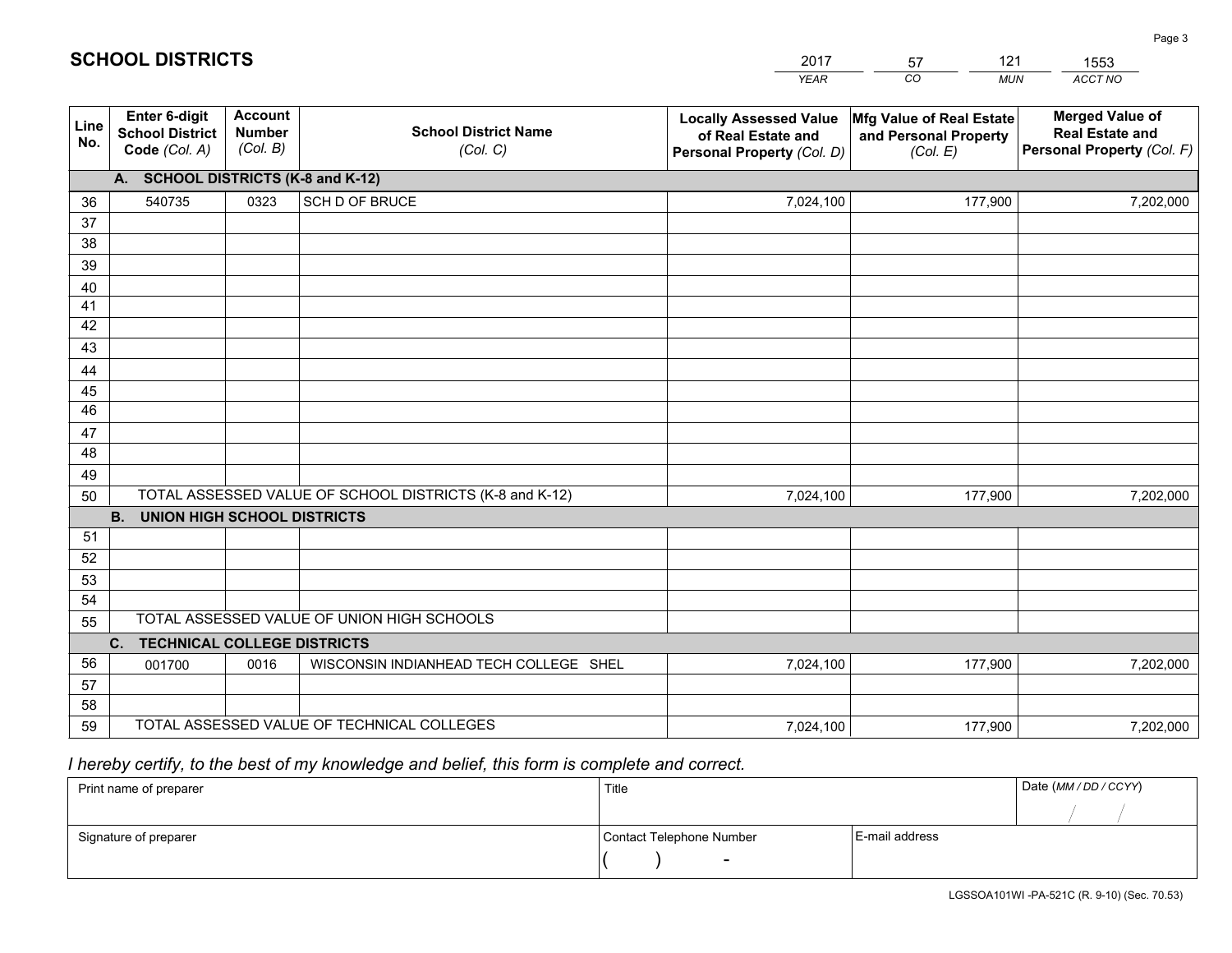# SCHOOL DISTRICTS

| 2017 | 57 | 121 | 1553 |
|---|---|---|---|
| *YEAR* | *CO* | *MUN* | *ACCT NO* |

| Line No. | Enter 6-digit School District Code (Col. A) | Account Number (Col. B) | School District Name (Col. C) | Locally Assessed Value of Real Estate and Personal Property (Col. D) | Mfg Value of Real Estate and Personal Property (Col. E) | Merged Value of Real Estate and Personal Property (Col. F) |
|---|---|---|---|---|---|---|
| | **A. SCHOOL DISTRICTS (K-8 and K-12)** | | | | | |
| 36 | 540735 | 0323 | SCH D OF BRUCE | 7,024,100 | 177,900 | 7,202,000 |
| 37 | | | | | | |
| 38 | | | | | | |
| 39 | | | | | | |
| 40 | | | | | | |
| 41 | | | | | | |
| 42 | | | | | | |
| 43 | | | | | | |
| 44 | | | | | | |
| 45 | | | | | | |
| 46 | | | | | | |
| 47 | | | | | | |
| 48 | | | | | | |
| 49 | | | | | | |
| 50 | TOTAL ASSESSED VALUE OF SCHOOL DISTRICTS (K-8 and K-12) | | | 7,024,100 | 177,900 | 7,202,000 |
| | **B. UNION HIGH SCHOOL DISTRICTS** | | | | | |
| 51 | | | | | | |
| 52 | | | | | | |
| 53 | | | | | | |
| 54 | | | | | | |
| 55 | TOTAL ASSESSED VALUE OF UNION HIGH SCHOOLS | | | | | |
| | **C. TECHNICAL COLLEGE DISTRICTS** | | | | | |
| 56 | 001700 | 0016 | WISCONSIN INDIANHEAD TECH COLLEGE SHEL | 7,024,100 | 177,900 | 7,202,000 |
| 57 | | | | | | |
| 58 | | | | | | |
| 59 | TOTAL ASSESSED VALUE OF TECHNICAL COLLEGES | | | 7,024,100 | 177,900 | 7,202,000 |

*I hereby certify, to the best of my knowledge and belief, this form is complete and correct.*

| Print name of preparer | Title | | Date (MM / DD / CCYY) |
|---|---|---|---|
| | | | / / |
| Signature of preparer | Contact Telephone Number | E-mail address | |
| | ( ) - | | |

LGSSOA101WI -PA-521C (R. 9-10) (Sec. 70.53)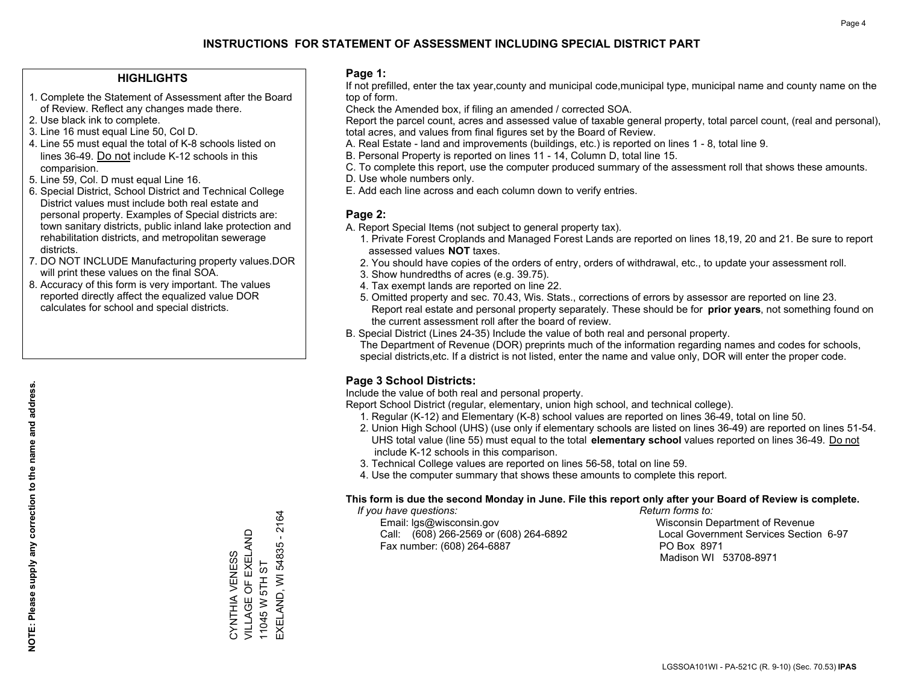# INSTRUCTIONS FOR STATEMENT OF ASSESSMENT INCLUDING SPECIAL DISTRICT PART

## HIGHLIGHTS

1. Complete the Statement of Assessment after the Board of Review. Reflect any changes made there.
2. Use black ink to complete.
3. Line 16 must equal Line 50, Col D.
4. Line 55 must equal the total of K-8 schools listed on lines 36-49. Do not include K-12 schools in this comparision.
5. Line 59, Col. D must equal Line 16.
6. Special District, School District and Technical College District values must include both real estate and personal property. Examples of Special districts are: town sanitary districts, public inland lake protection and rehabilitation districts, and metropolitan sewerage districts.
7. DO NOT INCLUDE Manufacturing property values.DOR will print these values on the final SOA.
8. Accuracy of this form is very important. The values reported directly affect the equalized value DOR calculates for school and special districts.

**NOTE: Please supply any correction to the name and address.**

CYNTHIA VENESS
VILLAGE OF EXELAND
11045 W 5TH ST
EXELAND, WI 54835 - 2164

## Page 1:

If not prefilled, enter the tax year,county and municipal code,municipal type, municipal name and county name on the top of form.

Check the Amended box, if filing an amended / corrected SOA.

Report the parcel count, acres and assessed value of taxable general property, total parcel count, (real and personal), total acres, and values from final figures set by the Board of Review.

A. Real Estate - land and improvements (buildings, etc.) is reported on lines 1 - 8, total line 9.
B. Personal Property is reported on lines 11 - 14, Column D, total line 15.
C. To complete this report, use the computer produced summary of the assessment roll that shows these amounts.
D. Use whole numbers only.
E. Add each line across and each column down to verify entries.

## Page 2:

A. Report Special Items (not subject to general property tax).
   1. Private Forest Croplands and Managed Forest Lands are reported on lines 18,19, 20 and 21. Be sure to report assessed values **NOT** taxes.
   2. You should have copies of the orders of entry, orders of withdrawal, etc., to update your assessment roll.
   3. Show hundredths of acres (e.g. 39.75).
   4. Tax exempt lands are reported on line 22.
   5. Omitted property and sec. 70.43, Wis. Stats., corrections of errors by assessor are reported on line 23. Report real estate and personal property separately. These should be for **prior years**, not something found on the current assessment roll after the board of review.
B. Special District (Lines 24-35) Include the value of both real and personal property.
   The Department of Revenue (DOR) preprints much of the information regarding names and codes for schools, special districts,etc. If a district is not listed, enter the name and value only, DOR will enter the proper code.

## Page 3 School Districts:

Include the value of both real and personal property.

Report School District (regular, elementary, union high school, and technical college).

1. Regular (K-12) and Elementary (K-8) school values are reported on lines 36-49, total on line 50.
2. Union High School (UHS) (use only if elementary schools are listed on lines 36-49) are reported on lines 51-54. UHS total value (line 55) must equal to the total **elementary school** values reported on lines 36-49. Do not include K-12 schools in this comparison.
3. Technical College values are reported on lines 56-58, total on line 59.
4. Use the computer summary that shows these amounts to complete this report.

**This form is due the second Monday in June. File this report only after your Board of Review is complete.**

*If you have questions:*
Email: lgs@wisconsin.gov
Call: (608) 266-2569 or (608) 264-6892
Fax number: (608) 264-6887

*Return forms to:*
Wisconsin Department of Revenue
Local Government Services Section 6-97
PO Box 8971
Madison WI 53708-8971

LGSSOA101WI - PA-521C (R. 9-10) (Sec. 70.53) **IPAS**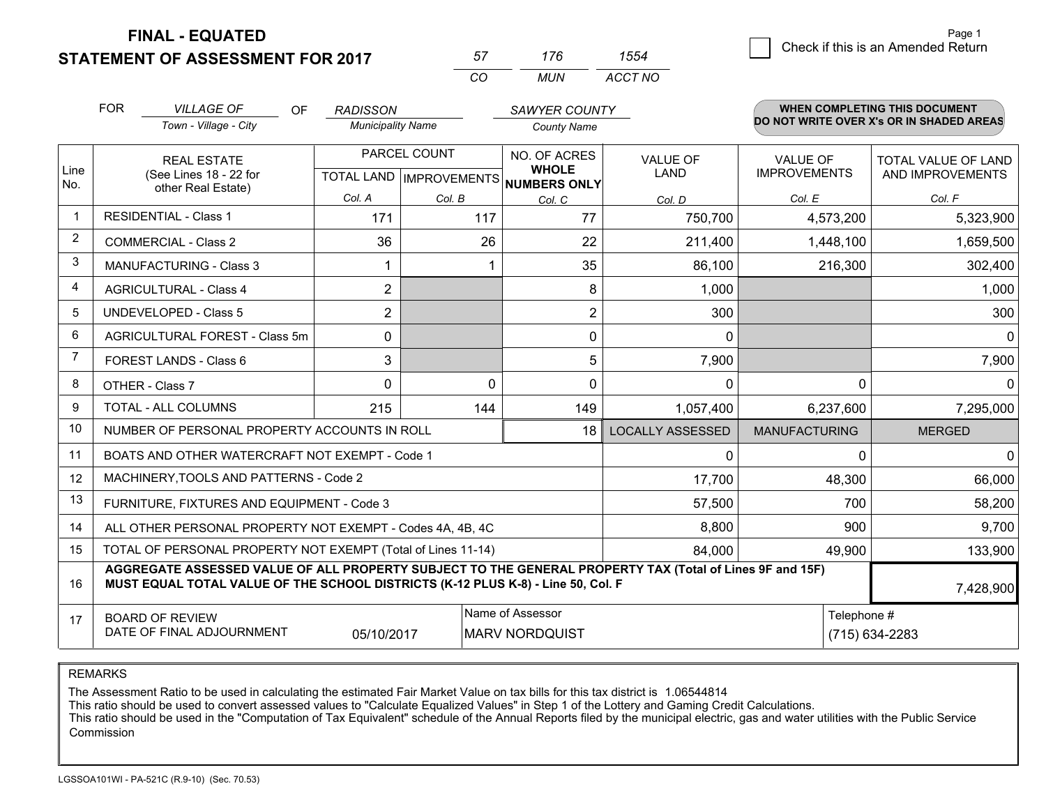**FINAL - EQUATED**
**STATEMENT OF ASSESSMENT FOR 2017**

| 57 | 176 | 1554 |
|---|---|---|
| CO | MUN | ACCT NO |

☐ Check if this is an Amended Return

FOR *VILLAGE OF* (Town - Village - City) OF *RADISSON* (Municipality Name) *SAWYER COUNTY* (County Name)

**WHEN COMPLETING THIS DOCUMENT DO NOT WRITE OVER X's OR IN SHADED AREAS**

| Line No. | REAL ESTATE (See Lines 18 - 22 for other Real Estate) | PARCEL COUNT TOTAL LAND Col. A | PARCEL COUNT IMPROVEMENTS Col. B | NO. OF ACRES WHOLE NUMBERS ONLY Col. C | VALUE OF LAND Col. D | VALUE OF IMPROVEMENTS Col. E | TOTAL VALUE OF LAND AND IMPROVEMENTS Col. F |
|---|---|---|---|---|---|---|---|
| 1 | RESIDENTIAL - Class 1 | 171 | 117 | 77 | 750,700 | 4,573,200 | 5,323,900 |
| 2 | COMMERCIAL - Class 2 | 36 | 26 | 22 | 211,400 | 1,448,100 | 1,659,500 |
| 3 | MANUFACTURING - Class 3 | 1 | 1 | 35 | 86,100 | 216,300 | 302,400 |
| 4 | AGRICULTURAL - Class 4 | 2 | | 8 | 1,000 | | 1,000 |
| 5 | UNDEVELOPED - Class 5 | 2 | | 2 | 300 | | 300 |
| 6 | AGRICULTURAL FOREST - Class 5m | 0 | | 0 | 0 | | 0 |
| 7 | FOREST LANDS - Class 6 | 3 | | 5 | 7,900 | | 7,900 |
| 8 | OTHER - Class 7 | 0 | 0 | 0 | 0 | 0 | 0 |
| 9 | TOTAL - ALL COLUMNS | 215 | 144 | 149 | 1,057,400 | 6,237,600 | 7,295,000 |
| 10 | NUMBER OF PERSONAL PROPERTY ACCOUNTS IN ROLL | | | 18 | LOCALLY ASSESSED | MANUFACTURING | MERGED |
| 11 | BOATS AND OTHER WATERCRAFT NOT EXEMPT - Code 1 | | | | 0 | 0 | 0 |
| 12 | MACHINERY,TOOLS AND PATTERNS - Code 2 | | | | 17,700 | 48,300 | 66,000 |
| 13 | FURNITURE, FIXTURES AND EQUIPMENT - Code 3 | | | | 57,500 | 700 | 58,200 |
| 14 | ALL OTHER PERSONAL PROPERTY NOT EXEMPT - Codes 4A, 4B, 4C | | | | 8,800 | 900 | 9,700 |
| 15 | TOTAL OF PERSONAL PROPERTY NOT EXEMPT (Total of Lines 11-14) | | | | 84,000 | 49,900 | 133,900 |
| 16 | **AGGREGATE ASSESSED VALUE OF ALL PROPERTY SUBJECT TO THE GENERAL PROPERTY TAX (Total of Lines 9F and 15F) MUST EQUAL TOTAL VALUE OF THE SCHOOL DISTRICTS (K-12 PLUS K-8) - Line 50, Col. F** | | | | | | 7,428,900 |
| 17 | BOARD OF REVIEW DATE OF FINAL ADJOURNMENT | 05/10/2017 | Name of Assessor | MARV NORDQUIST | | Telephone # | (715) 634-2283 |

REMARKS

The Assessment Ratio to be used in calculating the estimated Fair Market Value on tax bills for this tax district is 1.06544814
This ratio should be used to convert assessed values to "Calculate Equalized Values" in Step 1 of the Lottery and Gaming Credit Calculations.
This ratio should be used in the "Computation of Tax Equivalent" schedule of the Annual Reports filed by the municipal electric, gas and water utilities with the Public Service Commission

LGSSOA101WI - PA-521C (R.9-10) (Sec. 70.53)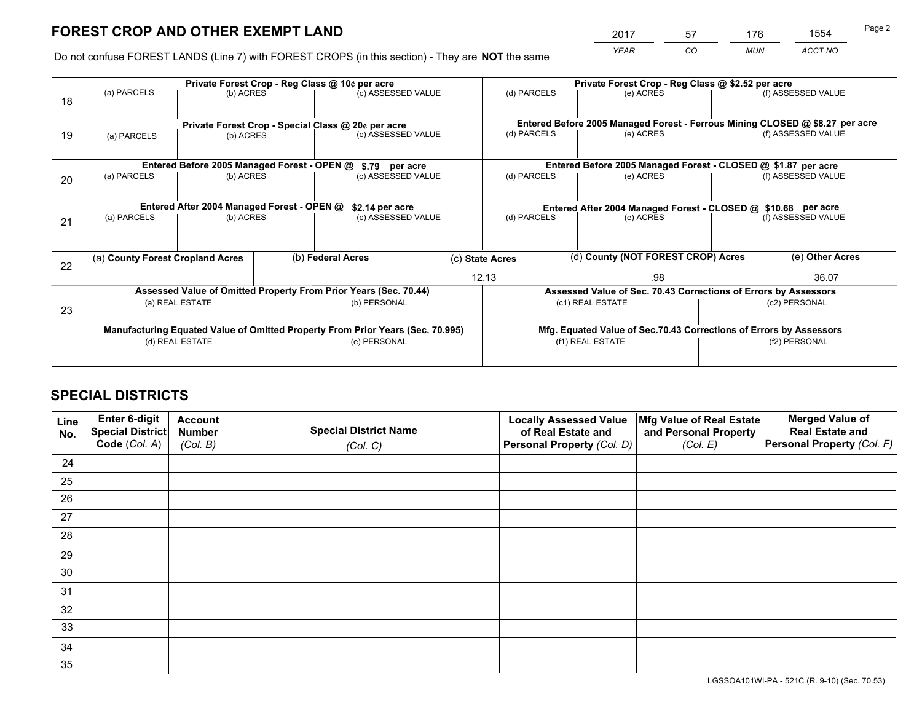# FOREST CROP AND OTHER EXEMPT LAND

| 2017 | 57 | 176 | 1554 |
|---|---|---|---|
| *YEAR* | *CO* | *MUN* | *ACCT NO* |

Do not confuse FOREST LANDS (Line 7) with FOREST CROPS (in this section) - They are **NOT** the same

| Line | Private Forest Crop - Reg Class @ 10¢ per acre | | | Private Forest Crop - Reg Class @ $2.52 per acre | | |
|---|---|---|---|---|---|---|
| 18 | (a) PARCELS | (b) ACRES | (c) ASSESSED VALUE | (d) PARCELS | (e) ACRES | (f) ASSESSED VALUE |
| | **Private Forest Crop - Special Class @ 20¢ per acre** | | | **Entered Before 2005 Managed Forest - Ferrous Mining CLOSED @ $8.27 per acre** | | |
| 19 | (a) PARCELS | (b) ACRES | (c) ASSESSED VALUE | (d) PARCELS | (e) ACRES | (f) ASSESSED VALUE |
| | **Entered Before 2005 Managed Forest - OPEN @ $.79 per acre** | | | **Entered Before 2005 Managed Forest - CLOSED @ $1.87 per acre** | | |
| 20 | (a) PARCELS | (b) ACRES | (c) ASSESSED VALUE | (d) PARCELS | (e) ACRES | (f) ASSESSED VALUE |
| | **Entered After 2004 Managed Forest - OPEN @ $2.14 per acre** | | | **Entered After 2004 Managed Forest - CLOSED @ $10.68 per acre** | | |
| 21 | (a) PARCELS | (b) ACRES | (c) ASSESSED VALUE | (d) PARCELS | (e) ACRES | (f) ASSESSED VALUE |

| Line | (a) County Forest Cropland Acres | (b) Federal Acres | (c) State Acres | (d) County (NOT FOREST CROP) Acres | (e) Other Acres |
|---|---|---|---|---|---|
| 22 | | | 12.13 | .98 | 36.07 |

| Line | Assessed Value of Omitted Property From Prior Years (Sec. 70.44) | | Assessed Value of Sec. 70.43 Corrections of Errors by Assessors | |
|---|---|---|---|---|
| 23 | (a) REAL ESTATE | (b) PERSONAL | (c1) REAL ESTATE | (c2) PERSONAL |
| | **Manufacturing Equated Value of Omitted Property From Prior Years (Sec. 70.995)** | | **Mfg. Equated Value of Sec.70.43 Corrections of Errors by Assessors** | |
| | (d) REAL ESTATE | (e) PERSONAL | (f1) REAL ESTATE | (f2) PERSONAL |

# SPECIAL DISTRICTS

| Line No. | Enter 6-digit Special District Code (*Col. A*) | Account Number (*Col. B*) | Special District Name (*Col. C*) | Locally Assessed Value of Real Estate and Personal Property (*Col. D*) | Mfg Value of Real Estate and Personal Property (*Col. E*) | Merged Value of Real Estate and Personal Property (*Col. F*) |
|---|---|---|---|---|---|---|
| 24 | | | | | | |
| 25 | | | | | | |
| 26 | | | | | | |
| 27 | | | | | | |
| 28 | | | | | | |
| 29 | | | | | | |
| 30 | | | | | | |
| 31 | | | | | | |
| 32 | | | | | | |
| 33 | | | | | | |
| 34 | | | | | | |
| 35 | | | | | | |

LGSSOA101WI-PA - 521C (R. 9-10) (Sec. 70.53)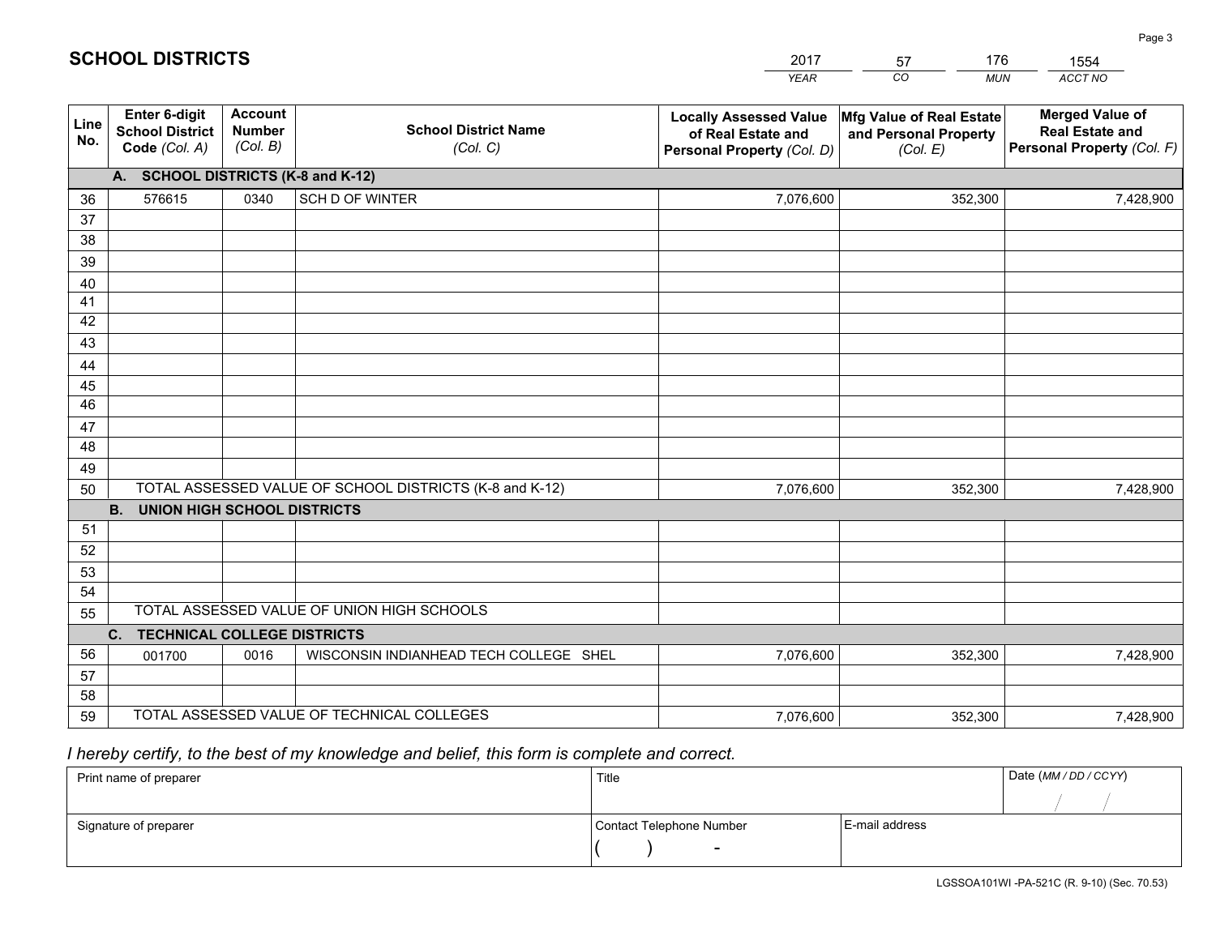## SCHOOL DISTRICTS

| 2017 | 57 | 176 | 1554 |
|---|---|---|---|
| *YEAR* | *CO* | *MUN* | *ACCT NO* |

| Line No. | Enter 6-digit School District Code *(Col. A)* | Account Number *(Col. B)* | School District Name *(Col. C)* | Locally Assessed Value of Real Estate and Personal Property *(Col. D)* | Mfg Value of Real Estate and Personal Property *(Col. E)* | Merged Value of Real Estate and Personal Property *(Col. F)* |
|---|---|---|---|---|---|---|
| | **A. SCHOOL DISTRICTS (K-8 and K-12)** | | | | | |
| 36 | 576615 | 0340 | SCH D OF WINTER | 7,076,600 | 352,300 | 7,428,900 |
| 37 | | | | | | |
| 38 | | | | | | |
| 39 | | | | | | |
| 40 | | | | | | |
| 41 | | | | | | |
| 42 | | | | | | |
| 43 | | | | | | |
| 44 | | | | | | |
| 45 | | | | | | |
| 46 | | | | | | |
| 47 | | | | | | |
| 48 | | | | | | |
| 49 | | | | | | |
| 50 | TOTAL ASSESSED VALUE OF SCHOOL DISTRICTS (K-8 and K-12) | | | 7,076,600 | 352,300 | 7,428,900 |
| | **B. UNION HIGH SCHOOL DISTRICTS** | | | | | |
| 51 | | | | | | |
| 52 | | | | | | |
| 53 | | | | | | |
| 54 | | | | | | |
| 55 | TOTAL ASSESSED VALUE OF UNION HIGH SCHOOLS | | | | | |
| | **C. TECHNICAL COLLEGE DISTRICTS** | | | | | |
| 56 | 001700 | 0016 | WISCONSIN INDIANHEAD TECH COLLEGE SHEL | 7,076,600 | 352,300 | 7,428,900 |
| 57 | | | | | | |
| 58 | | | | | | |
| 59 | TOTAL ASSESSED VALUE OF TECHNICAL COLLEGES | | | 7,076,600 | 352,300 | 7,428,900 |

*I hereby certify, to the best of my knowledge and belief, this form is complete and correct.*

| Print name of preparer | Title | | Date *(MM / DD / CCYY)* |
|---|---|---|---|
| | | | / / |
| Signature of preparer | Contact Telephone Number | E-mail address | |
| | ( ) - | | |

LGSSOA101WI -PA-521C (R. 9-10) (Sec. 70.53)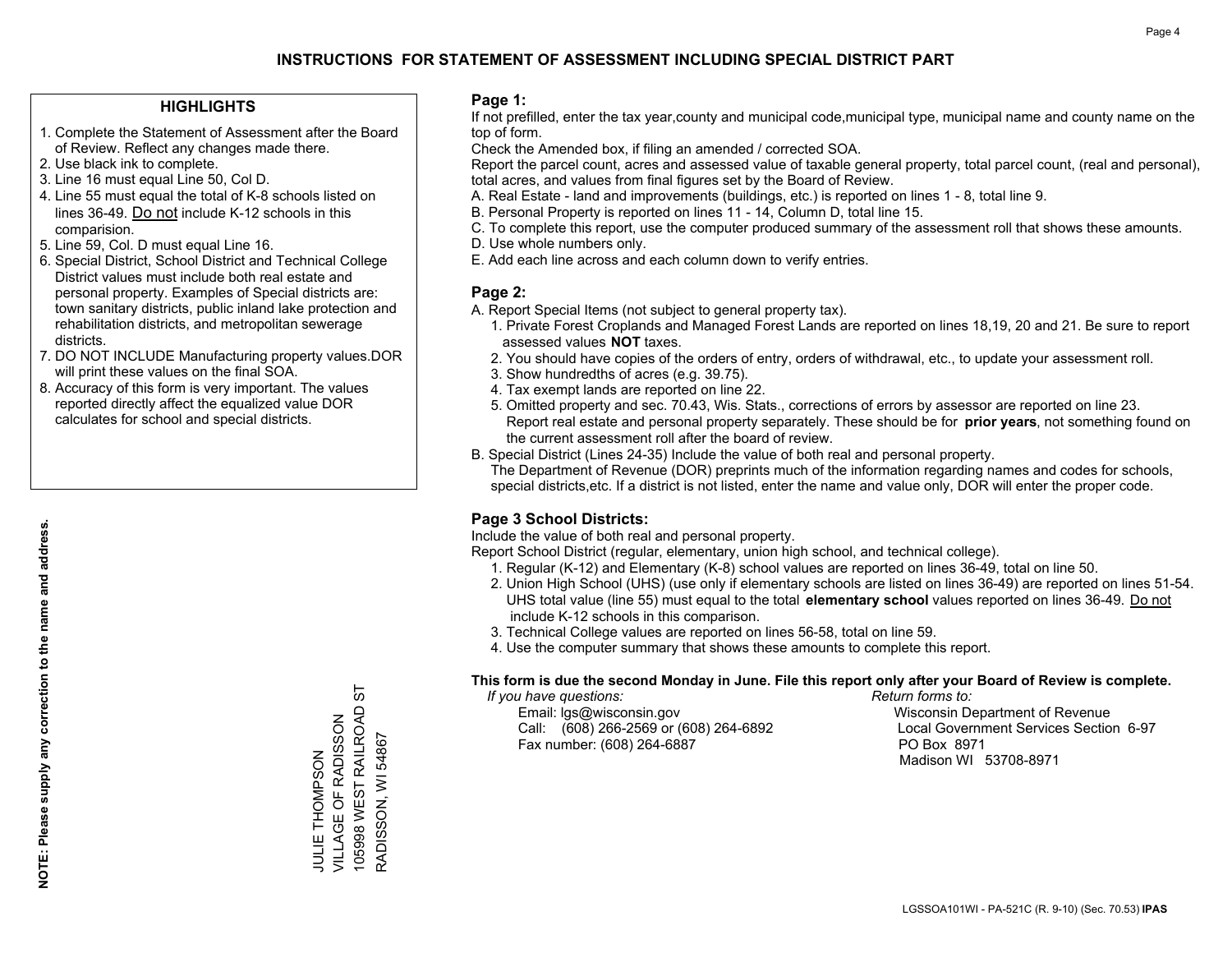# INSTRUCTIONS FOR STATEMENT OF ASSESSMENT INCLUDING SPECIAL DISTRICT PART

## HIGHLIGHTS

1. Complete the Statement of Assessment after the Board of Review. Reflect any changes made there.
2. Use black ink to complete.
3. Line 16 must equal Line 50, Col D.
4. Line 55 must equal the total of K-8 schools listed on lines 36-49. Do not include K-12 schools in this comparision.
5. Line 59, Col. D must equal Line 16.
6. Special District, School District and Technical College District values must include both real estate and personal property. Examples of Special districts are: town sanitary districts, public inland lake protection and rehabilitation districts, and metropolitan sewerage districts.
7. DO NOT INCLUDE Manufacturing property values.DOR will print these values on the final SOA.
8. Accuracy of this form is very important. The values reported directly affect the equalized value DOR calculates for school and special districts.

**NOTE: Please supply any correction to the name and address.**

JULIE THOMPSON
VILLAGE OF RADISSON
105998 WEST RAILROAD ST
RADISSON, WI 54867

## Page 1:

If not prefilled, enter the tax year,county and municipal code,municipal type, municipal name and county name on the top of form.

Check the Amended box, if filing an amended / corrected SOA.

Report the parcel count, acres and assessed value of taxable general property, total parcel count, (real and personal), total acres, and values from final figures set by the Board of Review.

A. Real Estate - land and improvements (buildings, etc.) is reported on lines 1 - 8, total line 9.
B. Personal Property is reported on lines 11 - 14, Column D, total line 15.
C. To complete this report, use the computer produced summary of the assessment roll that shows these amounts.
D. Use whole numbers only.
E. Add each line across and each column down to verify entries.

## Page 2:

A. Report Special Items (not subject to general property tax).
   1. Private Forest Croplands and Managed Forest Lands are reported on lines 18,19, 20 and 21. Be sure to report assessed values **NOT** taxes.
   2. You should have copies of the orders of entry, orders of withdrawal, etc., to update your assessment roll.
   3. Show hundredths of acres (e.g. 39.75).
   4. Tax exempt lands are reported on line 22.
   5. Omitted property and sec. 70.43, Wis. Stats., corrections of errors by assessor are reported on line 23. Report real estate and personal property separately. These should be for **prior years**, not something found on the current assessment roll after the board of review.
B. Special District (Lines 24-35) Include the value of both real and personal property.
   The Department of Revenue (DOR) preprints much of the information regarding names and codes for schools, special districts,etc. If a district is not listed, enter the name and value only, DOR will enter the proper code.

## Page 3 School Districts:

Include the value of both real and personal property.

Report School District (regular, elementary, union high school, and technical college).

1. Regular (K-12) and Elementary (K-8) school values are reported on lines 36-49, total on line 50.
2. Union High School (UHS) (use only if elementary schools are listed on lines 36-49) are reported on lines 51-54. UHS total value (line 55) must equal to the total **elementary school** values reported on lines 36-49. Do not include K-12 schools in this comparison.
3. Technical College values are reported on lines 56-58, total on line 59.
4. Use the computer summary that shows these amounts to complete this report.

**This form is due the second Monday in June. File this report only after your Board of Review is complete.**

*If you have questions:*
Email: lgs@wisconsin.gov
Call: (608) 266-2569 or (608) 264-6892
Fax number: (608) 264-6887

*Return forms to:*
Wisconsin Department of Revenue
Local Government Services Section 6-97
PO Box 8971
Madison WI 53708-8971

LGSSOA101WI - PA-521C (R. 9-10) (Sec. 70.53) **IPAS**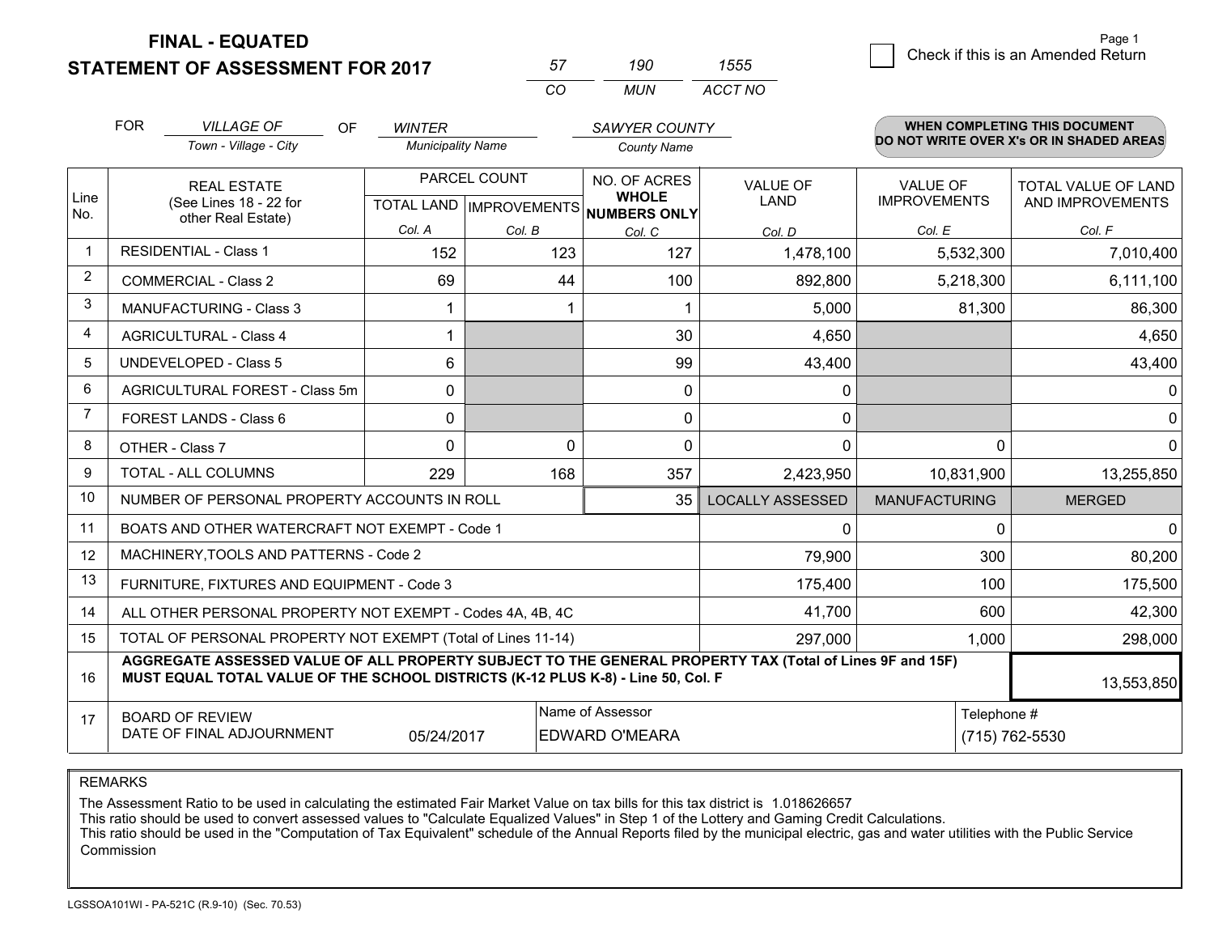# FINAL - EQUATED
## STATEMENT OF ASSESSMENT FOR 2017

| 57 | 190 | 1555 |
|---|---|---|
| CO | MUN | ACCT NO |

☐ Check if this is an Amended Return

FOR *VILLAGE OF* (Town - Village - City) OF *WINTER* (Municipality Name) *SAWYER COUNTY* (County Name)

**WHEN COMPLETING THIS DOCUMENT DO NOT WRITE OVER X's OR IN SHADED AREAS**

| Line No. | REAL ESTATE (See Lines 18 - 22 for other Real Estate) | PARCEL COUNT TOTAL LAND Col. A | IMPROVEMENTS Col. B | NO. OF ACRES WHOLE NUMBERS ONLY Col. C | VALUE OF LAND Col. D | VALUE OF IMPROVEMENTS Col. E | TOTAL VALUE OF LAND AND IMPROVEMENTS Col. F |
|---|---|---|---|---|---|---|---|
| 1 | RESIDENTIAL - Class 1 | 152 | 123 | 127 | 1,478,100 | 5,532,300 | 7,010,400 |
| 2 | COMMERCIAL - Class 2 | 69 | 44 | 100 | 892,800 | 5,218,300 | 6,111,100 |
| 3 | MANUFACTURING - Class 3 | 1 | 1 | 1 | 5,000 | 81,300 | 86,300 |
| 4 | AGRICULTURAL - Class 4 | 1 | | 30 | 4,650 | | 4,650 |
| 5 | UNDEVELOPED - Class 5 | 6 | | 99 | 43,400 | | 43,400 |
| 6 | AGRICULTURAL FOREST - Class 5m | 0 | | 0 | 0 | | 0 |
| 7 | FOREST LANDS - Class 6 | 0 | | 0 | 0 | | 0 |
| 8 | OTHER - Class 7 | 0 | 0 | 0 | 0 | 0 | 0 |
| 9 | TOTAL - ALL COLUMNS | 229 | 168 | 357 | 2,423,950 | 10,831,900 | 13,255,850 |
| 10 | NUMBER OF PERSONAL PROPERTY ACCOUNTS IN ROLL | | | 35 | LOCALLY ASSESSED | MANUFACTURING | MERGED |
| 11 | BOATS AND OTHER WATERCRAFT NOT EXEMPT - Code 1 | | | | 0 | 0 | 0 |
| 12 | MACHINERY,TOOLS AND PATTERNS - Code 2 | | | | 79,900 | 300 | 80,200 |
| 13 | FURNITURE, FIXTURES AND EQUIPMENT - Code 3 | | | | 175,400 | 100 | 175,500 |
| 14 | ALL OTHER PERSONAL PROPERTY NOT EXEMPT - Codes 4A, 4B, 4C | | | | 41,700 | 600 | 42,300 |
| 15 | TOTAL OF PERSONAL PROPERTY NOT EXEMPT (Total of Lines 11-14) | | | | 297,000 | 1,000 | 298,000 |
| 16 | **AGGREGATE ASSESSED VALUE OF ALL PROPERTY SUBJECT TO THE GENERAL PROPERTY TAX (Total of Lines 9F and 15F) MUST EQUAL TOTAL VALUE OF THE SCHOOL DISTRICTS (K-12 PLUS K-8) - Line 50, Col. F** | | | | | | 13,553,850 |
| 17 | BOARD OF REVIEW DATE OF FINAL ADJOURNMENT | 05/24/2017 | | Name of Assessor: EDWARD O'MEARA | | | Telephone #: (715) 762-5530 |

REMARKS

The Assessment Ratio to be used in calculating the estimated Fair Market Value on tax bills for this tax district is 1.018626657
This ratio should be used to convert assessed values to "Calculate Equalized Values" in Step 1 of the Lottery and Gaming Credit Calculations.
This ratio should be used in the "Computation of Tax Equivalent" schedule of the Annual Reports filed by the municipal electric, gas and water utilities with the Public Service Commission

LGSSOA101WI - PA-521C (R.9-10) (Sec. 70.53)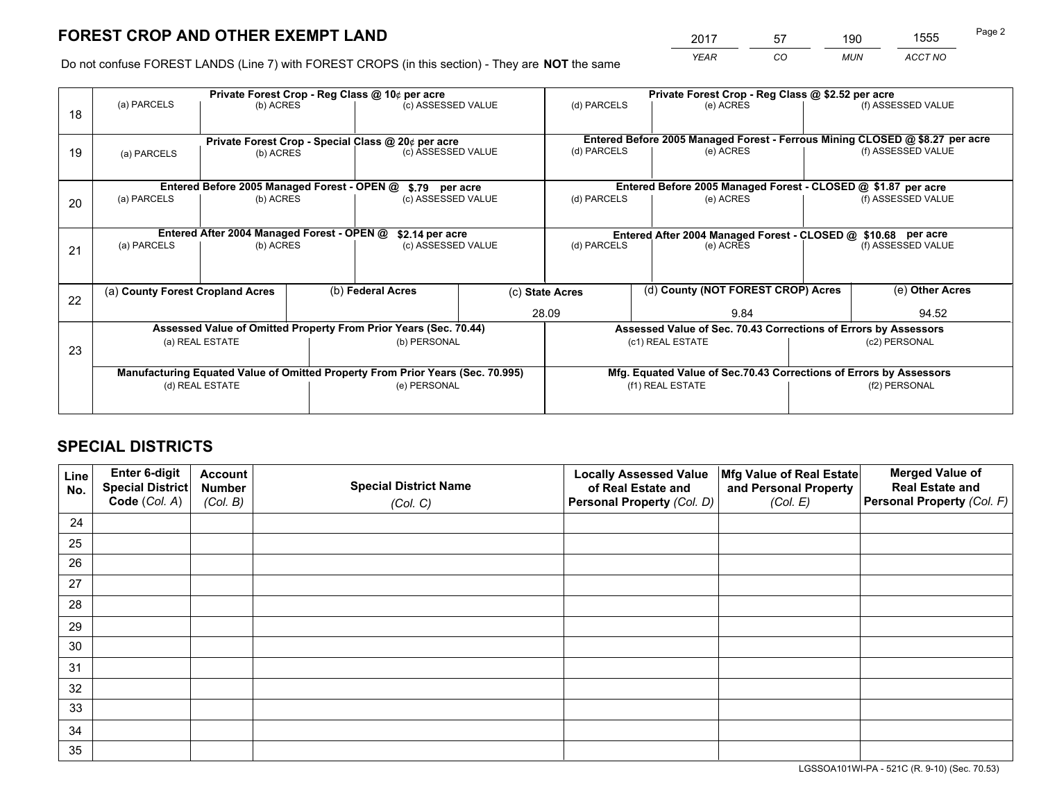# FOREST CROP AND OTHER EXEMPT LAND

| 2017 | 57 | 190 | 1555 |
|---|---|---|---|
| *YEAR* | *CO* | *MUN* | *ACCT NO* |

Do not confuse FOREST LANDS (Line 7) with FOREST CROPS (in this section) - They are **NOT** the same

| Line | | | | | | |
|---|---|---|---|---|---|---|
| 18 | **Private Forest Crop - Reg Class @ 10¢ per acre** | | | **Private Forest Crop - Reg Class @ $2.52 per acre** | | |
| | (a) PARCELS | (b) ACRES | (c) ASSESSED VALUE | (d) PARCELS | (e) ACRES | (f) ASSESSED VALUE |
| | | | | | | |
| 19 | **Private Forest Crop - Special Class @ 20¢ per acre** | | | **Entered Before 2005 Managed Forest - Ferrous Mining CLOSED @ $8.27 per acre** | | |
| | (a) PARCELS | (b) ACRES | (c) ASSESSED VALUE | (d) PARCELS | (e) ACRES | (f) ASSESSED VALUE |
| | | | | | | |
| 20 | **Entered Before 2005 Managed Forest - OPEN @ $.79 per acre** | | | **Entered Before 2005 Managed Forest - CLOSED @ $1.87 per acre** | | |
| | (a) PARCELS | (b) ACRES | (c) ASSESSED VALUE | (d) PARCELS | (e) ACRES | (f) ASSESSED VALUE |
| | | | | | | |
| 21 | **Entered After 2004 Managed Forest - OPEN @ $2.14 per acre** | | | **Entered After 2004 Managed Forest - CLOSED @ $10.68 per acre** | | |
| | (a) PARCELS | (b) ACRES | (c) ASSESSED VALUE | (d) PARCELS | (e) ACRES | (f) ASSESSED VALUE |
| | | | | | | |

| Line | (a) **County Forest Cropland Acres** | (b) **Federal Acres** | (c) **State Acres** | (d) **County (NOT FOREST CROP) Acres** | (e) **Other Acres** |
|---|---|---|---|---|---|
| 22 | | | 28.09 | 9.84 | 94.52 |

| Line | **Assessed Value of Omitted Property From Prior Years (Sec. 70.44)** | | **Assessed Value of Sec. 70.43 Corrections of Errors by Assessors** | |
|---|---|---|---|---|
| 23 | (a) REAL ESTATE | (b) PERSONAL | (c1) REAL ESTATE | (c2) PERSONAL |
| | | | | |
| | **Manufacturing Equated Value of Omitted Property From Prior Years (Sec. 70.995)** | | **Mfg. Equated Value of Sec.70.43 Corrections of Errors by Assessors** | |
| | (d) REAL ESTATE | (e) PERSONAL | (f1) REAL ESTATE | (f2) PERSONAL |
| | | | | |

# SPECIAL DISTRICTS

| Line No. | Enter 6-digit Special District Code (*Col. A*) | Account Number (*Col. B*) | Special District Name (*Col. C*) | Locally Assessed Value of Real Estate and Personal Property (*Col. D*) | Mfg Value of Real Estate and Personal Property (*Col. E*) | Merged Value of Real Estate and Personal Property (*Col. F*) |
|---|---|---|---|---|---|---|
| 24 | | | | | | |
| 25 | | | | | | |
| 26 | | | | | | |
| 27 | | | | | | |
| 28 | | | | | | |
| 29 | | | | | | |
| 30 | | | | | | |
| 31 | | | | | | |
| 32 | | | | | | |
| 33 | | | | | | |
| 34 | | | | | | |
| 35 | | | | | | |

LGSSOA101WI-PA - 521C (R. 9-10) (Sec. 70.53)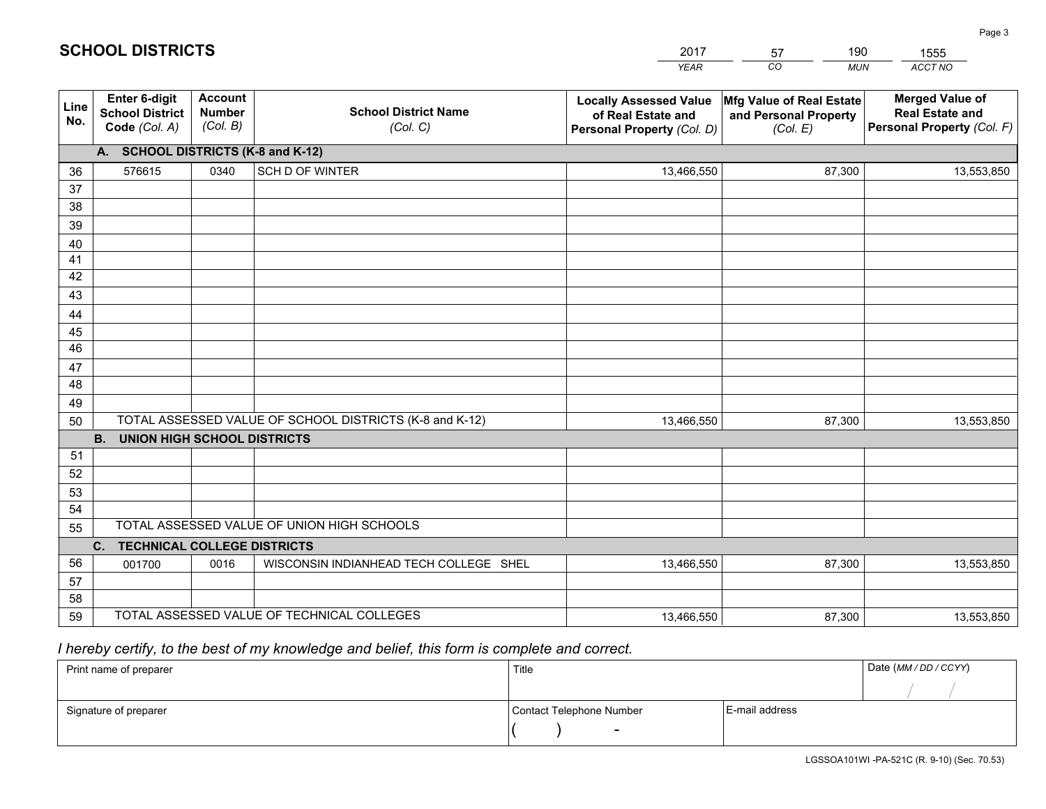# SCHOOL DISTRICTS

| 2017 | 57 | 190 | 1555 |
|---|---|---|---|
| *YEAR* | *CO* | *MUN* | *ACCT NO* |

| Line No. | Enter 6-digit School District Code *(Col. A)* | Account Number *(Col. B)* | School District Name *(Col. C)* | Locally Assessed Value of Real Estate and Personal Property *(Col. D)* | Mfg Value of Real Estate and Personal Property *(Col. E)* | Merged Value of Real Estate and Personal Property *(Col. F)* |
|---|---|---|---|---|---|---|
| **A. SCHOOL DISTRICTS (K-8 and K-12)** | | | | | | |
| 36 | 576615 | 0340 | SCH D OF WINTER | 13,466,550 | 87,300 | 13,553,850 |
| 37 | | | | | | |
| 38 | | | | | | |
| 39 | | | | | | |
| 40 | | | | | | |
| 41 | | | | | | |
| 42 | | | | | | |
| 43 | | | | | | |
| 44 | | | | | | |
| 45 | | | | | | |
| 46 | | | | | | |
| 47 | | | | | | |
| 48 | | | | | | |
| 49 | | | | | | |
| 50 | TOTAL ASSESSED VALUE OF SCHOOL DISTRICTS (K-8 and K-12) | | | 13,466,550 | 87,300 | 13,553,850 |
| **B. UNION HIGH SCHOOL DISTRICTS** | | | | | | |
| 51 | | | | | | |
| 52 | | | | | | |
| 53 | | | | | | |
| 54 | | | | | | |
| 55 | TOTAL ASSESSED VALUE OF UNION HIGH SCHOOLS | | | | | |
| **C. TECHNICAL COLLEGE DISTRICTS** | | | | | | |
| 56 | 001700 | 0016 | WISCONSIN INDIANHEAD TECH COLLEGE SHEL | 13,466,550 | 87,300 | 13,553,850 |
| 57 | | | | | | |
| 58 | | | | | | |
| 59 | TOTAL ASSESSED VALUE OF TECHNICAL COLLEGES | | | 13,466,550 | 87,300 | 13,553,850 |

*I hereby certify, to the best of my knowledge and belief, this form is complete and correct.*

| Print name of preparer | Title | | Date *(MM / DD / CCYY)* |
|---|---|---|---|
| | | | / / |
| Signature of preparer | Contact Telephone Number | E-mail address | |
| | ( ) - | | |

LGSSOA101WI -PA-521C (R. 9-10) (Sec. 70.53)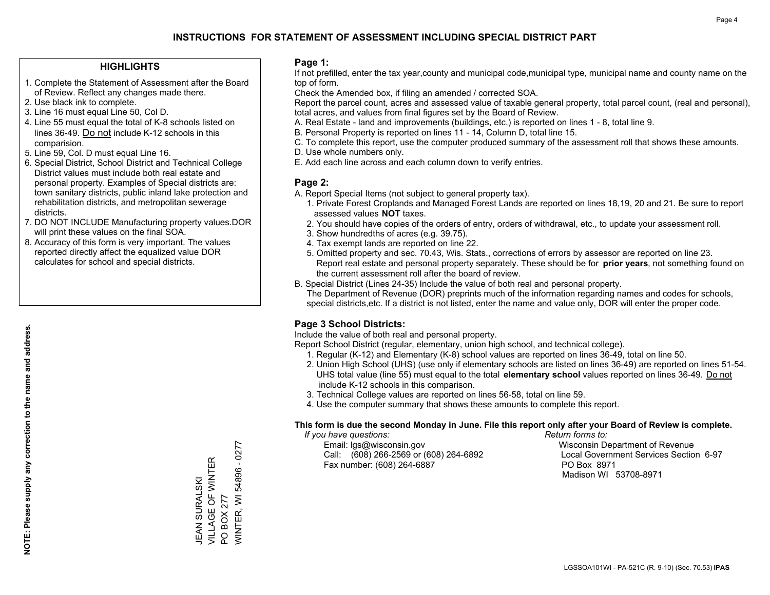# INSTRUCTIONS FOR STATEMENT OF ASSESSMENT INCLUDING SPECIAL DISTRICT PART

## HIGHLIGHTS

1. Complete the Statement of Assessment after the Board of Review. Reflect any changes made there.
2. Use black ink to complete.
3. Line 16 must equal Line 50, Col D.
4. Line 55 must equal the total of K-8 schools listed on lines 36-49. Do not include K-12 schools in this comparision.
5. Line 59, Col. D must equal Line 16.
6. Special District, School District and Technical College District values must include both real estate and personal property. Examples of Special districts are: town sanitary districts, public inland lake protection and rehabilitation districts, and metropolitan sewerage districts.
7. DO NOT INCLUDE Manufacturing property values.DOR will print these values on the final SOA.
8. Accuracy of this form is very important. The values reported directly affect the equalized value DOR calculates for school and special districts.

**NOTE: Please supply any correction to the name and address.**

JEAN SURALSKI
VILLAGE OF WINTER
PO BOX 277
WINTER, WI 54896 - 0277

## Page 1:

If not prefilled, enter the tax year,county and municipal code,municipal type, municipal name and county name on the top of form.

Check the Amended box, if filing an amended / corrected SOA.

Report the parcel count, acres and assessed value of taxable general property, total parcel count, (real and personal), total acres, and values from final figures set by the Board of Review.

A. Real Estate - land and improvements (buildings, etc.) is reported on lines 1 - 8, total line 9.
B. Personal Property is reported on lines 11 - 14, Column D, total line 15.
C. To complete this report, use the computer produced summary of the assessment roll that shows these amounts.
D. Use whole numbers only.
E. Add each line across and each column down to verify entries.

## Page 2:

A. Report Special Items (not subject to general property tax).
   1. Private Forest Croplands and Managed Forest Lands are reported on lines 18,19, 20 and 21. Be sure to report assessed values **NOT** taxes.
   2. You should have copies of the orders of entry, orders of withdrawal, etc., to update your assessment roll.
   3. Show hundredths of acres (e.g. 39.75).
   4. Tax exempt lands are reported on line 22.
   5. Omitted property and sec. 70.43, Wis. Stats., corrections of errors by assessor are reported on line 23. Report real estate and personal property separately. These should be for **prior years**, not something found on the current assessment roll after the board of review.

B. Special District (Lines 24-35) Include the value of both real and personal property.
   The Department of Revenue (DOR) preprints much of the information regarding names and codes for schools, special districts,etc. If a district is not listed, enter the name and value only, DOR will enter the proper code.

## Page 3 School Districts:

Include the value of both real and personal property.

Report School District (regular, elementary, union high school, and technical college).

1. Regular (K-12) and Elementary (K-8) school values are reported on lines 36-49, total on line 50.
2. Union High School (UHS) (use only if elementary schools are listed on lines 36-49) are reported on lines 51-54. UHS total value (line 55) must equal to the total **elementary school** values reported on lines 36-49. Do not include K-12 schools in this comparison.
3. Technical College values are reported on lines 56-58, total on line 59.
4. Use the computer summary that shows these amounts to complete this report.

**This form is due the second Monday in June. File this report only after your Board of Review is complete.**

*If you have questions:*
Email: lgs@wisconsin.gov
Call: (608) 266-2569 or (608) 264-6892
Fax number: (608) 264-6887

*Return forms to:*
Wisconsin Department of Revenue
Local Government Services Section 6-97
PO Box 8971
Madison WI 53708-8971

LGSSOA101WI - PA-521C (R. 9-10) (Sec. 70.53) **IPAS**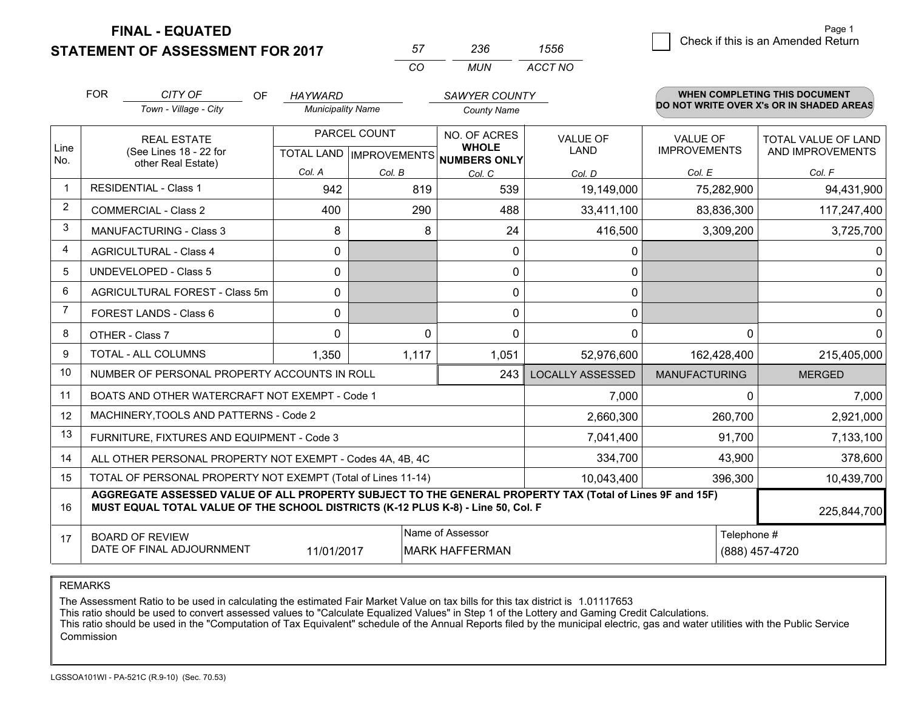# FINAL - EQUATED
# STATEMENT OF ASSESSMENT FOR 2017

| 57 | 236 | 1556 |
|---|---|---|
| CO | MUN | ACCT NO |

Page 1

☐ Check if this is an Amended Return

FOR *CITY OF* (Town - Village - City) OF *HAYWARD* (Municipality Name) *SAWYER COUNTY* (County Name)

**WHEN COMPLETING THIS DOCUMENT DO NOT WRITE OVER X's OR IN SHADED AREAS**

| Line No. | REAL ESTATE (See Lines 18 - 22 for other Real Estate) | PARCEL COUNT TOTAL LAND Col. A | PARCEL COUNT IMPROVEMENTS Col. B | NO. OF ACRES WHOLE NUMBERS ONLY Col. C | VALUE OF LAND Col. D | VALUE OF IMPROVEMENTS Col. E | TOTAL VALUE OF LAND AND IMPROVEMENTS Col. F |
|---|---|---|---|---|---|---|---|
| 1 | RESIDENTIAL - Class 1 | 942 | 819 | 539 | 19,149,000 | 75,282,900 | 94,431,900 |
| 2 | COMMERCIAL - Class 2 | 400 | 290 | 488 | 33,411,100 | 83,836,300 | 117,247,400 |
| 3 | MANUFACTURING - Class 3 | 8 | 8 | 24 | 416,500 | 3,309,200 | 3,725,700 |
| 4 | AGRICULTURAL - Class 4 | 0 | | 0 | 0 | | 0 |
| 5 | UNDEVELOPED - Class 5 | 0 | | 0 | 0 | | 0 |
| 6 | AGRICULTURAL FOREST - Class 5m | 0 | | 0 | 0 | | 0 |
| 7 | FOREST LANDS - Class 6 | 0 | | 0 | 0 | | 0 |
| 8 | OTHER - Class 7 | 0 | 0 | 0 | 0 | 0 | 0 |
| 9 | TOTAL - ALL COLUMNS | 1,350 | 1,117 | 1,051 | 52,976,600 | 162,428,400 | 215,405,000 |
| 10 | NUMBER OF PERSONAL PROPERTY ACCOUNTS IN ROLL | | | 243 | LOCALLY ASSESSED | MANUFACTURING | MERGED |
| 11 | BOATS AND OTHER WATERCRAFT NOT EXEMPT - Code 1 | | | | 7,000 | 0 | 7,000 |
| 12 | MACHINERY,TOOLS AND PATTERNS - Code 2 | | | | 2,660,300 | 260,700 | 2,921,000 |
| 13 | FURNITURE, FIXTURES AND EQUIPMENT - Code 3 | | | | 7,041,400 | 91,700 | 7,133,100 |
| 14 | ALL OTHER PERSONAL PROPERTY NOT EXEMPT - Codes 4A, 4B, 4C | | | | 334,700 | 43,900 | 378,600 |
| 15 | TOTAL OF PERSONAL PROPERTY NOT EXEMPT (Total of Lines 11-14) | | | | 10,043,400 | 396,300 | 10,439,700 |
| 16 | **AGGREGATE ASSESSED VALUE OF ALL PROPERTY SUBJECT TO THE GENERAL PROPERTY TAX (Total of Lines 9F and 15F) MUST EQUAL TOTAL VALUE OF THE SCHOOL DISTRICTS (K-12 PLUS K-8) - Line 50, Col. F** | | | | | | 225,844,700 |
| 17 | BOARD OF REVIEW DATE OF FINAL ADJOURNMENT | 11/01/2017 | Name of Assessor | MARK HAFFERMAN | | Telephone # | (888) 457-4720 |

REMARKS

The Assessment Ratio to be used in calculating the estimated Fair Market Value on tax bills for this tax district is 1.01117653
This ratio should be used to convert assessed values to "Calculate Equalized Values" in Step 1 of the Lottery and Gaming Credit Calculations.
This ratio should be used in the "Computation of Tax Equivalent" schedule of the Annual Reports filed by the municipal electric, gas and water utilities with the Public Service Commission

LGSSOA101WI - PA-521C (R.9-10) (Sec. 70.53)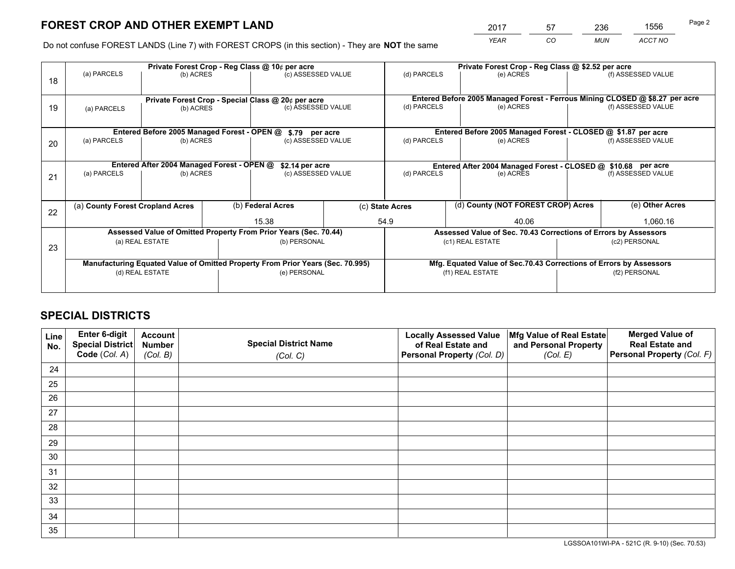# FOREST CROP AND OTHER EXEMPT LAND

| 2017 | 57 | 236 | 1556 |
|---|---|---|---|
| *YEAR* | *CO* | *MUN* | *ACCT NO* |

Do not confuse FOREST LANDS (Line 7) with FOREST CROPS (in this section) - They are **NOT** the same

| Line | | | | | | |
|---|---|---|---|---|---|---|
| 18 | Private Forest Crop - Reg Class @ 10¢ per acre | | | Private Forest Crop - Reg Class @ $2.52 per acre | | |
| | (a) PARCELS | (b) ACRES | (c) ASSESSED VALUE | (d) PARCELS | (e) ACRES | (f) ASSESSED VALUE |
| | | | | | | |
| 19 | Private Forest Crop - Special Class @ 20¢ per acre | | | Entered Before 2005 Managed Forest - Ferrous Mining CLOSED @ $8.27 per acre | | |
| | (a) PARCELS | (b) ACRES | (c) ASSESSED VALUE | (d) PARCELS | (e) ACRES | (f) ASSESSED VALUE |
| | | | | | | |
| 20 | Entered Before 2005 Managed Forest - OPEN @ $.79 per acre | | | Entered Before 2005 Managed Forest - CLOSED @ $1.87 per acre | | |
| | (a) PARCELS | (b) ACRES | (c) ASSESSED VALUE | (d) PARCELS | (e) ACRES | (f) ASSESSED VALUE |
| | | | | | | |
| 21 | Entered After 2004 Managed Forest - OPEN @ $2.14 per acre | | | Entered After 2004 Managed Forest - CLOSED @ $10.68 per acre | | |
| | (a) PARCELS | (b) ACRES | (c) ASSESSED VALUE | (d) PARCELS | (e) ACRES | (f) ASSESSED VALUE |
| | | | | | | |

| Line | (a) County Forest Cropland Acres | (b) Federal Acres | (c) State Acres | (d) County (NOT FOREST CROP) Acres | (e) Other Acres |
|---|---|---|---|---|---|
| 22 | | 15.38 | 54.9 | 40.06 | 1,060.16 |

| Line | | | | |
|---|---|---|---|---|
| 23 | Assessed Value of Omitted Property From Prior Years (Sec. 70.44) | | Assessed Value of Sec. 70.43 Corrections of Errors by Assessors | |
| | (a) REAL ESTATE | (b) PERSONAL | (c1) REAL ESTATE | (c2) PERSONAL |
| | | | | |
| | Manufacturing Equated Value of Omitted Property From Prior Years (Sec. 70.995) | | Mfg. Equated Value of Sec.70.43 Corrections of Errors by Assessors | |
| | (d) REAL ESTATE | (e) PERSONAL | (f1) REAL ESTATE | (f2) PERSONAL |
| | | | | |

# SPECIAL DISTRICTS

| Line No. | Enter 6-digit Special District Code (*Col. A*) | Account Number (*Col. B*) | Special District Name (*Col. C*) | Locally Assessed Value of Real Estate and Personal Property (*Col. D*) | Mfg Value of Real Estate and Personal Property (*Col. E*) | Merged Value of Real Estate and Personal Property (*Col. F*) |
|---|---|---|---|---|---|---|
| 24 | | | | | | |
| 25 | | | | | | |
| 26 | | | | | | |
| 27 | | | | | | |
| 28 | | | | | | |
| 29 | | | | | | |
| 30 | | | | | | |
| 31 | | | | | | |
| 32 | | | | | | |
| 33 | | | | | | |
| 34 | | | | | | |
| 35 | | | | | | |

LGSSOA101WI-PA - 521C (R. 9-10) (Sec. 70.53)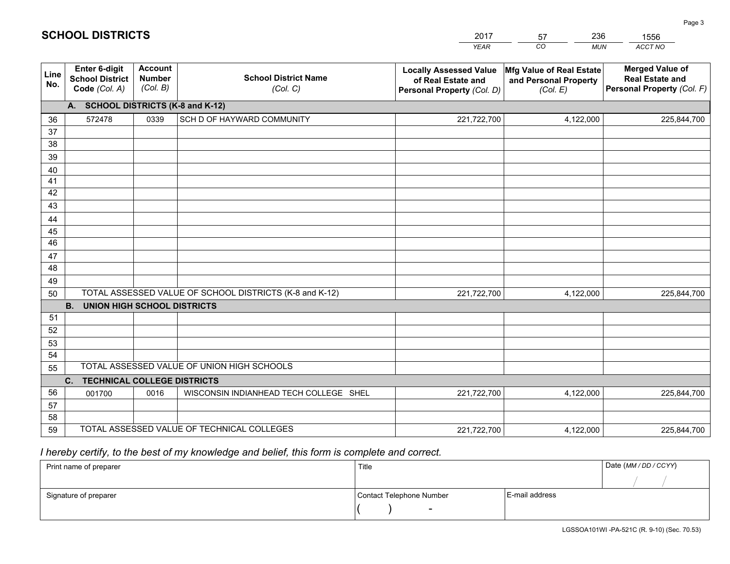# SCHOOL DISTRICTS

| 2017 | 57 | 236 | 1556 |
|---|---|---|---|
| *YEAR* | *CO* | *MUN* | *ACCT NO* |

| Line No. | Enter 6-digit School District Code *(Col. A)* | Account Number *(Col. B)* | School District Name *(Col. C)* | Locally Assessed Value of Real Estate and Personal Property *(Col. D)* | Mfg Value of Real Estate and Personal Property *(Col. E)* | Merged Value of Real Estate and Personal Property *(Col. F)* |
|---|---|---|---|---|---|---|
| **A. SCHOOL DISTRICTS (K-8 and K-12)** | | | | | | |
| 36 | 572478 | 0339 | SCH D OF HAYWARD COMMUNITY | 221,722,700 | 4,122,000 | 225,844,700 |
| 37 | | | | | | |
| 38 | | | | | | |
| 39 | | | | | | |
| 40 | | | | | | |
| 41 | | | | | | |
| 42 | | | | | | |
| 43 | | | | | | |
| 44 | | | | | | |
| 45 | | | | | | |
| 46 | | | | | | |
| 47 | | | | | | |
| 48 | | | | | | |
| 49 | | | | | | |
| 50 | TOTAL ASSESSED VALUE OF SCHOOL DISTRICTS (K-8 and K-12) | | | 221,722,700 | 4,122,000 | 225,844,700 |
| **B. UNION HIGH SCHOOL DISTRICTS** | | | | | | |
| 51 | | | | | | |
| 52 | | | | | | |
| 53 | | | | | | |
| 54 | | | | | | |
| 55 | TOTAL ASSESSED VALUE OF UNION HIGH SCHOOLS | | | | | |
| **C. TECHNICAL COLLEGE DISTRICTS** | | | | | | |
| 56 | 001700 | 0016 | WISCONSIN INDIANHEAD TECH COLLEGE SHEL | 221,722,700 | 4,122,000 | 225,844,700 |
| 57 | | | | | | |
| 58 | | | | | | |
| 59 | TOTAL ASSESSED VALUE OF TECHNICAL COLLEGES | | | 221,722,700 | 4,122,000 | 225,844,700 |

*I hereby certify, to the best of my knowledge and belief, this form is complete and correct.*

| Print name of preparer | Title | | Date *(MM / DD / CCYY)* |
|---|---|---|---|
| | | | / / |
| Signature of preparer | Contact Telephone Number | E-mail address | |
| | ( ) - | | |

LGSSOA101WI -PA-521C (R. 9-10) (Sec. 70.53)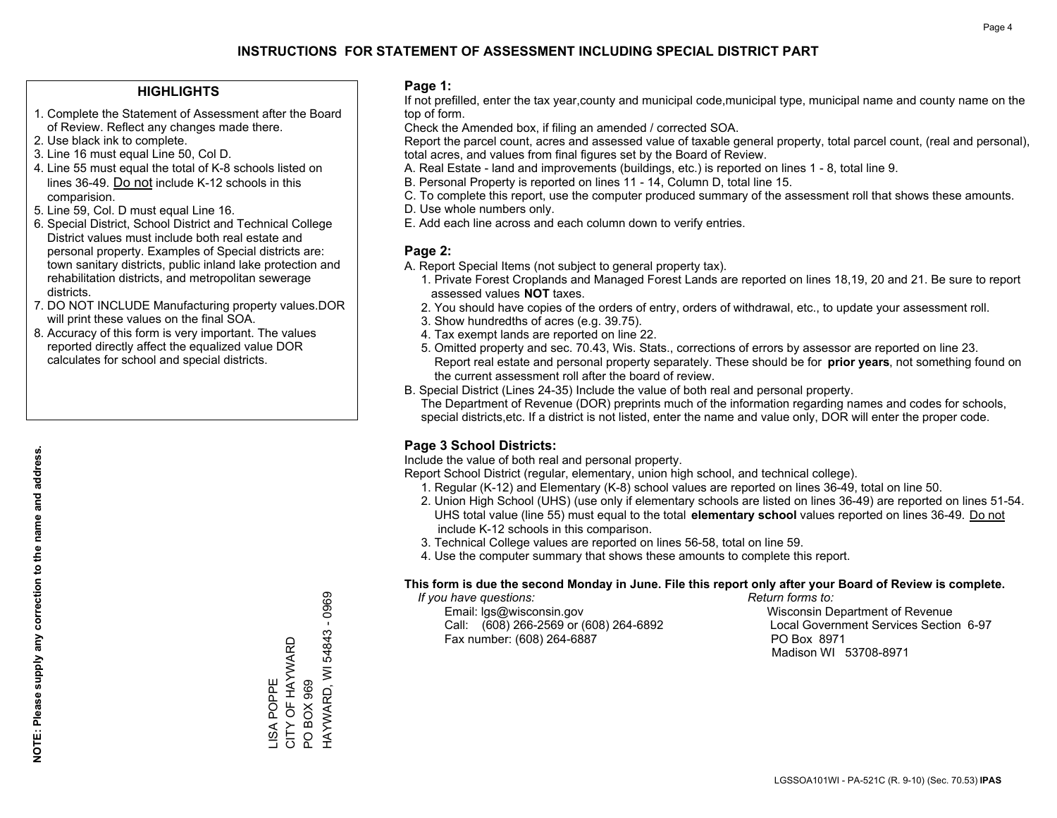# INSTRUCTIONS FOR STATEMENT OF ASSESSMENT INCLUDING SPECIAL DISTRICT PART

## HIGHLIGHTS

1. Complete the Statement of Assessment after the Board of Review. Reflect any changes made there.
2. Use black ink to complete.
3. Line 16 must equal Line 50, Col D.
4. Line 55 must equal the total of K-8 schools listed on lines 36-49. Do not include K-12 schools in this comparision.
5. Line 59, Col. D must equal Line 16.
6. Special District, School District and Technical College District values must include both real estate and personal property. Examples of Special districts are: town sanitary districts, public inland lake protection and rehabilitation districts, and metropolitan sewerage districts.
7. DO NOT INCLUDE Manufacturing property values.DOR will print these values on the final SOA.
8. Accuracy of this form is very important. The values reported directly affect the equalized value DOR calculates for school and special districts.

**NOTE: Please supply any correction to the name and address.**

LISA POPPE
CITY OF HAYWARD
PO BOX 969
HAYWARD, WI 54843 - 0969

## Page 1:

If not prefilled, enter the tax year,county and municipal code,municipal type, municipal name and county name on the top of form.

Check the Amended box, if filing an amended / corrected SOA.

Report the parcel count, acres and assessed value of taxable general property, total parcel count, (real and personal), total acres, and values from final figures set by the Board of Review.

A. Real Estate - land and improvements (buildings, etc.) is reported on lines 1 - 8, total line 9.
B. Personal Property is reported on lines 11 - 14, Column D, total line 15.
C. To complete this report, use the computer produced summary of the assessment roll that shows these amounts.
D. Use whole numbers only.
E. Add each line across and each column down to verify entries.

## Page 2:

A. Report Special Items (not subject to general property tax).
   1. Private Forest Croplands and Managed Forest Lands are reported on lines 18,19, 20 and 21. Be sure to report assessed values **NOT** taxes.
   2. You should have copies of the orders of entry, orders of withdrawal, etc., to update your assessment roll.
   3. Show hundredths of acres (e.g. 39.75).
   4. Tax exempt lands are reported on line 22.
   5. Omitted property and sec. 70.43, Wis. Stats., corrections of errors by assessor are reported on line 23. Report real estate and personal property separately. These should be for **prior years**, not something found on the current assessment roll after the board of review.

B. Special District (Lines 24-35) Include the value of both real and personal property.
   The Department of Revenue (DOR) preprints much of the information regarding names and codes for schools, special districts,etc. If a district is not listed, enter the name and value only, DOR will enter the proper code.

## Page 3 School Districts:

Include the value of both real and personal property.

Report School District (regular, elementary, union high school, and technical college).

1. Regular (K-12) and Elementary (K-8) school values are reported on lines 36-49, total on line 50.
2. Union High School (UHS) (use only if elementary schools are listed on lines 36-49) are reported on lines 51-54. UHS total value (line 55) must equal to the total **elementary school** values reported on lines 36-49. Do not include K-12 schools in this comparison.
3. Technical College values are reported on lines 56-58, total on line 59.
4. Use the computer summary that shows these amounts to complete this report.

**This form is due the second Monday in June. File this report only after your Board of Review is complete.**

*If you have questions:*
Email: lgs@wisconsin.gov
Call: (608) 266-2569 or (608) 264-6892
Fax number: (608) 264-6887

*Return forms to:*
Wisconsin Department of Revenue
Local Government Services Section 6-97
PO Box 8971
Madison WI 53708-8971

LGSSOA101WI - PA-521C (R. 9-10) (Sec. 70.53) **IPAS**